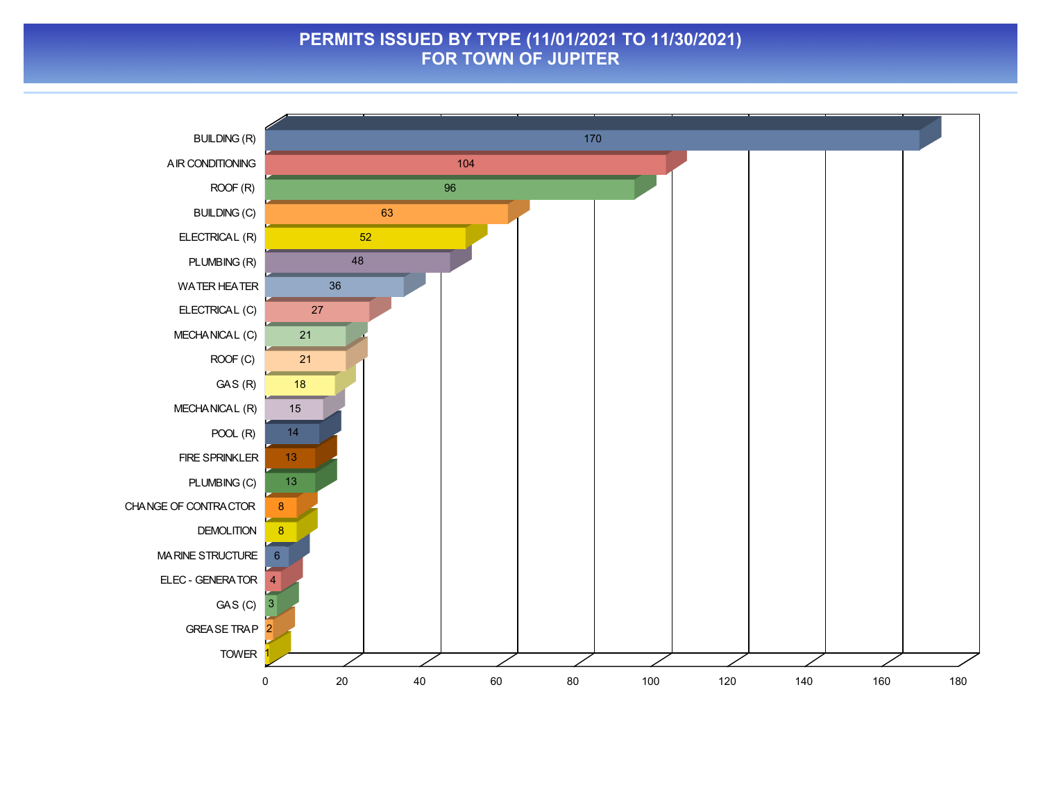# PERMITS ISSUED BY TYPE (11/01/2021 TO 11/30/2021)
# FOR TOWN OF JUPITER

| Permit Type | Count |
|---|---|
| BUILDING (R) | 170 |
| AIR CONDITIONING | 104 |
| ROOF (R) | 96 |
| BUILDING (C) | 63 |
| ELECTRICAL (R) | 52 |
| PLUMBING (R) | 48 |
| WATER HEATER | 36 |
| ELECTRICAL (C) | 27 |
| MECHANICAL (C) | 21 |
| ROOF (C) | 21 |
| GAS (R) | 18 |
| MECHANICAL (R) | 15 |
| POOL (R) | 14 |
| FIRE SPRINKLER | 13 |
| PLUMBING (C) | 13 |
| CHANGE OF CONTRACTOR | 8 |
| DEMOLITION | 8 |
| MARINE STRUCTURE | 6 |
| ELEC - GENERATOR | 4 |
| GAS (C) | 3 |
| GREASE TRAP | 2 |
| TOWER | 1 |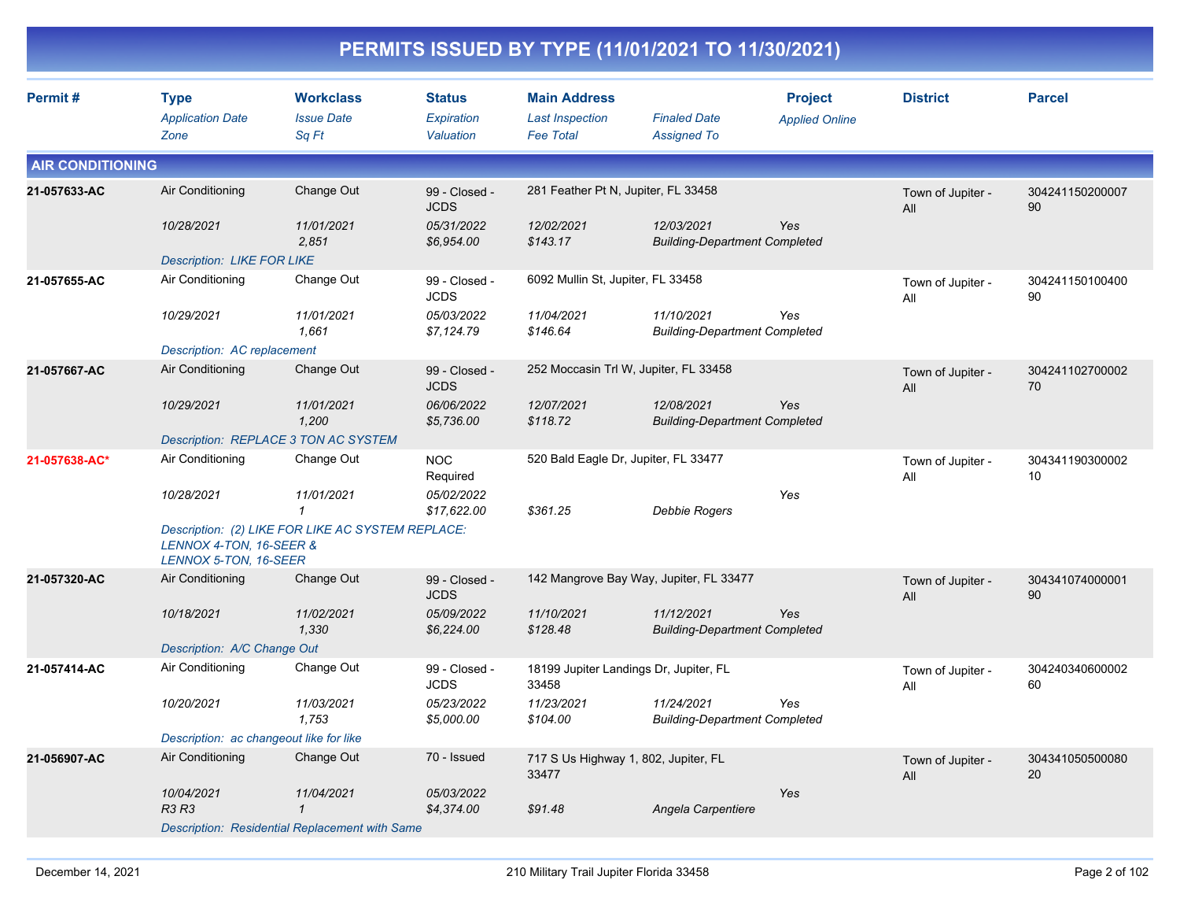# PERMITS ISSUED BY TYPE (11/01/2021 TO 11/30/2021)

| Permit # | Type<br>*Application Date*<br>*Zone* | Workclass<br>*Issue Date*<br>*Sq Ft* | Status<br>*Expiration*<br>*Valuation* | Main Address<br>*Last Inspection*<br>*Fee Total* | *Finaled Date*<br>*Assigned To* | Project<br>*Applied Online* | District | Parcel |
|---|---|---|---|---|---|---|---|---|

## AIR CONDITIONING

| Permit # | Type<br>*Application Date*<br>*Zone* | Workclass<br>*Issue Date*<br>*Sq Ft* | Status<br>*Expiration*<br>*Valuation* | Main Address<br>*Last Inspection*<br>*Fee Total* | *Finaled Date*<br>*Assigned To* | Project<br>*Applied Online* | District | Parcel |
|---|---|---|---|---|---|---|---|---|
| **21-057633-AC** | Air Conditioning<br>*10/28/2021* | Change Out<br>*11/01/2021*<br>*2,851* | 99 - Closed - JCDS<br>*05/31/2022*<br>*$6,954.00* | 281 Feather Pt N, Jupiter, FL 33458<br>*12/02/2021*<br>*$143.17* | *12/03/2021*<br>*Building-Department Completed* | *Yes* | Town of Jupiter - All | 30424115020000790 |
| | *Description: LIKE FOR LIKE* | | | | | | | |
| **21-057655-AC** | Air Conditioning<br>*10/29/2021* | Change Out<br>*11/01/2021*<br>*1,661* | 99 - Closed - JCDS<br>*05/03/2022*<br>*$7,124.79* | 6092 Mullin St, Jupiter, FL 33458<br>*11/04/2021*<br>*$146.64* | *11/10/2021*<br>*Building-Department Completed* | *Yes* | Town of Jupiter - All | 30424115010040090 |
| | *Description: AC replacement* | | | | | | | |
| **21-057667-AC** | Air Conditioning<br>*10/29/2021* | Change Out<br>*11/01/2021*<br>*1,200* | 99 - Closed - JCDS<br>*06/06/2022*<br>*$5,736.00* | 252 Moccasin Trl W, Jupiter, FL 33458<br>*12/07/2021*<br>*$118.72* | *12/08/2021*<br>*Building-Department Completed* | *Yes* | Town of Jupiter - All | 30424110270000270 |
| | *Description: REPLACE 3 TON AC SYSTEM* | | | | | | | |
| **21-057638-AC*** | Air Conditioning<br>*10/28/2021* | Change Out<br>*11/01/2021*<br>*1* | NOC Required<br>*05/02/2022*<br>*$17,622.00* | 520 Bald Eagle Dr, Jupiter, FL 33477<br><br>*$361.25* | <br>*Debbie Rogers* | *Yes* | Town of Jupiter - All | 30434119030000210 |
| | *Description: (2) LIKE FOR LIKE AC SYSTEM REPLACE: LENNOX 4-TON, 16-SEER & LENNOX 5-TON, 16-SEER* | | | | | | | |
| **21-057320-AC** | Air Conditioning<br>*10/18/2021* | Change Out<br>*11/02/2021*<br>*1,330* | 99 - Closed - JCDS<br>*05/09/2022*<br>*$6,224.00* | 142 Mangrove Bay Way, Jupiter, FL 33477<br>*11/10/2021*<br>*$128.48* | *11/12/2021*<br>*Building-Department Completed* | *Yes* | Town of Jupiter - All | 30434107400000190 |
| | *Description: A/C Change Out* | | | | | | | |
| **21-057414-AC** | Air Conditioning<br>*10/20/2021* | Change Out<br>*11/03/2021*<br>*1,753* | 99 - Closed - JCDS<br>*05/23/2022*<br>*$5,000.00* | 18199 Jupiter Landings Dr, Jupiter, FL 33458<br>*11/23/2021*<br>*$104.00* | *11/24/2021*<br>*Building-Department Completed* | *Yes* | Town of Jupiter - All | 30424034060000260 |
| | *Description: ac changeout like for like* | | | | | | | |
| **21-056907-AC** | Air Conditioning<br>*10/04/2021*<br>*R3 R3* | Change Out<br>*11/04/2021*<br>*1* | 70 - Issued<br>*05/03/2022*<br>*$4,374.00* | 717 S Us Highway 1, 802, Jupiter, FL 33477<br><br>*$91.48* | <br>*Angela Carpentiere* | *Yes* | Town of Jupiter - All | 30434105050008020 |
| | *Description: Residential Replacement with Same* | | | | | | | |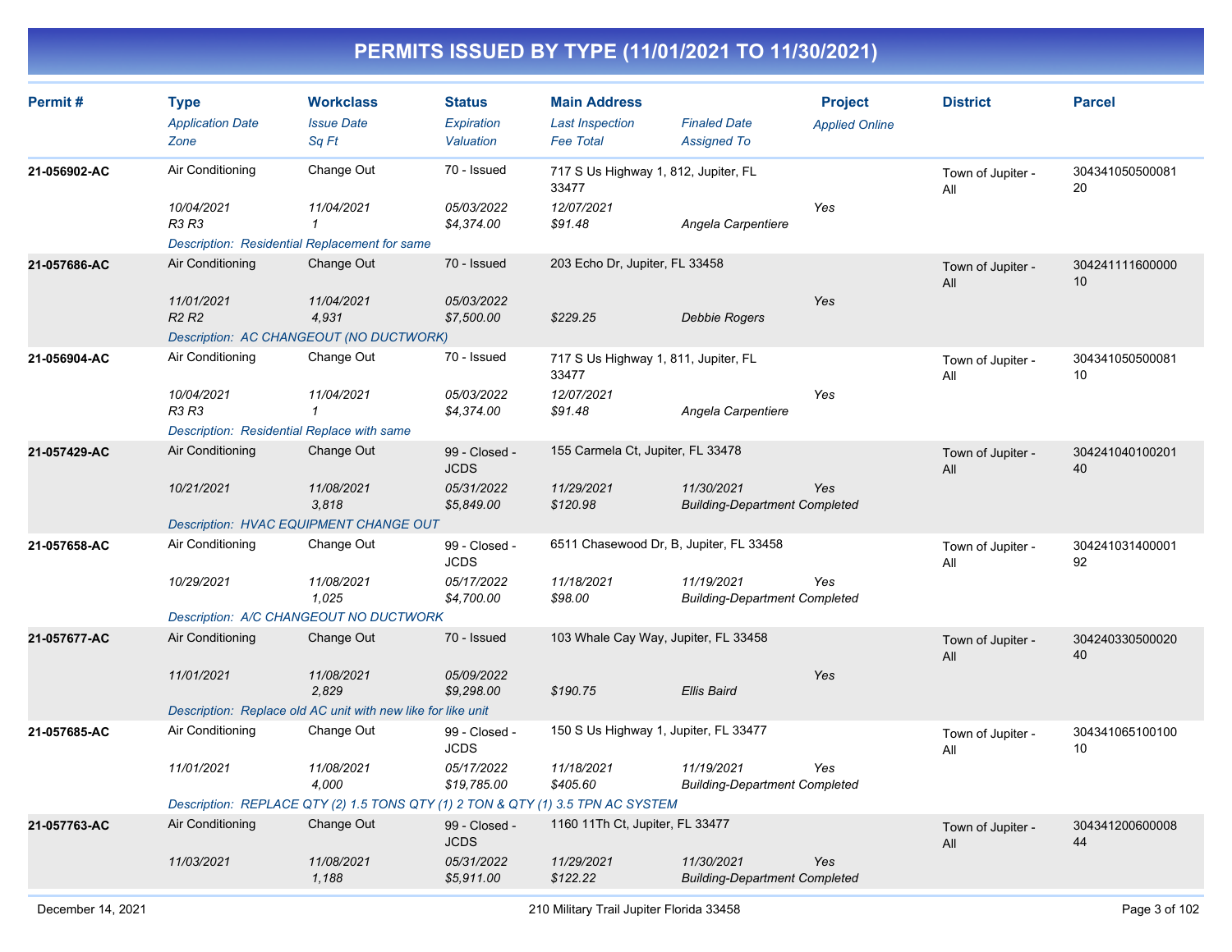# PERMITS ISSUED BY TYPE (11/01/2021 TO 11/30/2021)

| Permit # | Type | Workclass | Status | Main Address | | Project | District | Parcel |
|---|---|---|---|---|---|---|---|---|
| | *Application Date* | *Issue Date* | *Expiration* | *Last Inspection* | *Finaled Date* | *Applied Online* | | |
| | *Zone* | *Sq Ft* | *Valuation* | *Fee Total* | *Assigned To* | | | |
| **21-056902-AC** | Air Conditioning | Change Out | 70 - Issued | 717 S Us Highway 1, 812, Jupiter, FL 33477 | | | Town of Jupiter - All | 30434105050008120 |
| | *10/04/2021* | *11/04/2021* | *05/03/2022* | *12/07/2021* | | *Yes* | | |
| | *R3 R3* | *1* | *$4,374.00* | *$91.48* | *Angela Carpentiere* | | | |
| | *Description: Residential Replacement for same* | | | | | | | |
| **21-057686-AC** | Air Conditioning | Change Out | 70 - Issued | 203 Echo Dr, Jupiter, FL 33458 | | | Town of Jupiter - All | 30424111160000010 |
| | *11/01/2021* | *11/04/2021* | *05/03/2022* | | | *Yes* | | |
| | *R2 R2* | *4,931* | *$7,500.00* | *$229.25* | *Debbie Rogers* | | | |
| | *Description: AC CHANGEOUT (NO DUCTWORK)* | | | | | | | |
| **21-056904-AC** | Air Conditioning | Change Out | 70 - Issued | 717 S Us Highway 1, 811, Jupiter, FL 33477 | | | Town of Jupiter - All | 30434105050008110 |
| | *10/04/2021* | *11/04/2021* | *05/03/2022* | *12/07/2021* | | *Yes* | | |
| | *R3 R3* | *1* | *$4,374.00* | *$91.48* | *Angela Carpentiere* | | | |
| | *Description: Residential Replace with same* | | | | | | | |
| **21-057429-AC** | Air Conditioning | Change Out | 99 - Closed - JCDS | 155 Carmela Ct, Jupiter, FL 33478 | | | Town of Jupiter - All | 30424104010020140 |
| | *10/21/2021* | *11/08/2021* | *05/31/2022* | *11/29/2021* | *11/30/2021* | *Yes* | | |
| | | *3,818* | *$5,849.00* | *$120.98* | *Building-Department Completed* | | | |
| | *Description: HVAC EQUIPMENT CHANGE OUT* | | | | | | | |
| **21-057658-AC** | Air Conditioning | Change Out | 99 - Closed - JCDS | 6511 Chasewood Dr, B, Jupiter, FL 33458 | | | Town of Jupiter - All | 30424103140000192 |
| | *10/29/2021* | *11/08/2021* | *05/17/2022* | *11/18/2021* | *11/19/2021* | *Yes* | | |
| | | *1,025* | *$4,700.00* | *$98.00* | *Building-Department Completed* | | | |
| | *Description: A/C CHANGEOUT NO DUCTWORK* | | | | | | | |
| **21-057677-AC** | Air Conditioning | Change Out | 70 - Issued | 103 Whale Cay Way, Jupiter, FL 33458 | | | Town of Jupiter - All | 30424033050002040 |
| | *11/01/2021* | *11/08/2021* | *05/09/2022* | | | *Yes* | | |
| | | *2,829* | *$9,298.00* | *$190.75* | *Ellis Baird* | | | |
| | *Description: Replace old AC unit with new like for like unit* | | | | | | | |
| **21-057685-AC** | Air Conditioning | Change Out | 99 - Closed - JCDS | 150 S Us Highway 1, Jupiter, FL 33477 | | | Town of Jupiter - All | 30434106510010010 |
| | *11/01/2021* | *11/08/2021* | *05/17/2022* | *11/18/2021* | *11/19/2021* | *Yes* | | |
| | | *4,000* | *$19,785.00* | *$405.60* | *Building-Department Completed* | | | |
| | *Description: REPLACE QTY (2) 1.5 TONS QTY (1) 2 TON & QTY (1) 3.5 TPN AC SYSTEM* | | | | | | | |
| **21-057763-AC** | Air Conditioning | Change Out | 99 - Closed - JCDS | 1160 11Th Ct, Jupiter, FL 33477 | | | Town of Jupiter - All | 30434120060000844 |
| | *11/03/2021* | *11/08/2021* | *05/31/2022* | *11/29/2021* | *11/30/2021* | *Yes* | | |
| | | *1,188* | *$5,911.00* | *$122.22* | *Building-Department Completed* | | | |

December 14, 2021 — 210 Military Trail Jupiter Florida 33458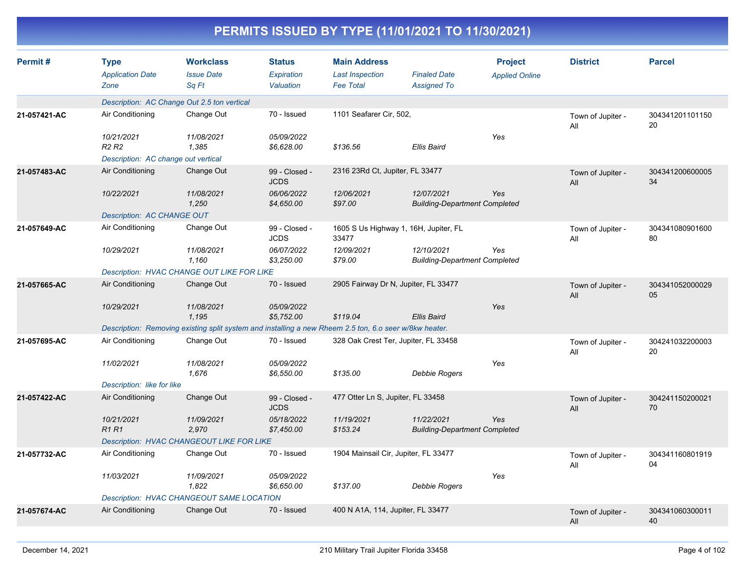# PERMITS ISSUED BY TYPE (11/01/2021 TO 11/30/2021)

| Permit # | Type<br>*Application Date*<br>*Zone* | Workclass<br>*Issue Date*<br>*Sq Ft* | Status<br>*Expiration*<br>*Valuation* | Main Address<br>*Last Inspection*<br>*Fee Total* | *Finaled Date*<br>*Assigned To* | Project<br>*Applied Online* | District | Parcel |
|---|---|---|---|---|---|---|---|---|
| | *Description: AC Change Out 2.5 ton vertical* | | | | | | | |
| **21-057421-AC** | Air Conditioning | Change Out | 70 - Issued | 1101 Seafarer Cir, 502, | | | Town of Jupiter - All | 30434120110115020 |
| | *10/21/2021* | *11/08/2021* | *05/09/2022* | | | *Yes* | | |
| | *R2 R2* | *1,385* | *$6,628.00* | *$136.56* | *Ellis Baird* | | | |
| | *Description: AC change out vertical* | | | | | | | |
| **21-057483-AC** | Air Conditioning | Change Out | 99 - Closed - JCDS | 2316 23Rd Ct, Jupiter, FL 33477 | | | Town of Jupiter - All | 30434120060000534 |
| | *10/22/2021* | *11/08/2021* | *06/06/2022* | *12/06/2021* | *12/07/2021* | *Yes* | | |
| | | *1,250* | *$4,650.00* | *$97.00* | *Building-Department Completed* | | | |
| | *Description: AC CHANGE OUT* | | | | | | | |
| **21-057649-AC** | Air Conditioning | Change Out | 99 - Closed - JCDS | 1605 S Us Highway 1, 16H, Jupiter, FL 33477 | | | Town of Jupiter - All | 30434108090160080 |
| | *10/29/2021* | *11/08/2021* | *06/07/2022* | *12/09/2021* | *12/10/2021* | *Yes* | | |
| | | *1,160* | *$3,250.00* | *$79.00* | *Building-Department Completed* | | | |
| | *Description: HVAC CHANGE OUT LIKE FOR LIKE* | | | | | | | |
| **21-057665-AC** | Air Conditioning | Change Out | 70 - Issued | 2905 Fairway Dr N, Jupiter, FL 33477 | | | Town of Jupiter - All | 30434105200002905 |
| | *10/29/2021* | *11/08/2021* | *05/09/2022* | | | *Yes* | | |
| | | *1,195* | *$5,752.00* | *$119.04* | *Ellis Baird* | | | |
| | *Description: Removing existing split system and installing a new Rheem 2.5 ton, 6.o seer w/8kw heater.* | | | | | | | |
| **21-057695-AC** | Air Conditioning | Change Out | 70 - Issued | 328 Oak Crest Ter, Jupiter, FL 33458 | | | Town of Jupiter - All | 30424103220000320 |
| | *11/02/2021* | *11/08/2021* | *05/09/2022* | | | *Yes* | | |
| | | *1,676* | *$6,550.00* | *$135.00* | *Debbie Rogers* | | | |
| | *Description: like for like* | | | | | | | |
| **21-057422-AC** | Air Conditioning | Change Out | 99 - Closed - JCDS | 477 Otter Ln S, Jupiter, FL 33458 | | | Town of Jupiter - All | 30424115020002170 |
| | *10/21/2021* | *11/09/2021* | *05/18/2022* | *11/19/2021* | *11/22/2021* | *Yes* | | |
| | *R1 R1* | *2,970* | *$7,450.00* | *$153.24* | *Building-Department Completed* | | | |
| | *Description: HVAC CHANGEOUT LIKE FOR LIKE* | | | | | | | |
| **21-057732-AC** | Air Conditioning | Change Out | 70 - Issued | 1904 Mainsail Cir, Jupiter, FL 33477 | | | Town of Jupiter - All | 30434116080191904 |
| | *11/03/2021* | *11/09/2021* | *05/09/2022* | | | *Yes* | | |
| | | *1,822* | *$6,650.00* | *$137.00* | *Debbie Rogers* | | | |
| | *Description: HVAC CHANGEOUT SAME LOCATION* | | | | | | | |
| **21-057674-AC** | Air Conditioning | Change Out | 70 - Issued | 400 N A1A, 114, Jupiter, FL 33477 | | | Town of Jupiter - All | 30434106030001140 |

December 14, 2021 — 210 Military Trail Jupiter Florida 33458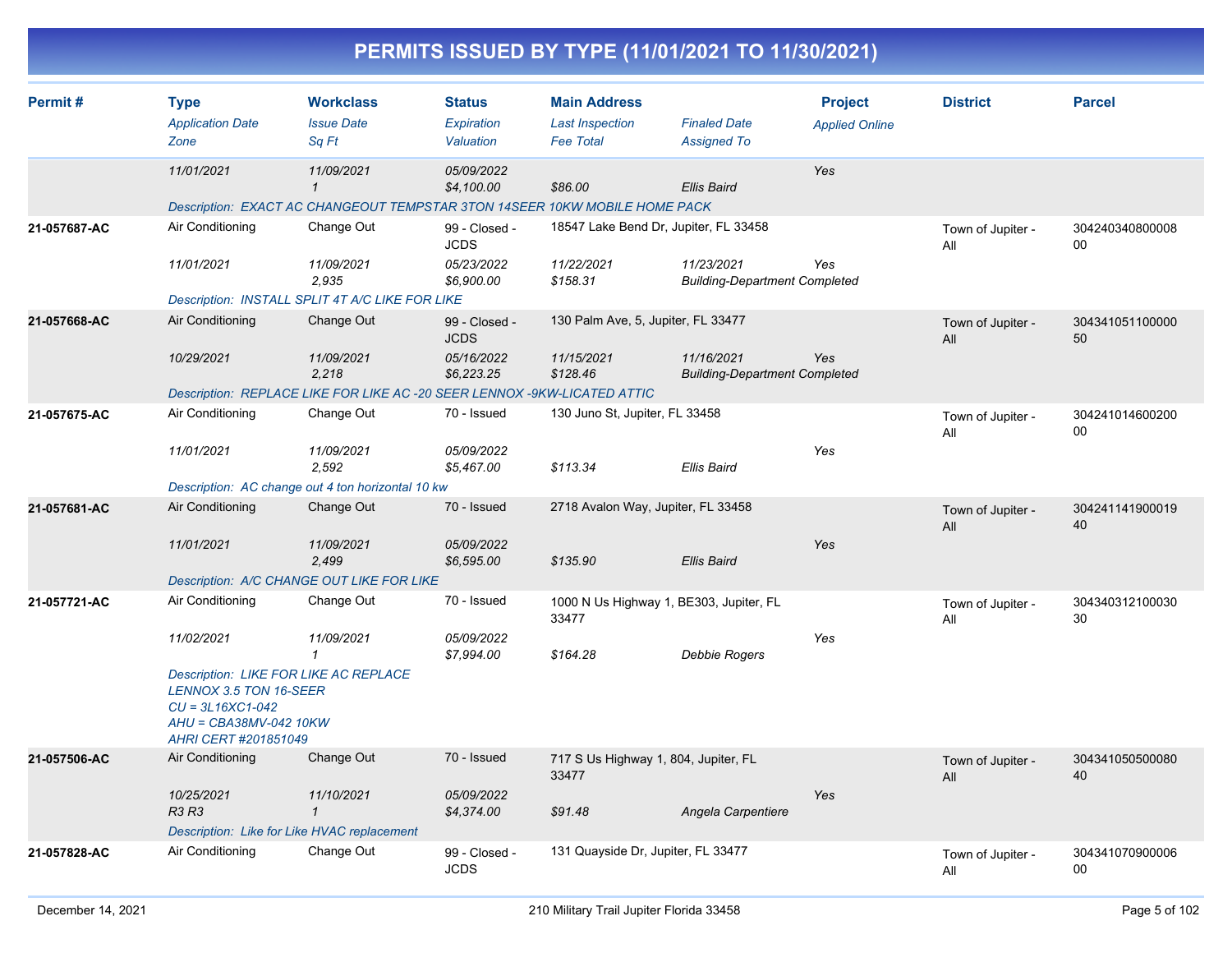# PERMITS ISSUED BY TYPE (11/01/2021 TO 11/30/2021)

| Permit # | Type<br>*Application Date*<br>*Zone* | Workclass<br>*Issue Date*<br>*Sq Ft* | Status<br>*Expiration*<br>*Valuation* | Main Address<br>*Last Inspection*<br>*Fee Total* | *Finaled Date*<br>*Assigned To* | Project<br>*Applied Online* | District | Parcel |
|---|---|---|---|---|---|---|---|---|
| | *11/01/2021* | *11/09/2021*<br>*1* | *05/09/2022*<br>*$4,100.00* | *$86.00* | *Ellis Baird* | *Yes* | | |
| | *Description: EXACT AC CHANGEOUT TEMPSTAR 3TON 14SEER 10KW MOBILE HOME PACK* | | | | | | | |
| **21-057687-AC** | Air Conditioning<br>*11/01/2021* | Change Out<br>*11/09/2021*<br>*2,935* | 99 - Closed - JCDS<br>*05/23/2022*<br>*$6,900.00* | 18547 Lake Bend Dr, Jupiter, FL 33458<br>*11/22/2021*<br>*$158.31* | *11/23/2021*<br>*Building-Department Completed* | *Yes* | Town of Jupiter - All | 30424034080000800 |
| | *Description: INSTALL SPLIT 4T A/C LIKE FOR LIKE* | | | | | | | |
| **21-057668-AC** | Air Conditioning<br>*10/29/2021* | Change Out<br>*11/09/2021*<br>*2,218* | 99 - Closed - JCDS<br>*05/16/2022*<br>*$6,223.25* | 130 Palm Ave, 5, Jupiter, FL 33477<br>*11/15/2021*<br>*$128.46* | *11/16/2021*<br>*Building-Department Completed* | *Yes* | Town of Jupiter - All | 30434105110000050 |
| | *Description: REPLACE LIKE FOR LIKE AC -20 SEER LENNOX -9KW-LICATED ATTIC* | | | | | | | |
| **21-057675-AC** | Air Conditioning<br>*11/01/2021* | Change Out<br>*11/09/2021*<br>*2,592* | 70 - Issued<br>*05/09/2022*<br>*$5,467.00* | 130 Juno St, Jupiter, FL 33458<br><br>*$113.34* | *Ellis Baird* | *Yes* | Town of Jupiter - All | 30424101460020000 |
| | *Description: AC change out 4 ton horizontal 10 kw* | | | | | | | |
| **21-057681-AC** | Air Conditioning<br>*11/01/2021* | Change Out<br>*11/09/2021*<br>*2,499* | 70 - Issued<br>*05/09/2022*<br>*$6,595.00* | 2718 Avalon Way, Jupiter, FL 33458<br><br>*$135.90* | *Ellis Baird* | *Yes* | Town of Jupiter - All | 30424114190001940 |
| | *Description: A/C CHANGE OUT LIKE FOR LIKE* | | | | | | | |
| **21-057721-AC** | Air Conditioning<br>*11/02/2021* | Change Out<br>*11/09/2021*<br>*1* | 70 - Issued<br>*05/09/2022*<br>*$7,994.00* | 1000 N Us Highway 1, BE303, Jupiter, FL 33477<br><br>*$164.28* | *Debbie Rogers* | *Yes* | Town of Jupiter - All | 30434031210003030 |
| | *Description: LIKE FOR LIKE AC REPLACE LENNOX 3.5 TON 16-SEER CU = 3L16XC1-042 AHU = CBA38MV-042 10KW AHRI CERT #201851049* | | | | | | | |
| **21-057506-AC** | Air Conditioning<br>*10/25/2021*<br>*R3 R3* | Change Out<br>*11/10/2021*<br>*1* | 70 - Issued<br>*05/09/2022*<br>*$4,374.00* | 717 S Us Highway 1, 804, Jupiter, FL 33477<br><br>*$91.48* | *Angela Carpentiere* | *Yes* | Town of Jupiter - All | 30434105050008040 |
| | *Description: Like for Like HVAC replacement* | | | | | | | |
| **21-057828-AC** | Air Conditioning | Change Out | 99 - Closed - JCDS | 131 Quayside Dr, Jupiter, FL 33477 | | | Town of Jupiter - All | 30434107090000600 |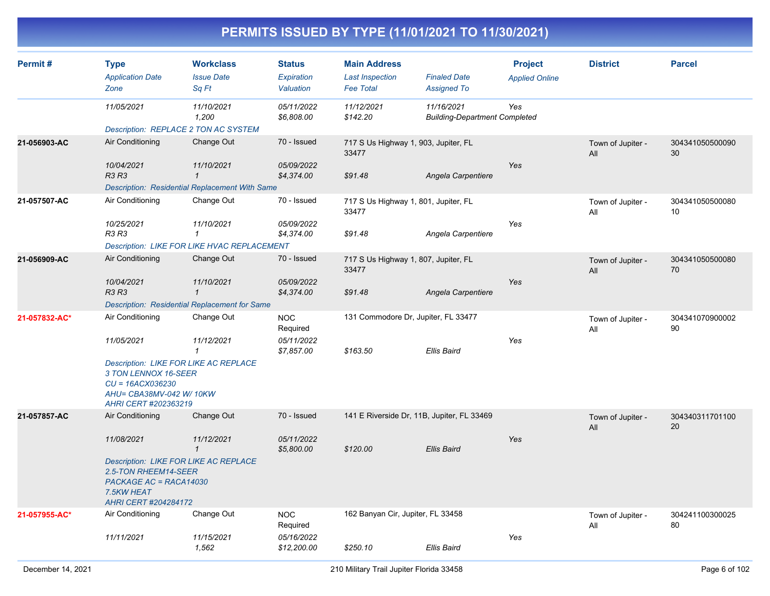# PERMITS ISSUED BY TYPE (11/01/2021 TO 11/30/2021)

| Permit # | Type | Workclass | Status | Main Address | | Project | District | Parcel |
|---|---|---|---|---|---|---|---|---|
| | *Application Date* | *Issue Date* | *Expiration* | *Last Inspection* | *Finaled Date* | *Applied Online* | | |
| | *Zone* | *Sq Ft* | *Valuation* | *Fee Total* | *Assigned To* | | | |
| | 11/05/2021 | 11/10/2021 | 05/11/2022 | 11/12/2021 | 11/16/2021 | Yes | | |
| | | 1,200 | $6,808.00 | $142.20 | Building-Department Completed | | | |
| | *Description: REPLACE 2 TON AC SYSTEM* | | | | | | | |
| **21-056903-AC** | Air Conditioning | Change Out | 70 - Issued | 717 S Us Highway 1, 903, Jupiter, FL 33477 | | | Town of Jupiter - All | 30434105050009030 |
| | 10/04/2021 | 11/10/2021 | 05/09/2022 | | | Yes | | |
| | R3 R3 | 1 | $4,374.00 | $91.48 | Angela Carpentiere | | | |
| | *Description: Residential Replacement With Same* | | | | | | | |
| **21-057507-AC** | Air Conditioning | Change Out | 70 - Issued | 717 S Us Highway 1, 801, Jupiter, FL 33477 | | | Town of Jupiter - All | 30434105050008010 |
| | 10/25/2021 | 11/10/2021 | 05/09/2022 | | | Yes | | |
| | R3 R3 | 1 | $4,374.00 | $91.48 | Angela Carpentiere | | | |
| | *Description: LIKE FOR LIKE HVAC REPLACEMENT* | | | | | | | |
| **21-056909-AC** | Air Conditioning | Change Out | 70 - Issued | 717 S Us Highway 1, 807, Jupiter, FL 33477 | | | Town of Jupiter - All | 30434105050008070 |
| | 10/04/2021 | 11/10/2021 | 05/09/2022 | | | Yes | | |
| | R3 R3 | 1 | $4,374.00 | $91.48 | Angela Carpentiere | | | |
| | *Description: Residential Replacement for Same* | | | | | | | |
| **21-057832-AC*** | Air Conditioning | Change Out | NOC Required | 131 Commodore Dr, Jupiter, FL 33477 | | | Town of Jupiter - All | 30434107090000290 |
| | 11/05/2021 | 11/12/2021 | 05/11/2022 | | | Yes | | |
| | | 1 | $7,857.00 | $163.50 | Ellis Baird | | | |
| | *Description: LIKE FOR LIKE AC REPLACE 3 TON LENNOX 16-SEER CU = 16ACX036230 AHU= CBA38MV-042 W/ 10KW AHRI CERT #202363219* | | | | | | | |
| **21-057857-AC** | Air Conditioning | Change Out | 70 - Issued | 141 E Riverside Dr, 11B, Jupiter, FL 33469 | | | Town of Jupiter - All | 30434031170110020 |
| | 11/08/2021 | 11/12/2021 | 05/11/2022 | | | Yes | | |
| | | 1 | $5,800.00 | $120.00 | Ellis Baird | | | |
| | *Description: LIKE FOR LIKE AC REPLACE 2.5-TON RHEEM14-SEER PACKAGE AC = RACA14030 7.5KW HEAT AHRI CERT #204284172* | | | | | | | |
| **21-057955-AC*** | Air Conditioning | Change Out | NOC Required | 162 Banyan Cir, Jupiter, FL 33458 | | | Town of Jupiter - All | 30424110030002580 |
| | 11/11/2021 | 11/15/2021 | 05/16/2022 | | | Yes | | |
| | | 1,562 | $12,200.00 | $250.10 | Ellis Baird | | | |

December 14, 2021 — 210 Military Trail Jupiter Florida 33458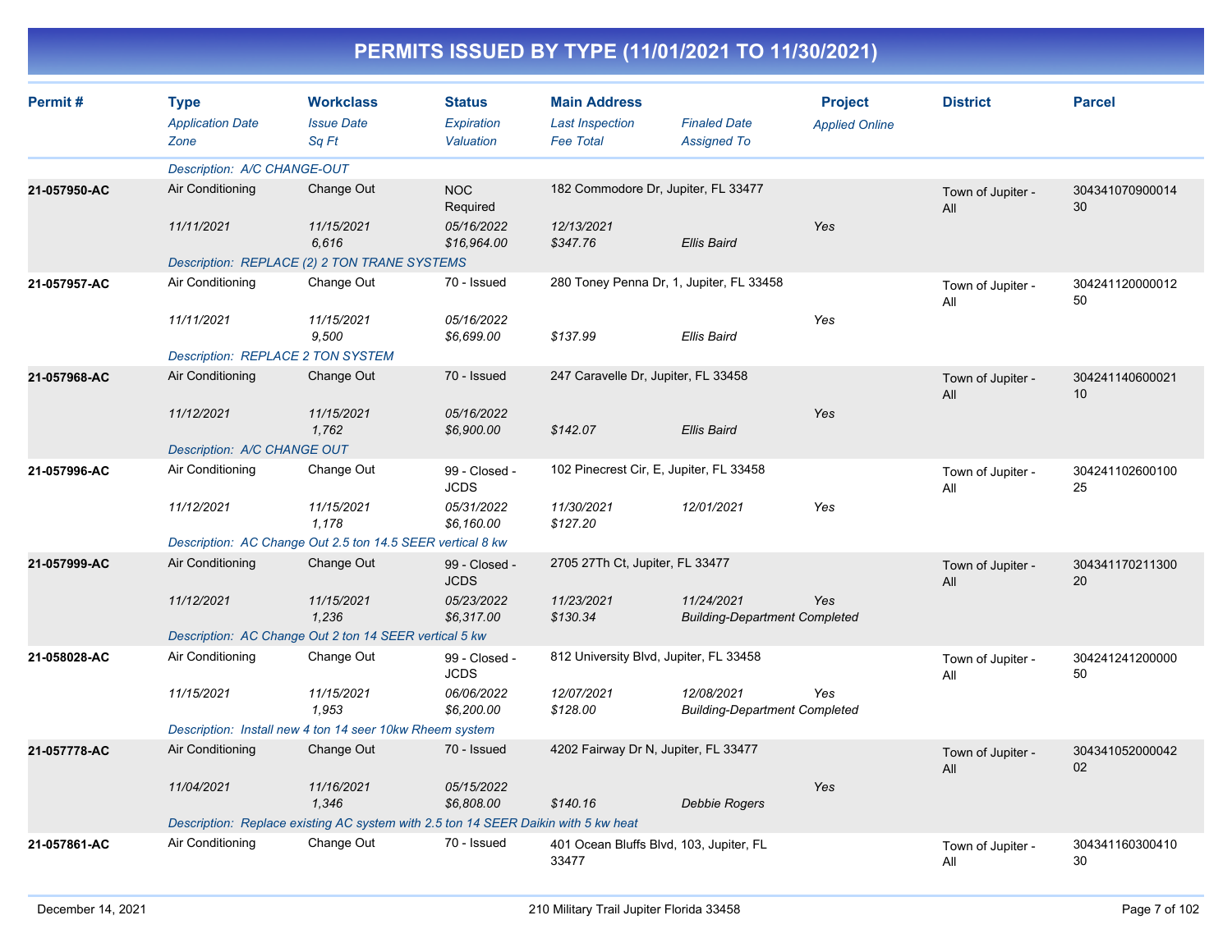# PERMITS ISSUED BY TYPE (11/01/2021 TO 11/30/2021)

| Permit # | Type / Application Date / Zone | Workclass / Issue Date / Sq Ft | Status / Expiration / Valuation | Main Address / Last Inspection / Fee Total | Finaled Date / Assigned To | Project / Applied Online | District | Parcel |
|---|---|---|---|---|---|---|---|---|
| | *Description: A/C CHANGE-OUT* | | | | | | | |
| **21-057950-AC** | Air Conditioning | Change Out | NOC Required | 182 Commodore Dr, Jupiter, FL 33477 | | | Town of Jupiter - All | 30434107090001430 |
| | *11/11/2021* | *11/15/2021* | *05/16/2022* | *12/13/2021* | | Yes | | |
| | | *6,616* | *$16,964.00* | *$347.76* | *Ellis Baird* | | | |
| | *Description: REPLACE (2) 2 TON TRANE SYSTEMS* | | | | | | | |
| **21-057957-AC** | Air Conditioning | Change Out | 70 - Issued | 280 Toney Penna Dr, 1, Jupiter, FL 33458 | | | Town of Jupiter - All | 30424112000001250 |
| | *11/11/2021* | *11/15/2021* | *05/16/2022* | | | Yes | | |
| | | *9,500* | *$6,699.00* | *$137.99* | *Ellis Baird* | | | |
| | *Description: REPLACE 2 TON SYSTEM* | | | | | | | |
| **21-057968-AC** | Air Conditioning | Change Out | 70 - Issued | 247 Caravelle Dr, Jupiter, FL 33458 | | | Town of Jupiter - All | 30424114060002110 |
| | *11/12/2021* | *11/15/2021* | *05/16/2022* | | | Yes | | |
| | | *1,762* | *$6,900.00* | *$142.07* | *Ellis Baird* | | | |
| | *Description: A/C CHANGE OUT* | | | | | | | |
| **21-057996-AC** | Air Conditioning | Change Out | 99 - Closed - JCDS | 102 Pinecrest Cir, E, Jupiter, FL 33458 | | | Town of Jupiter - All | 30424110260010025 |
| | *11/12/2021* | *11/15/2021* | *05/31/2022* | *11/30/2021* | *12/01/2021* | Yes | | |
| | | *1,178* | *$6,160.00* | *$127.20* | | | | |
| | *Description: AC Change Out 2.5 ton 14.5 SEER vertical 8 kw* | | | | | | | |
| **21-057999-AC** | Air Conditioning | Change Out | 99 - Closed - JCDS | 2705 27Th Ct, Jupiter, FL 33477 | | | Town of Jupiter - All | 30434117021130020 |
| | *11/12/2021* | *11/15/2021* | *05/23/2022* | *11/23/2021* | *11/24/2021* | Yes | | |
| | | *1,236* | *$6,317.00* | *$130.34* | *Building-Department Completed* | | | |
| | *Description: AC Change Out 2 ton 14 SEER vertical 5 kw* | | | | | | | |
| **21-058028-AC** | Air Conditioning | Change Out | 99 - Closed - JCDS | 812 University Blvd, Jupiter, FL 33458 | | | Town of Jupiter - All | 30424124120000050 |
| | *11/15/2021* | *11/15/2021* | *06/06/2022* | *12/07/2021* | *12/08/2021* | Yes | | |
| | | *1,953* | *$6,200.00* | *$128.00* | *Building-Department Completed* | | | |
| | *Description: Install new 4 ton 14 seer 10kw Rheem system* | | | | | | | |
| **21-057778-AC** | Air Conditioning | Change Out | 70 - Issued | 4202 Fairway Dr N, Jupiter, FL 33477 | | | Town of Jupiter - All | 30434105200004202 |
| | *11/04/2021* | *11/16/2021* | *05/15/2022* | | | Yes | | |
| | | *1,346* | *$6,808.00* | *$140.16* | *Debbie Rogers* | | | |
| | *Description: Replace existing AC system with 2.5 ton 14 SEER Daikin with 5 kw heat* | | | | | | | |
| **21-057861-AC** | Air Conditioning | Change Out | 70 - Issued | 401 Ocean Bluffs Blvd, 103, Jupiter, FL 33477 | | | Town of Jupiter - All | 30434116030041030 |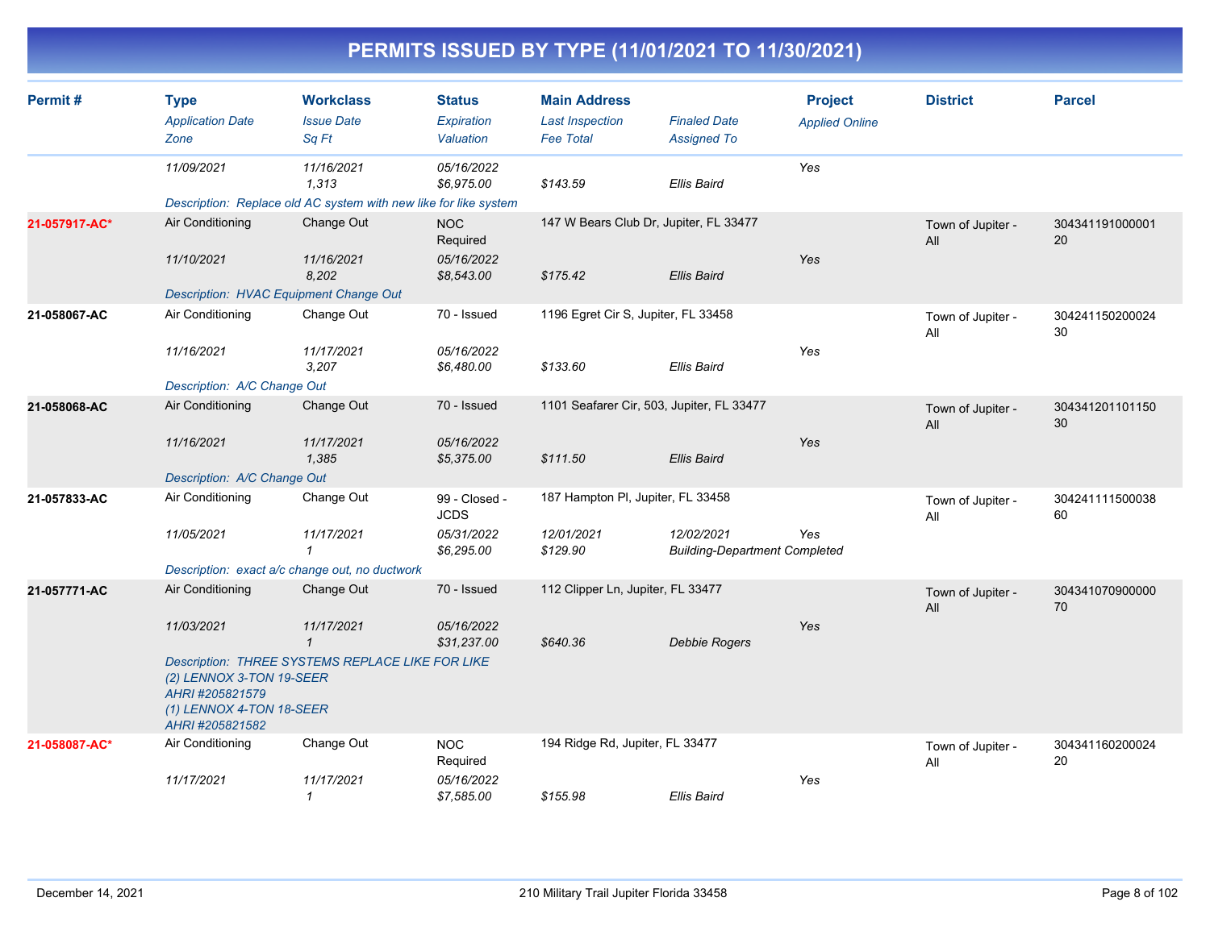# PERMITS ISSUED BY TYPE (11/01/2021 TO 11/30/2021)

| Permit # | Type | Workclass | Status | Main Address | | Project | District | Parcel |
|---|---|---|---|---|---|---|---|---|
| | *Application Date* | *Issue Date* | *Expiration* | *Last Inspection* | *Finaled Date* | *Applied Online* | | |
| | *Zone* | *Sq Ft* | *Valuation* | *Fee Total* | *Assigned To* | | | |
| | *11/09/2021* | *11/16/2021* | *05/16/2022* | | | *Yes* | | |
| | | *1,313* | *$6,975.00* | *$143.59* | *Ellis Baird* | | | |
| | *Description: Replace old AC system with new like for like system* | | | | | | | |
| **21-057917-AC*** | Air Conditioning | Change Out | NOC Required | 147 W Bears Club Dr, Jupiter, FL 33477 | | | Town of Jupiter - All | 30434119100000120 |
| | *11/10/2021* | *11/16/2021* | *05/16/2022* | | | *Yes* | | |
| | | *8,202* | *$8,543.00* | *$175.42* | *Ellis Baird* | | | |
| | *Description: HVAC Equipment Change Out* | | | | | | | |
| **21-058067-AC** | Air Conditioning | Change Out | 70 - Issued | 1196 Egret Cir S, Jupiter, FL 33458 | | | Town of Jupiter - All | 30424115020002430 |
| | *11/16/2021* | *11/17/2021* | *05/16/2022* | | | *Yes* | | |
| | | *3,207* | *$6,480.00* | *$133.60* | *Ellis Baird* | | | |
| | *Description: A/C Change Out* | | | | | | | |
| **21-058068-AC** | Air Conditioning | Change Out | 70 - Issued | 1101 Seafarer Cir, 503, Jupiter, FL 33477 | | | Town of Jupiter - All | 30434120110115030 |
| | *11/16/2021* | *11/17/2021* | *05/16/2022* | | | *Yes* | | |
| | | *1,385* | *$5,375.00* | *$111.50* | *Ellis Baird* | | | |
| | *Description: A/C Change Out* | | | | | | | |
| **21-057833-AC** | Air Conditioning | Change Out | 99 - Closed - JCDS | 187 Hampton Pl, Jupiter, FL 33458 | | | Town of Jupiter - All | 30424111150003860 |
| | *11/05/2021* | *11/17/2021* | *05/31/2022* | *12/01/2021* | *12/02/2021* | *Yes* | | |
| | | *1* | *$6,295.00* | *$129.90* | *Building-Department Completed* | | | |
| | *Description: exact a/c change out, no ductwork* | | | | | | | |
| **21-057771-AC** | Air Conditioning | Change Out | 70 - Issued | 112 Clipper Ln, Jupiter, FL 33477 | | | Town of Jupiter - All | 30434107090000070 |
| | *11/03/2021* | *11/17/2021* | *05/16/2022* | | | *Yes* | | |
| | | *1* | *$31,237.00* | *$640.36* | *Debbie Rogers* | | | |
| | *Description: THREE SYSTEMS REPLACE LIKE FOR LIKE (2) LENNOX 3-TON 19-SEER AHRI #205821579 (1) LENNOX 4-TON 18-SEER AHRI #205821582* | | | | | | | |
| **21-058087-AC*** | Air Conditioning | Change Out | NOC Required | 194 Ridge Rd, Jupiter, FL 33477 | | | Town of Jupiter - All | 30434116020002420 |
| | *11/17/2021* | *11/17/2021* | *05/16/2022* | | | *Yes* | | |
| | | *1* | *$7,585.00* | *$155.98* | *Ellis Baird* | | | |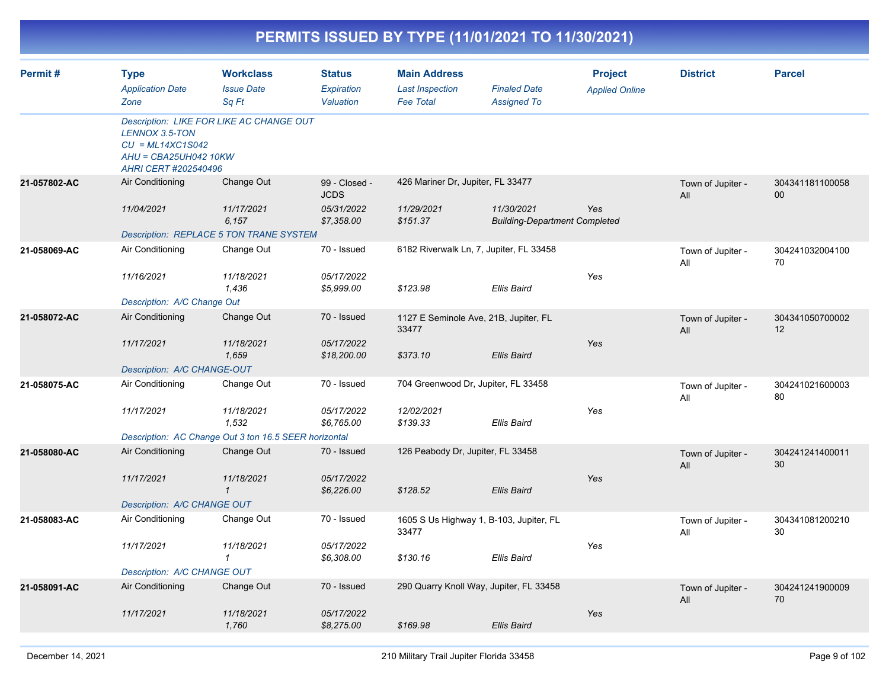# PERMITS ISSUED BY TYPE (11/01/2021 TO 11/30/2021)

| Permit # | Type<br>*Application Date*<br>*Zone* | Workclass<br>*Issue Date*<br>*Sq Ft* | Status<br>*Expiration*<br>*Valuation* | Main Address<br>*Last Inspection*<br>*Fee Total* | *Finaled Date*<br>*Assigned To* | Project<br>*Applied Online* | District | Parcel |
|---|---|---|---|---|---|---|---|---|
| | *Description: LIKE FOR LIKE AC CHANGE OUT LENNOX 3.5-TON CU = ML14XC1S042 AHU = CBA25UH042 10KW AHRI CERT #202540496* | | | | | | | |
| **21-057802-AC** | Air Conditioning | Change Out | 99 - Closed - JCDS | 426 Mariner Dr, Jupiter, FL 33477 | | | Town of Jupiter - All | 30434118110005800 |
| | *11/04/2021* | *11/17/2021* | *05/31/2022* | *11/29/2021* | *11/30/2021* | *Yes* | | |
| | | *6,157* | *$7,358.00* | *$151.37* | *Building-Department Completed* | | | |
| | *Description: REPLACE 5 TON TRANE SYSTEM* | | | | | | | |
| **21-058069-AC** | Air Conditioning | Change Out | 70 - Issued | 6182 Riverwalk Ln, 7, Jupiter, FL 33458 | | | Town of Jupiter - All | 30424103200410070 |
| | *11/16/2021* | *11/18/2021* | *05/17/2022* | | | *Yes* | | |
| | | *1,436* | *$5,999.00* | *$123.98* | *Ellis Baird* | | | |
| | *Description: A/C Change Out* | | | | | | | |
| **21-058072-AC** | Air Conditioning | Change Out | 70 - Issued | 1127 E Seminole Ave, 21B, Jupiter, FL 33477 | | | Town of Jupiter - All | 30434105070000212 |
| | *11/17/2021* | *11/18/2021* | *05/17/2022* | | | *Yes* | | |
| | | *1,659* | *$18,200.00* | *$373.10* | *Ellis Baird* | | | |
| | *Description: A/C CHANGE-OUT* | | | | | | | |
| **21-058075-AC** | Air Conditioning | Change Out | 70 - Issued | 704 Greenwood Dr, Jupiter, FL 33458 | | | Town of Jupiter - All | 30424102160000380 |
| | *11/17/2021* | *11/18/2021* | *05/17/2022* | *12/02/2021* | | *Yes* | | |
| | | *1,532* | *$6,765.00* | *$139.33* | *Ellis Baird* | | | |
| | *Description: AC Change Out 3 ton 16.5 SEER horizontal* | | | | | | | |
| **21-058080-AC** | Air Conditioning | Change Out | 70 - Issued | 126 Peabody Dr, Jupiter, FL 33458 | | | Town of Jupiter - All | 30424124140001130 |
| | *11/17/2021* | *11/18/2021* | *05/17/2022* | | | *Yes* | | |
| | | *1* | *$6,226.00* | *$128.52* | *Ellis Baird* | | | |
| | *Description: A/C CHANGE OUT* | | | | | | | |
| **21-058083-AC** | Air Conditioning | Change Out | 70 - Issued | 1605 S Us Highway 1, B-103, Jupiter, FL 33477 | | | Town of Jupiter - All | 30434108120021030 |
| | *11/17/2021* | *11/18/2021* | *05/17/2022* | | | *Yes* | | |
| | | *1* | *$6,308.00* | *$130.16* | *Ellis Baird* | | | |
| | *Description: A/C CHANGE OUT* | | | | | | | |
| **21-058091-AC** | Air Conditioning | Change Out | 70 - Issued | 290 Quarry Knoll Way, Jupiter, FL 33458 | | | Town of Jupiter - All | 30424124190000970 |
| | *11/17/2021* | *11/18/2021* | *05/17/2022* | | | *Yes* | | |
| | | *1,760* | *$8,275.00* | *$169.98* | *Ellis Baird* | | | |

December 14, 2021 — 210 Military Trail Jupiter Florida 33458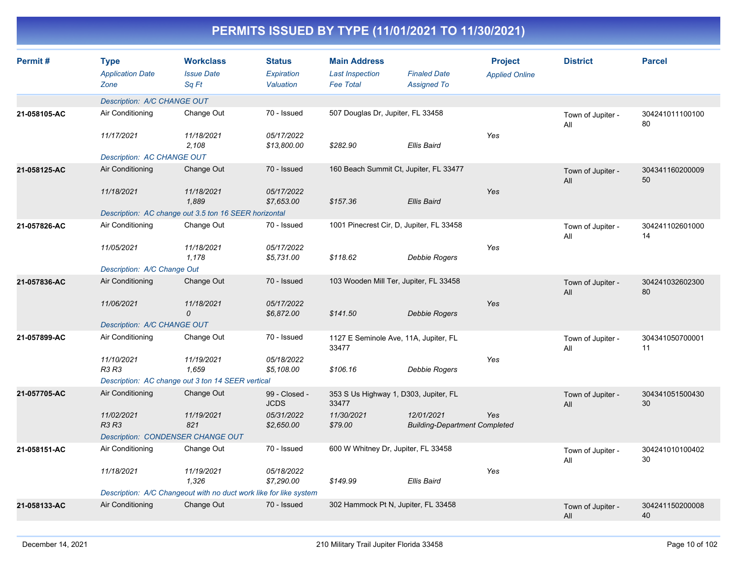# PERMITS ISSUED BY TYPE (11/01/2021 TO 11/30/2021)

| Permit # | Type / Application Date / Zone | Workclass / Issue Date / Sq Ft | Status / Expiration / Valuation | Main Address / Last Inspection / Fee Total | Finaled Date / Assigned To | Project / Applied Online | District | Parcel |
|---|---|---|---|---|---|---|---|---|
| | Description: A/C CHANGE OUT | | | | | | | |
| 21-058105-AC | Air Conditioning | Change Out | 70 - Issued | 507 Douglas Dr, Jupiter, FL 33458 | | | Town of Jupiter - All | 30424101110010080 |
| | 11/17/2021 | 11/18/2021 | 05/17/2022 | | | Yes | | |
| | | 2,108 | $13,800.00 | $282.90 | Ellis Baird | | | |
| | Description: AC CHANGE OUT | | | | | | | |
| 21-058125-AC | Air Conditioning | Change Out | 70 - Issued | 160 Beach Summit Ct, Jupiter, FL 33477 | | | Town of Jupiter - All | 30434116020000950 |
| | 11/18/2021 | 11/18/2021 | 05/17/2022 | | | Yes | | |
| | | 1,889 | $7,653.00 | $157.36 | Ellis Baird | | | |
| | Description: AC change out 3.5 ton 16 SEER horizontal | | | | | | | |
| 21-057826-AC | Air Conditioning | Change Out | 70 - Issued | 1001 Pinecrest Cir, D, Jupiter, FL 33458 | | | Town of Jupiter - All | 30424110260100014 |
| | 11/05/2021 | 11/18/2021 | 05/17/2022 | | | Yes | | |
| | | 1,178 | $5,731.00 | $118.62 | Debbie Rogers | | | |
| | Description: A/C Change Out | | | | | | | |
| 21-057836-AC | Air Conditioning | Change Out | 70 - Issued | 103 Wooden Mill Ter, Jupiter, FL 33458 | | | Town of Jupiter - All | 30424103260230080 |
| | 11/06/2021 | 11/18/2021 | 05/17/2022 | | | Yes | | |
| | | 0 | $6,872.00 | $141.50 | Debbie Rogers | | | |
| | Description: A/C CHANGE OUT | | | | | | | |
| 21-057899-AC | Air Conditioning | Change Out | 70 - Issued | 1127 E Seminole Ave, 11A, Jupiter, FL 33477 | | | Town of Jupiter - All | 30434105070000111 |
| | 11/10/2021 | 11/19/2021 | 05/18/2022 | | | Yes | | |
| | R3 R3 | 1,659 | $5,108.00 | $106.16 | Debbie Rogers | | | |
| | Description: AC change out 3 ton 14 SEER vertical | | | | | | | |
| 21-057705-AC | Air Conditioning | Change Out | 99 - Closed - JCDS | 353 S Us Highway 1, D303, Jupiter, FL 33477 | | | Town of Jupiter - All | 30434105150043030 |
| | 11/02/2021 | 11/19/2021 | 05/31/2022 | 11/30/2021 | 12/01/2021 | Yes | | |
| | R3 R3 | 821 | $2,650.00 | $79.00 | Building-Department Completed | | | |
| | Description: CONDENSER CHANGE OUT | | | | | | | |
| 21-058151-AC | Air Conditioning | Change Out | 70 - Issued | 600 W Whitney Dr, Jupiter, FL 33458 | | | Town of Jupiter - All | 30424101010040230 |
| | 11/18/2021 | 11/19/2021 | 05/18/2022 | | | Yes | | |
| | | 1,326 | $7,290.00 | $149.99 | Ellis Baird | | | |
| | Description: A/C Changeout with no duct work like for like system | | | | | | | |
| 21-058133-AC | Air Conditioning | Change Out | 70 - Issued | 302 Hammock Pt N, Jupiter, FL 33458 | | | Town of Jupiter - All | 30424115020000840 |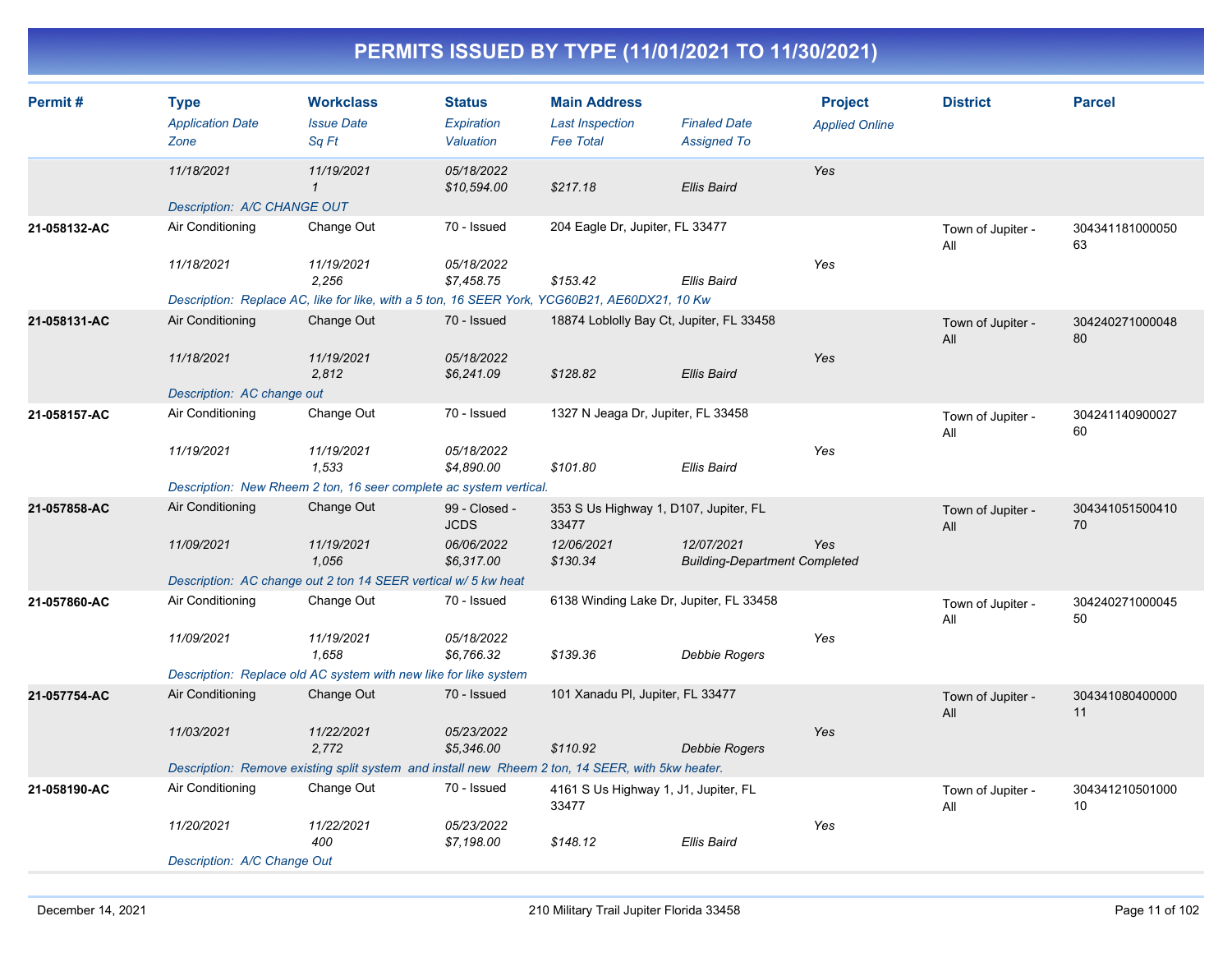# PERMITS ISSUED BY TYPE (11/01/2021 TO 11/30/2021)

| Permit # | Type<br>*Application Date*<br>*Zone* | Workclass<br>*Issue Date*<br>*Sq Ft* | Status<br>*Expiration*<br>*Valuation* | Main Address<br>*Last Inspection*<br>*Fee Total* | *Finaled Date*<br>*Assigned To* | Project<br>*Applied Online* | District | Parcel |
|---|---|---|---|---|---|---|---|---|
| | *11/18/2021* | *11/19/2021*<br>*1* | *05/18/2022*<br>*$10,594.00* | *$217.18* | *Ellis Baird* | *Yes* | | |
| | *Description: A/C CHANGE OUT* | | | | | | | |
| **21-058132-AC** | Air Conditioning | Change Out | 70 - Issued | 204 Eagle Dr, Jupiter, FL 33477 | | | Town of Jupiter - All | 30434118100005063 |
| | *11/18/2021* | *11/19/2021*<br>*2,256* | *05/18/2022*<br>*$7,458.75* | *$153.42* | *Ellis Baird* | *Yes* | | |
| | *Description: Replace AC, like for like, with a 5 ton, 16 SEER York, YCG60B21, AE60DX21, 10 Kw* | | | | | | | |
| **21-058131-AC** | Air Conditioning | Change Out | 70 - Issued | 18874 Loblolly Bay Ct, Jupiter, FL 33458 | | | Town of Jupiter - All | 30424027100004880 |
| | *11/18/2021* | *11/19/2021*<br>*2,812* | *05/18/2022*<br>*$6,241.09* | *$128.82* | *Ellis Baird* | *Yes* | | |
| | *Description: AC change out* | | | | | | | |
| **21-058157-AC** | Air Conditioning | Change Out | 70 - Issued | 1327 N Jeaga Dr, Jupiter, FL 33458 | | | Town of Jupiter - All | 30424114090002760 |
| | *11/19/2021* | *11/19/2021*<br>*1,533* | *05/18/2022*<br>*$4,890.00* | *$101.80* | *Ellis Baird* | *Yes* | | |
| | *Description: New Rheem 2 ton, 16 seer complete ac system vertical.* | | | | | | | |
| **21-057858-AC** | Air Conditioning | Change Out | 99 - Closed - JCDS | 353 S Us Highway 1, D107, Jupiter, FL 33477 | | | Town of Jupiter - All | 30434105150041070 |
| | *11/09/2021* | *11/19/2021*<br>*1,056* | *06/06/2022*<br>*$6,317.00* | *12/06/2021*<br>*$130.34* | *12/07/2021*<br>*Building-Department Completed* | *Yes* | | |
| | *Description: AC change out 2 ton 14 SEER vertical w/ 5 kw heat* | | | | | | | |
| **21-057860-AC** | Air Conditioning | Change Out | 70 - Issued | 6138 Winding Lake Dr, Jupiter, FL 33458 | | | Town of Jupiter - All | 30424027100004550 |
| | *11/09/2021* | *11/19/2021*<br>*1,658* | *05/18/2022*<br>*$6,766.32* | *$139.36* | *Debbie Rogers* | *Yes* | | |
| | *Description: Replace old AC system with new like for like system* | | | | | | | |
| **21-057754-AC** | Air Conditioning | Change Out | 70 - Issued | 101 Xanadu Pl, Jupiter, FL 33477 | | | Town of Jupiter - All | 30434108040000011 |
| | *11/03/2021* | *11/22/2021*<br>*2,772* | *05/23/2022*<br>*$5,346.00* | *$110.92* | *Debbie Rogers* | *Yes* | | |
| | *Description: Remove existing split system and install new Rheem 2 ton, 14 SEER, with 5kw heater.* | | | | | | | |
| **21-058190-AC** | Air Conditioning | Change Out | 70 - Issued | 4161 S Us Highway 1, J1, Jupiter, FL 33477 | | | Town of Jupiter - All | 30434121050100010 |
| | *11/20/2021* | *11/22/2021*<br>*400* | *05/23/2022*<br>*$7,198.00* | *$148.12* | *Ellis Baird* | *Yes* | | |
| | *Description: A/C Change Out* | | | | | | | |

December 14, 2021 — 210 Military Trail Jupiter Florida 33458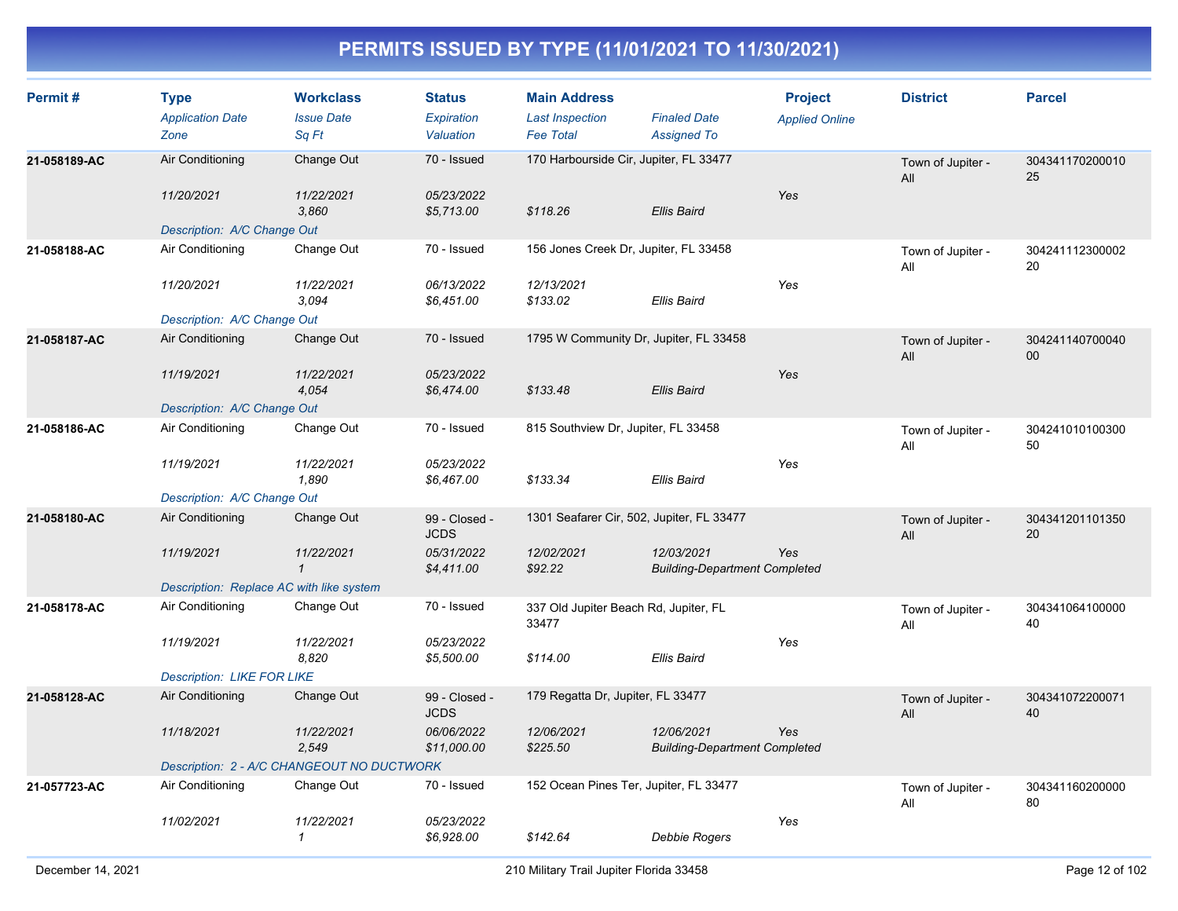# PERMITS ISSUED BY TYPE (11/01/2021 TO 11/30/2021)

| Permit # | Type / Application Date / Zone | Workclass / Issue Date / Sq Ft | Status / Expiration / Valuation | Main Address / Last Inspection / Fee Total | Finaled Date / Assigned To | Project / Applied Online | District | Parcel |
|---|---|---|---|---|---|---|---|---|
| 21-058189-AC | Air Conditioning / 11/20/2021 | Change Out / 11/22/2021 / 3,860 | 70 - Issued / 05/23/2022 / $5,713.00 | 170 Harbourside Cir, Jupiter, FL 33477 / / $118.26 | / Ellis Baird | Yes | Town of Jupiter - All | 30434117020001025 |
| | Description: A/C Change Out | | | | | | | |
| 21-058188-AC | Air Conditioning / 11/20/2021 | Change Out / 11/22/2021 / 3,094 | 70 - Issued / 06/13/2022 / $6,451.00 | 156 Jones Creek Dr, Jupiter, FL 33458 / 12/13/2021 / $133.02 | / Ellis Baird | Yes | Town of Jupiter - All | 30424111230000220 |
| | Description: A/C Change Out | | | | | | | |
| 21-058187-AC | Air Conditioning / 11/19/2021 | Change Out / 11/22/2021 / 4,054 | 70 - Issued / 05/23/2022 / $6,474.00 | 1795 W Community Dr, Jupiter, FL 33458 / / $133.48 | / Ellis Baird | Yes | Town of Jupiter - All | 30424114070004000 |
| | Description: A/C Change Out | | | | | | | |
| 21-058186-AC | Air Conditioning / 11/19/2021 | Change Out / 11/22/2021 / 1,890 | 70 - Issued / 05/23/2022 / $6,467.00 | 815 Southview Dr, Jupiter, FL 33458 / / $133.34 | / Ellis Baird | Yes | Town of Jupiter - All | 30424101010030050 |
| | Description: A/C Change Out | | | | | | | |
| 21-058180-AC | Air Conditioning / 11/19/2021 | Change Out / 11/22/2021 / 1 | 99 - Closed - JCDS / 05/31/2022 / $4,411.00 | 1301 Seafarer Cir, 502, Jupiter, FL 33477 / 12/02/2021 / $92.22 | 12/03/2021 / Building-Department Completed | Yes | Town of Jupiter - All | 30434120110135020 |
| | Description: Replace AC with like system | | | | | | | |
| 21-058178-AC | Air Conditioning / 11/19/2021 | Change Out / 11/22/2021 / 8,820 | 70 - Issued / 05/23/2022 / $5,500.00 | 337 Old Jupiter Beach Rd, Jupiter, FL 33477 / / $114.00 | / Ellis Baird | Yes | Town of Jupiter - All | 30434106410000040 |
| | Description: LIKE FOR LIKE | | | | | | | |
| 21-058128-AC | Air Conditioning / 11/18/2021 | Change Out / 11/22/2021 / 2,549 | 99 - Closed - JCDS / 06/06/2022 / $11,000.00 | 179 Regatta Dr, Jupiter, FL 33477 / 12/06/2021 / $225.50 | 12/06/2021 / Building-Department Completed | Yes | Town of Jupiter - All | 30434107220007140 |
| | Description: 2 - A/C CHANGEOUT NO DUCTWORK | | | | | | | |
| 21-057723-AC | Air Conditioning / 11/02/2021 | Change Out / 11/22/2021 / 1 | 70 - Issued / 05/23/2022 / $6,928.00 | 152 Ocean Pines Ter, Jupiter, FL 33477 / / $142.64 | / Debbie Rogers | Yes | Town of Jupiter - All | 30434116020000080 |

December 14, 2021 — 210 Military Trail Jupiter Florida 33458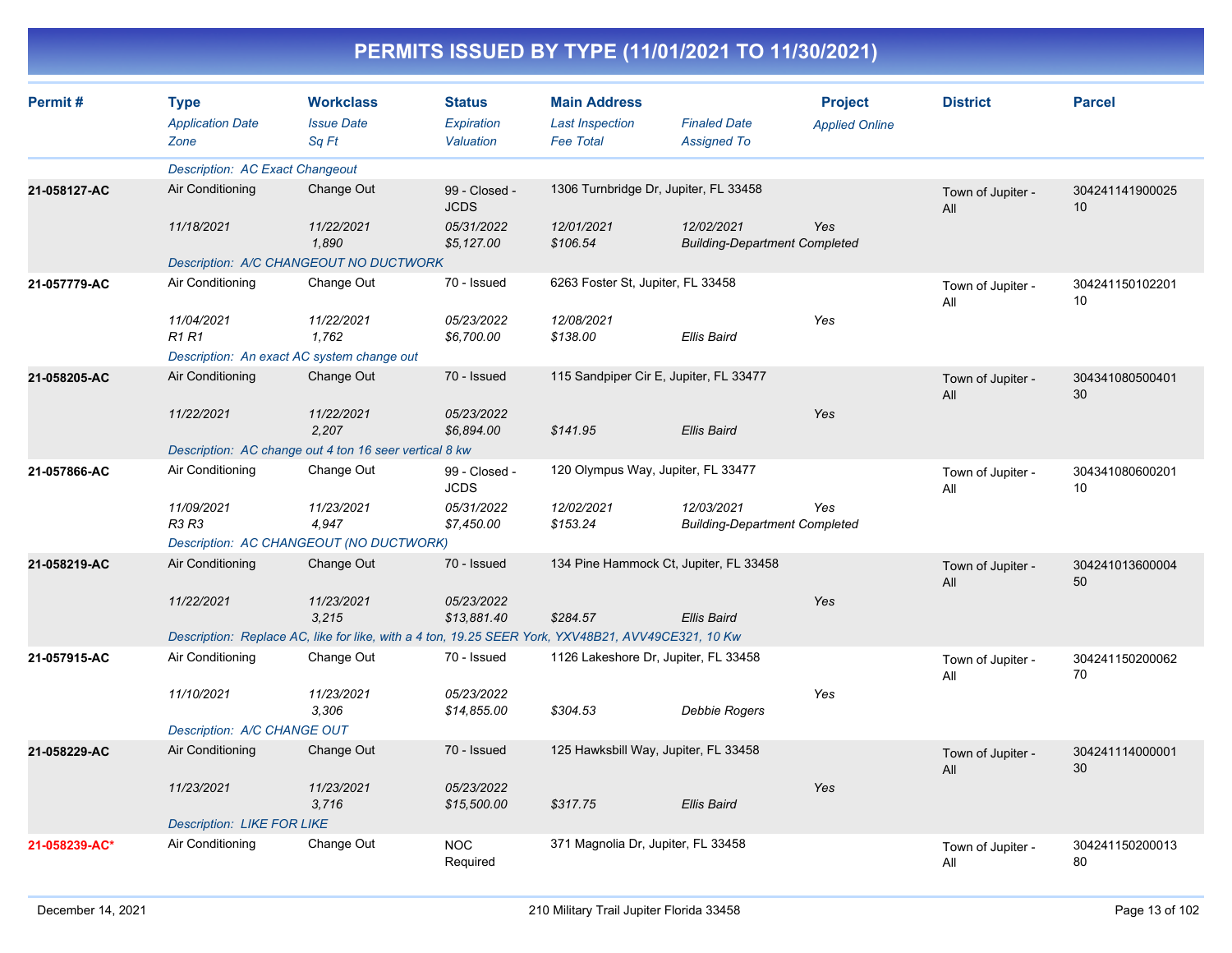# PERMITS ISSUED BY TYPE (11/01/2021 TO 11/30/2021)

| Permit # | Type / Application Date / Zone | Workclass / Issue Date / Sq Ft | Status / Expiration / Valuation | Main Address / Last Inspection / Fee Total | Finaled Date / Assigned To | Project / Applied Online | District | Parcel |
|---|---|---|---|---|---|---|---|---|
| | Description: AC Exact Changeout | | | | | | | |
| 21-058127-AC | Air Conditioning | Change Out | 99 - Closed - JCDS | 1306 Turnbridge Dr, Jupiter, FL 33458 | | | Town of Jupiter - All | 30424114190002510 |
| | 11/18/2021 | 11/22/2021 | 05/31/2022 | 12/01/2021 | 12/02/2021 | Yes | | |
| | | 1,890 | $5,127.00 | $106.54 | Building-Department Completed | | | |
| | Description: A/C CHANGEOUT NO DUCTWORK | | | | | | | |
| 21-057779-AC | Air Conditioning | Change Out | 70 - Issued | 6263 Foster St, Jupiter, FL 33458 | | | Town of Jupiter - All | 30424115010220110 |
| | 11/04/2021 | 11/22/2021 | 05/23/2022 | 12/08/2021 | | Yes | | |
| | R1 R1 | 1,762 | $6,700.00 | $138.00 | Ellis Baird | | | |
| | Description: An exact AC system change out | | | | | | | |
| 21-058205-AC | Air Conditioning | Change Out | 70 - Issued | 115 Sandpiper Cir E, Jupiter, FL 33477 | | | Town of Jupiter - All | 30434108050040130 |
| | 11/22/2021 | 11/22/2021 | 05/23/2022 | | | Yes | | |
| | | 2,207 | $6,894.00 | $141.95 | Ellis Baird | | | |
| | Description: AC change out 4 ton 16 seer vertical 8 kw | | | | | | | |
| 21-057866-AC | Air Conditioning | Change Out | 99 - Closed - JCDS | 120 Olympus Way, Jupiter, FL 33477 | | | Town of Jupiter - All | 30434108060020110 |
| | 11/09/2021 | 11/23/2021 | 05/31/2022 | 12/02/2021 | 12/03/2021 | Yes | | |
| | R3 R3 | 4,947 | $7,450.00 | $153.24 | Building-Department Completed | | | |
| | Description: AC CHANGEOUT (NO DUCTWORK) | | | | | | | |
| 21-058219-AC | Air Conditioning | Change Out | 70 - Issued | 134 Pine Hammock Ct, Jupiter, FL 33458 | | | Town of Jupiter - All | 30424101360000450 |
| | 11/22/2021 | 11/23/2021 | 05/23/2022 | | | Yes | | |
| | | 3,215 | $13,881.40 | $284.57 | Ellis Baird | | | |
| | Description: Replace AC, like for like, with a 4 ton, 19.25 SEER York, YXV48B21, AVV49CE321, 10 Kw | | | | | | | |
| 21-057915-AC | Air Conditioning | Change Out | 70 - Issued | 1126 Lakeshore Dr, Jupiter, FL 33458 | | | Town of Jupiter - All | 30424115020006270 |
| | 11/10/2021 | 11/23/2021 | 05/23/2022 | | | Yes | | |
| | | 3,306 | $14,855.00 | $304.53 | Debbie Rogers | | | |
| | Description: A/C CHANGE OUT | | | | | | | |
| 21-058229-AC | Air Conditioning | Change Out | 70 - Issued | 125 Hawksbill Way, Jupiter, FL 33458 | | | Town of Jupiter - All | 30424111400000130 |
| | 11/23/2021 | 11/23/2021 | 05/23/2022 | | | Yes | | |
| | | 3,716 | $15,500.00 | $317.75 | Ellis Baird | | | |
| | Description: LIKE FOR LIKE | | | | | | | |
| 21-058239-AC* | Air Conditioning | Change Out | NOC Required | 371 Magnolia Dr, Jupiter, FL 33458 | | | Town of Jupiter - All | 30424115020001380 |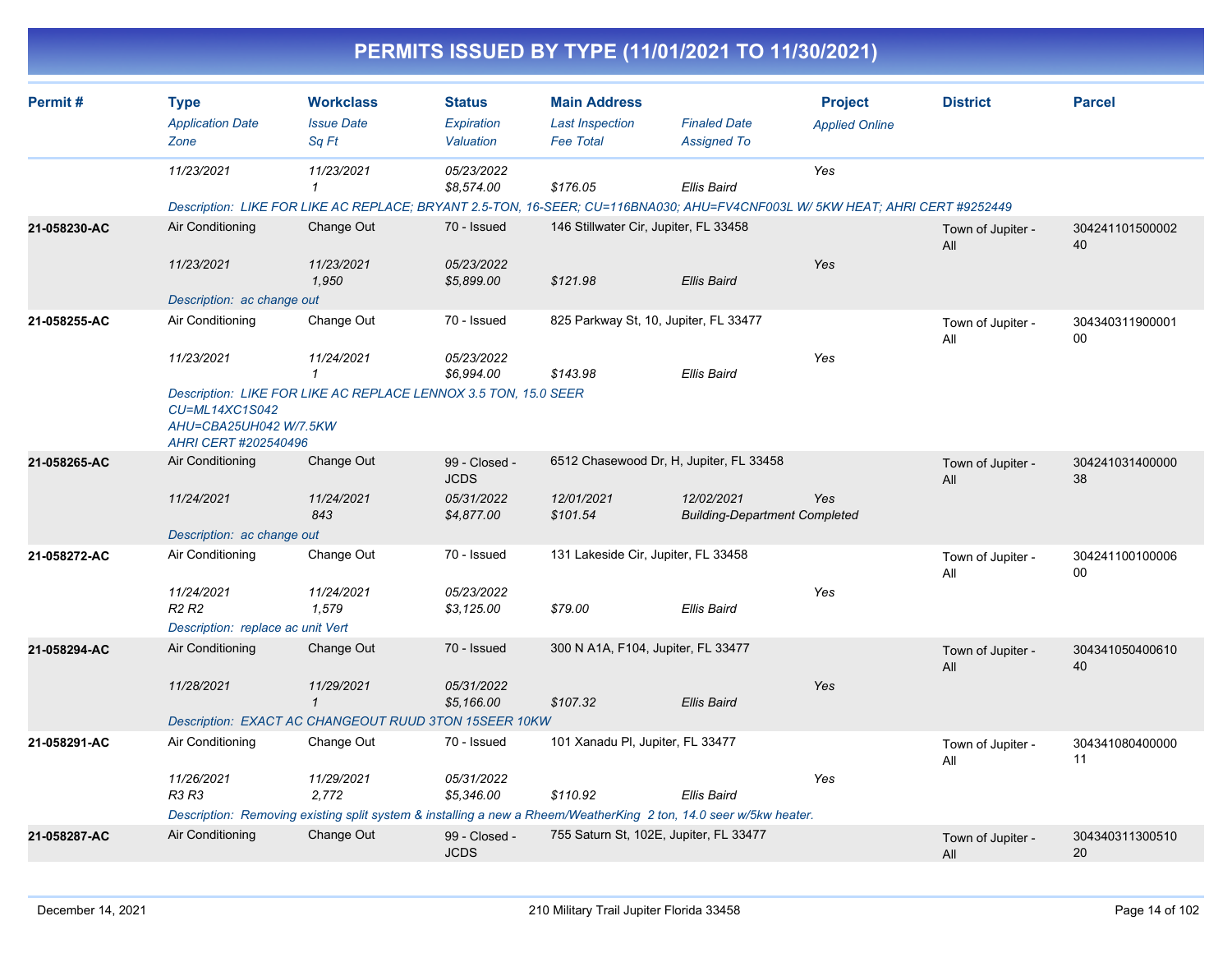# PERMITS ISSUED BY TYPE (11/01/2021 TO 11/30/2021)

| Permit # | Type<br>*Application Date*<br>*Zone* | Workclass<br>*Issue Date*<br>*Sq Ft* | Status<br>*Expiration*<br>*Valuation* | Main Address<br>*Last Inspection*<br>*Fee Total* | *Finaled Date*<br>*Assigned To* | Project<br>*Applied Online* | District | Parcel |
|---|---|---|---|---|---|---|---|---|
| | *11/23/2021* | *11/23/2021*<br>*1* | *05/23/2022*<br>*$8,574.00* | *$176.05* | *Ellis Baird* | *Yes* | | |
| | *Description: LIKE FOR LIKE AC REPLACE; BRYANT 2.5-TON, 16-SEER; CU=116BNA030; AHU=FV4CNF003L W/ 5KW HEAT; AHRI CERT #9252449* | | | | | | | |
| **21-058230-AC** | Air Conditioning | Change Out | 70 - Issued | 146 Stillwater Cir, Jupiter, FL 33458 | | | Town of Jupiter - All | 30424110150000240 |
| | *11/23/2021* | *11/23/2021*<br>*1,950* | *05/23/2022*<br>*$5,899.00* | *$121.98* | *Ellis Baird* | *Yes* | | |
| | *Description: ac change out* | | | | | | | |
| **21-058255-AC** | Air Conditioning | Change Out | 70 - Issued | 825 Parkway St, 10, Jupiter, FL 33477 | | | Town of Jupiter - All | 30434031190000100 |
| | *11/23/2021* | *11/24/2021*<br>*1* | *05/23/2022*<br>*$6,994.00* | *$143.98* | *Ellis Baird* | *Yes* | | |
| | *Description: LIKE FOR LIKE AC REPLACE LENNOX 3.5 TON, 15.0 SEER CU=ML14XC1S042 AHU=CBA25UH042 W/7.5KW AHRI CERT #202540496* | | | | | | | |
| **21-058265-AC** | Air Conditioning | Change Out | 99 - Closed - JCDS | 6512 Chasewood Dr, H, Jupiter, FL 33458 | | | Town of Jupiter - All | 30424103140000038 |
| | *11/24/2021* | *11/24/2021*<br>*843* | *05/31/2022*<br>*$4,877.00* | *12/01/2021*<br>*$101.54* | *12/02/2021*<br>*Building-Department Completed* | *Yes* | | |
| | *Description: ac change out* | | | | | | | |
| **21-058272-AC** | Air Conditioning | Change Out | 70 - Issued | 131 Lakeside Cir, Jupiter, FL 33458 | | | Town of Jupiter - All | 30424110010000600 |
| | *11/24/2021*<br>*R2 R2* | *11/24/2021*<br>*1,579* | *05/23/2022*<br>*$3,125.00* | *$79.00* | *Ellis Baird* | *Yes* | | |
| | *Description: replace ac unit Vert* | | | | | | | |
| **21-058294-AC** | Air Conditioning | Change Out | 70 - Issued | 300 N A1A, F104, Jupiter, FL 33477 | | | Town of Jupiter - All | 30434105040061040 |
| | *11/28/2021* | *11/29/2021*<br>*1* | *05/31/2022*<br>*$5,166.00* | *$107.32* | *Ellis Baird* | *Yes* | | |
| | *Description: EXACT AC CHANGEOUT RUUD 3TON 15SEER 10KW* | | | | | | | |
| **21-058291-AC** | Air Conditioning | Change Out | 70 - Issued | 101 Xanadu Pl, Jupiter, FL 33477 | | | Town of Jupiter - All | 30434108040000011 |
| | *11/26/2021*<br>*R3 R3* | *11/29/2021*<br>*2,772* | *05/31/2022*<br>*$5,346.00* | *$110.92* | *Ellis Baird* | *Yes* | | |
| | *Description: Removing existing split system & installing a new a Rheem/WeatherKing 2 ton, 14.0 seer w/5kw heater.* | | | | | | | |
| **21-058287-AC** | Air Conditioning | Change Out | 99 - Closed - JCDS | 755 Saturn St, 102E, Jupiter, FL 33477 | | | Town of Jupiter - All | 30434031130051020 |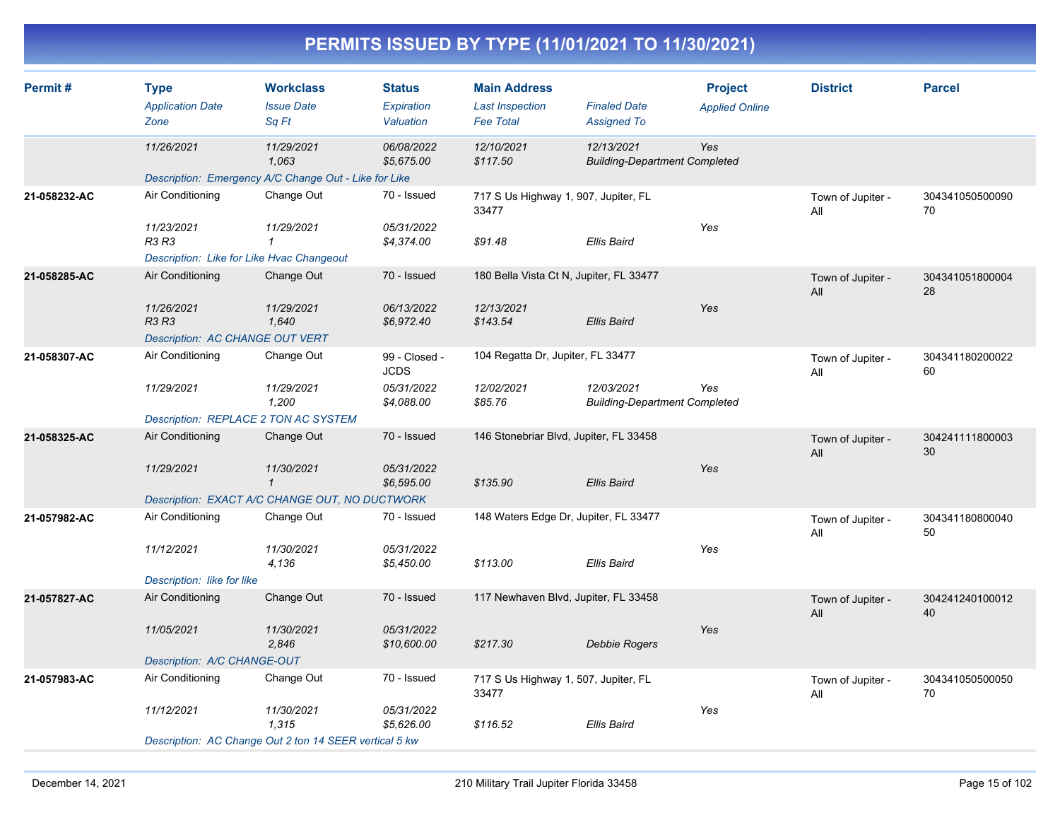# PERMITS ISSUED BY TYPE (11/01/2021 TO 11/30/2021)

| Permit # | Type<br>*Application Date*<br>*Zone* | Workclass<br>*Issue Date*<br>*Sq Ft* | Status<br>*Expiration*<br>*Valuation* | Main Address<br>*Last Inspection*<br>*Fee Total* | *Finaled Date*<br>*Assigned To* | Project<br>*Applied Online* | District | Parcel |
|---|---|---|---|---|---|---|---|---|
| | *11/26/2021* | *11/29/2021*<br>*1,063* | *06/08/2022*<br>*$5,675.00* | *12/10/2021*<br>*$117.50* | *12/13/2021*<br>*Building-Department Completed* | *Yes* | | |
| | *Description: Emergency A/C Change Out - Like for Like* | | | | | | | |
| **21-058232-AC** | Air Conditioning<br>*11/23/2021*<br>*R3 R3* | Change Out<br>*11/29/2021*<br>*1* | 70 - Issued<br>*05/31/2022*<br>*$4,374.00* | 717 S Us Highway 1, 907, Jupiter, FL 33477<br><br>*$91.48* | <br>*Ellis Baird* | <br>*Yes* | Town of Jupiter - All | 30434105050009070 |
| | *Description: Like for Like Hvac Changeout* | | | | | | | |
| **21-058285-AC** | Air Conditioning<br>*11/26/2021*<br>*R3 R3* | Change Out<br>*11/29/2021*<br>*1,640* | 70 - Issued<br>*06/13/2022*<br>*$6,972.40* | 180 Bella Vista Ct N, Jupiter, FL 33477<br>*12/13/2021*<br>*$143.54* | <br>*Ellis Baird* | <br>*Yes* | Town of Jupiter - All | 30434105180000428 |
| | *Description: AC CHANGE OUT VERT* | | | | | | | |
| **21-058307-AC** | Air Conditioning<br>*11/29/2021* | Change Out<br>*11/29/2021*<br>*1,200* | 99 - Closed - JCDS<br>*05/31/2022*<br>*$4,088.00* | 104 Regatta Dr, Jupiter, FL 33477<br>*12/02/2021*<br>*$85.76* | <br>*12/03/2021*<br>*Building-Department Completed* | <br>*Yes* | Town of Jupiter - All | 30434118020002260 |
| | *Description: REPLACE 2 TON AC SYSTEM* | | | | | | | |
| **21-058325-AC** | Air Conditioning<br>*11/29/2021* | Change Out<br>*11/30/2021*<br>*1* | 70 - Issued<br>*05/31/2022*<br>*$6,595.00* | 146 Stonebriar Blvd, Jupiter, FL 33458<br><br>*$135.90* | <br>*Ellis Baird* | <br>*Yes* | Town of Jupiter - All | 30424111180000330 |
| | *Description: EXACT A/C CHANGE OUT, NO DUCTWORK* | | | | | | | |
| **21-057982-AC** | Air Conditioning<br>*11/12/2021* | Change Out<br>*11/30/2021*<br>*4,136* | 70 - Issued<br>*05/31/2022*<br>*$5,450.00* | 148 Waters Edge Dr, Jupiter, FL 33477<br><br>*$113.00* | <br>*Ellis Baird* | <br>*Yes* | Town of Jupiter - All | 30434118080004050 |
| | *Description: like for like* | | | | | | | |
| **21-057827-AC** | Air Conditioning<br>*11/05/2021* | Change Out<br>*11/30/2021*<br>*2,846* | 70 - Issued<br>*05/31/2022*<br>*$10,600.00* | 117 Newhaven Blvd, Jupiter, FL 33458<br><br>*$217.30* | <br>*Debbie Rogers* | <br>*Yes* | Town of Jupiter - All | 30424124010001240 |
| | *Description: A/C CHANGE-OUT* | | | | | | | |
| **21-057983-AC** | Air Conditioning<br>*11/12/2021* | Change Out<br>*11/30/2021*<br>*1,315* | 70 - Issued<br>*05/31/2022*<br>*$5,626.00* | 717 S Us Highway 1, 507, Jupiter, FL 33477<br><br>*$116.52* | <br>*Ellis Baird* | <br>*Yes* | Town of Jupiter - All | 30434105050005070 |
| | *Description: AC Change Out 2 ton 14 SEER vertical 5 kw* | | | | | | | |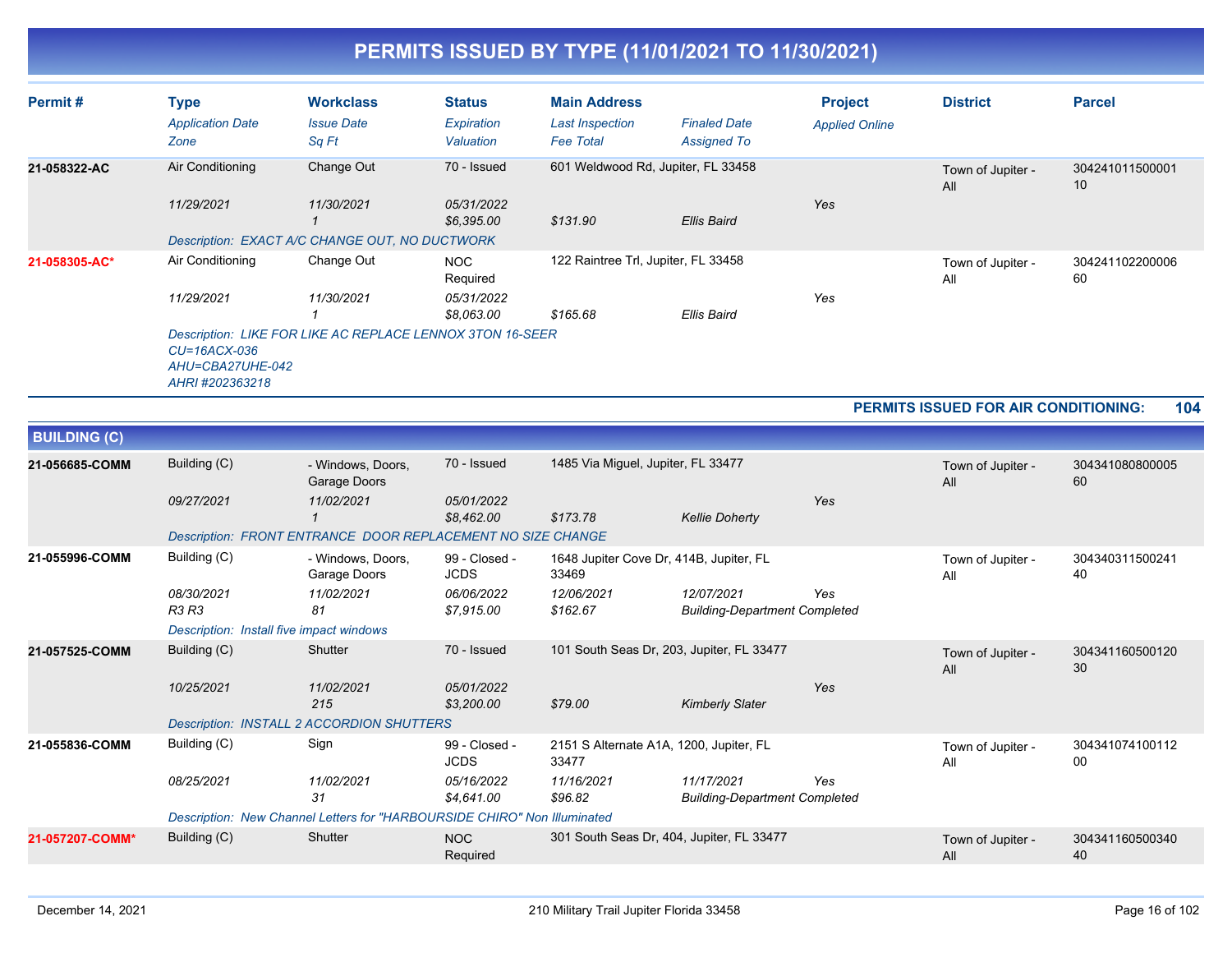# PERMITS ISSUED BY TYPE (11/01/2021 TO 11/30/2021)

| Permit # | Type | Workclass | Status | Main Address | | Project | District | Parcel |
|---|---|---|---|---|---|---|---|---|
| | *Application Date* | *Issue Date* | *Expiration* | *Last Inspection* | *Finaled Date* | *Applied Online* | | |
| | *Zone* | *Sq Ft* | *Valuation* | *Fee Total* | *Assigned To* | | | |
| **21-058322-AC** | Air Conditioning | Change Out | 70 - Issued | 601 Weldwood Rd, Jupiter, FL 33458 | | | Town of Jupiter - All | 30424101150000110 |
| | *11/29/2021* | *11/30/2021* | *05/31/2022* | | | *Yes* | | |
| | | *1* | *$6,395.00* | *$131.90* | *Ellis Baird* | | | |
| | *Description: EXACT A/C CHANGE OUT, NO DUCTWORK* | | | | | | | |
| **21-058305-AC*** | Air Conditioning | Change Out | NOC Required | 122 Raintree Trl, Jupiter, FL 33458 | | | Town of Jupiter - All | 30424110220000660 |
| | *11/29/2021* | *11/30/2021* | *05/31/2022* | | | *Yes* | | |
| | | *1* | *$8,063.00* | *$165.68* | *Ellis Baird* | | | |
| | *Description: LIKE FOR LIKE AC REPLACE LENNOX 3TON 16-SEER CU=16ACX-036 AHU=CBA27UHE-042 AHRI #202363218* | | | | | | | |

**PERMITS ISSUED FOR AIR CONDITIONING: 104**

## BUILDING (C)

| Permit # | Type | Workclass | Status | Main Address | | Project | District | Parcel |
|---|---|---|---|---|---|---|---|---|
| **21-056685-COMM** | Building (C) | - Windows, Doors, Garage Doors | 70 - Issued | 1485 Via Miguel, Jupiter, FL 33477 | | | Town of Jupiter - All | 30434108080000560 |
| | *09/27/2021* | *11/02/2021* | *05/01/2022* | | | *Yes* | | |
| | | *1* | *$8,462.00* | *$173.78* | *Kellie Doherty* | | | |
| | *Description: FRONT ENTRANCE DOOR REPLACEMENT NO SIZE CHANGE* | | | | | | | |
| **21-055996-COMM** | Building (C) | - Windows, Doors, Garage Doors | 99 - Closed - JCDS | 1648 Jupiter Cove Dr, 414B, Jupiter, FL 33469 | | | Town of Jupiter - All | 30434031150024140 |
| | *08/30/2021* | *11/02/2021* | *06/06/2022* | *12/06/2021* | *12/07/2021* | *Yes* | | |
| | *R3 R3* | *81* | *$7,915.00* | *$162.67* | *Building-Department Completed* | | | |
| | *Description: Install five impact windows* | | | | | | | |
| **21-057525-COMM** | Building (C) | Shutter | 70 - Issued | 101 South Seas Dr, 203, Jupiter, FL 33477 | | | Town of Jupiter - All | 30434116050012030 |
| | *10/25/2021* | *11/02/2021* | *05/01/2022* | | | *Yes* | | |
| | | *215* | *$3,200.00* | *$79.00* | *Kimberly Slater* | | | |
| | *Description: INSTALL 2 ACCORDION SHUTTERS* | | | | | | | |
| **21-055836-COMM** | Building (C) | Sign | 99 - Closed - JCDS | 2151 S Alternate A1A, 1200, Jupiter, FL 33477 | | | Town of Jupiter - All | 30434107410011200 |
| | *08/25/2021* | *11/02/2021* | *05/16/2022* | *11/16/2021* | *11/17/2021* | *Yes* | | |
| | | *31* | *$4,641.00* | *$96.82* | *Building-Department Completed* | | | |
| | *Description: New Channel Letters for "HARBOURSIDE CHIRO" Non Illuminated* | | | | | | | |
| **21-057207-COMM*** | Building (C) | Shutter | NOC Required | 301 South Seas Dr, 404, Jupiter, FL 33477 | | | Town of Jupiter - All | 30434116050034040 |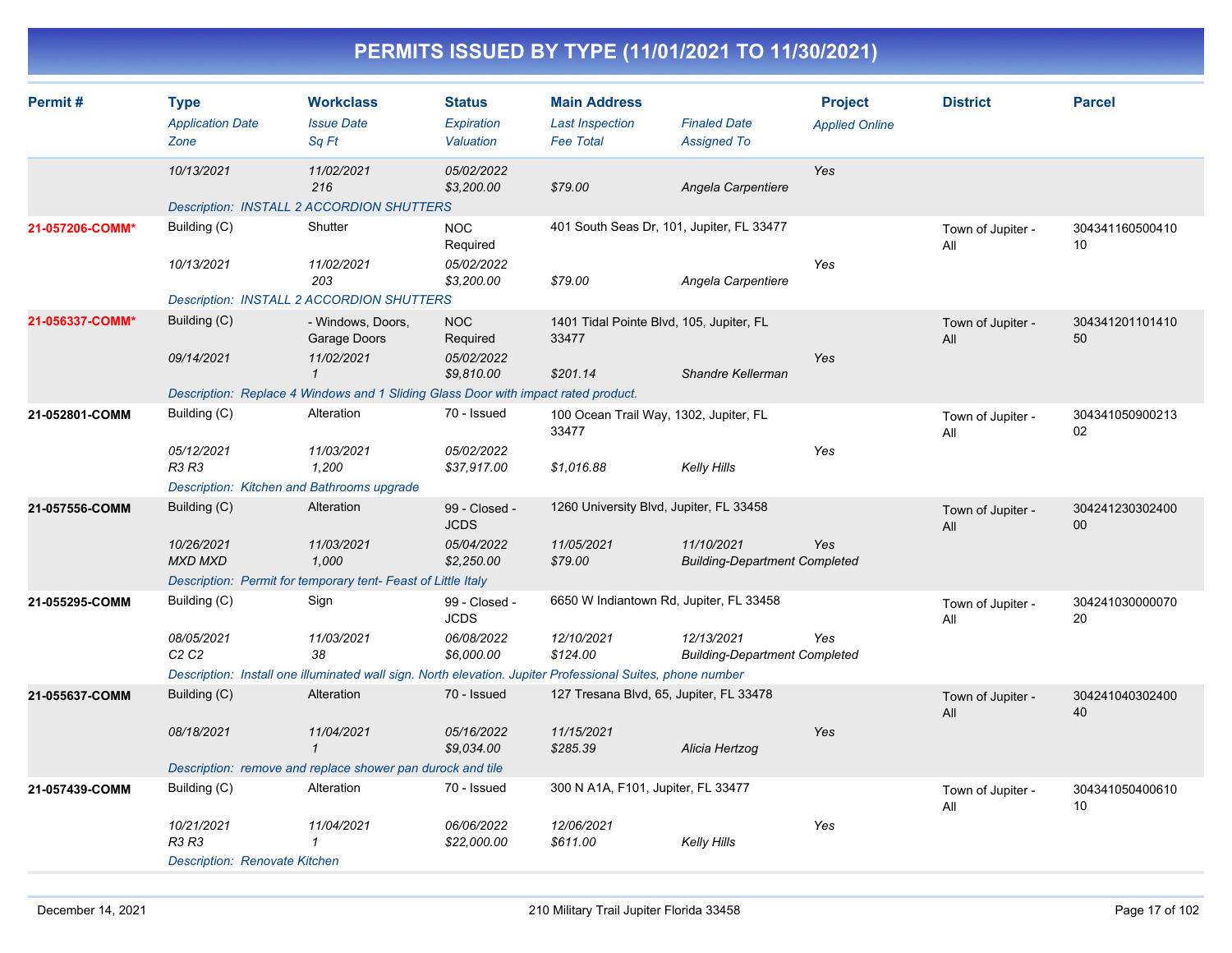# PERMITS ISSUED BY TYPE (11/01/2021 TO 11/30/2021)

| Permit # | Type<br>*Application Date*<br>*Zone* | Workclass<br>*Issue Date*<br>*Sq Ft* | Status<br>*Expiration*<br>*Valuation* | Main Address<br>*Last Inspection*<br>*Fee Total* | *Finaled Date*<br>*Assigned To* | Project<br>*Applied Online* | District | Parcel |
|---|---|---|---|---|---|---|---|---|
| | *10/13/2021* | *11/02/2021*<br>*216* | *05/02/2022*<br>*$3,200.00* | *$79.00* | *Angela Carpentiere* | *Yes* | | |
| | *Description: INSTALL 2 ACCORDION SHUTTERS* | | | | | | | |
| **21-057206-COMM*** | Building (C)<br>*10/13/2021* | Shutter<br>*11/02/2021*<br>*203* | NOC Required<br>*05/02/2022*<br>*$3,200.00* | 401 South Seas Dr, 101, Jupiter, FL 33477<br>*$79.00* | *Angela Carpentiere* | *Yes* | Town of Jupiter - All | 30434116050041010 |
| | *Description: INSTALL 2 ACCORDION SHUTTERS* | | | | | | | |
| **21-056337-COMM*** | Building (C)<br>*09/14/2021* | - Windows, Doors, Garage Doors<br>*11/02/2021*<br>*1* | NOC Required<br>*05/02/2022*<br>*$9,810.00* | 1401 Tidal Pointe Blvd, 105, Jupiter, FL 33477<br>*$201.14* | *Shandre Kellerman* | *Yes* | Town of Jupiter - All | 30434120110141050 |
| | *Description: Replace 4 Windows and 1 Sliding Glass Door with impact rated product.* | | | | | | | |
| **21-052801-COMM** | Building (C)<br>*05/12/2021*<br>*R3 R3* | Alteration<br>*11/03/2021*<br>*1,200* | 70 - Issued<br>*05/02/2022*<br>*$37,917.00* | 100 Ocean Trail Way, 1302, Jupiter, FL 33477<br>*$1,016.88* | *Kelly Hills* | *Yes* | Town of Jupiter - All | 30434105090021302 |
| | *Description: Kitchen and Bathrooms upgrade* | | | | | | | |
| **21-057556-COMM** | Building (C)<br>*10/26/2021*<br>*MXD MXD* | Alteration<br>*11/03/2021*<br>*1,000* | 99 - Closed - JCDS<br>*05/04/2022*<br>*$2,250.00* | 1260 University Blvd, Jupiter, FL 33458<br>*11/05/2021*<br>*$79.00* | *11/10/2021*<br>*Building-Department Completed* | *Yes* | Town of Jupiter - All | 30424123030240000 |
| | *Description: Permit for temporary tent- Feast of Little Italy* | | | | | | | |
| **21-055295-COMM** | Building (C)<br>*08/05/2021*<br>*C2 C2* | Sign<br>*11/03/2021*<br>*38* | 99 - Closed - JCDS<br>*06/08/2022*<br>*$6,000.00* | 6650 W Indiantown Rd, Jupiter, FL 33458<br>*12/10/2021*<br>*$124.00* | *12/13/2021*<br>*Building-Department Completed* | *Yes* | Town of Jupiter - All | 30424103000007020 |
| | *Description: Install one illuminated wall sign. North elevation. Jupiter Professional Suites, phone number* | | | | | | | |
| **21-055637-COMM** | Building (C)<br>*08/18/2021* | Alteration<br>*11/04/2021*<br>*1* | 70 - Issued<br>*05/16/2022*<br>*$9,034.00* | 127 Tresana Blvd, 65, Jupiter, FL 33478<br>*11/15/2021*<br>*$285.39* | *Alicia Hertzog* | *Yes* | Town of Jupiter - All | 30424104030240040 |
| | *Description: remove and replace shower pan durock and tile* | | | | | | | |
| **21-057439-COMM** | Building (C)<br>*10/21/2021*<br>*R3 R3* | Alteration<br>*11/04/2021*<br>*1* | 70 - Issued<br>*06/06/2022*<br>*$22,000.00* | 300 N A1A, F101, Jupiter, FL 33477<br>*12/06/2021*<br>*$611.00* | *Kelly Hills* | *Yes* | Town of Jupiter - All | 30434105040061010 |
| | *Description: Renovate Kitchen* | | | | | | | |

December 14, 2021 — 210 Military Trail Jupiter Florida 33458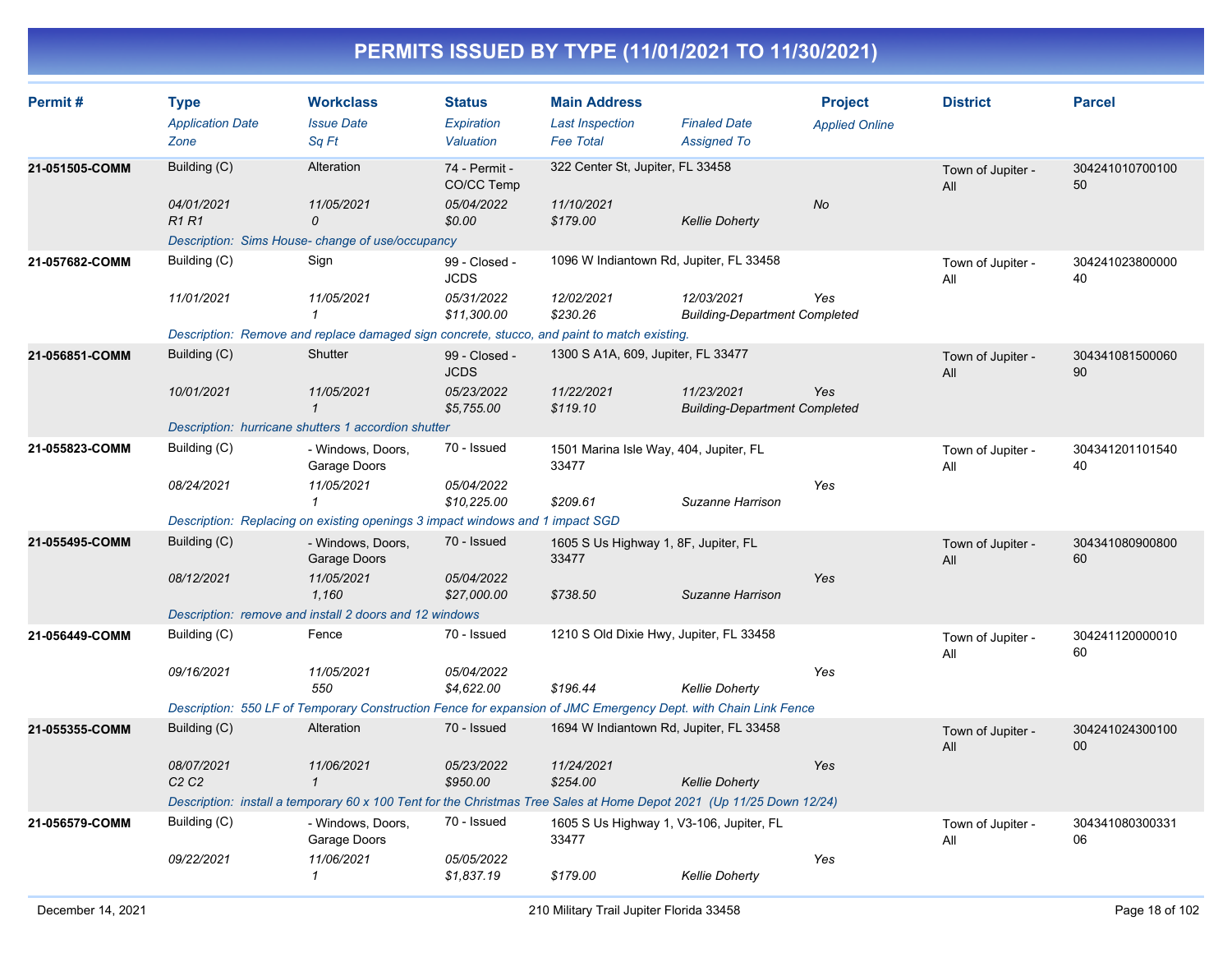# PERMITS ISSUED BY TYPE (11/01/2021 TO 11/30/2021)

| Permit # | Type<br>*Application Date*<br>*Zone* | Workclass<br>*Issue Date*<br>*Sq Ft* | Status<br>*Expiration*<br>*Valuation* | Main Address<br>*Last Inspection*<br>*Fee Total* | *Finaled Date*<br>*Assigned To* | Project<br>*Applied Online* | District | Parcel |
|---|---|---|---|---|---|---|---|---|
| **21-051505-COMM** | Building (C)<br>*04/01/2021*<br>*R1 R1* | Alteration<br>*11/05/2021*<br>*0* | 74 - Permit - CO/CC Temp<br>*05/04/2022*<br>*$0.00* | 322 Center St, Jupiter, FL 33458<br>*11/10/2021*<br>*$179.00* | <br><br>*Kellie Doherty* | <br>*No* | Town of Jupiter - All | 30424101070010050 |
| | *Description: Sims House- change of use/occupancy* | | | | | | | |
| **21-057682-COMM** | Building (C)<br>*11/01/2021* | Sign<br>*11/05/2021*<br>*1* | 99 - Closed - JCDS<br>*05/31/2022*<br>*$11,300.00* | 1096 W Indiantown Rd, Jupiter, FL 33458<br>*12/02/2021*<br>*$230.26* | *12/03/2021*<br>*Building-Department Completed* | <br>*Yes* | Town of Jupiter - All | 30424102380000040 |
| | *Description: Remove and replace damaged sign concrete, stucco, and paint to match existing.* | | | | | | | |
| **21-056851-COMM** | Building (C)<br>*10/01/2021* | Shutter<br>*11/05/2021*<br>*1* | 99 - Closed - JCDS<br>*05/23/2022*<br>*$5,755.00* | 1300 S A1A, 609, Jupiter, FL 33477<br>*11/22/2021*<br>*$119.10* | *11/23/2021*<br>*Building-Department Completed* | <br>*Yes* | Town of Jupiter - All | 30434108150006090 |
| | *Description: hurricane shutters 1 accordion shutter* | | | | | | | |
| **21-055823-COMM** | Building (C)<br>*08/24/2021* | - Windows, Doors, Garage Doors<br>*11/05/2021*<br>*1* | 70 - Issued<br>*05/04/2022*<br>*$10,225.00* | 1501 Marina Isle Way, 404, Jupiter, FL 33477<br><br>*$209.61* | <br><br>*Suzanne Harrison* | <br>*Yes* | Town of Jupiter - All | 30434120110154040 |
| | *Description: Replacing on existing openings 3 impact windows and 1 impact SGD* | | | | | | | |
| **21-055495-COMM** | Building (C)<br>*08/12/2021* | - Windows, Doors, Garage Doors<br>*11/05/2021*<br>*1,160* | 70 - Issued<br>*05/04/2022*<br>*$27,000.00* | 1605 S Us Highway 1, 8F, Jupiter, FL 33477<br><br>*$738.50* | <br><br>*Suzanne Harrison* | <br>*Yes* | Town of Jupiter - All | 30434108090080060 |
| | *Description: remove and install 2 doors and 12 windows* | | | | | | | |
| **21-056449-COMM** | Building (C)<br>*09/16/2021* | Fence<br>*11/05/2021*<br>*550* | 70 - Issued<br>*05/04/2022*<br>*$4,622.00* | 1210 S Old Dixie Hwy, Jupiter, FL 33458<br><br>*$196.44* | <br><br>*Kellie Doherty* | <br>*Yes* | Town of Jupiter - All | 30424112000001060 |
| | *Description: 550 LF of Temporary Construction Fence for expansion of JMC Emergency Dept. with Chain Link Fence* | | | | | | | |
| **21-055355-COMM** | Building (C)<br>*08/07/2021*<br>*C2 C2* | Alteration<br>*11/06/2021*<br>*1* | 70 - Issued<br>*05/23/2022*<br>*$950.00* | 1694 W Indiantown Rd, Jupiter, FL 33458<br>*11/24/2021*<br>*$254.00* | <br><br>*Kellie Doherty* | <br>*Yes* | Town of Jupiter - All | 30424102430010000 |
| | *Description: install a temporary 60 x 100 Tent for the Christmas Tree Sales at Home Depot 2021 (Up 11/25 Down 12/24)* | | | | | | | |
| **21-056579-COMM** | Building (C)<br>*09/22/2021* | - Windows, Doors, Garage Doors<br>*11/06/2021*<br>*1* | 70 - Issued<br>*05/05/2022*<br>*$1,837.19* | 1605 S Us Highway 1, V3-106, Jupiter, FL 33477<br><br>*$179.00* | <br><br>*Kellie Doherty* | <br>*Yes* | Town of Jupiter - All | 30434108030033106 |

December 14, 2021 — 210 Military Trail Jupiter Florida 33458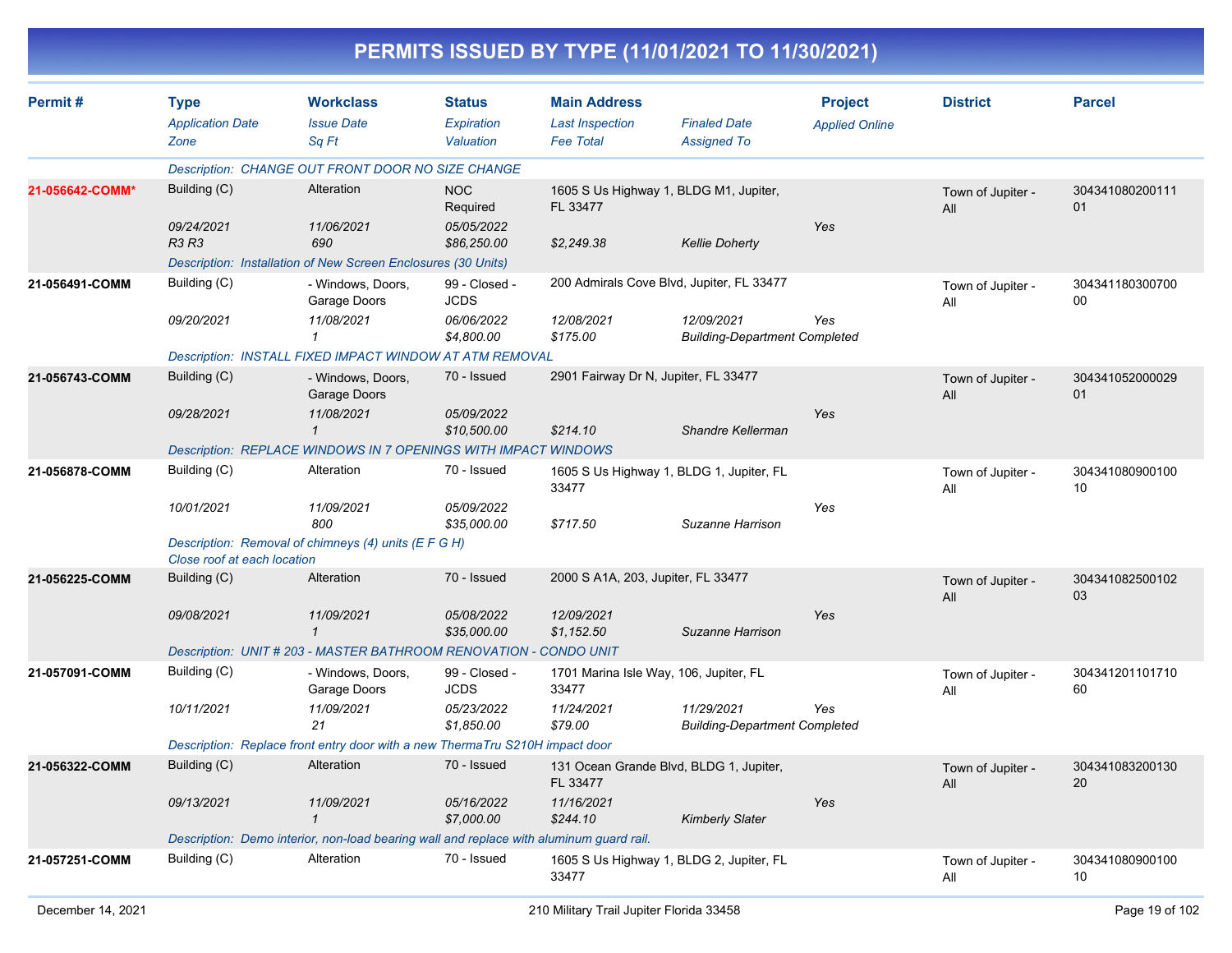# PERMITS ISSUED BY TYPE (11/01/2021 TO 11/30/2021)

| Permit # | Type / Application Date / Zone | Workclass / Issue Date / Sq Ft | Status / Expiration / Valuation | Main Address / Last Inspection / Fee Total | Finaled Date / Assigned To | Project / Applied Online | District | Parcel |
|---|---|---|---|---|---|---|---|---|
| | Description: CHANGE OUT FRONT DOOR NO SIZE CHANGE | | | | | | | |
| 21-056642-COMM* | Building (C) | Alteration | NOC Required | 1605 S Us Highway 1, BLDG M1, Jupiter, FL 33477 | | | Town of Jupiter - All | 30434108020011101 |
| | 09/24/2021 | 11/06/2021 | 05/05/2022 | | | Yes | | |
| | R3 R3 | 690 | $86,250.00 | $2,249.38 | Kellie Doherty | | | |
| | Description: Installation of New Screen Enclosures (30 Units) | | | | | | | |
| 21-056491-COMM | Building (C) | - Windows, Doors, Garage Doors | 99 - Closed - JCDS | 200 Admirals Cove Blvd, Jupiter, FL 33477 | | | Town of Jupiter - All | 30434118030070000 |
| | 09/20/2021 | 11/08/2021 | 06/06/2022 | 12/08/2021 | 12/09/2021 | Yes | | |
| | | 1 | $4,800.00 | $175.00 | Building-Department Completed | | | |
| | Description: INSTALL FIXED IMPACT WINDOW AT ATM REMOVAL | | | | | | | |
| 21-056743-COMM | Building (C) | - Windows, Doors, Garage Doors | 70 - Issued | 2901 Fairway Dr N, Jupiter, FL 33477 | | | Town of Jupiter - All | 30434105200002901 |
| | 09/28/2021 | 11/08/2021 | 05/09/2022 | | | Yes | | |
| | | 1 | $10,500.00 | $214.10 | Shandre Kellerman | | | |
| | Description: REPLACE WINDOWS IN 7 OPENINGS WITH IMPACT WINDOWS | | | | | | | |
| 21-056878-COMM | Building (C) | Alteration | 70 - Issued | 1605 S Us Highway 1, BLDG 1, Jupiter, FL 33477 | | | Town of Jupiter - All | 30434108090010010 |
| | 10/01/2021 | 11/09/2021 | 05/09/2022 | | | Yes | | |
| | | 800 | $35,000.00 | $717.50 | Suzanne Harrison | | | |
| | Description: Removal of chimneys (4) units (E F G H) Close roof at each location | | | | | | | |
| 21-056225-COMM | Building (C) | Alteration | 70 - Issued | 2000 S A1A, 203, Jupiter, FL 33477 | | | Town of Jupiter - All | 30434108250010203 |
| | 09/08/2021 | 11/09/2021 | 05/08/2022 | 12/09/2021 | | Yes | | |
| | | 1 | $35,000.00 | $1,152.50 | Suzanne Harrison | | | |
| | Description: UNIT # 203 - MASTER BATHROOM RENOVATION - CONDO UNIT | | | | | | | |
| 21-057091-COMM | Building (C) | - Windows, Doors, Garage Doors | 99 - Closed - JCDS | 1701 Marina Isle Way, 106, Jupiter, FL 33477 | | | Town of Jupiter - All | 30434120110171060 |
| | 10/11/2021 | 11/09/2021 | 05/23/2022 | 11/24/2021 | 11/29/2021 | Yes | | |
| | | 21 | $1,850.00 | $79.00 | Building-Department Completed | | | |
| | Description: Replace front entry door with a new ThermaTru S210H impact door | | | | | | | |
| 21-056322-COMM | Building (C) | Alteration | 70 - Issued | 131 Ocean Grande Blvd, BLDG 1, Jupiter, FL 33477 | | | Town of Jupiter - All | 30434108320013020 |
| | 09/13/2021 | 11/09/2021 | 05/16/2022 | 11/16/2021 | | Yes | | |
| | | 1 | $7,000.00 | $244.10 | Kimberly Slater | | | |
| | Description: Demo interior, non-load bearing wall and replace with aluminum guard rail. | | | | | | | |
| 21-057251-COMM | Building (C) | Alteration | 70 - Issued | 1605 S Us Highway 1, BLDG 2, Jupiter, FL 33477 | | | Town of Jupiter - All | 30434108090010010 |

December 14, 2021 — 210 Military Trail Jupiter Florida 33458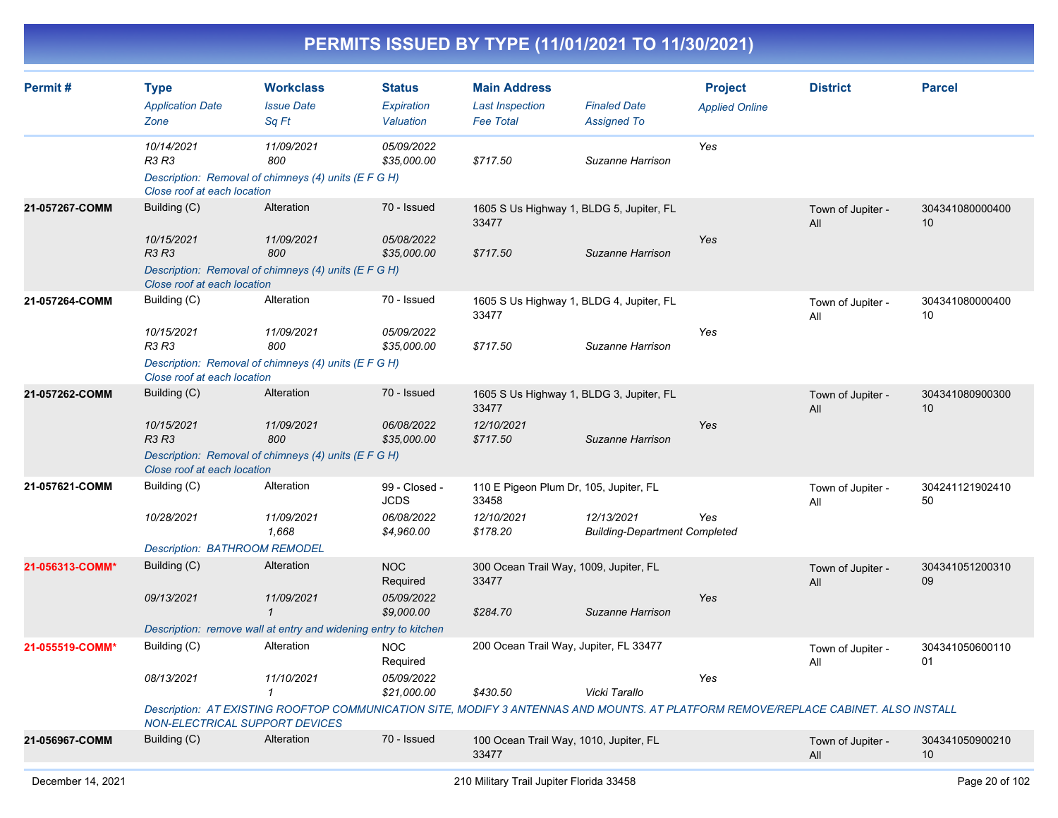# PERMITS ISSUED BY TYPE (11/01/2021 TO 11/30/2021)

| Permit # | Type / Application Date / Zone | Workclass / Issue Date / Sq Ft | Status / Expiration / Valuation | Main Address / Last Inspection / Fee Total | Finaled Date / Assigned To | Project / Applied Online | District | Parcel |
|---|---|---|---|---|---|---|---|---|
| | 10/14/2021 | 11/09/2021 | 05/09/2022 | | | Yes | | |
| | R3 R3 | 800 | $35,000.00 | $717.50 | Suzanne Harrison | | | |
| | Description: Removal of chimneys (4) units (E F G H) Close roof at each location | | | | | | | |
| 21-057267-COMM | Building (C) | Alteration | 70 - Issued | 1605 S Us Highway 1, BLDG 5, Jupiter, FL 33477 | | | Town of Jupiter - All | 30434108000040010 |
| | 10/15/2021 | 11/09/2021 | 05/08/2022 | | | Yes | | |
| | R3 R3 | 800 | $35,000.00 | $717.50 | Suzanne Harrison | | | |
| | Description: Removal of chimneys (4) units (E F G H) Close roof at each location | | | | | | | |
| 21-057264-COMM | Building (C) | Alteration | 70 - Issued | 1605 S Us Highway 1, BLDG 4, Jupiter, FL 33477 | | | Town of Jupiter - All | 30434108000040010 |
| | 10/15/2021 | 11/09/2021 | 05/09/2022 | | | Yes | | |
| | R3 R3 | 800 | $35,000.00 | $717.50 | Suzanne Harrison | | | |
| | Description: Removal of chimneys (4) units (E F G H) Close roof at each location | | | | | | | |
| 21-057262-COMM | Building (C) | Alteration | 70 - Issued | 1605 S Us Highway 1, BLDG 3, Jupiter, FL 33477 | | | Town of Jupiter - All | 30434108090030010 |
| | 10/15/2021 | 11/09/2021 | 06/08/2022 | 12/10/2021 | | Yes | | |
| | R3 R3 | 800 | $35,000.00 | $717.50 | Suzanne Harrison | | | |
| | Description: Removal of chimneys (4) units (E F G H) Close roof at each location | | | | | | | |
| 21-057621-COMM | Building (C) | Alteration | 99 - Closed - JCDS | 110 E Pigeon Plum Dr, 105, Jupiter, FL 33458 | | | Town of Jupiter - All | 30424112190241050 |
| | 10/28/2021 | 11/09/2021 | 06/08/2022 | 12/10/2021 | 12/13/2021 | Yes | | |
| | | 1,668 | $4,960.00 | $178.20 | Building-Department Completed | | | |
| | Description: BATHROOM REMODEL | | | | | | | |
| 21-056313-COMM* | Building (C) | Alteration | NOC Required | 300 Ocean Trail Way, 1009, Jupiter, FL 33477 | | | Town of Jupiter - All | 30434105120031009 |
| | 09/13/2021 | 11/09/2021 | 05/09/2022 | | | Yes | | |
| | | 1 | $9,000.00 | $284.70 | Suzanne Harrison | | | |
| | Description: remove wall at entry and widening entry to kitchen | | | | | | | |
| 21-055519-COMM* | Building (C) | Alteration | NOC Required | 200 Ocean Trail Way, Jupiter, FL 33477 | | | Town of Jupiter - All | 30434105060011001 |
| | 08/13/2021 | 11/10/2021 | 05/09/2022 | | | Yes | | |
| | | 1 | $21,000.00 | $430.50 | Vicki Tarallo | | | |
| | Description: AT EXISTING ROOFTOP COMMUNICATION SITE, MODIFY 3 ANTENNAS AND MOUNTS. AT PLATFORM REMOVE/REPLACE CABINET. ALSO INSTALL NON-ELECTRICAL SUPPORT DEVICES | | | | | | | |
| 21-056967-COMM | Building (C) | Alteration | 70 - Issued | 100 Ocean Trail Way, 1010, Jupiter, FL 33477 | | | Town of Jupiter - All | 30434105090021010 |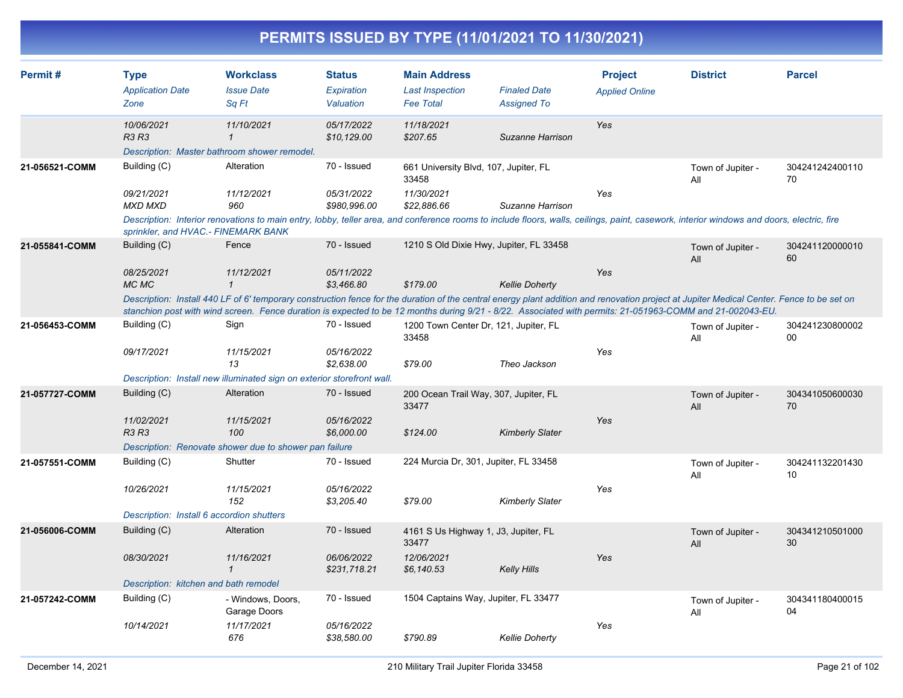# PERMITS ISSUED BY TYPE (11/01/2021 TO 11/30/2021)

| Permit # | Type<br>*Application Date*<br>*Zone* | Workclass<br>*Issue Date*<br>*Sq Ft* | Status<br>*Expiration*<br>*Valuation* | Main Address<br>*Last Inspection*<br>*Fee Total* | *Finaled Date*<br>*Assigned To* | Project<br>*Applied Online* | District | Parcel |
|---|---|---|---|---|---|---|---|---|
| | *10/06/2021*<br>*R3 R3* | *11/10/2021*<br>*1* | *05/17/2022*<br>*$10,129.00* | *11/18/2021*<br>*$207.65* | *Suzanne Harrison* | *Yes* | | |
| | *Description: Master bathroom shower remodel.* | | | | | | | |
| **21-056521-COMM** | Building (C)<br>*09/21/2021*<br>*MXD MXD* | Alteration<br>*11/12/2021*<br>*960* | 70 - Issued<br>*05/31/2022*<br>*$980,996.00* | 661 University Blvd, 107, Jupiter, FL 33458<br>*11/30/2021*<br>*$22,886.66* | *Suzanne Harrison* | *Yes* | Town of Jupiter - All | 30424124240011070 |
| | *Description: Interior renovations to main entry, lobby, teller area, and conference rooms to include floors, walls, ceilings, paint, casework, interior windows and doors, electric, fire sprinkler, and HVAC.- FINEMARK BANK* | | | | | | | |
| **21-055841-COMM** | Building (C)<br>*08/25/2021*<br>*MC MC* | Fence<br>*11/12/2021*<br>*1* | 70 - Issued<br>*05/11/2022*<br>*$3,466.80* | 1210 S Old Dixie Hwy, Jupiter, FL 33458<br><br>*$179.00* | *Kellie Doherty* | *Yes* | Town of Jupiter - All | 30424112000001060 |
| | *Description: Install 440 LF of 6' temporary construction fence for the duration of the central energy plant addition and renovation project at Jupiter Medical Center. Fence to be set on stanchion post with wind screen. Fence duration is expected to be 12 months during 9/21 - 8/22. Associated with permits: 21-051963-COMM and 21-002043-EU.* | | | | | | | |
| **21-056453-COMM** | Building (C)<br>*09/17/2021* | Sign<br>*11/15/2021*<br>*13* | 70 - Issued<br>*05/16/2022*<br>*$2,638.00* | 1200 Town Center Dr, 121, Jupiter, FL 33458<br><br>*$79.00* | *Theo Jackson* | *Yes* | Town of Jupiter - All | 30424123080000200 |
| | *Description: Install new illuminated sign on exterior storefront wall.* | | | | | | | |
| **21-057727-COMM** | Building (C)<br>*11/02/2021*<br>*R3 R3* | Alteration<br>*11/15/2021*<br>*100* | 70 - Issued<br>*05/16/2022*<br>*$6,000.00* | 200 Ocean Trail Way, 307, Jupiter, FL 33477<br><br>*$124.00* | *Kimberly Slater* | *Yes* | Town of Jupiter - All | 30434105060003070 |
| | *Description: Renovate shower due to shower pan failure* | | | | | | | |
| **21-057551-COMM** | Building (C)<br>*10/26/2021* | Shutter<br>*11/15/2021*<br>*152* | 70 - Issued<br>*05/16/2022*<br>*$3,205.40* | 224 Murcia Dr, 301, Jupiter, FL 33458<br><br>*$79.00* | *Kimberly Slater* | *Yes* | Town of Jupiter - All | 30424113220143010 |
| | *Description: Install 6 accordion shutters* | | | | | | | |
| **21-056006-COMM** | Building (C)<br>*08/30/2021* | Alteration<br>*11/16/2021*<br>*1* | 70 - Issued<br>*06/06/2022*<br>*$231,718.21* | 4161 S Us Highway 1, J3, Jupiter, FL 33477<br>*12/06/2021*<br>*$6,140.53* | *Kelly Hills* | *Yes* | Town of Jupiter - All | 30434121050100030 |
| | *Description: kitchen and bath remodel* | | | | | | | |
| **21-057242-COMM** | Building (C)<br>*10/14/2021* | - Windows, Doors, Garage Doors<br>*11/17/2021*<br>*676* | 70 - Issued<br>*05/16/2022*<br>*$38,580.00* | 1504 Captains Way, Jupiter, FL 33477<br><br>*$790.89* | *Kellie Doherty* | *Yes* | Town of Jupiter - All | 30434118040001504 |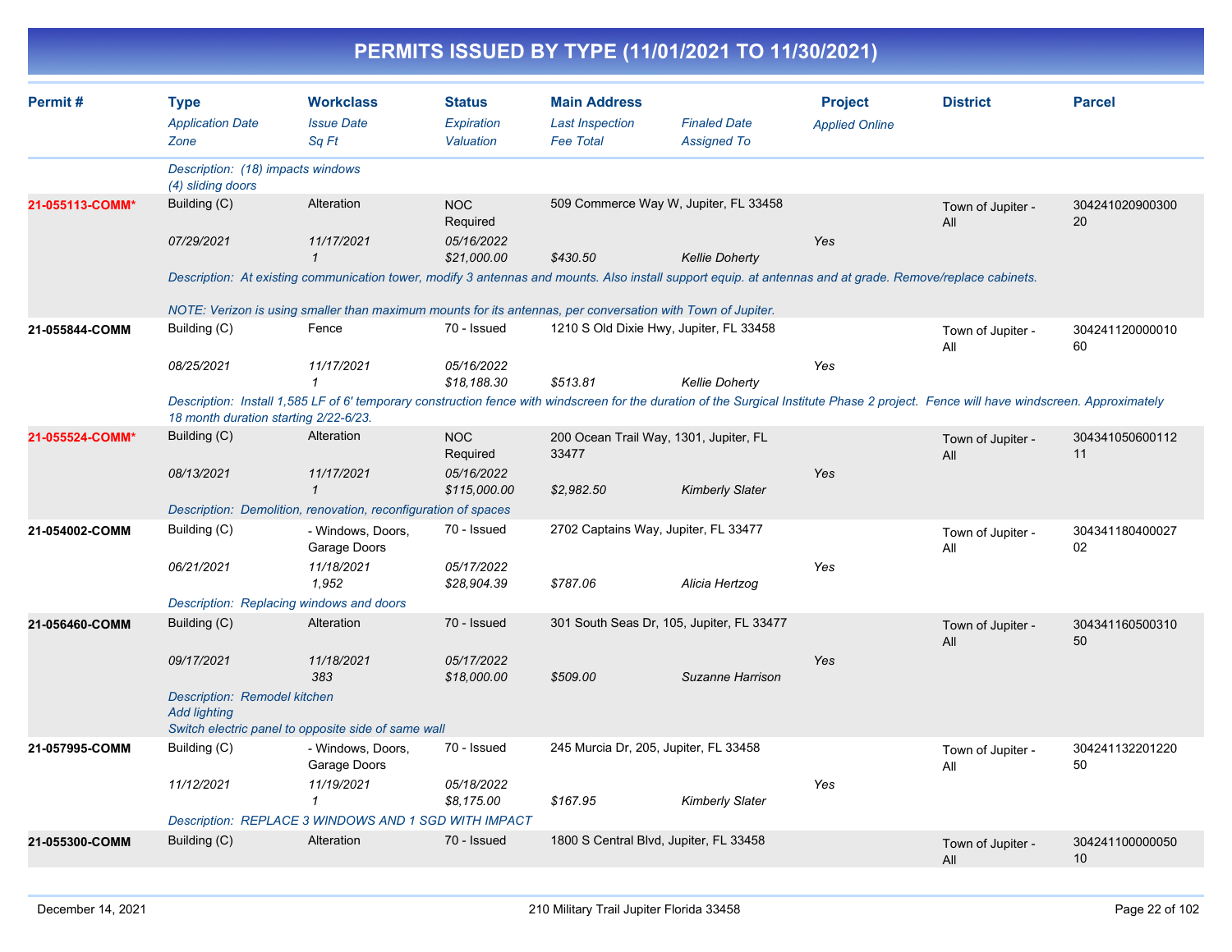# PERMITS ISSUED BY TYPE (11/01/2021 TO 11/30/2021)

| Permit # | Type<br>*Application Date*<br>*Zone* | Workclass<br>*Issue Date*<br>*Sq Ft* | Status<br>*Expiration*<br>*Valuation* | Main Address<br>*Last Inspection*<br>*Fee Total* | *Finaled Date*<br>*Assigned To* | Project<br>*Applied Online* | District | Parcel |
|---|---|---|---|---|---|---|---|---|
| | *Description: (18) impacts windows*<br>*(4) sliding doors* | | | | | | | |
| **21-055113-COMM*** | Building (C) | Alteration | NOC Required | 509 Commerce Way W, Jupiter, FL 33458 | | | Town of Jupiter - All | 30424102090030020 |
| | *07/29/2021* | *11/17/2021* | *05/16/2022* | | | *Yes* | | |
| | | *1* | *$21,000.00* | *$430.50* | *Kellie Doherty* | | | |
| | *Description: At existing communication tower, modify 3 antennas and mounts. Also install support equip. at antennas and at grade. Remove/replace cabinets.*<br><br>*NOTE: Verizon is using smaller than maximum mounts for its antennas, per conversation with Town of Jupiter.* | | | | | | | |
| **21-055844-COMM** | Building (C) | Fence | 70 - Issued | 1210 S Old Dixie Hwy, Jupiter, FL 33458 | | | Town of Jupiter - All | 30424112000001060 |
| | *08/25/2021* | *11/17/2021* | *05/16/2022* | | | *Yes* | | |
| | | *1* | *$18,188.30* | *$513.81* | *Kellie Doherty* | | | |
| | *Description: Install 1,585 LF of 6' temporary construction fence with windscreen for the duration of the Surgical Institute Phase 2 project. Fence will have windscreen. Approximately 18 month duration starting 2/22-6/23.* | | | | | | | |
| **21-055524-COMM*** | Building (C) | Alteration | NOC Required | 200 Ocean Trail Way, 1301, Jupiter, FL 33477 | | | Town of Jupiter - All | 30434105060011211 |
| | *08/13/2021* | *11/17/2021* | *05/16/2022* | | | *Yes* | | |
| | | *1* | *$115,000.00* | *$2,982.50* | *Kimberly Slater* | | | |
| | *Description: Demolition, renovation, reconfiguration of spaces* | | | | | | | |
| **21-054002-COMM** | Building (C) | - Windows, Doors, Garage Doors | 70 - Issued | 2702 Captains Way, Jupiter, FL 33477 | | | Town of Jupiter - All | 30434118040002702 |
| | *06/21/2021* | *11/18/2021* | *05/17/2022* | | | *Yes* | | |
| | | *1,952* | *$28,904.39* | *$787.06* | *Alicia Hertzog* | | | |
| | *Description: Replacing windows and doors* | | | | | | | |
| **21-056460-COMM** | Building (C) | Alteration | 70 - Issued | 301 South Seas Dr, 105, Jupiter, FL 33477 | | | Town of Jupiter - All | 30434116050031050 |
| | *09/17/2021* | *11/18/2021* | *05/17/2022* | | | *Yes* | | |
| | | *383* | *$18,000.00* | *$509.00* | *Suzanne Harrison* | | | |
| | *Description: Remodel kitchen*<br>*Add lighting*<br>*Switch electric panel to opposite side of same wall* | | | | | | | |
| **21-057995-COMM** | Building (C) | - Windows, Doors, Garage Doors | 70 - Issued | 245 Murcia Dr, 205, Jupiter, FL 33458 | | | Town of Jupiter - All | 30424113220122050 |
| | *11/12/2021* | *11/19/2021* | *05/18/2022* | | | *Yes* | | |
| | | *1* | *$8,175.00* | *$167.95* | *Kimberly Slater* | | | |
| | *Description: REPLACE 3 WINDOWS AND 1 SGD WITH IMPACT* | | | | | | | |
| **21-055300-COMM** | Building (C) | Alteration | 70 - Issued | 1800 S Central Blvd, Jupiter, FL 33458 | | | Town of Jupiter - All | 30424110000005010 |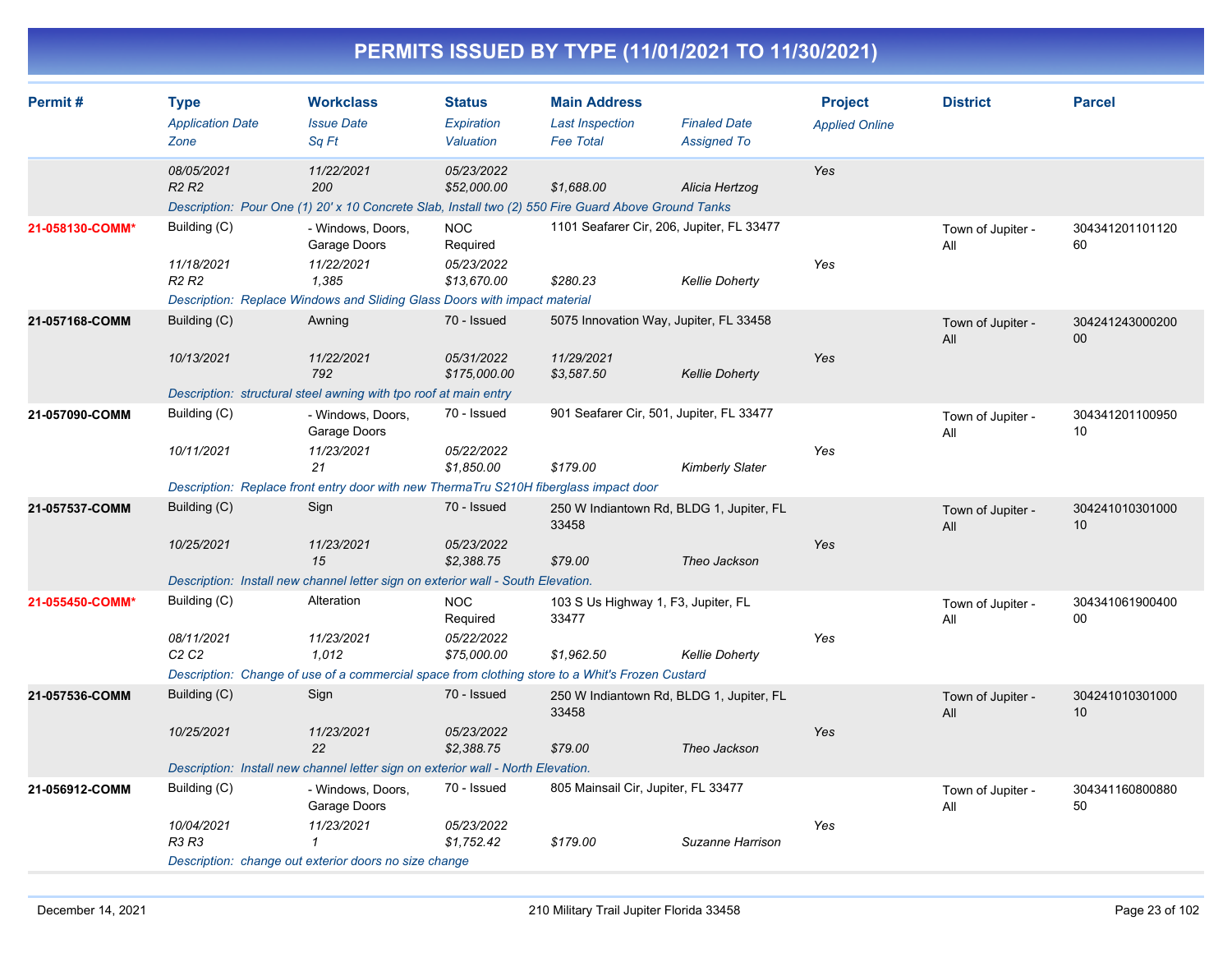# PERMITS ISSUED BY TYPE (11/01/2021 TO 11/30/2021)

| Permit # | Type<br>*Application Date*<br>*Zone* | Workclass<br>*Issue Date*<br>*Sq Ft* | Status<br>*Expiration*<br>*Valuation* | Main Address<br>*Last Inspection*<br>*Fee Total* | *Finaled Date*<br>*Assigned To* | Project<br>*Applied Online* | District | Parcel |
|---|---|---|---|---|---|---|---|---|
| | *08/05/2021*<br>*R2 R2* | *11/22/2021*<br>*200* | *05/23/2022*<br>*$52,000.00* | *$1,688.00* | *Alicia Hertzog* | Yes | | |
| | *Description: Pour One (1) 20' x 10 Concrete Slab, Install two (2) 550 Fire Guard Above Ground Tanks* | | | | | | | |
| **21-058130-COMM*** | Building (C)<br>*11/18/2021*<br>*R2 R2* | - Windows, Doors, Garage Doors<br>*11/22/2021*<br>*1,385* | NOC Required<br>*05/23/2022*<br>*$13,670.00* | 1101 Seafarer Cir, 206, Jupiter, FL 33477<br>*$280.23* | *Kellie Doherty* | Yes | Town of Jupiter - All | 30434120110112060 |
| | *Description: Replace Windows and Sliding Glass Doors with impact material* | | | | | | | |
| **21-057168-COMM** | Building (C)<br>*10/13/2021* | Awning<br>*11/22/2021*<br>*792* | 70 - Issued<br>*05/31/2022*<br>*$175,000.00* | 5075 Innovation Way, Jupiter, FL 33458<br>*11/29/2021*<br>*$3,587.50* | *Kellie Doherty* | Yes | Town of Jupiter - All | 30424124300020000 |
| | *Description: structural steel awning with tpo roof at main entry* | | | | | | | |
| **21-057090-COMM** | Building (C)<br>*10/11/2021* | - Windows, Doors, Garage Doors<br>*11/23/2021*<br>*21* | 70 - Issued<br>*05/22/2022*<br>*$1,850.00* | 901 Seafarer Cir, 501, Jupiter, FL 33477<br>*$179.00* | *Kimberly Slater* | Yes | Town of Jupiter - All | 30434120110095010 |
| | *Description: Replace front entry door with new ThermaTru S210H fiberglass impact door* | | | | | | | |
| **21-057537-COMM** | Building (C)<br>*10/25/2021* | Sign<br>*11/23/2021*<br>*15* | 70 - Issued<br>*05/23/2022*<br>*$2,388.75* | 250 W Indiantown Rd, BLDG 1, Jupiter, FL 33458<br>*$79.00* | *Theo Jackson* | Yes | Town of Jupiter - All | 30424101030100010 |
| | *Description: Install new channel letter sign on exterior wall - South Elevation.* | | | | | | | |
| **21-055450-COMM*** | Building (C)<br>*08/11/2021*<br>*C2 C2* | Alteration<br>*11/23/2021*<br>*1,012* | NOC Required<br>*05/22/2022*<br>*$75,000.00* | 103 S Us Highway 1, F3, Jupiter, FL 33477<br>*$1,962.50* | *Kellie Doherty* | Yes | Town of Jupiter - All | 30434106190040000 |
| | *Description: Change of use of a commercial space from clothing store to a Whit's Frozen Custard* | | | | | | | |
| **21-057536-COMM** | Building (C)<br>*10/25/2021* | Sign<br>*11/23/2021*<br>*22* | 70 - Issued<br>*05/23/2022*<br>*$2,388.75* | 250 W Indiantown Rd, BLDG 1, Jupiter, FL 33458<br>*$79.00* | *Theo Jackson* | Yes | Town of Jupiter - All | 30424101030100010 |
| | *Description: Install new channel letter sign on exterior wall - North Elevation.* | | | | | | | |
| **21-056912-COMM** | Building (C)<br>*10/04/2021*<br>*R3 R3* | - Windows, Doors, Garage Doors<br>*11/23/2021*<br>*1* | 70 - Issued<br>*05/23/2022*<br>*$1,752.42* | 805 Mainsail Cir, Jupiter, FL 33477<br>*$179.00* | *Suzanne Harrison* | Yes | Town of Jupiter - All | 30434116080088050 |
| | *Description: change out exterior doors no size change* | | | | | | | |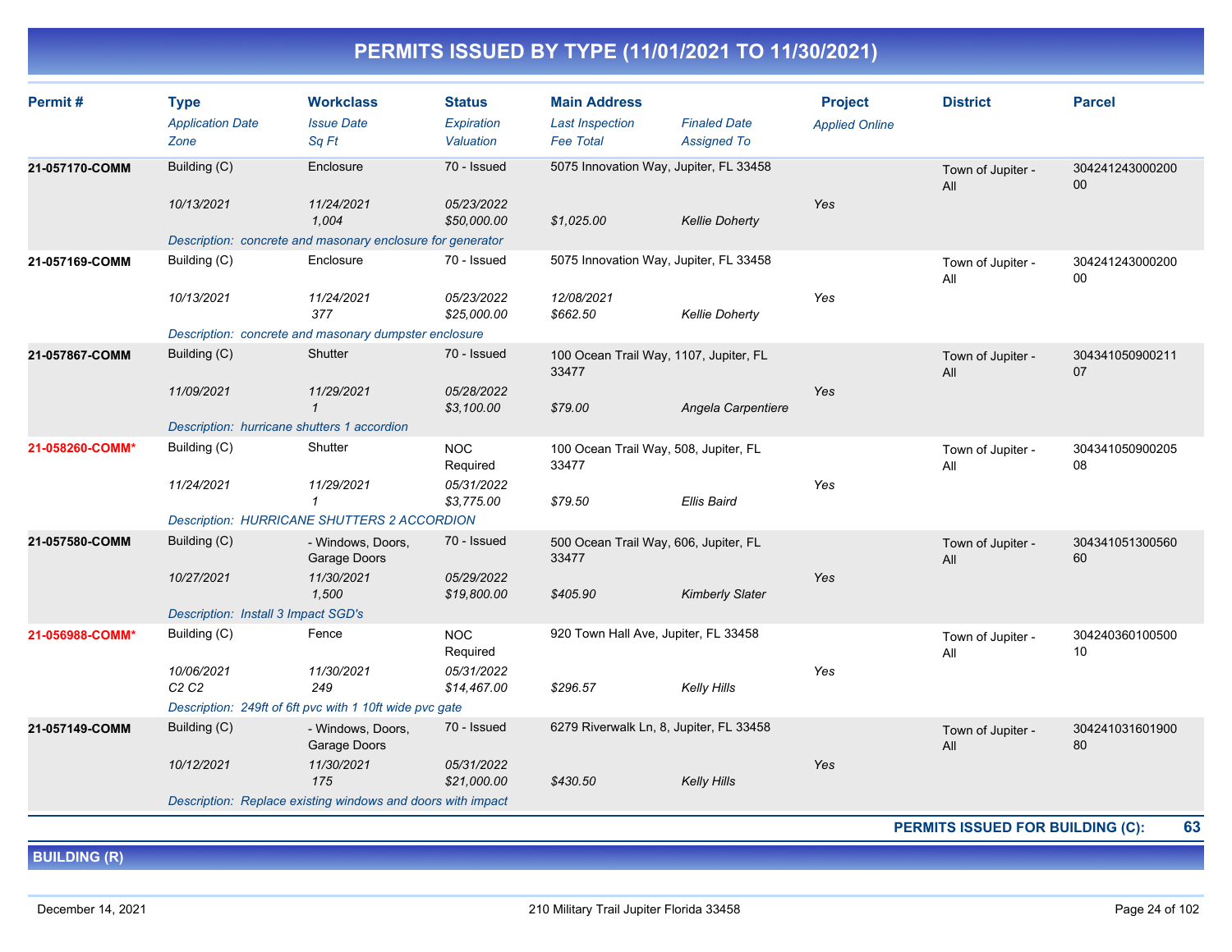# PERMITS ISSUED BY TYPE (11/01/2021 TO 11/30/2021)

| Permit # | Type<br>*Application Date*<br>*Zone* | Workclass<br>*Issue Date*<br>*Sq Ft* | Status<br>*Expiration*<br>*Valuation* | Main Address<br>*Last Inspection*<br>*Fee Total* | *Finaled Date*<br>*Assigned To* | Project<br>*Applied Online* | District | Parcel |
|---|---|---|---|---|---|---|---|---|
| **21-057170-COMM** | Building (C)<br>*10/13/2021* | Enclosure<br>*11/24/2021*<br>*1,004* | 70 - Issued<br>*05/23/2022*<br>*$50,000.00* | 5075 Innovation Way, Jupiter, FL 33458<br><br>*$1,025.00* | <br><br>*Kellie Doherty* | <br>*Yes* | Town of Jupiter - All | 30424124300020000 |
| | *Description: concrete and masonary enclosure for generator* | | | | | | | |
| **21-057169-COMM** | Building (C)<br>*10/13/2021* | Enclosure<br>*11/24/2021*<br>*377* | 70 - Issued<br>*05/23/2022*<br>*$25,000.00* | 5075 Innovation Way, Jupiter, FL 33458<br>*12/08/2021*<br>*$662.50* | <br><br>*Kellie Doherty* | <br>*Yes* | Town of Jupiter - All | 30424124300020000 |
| | *Description: concrete and masonary dumpster enclosure* | | | | | | | |
| **21-057867-COMM** | Building (C)<br>*11/09/2021* | Shutter<br>*11/29/2021*<br>*1* | 70 - Issued<br>*05/28/2022*<br>*$3,100.00* | 100 Ocean Trail Way, 1107, Jupiter, FL 33477<br><br>*$79.00* | <br><br>*Angela Carpentiere* | <br>*Yes* | Town of Jupiter - All | 30434105090021107 |
| | *Description: hurricane shutters 1 accordion* | | | | | | | |
| **21-058260-COMM*** | Building (C)<br>*11/24/2021* | Shutter<br>*11/29/2021*<br>*1* | NOC Required<br>*05/31/2022*<br>*$3,775.00* | 100 Ocean Trail Way, 508, Jupiter, FL 33477<br><br>*$79.50* | <br><br>*Ellis Baird* | <br>*Yes* | Town of Jupiter - All | 30434105090020508 |
| | *Description: HURRICANE SHUTTERS 2 ACCORDION* | | | | | | | |
| **21-057580-COMM** | Building (C)<br>*10/27/2021* | - Windows, Doors, Garage Doors<br>*11/30/2021*<br>*1,500* | 70 - Issued<br>*05/29/2022*<br>*$19,800.00* | 500 Ocean Trail Way, 606, Jupiter, FL 33477<br><br>*$405.90* | <br><br>*Kimberly Slater* | <br>*Yes* | Town of Jupiter - All | 30434105130056060 |
| | *Description: Install 3 Impact SGD's* | | | | | | | |
| **21-056988-COMM*** | Building (C)<br>*10/06/2021*<br>*C2 C2* | Fence<br>*11/30/2021*<br>*249* | NOC Required<br>*05/31/2022*<br>*$14,467.00* | 920 Town Hall Ave, Jupiter, FL 33458<br><br>*$296.57* | <br><br>*Kelly Hills* | <br>*Yes* | Town of Jupiter - All | 30424036010050010 |
| | *Description: 249ft of 6ft pvc with 1 10ft wide pvc gate* | | | | | | | |
| **21-057149-COMM** | Building (C)<br>*10/12/2021* | - Windows, Doors, Garage Doors<br>*11/30/2021*<br>*175* | 70 - Issued<br>*05/31/2022*<br>*$21,000.00* | 6279 Riverwalk Ln, 8, Jupiter, FL 33458<br><br>*$430.50* | <br><br>*Kelly Hills* | <br>*Yes* | Town of Jupiter - All | 30424103160190080 |
| | *Description: Replace existing windows and doors with impact* | | | | | | | |

**PERMITS ISSUED FOR BUILDING (C): 63**

## BUILDING (R)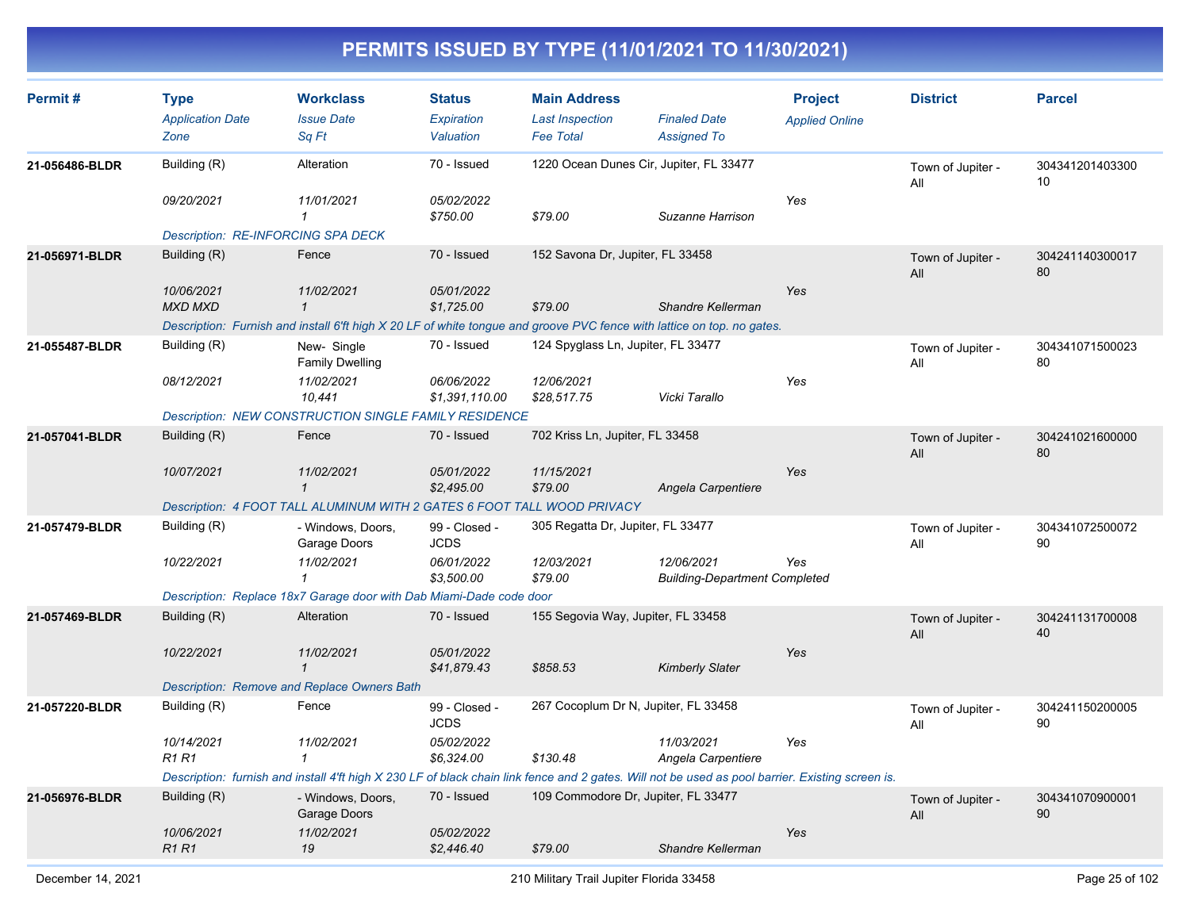# PERMITS ISSUED BY TYPE (11/01/2021 TO 11/30/2021)

| Permit # | Type<br>*Application Date*<br>*Zone* | Workclass<br>*Issue Date*<br>*Sq Ft* | Status<br>*Expiration*<br>*Valuation* | Main Address<br>*Last Inspection*<br>*Fee Total* | *Finaled Date*<br>*Assigned To* | Project<br>*Applied Online* | District | Parcel |
|---|---|---|---|---|---|---|---|---|
| **21-056486-BLDR** | Building (R)<br>*09/20/2021* | Alteration<br>*11/01/2021*<br>*1* | 70 - Issued<br>*05/02/2022*<br>*$750.00* | 1220 Ocean Dunes Cir, Jupiter, FL 33477<br><br>*$79.00* | <br>*Suzanne Harrison* | <br>Yes | Town of Jupiter - All | 30434120140330010 |
| | *Description: RE-INFORCING SPA DECK* | | | | | | | |
| **21-056971-BLDR** | Building (R)<br>*10/06/2021*<br>*MXD MXD* | Fence<br>*11/02/2021*<br>*1* | 70 - Issued<br>*05/01/2022*<br>*$1,725.00* | 152 Savona Dr, Jupiter, FL 33458<br><br>*$79.00* | <br>*Shandre Kellerman* | <br>Yes | Town of Jupiter - All | 30424114030001780 |
| | *Description: Furnish and install 6'ft high X 20 LF of white tongue and groove PVC fence with lattice on top. no gates.* | | | | | | | |
| **21-055487-BLDR** | Building (R)<br>*08/12/2021* | New- Single Family Dwelling<br>*11/02/2021*<br>*10,441* | 70 - Issued<br>*06/06/2022*<br>*$1,391,110.00* | 124 Spyglass Ln, Jupiter, FL 33477<br>*12/06/2021*<br>*$28,517.75* | <br>*Vicki Tarallo* | <br>Yes | Town of Jupiter - All | 30434107150002380 |
| | *Description: NEW CONSTRUCTION SINGLE FAMILY RESIDENCE* | | | | | | | |
| **21-057041-BLDR** | Building (R)<br>*10/07/2021* | Fence<br>*11/02/2021*<br>*1* | 70 - Issued<br>*05/01/2022*<br>*$2,495.00* | 702 Kriss Ln, Jupiter, FL 33458<br>*11/15/2021*<br>*$79.00* | <br>*Angela Carpentiere* | <br>Yes | Town of Jupiter - All | 30424102160000080 |
| | *Description: 4 FOOT TALL ALUMINUM WITH 2 GATES 6 FOOT TALL WOOD PRIVACY* | | | | | | | |
| **21-057479-BLDR** | Building (R)<br>*10/22/2021* | - Windows, Doors, Garage Doors<br>*11/02/2021*<br>*1* | 99 - Closed - JCDS<br>*06/01/2022*<br>*$3,500.00* | 305 Regatta Dr, Jupiter, FL 33477<br>*12/03/2021*<br>*$79.00* | <br>*12/06/2021*<br>*Building-Department Completed* | <br>Yes | Town of Jupiter - All | 30434107250007290 |
| | *Description: Replace 18x7 Garage door with Dab Miami-Dade code door* | | | | | | | |
| **21-057469-BLDR** | Building (R)<br>*10/22/2021* | Alteration<br>*11/02/2021*<br>*1* | 70 - Issued<br>*05/01/2022*<br>*$41,879.43* | 155 Segovia Way, Jupiter, FL 33458<br><br>*$858.53* | <br>*Kimberly Slater* | <br>Yes | Town of Jupiter - All | 30424113170000840 |
| | *Description: Remove and Replace Owners Bath* | | | | | | | |
| **21-057220-BLDR** | Building (R)<br>*10/14/2021*<br>*R1 R1* | Fence<br>*11/02/2021*<br>*1* | 99 - Closed - JCDS<br>*05/02/2022*<br>*$6,324.00* | 267 Cocoplum Dr N, Jupiter, FL 33458<br><br>*$130.48* | <br>*11/03/2021*<br>*Angela Carpentiere* | <br>Yes | Town of Jupiter - All | 30424115020000590 |
| | *Description: furnish and install 4'ft high X 230 LF of black chain link fence and 2 gates. Will not be used as pool barrier. Existing screen is.* | | | | | | | |
| **21-056976-BLDR** | Building (R)<br>*10/06/2021*<br>*R1 R1* | - Windows, Doors, Garage Doors<br>*11/02/2021*<br>*19* | 70 - Issued<br>*05/02/2022*<br>*$2,446.40* | 109 Commodore Dr, Jupiter, FL 33477<br><br>*$79.00* | <br>*Shandre Kellerman* | <br>Yes | Town of Jupiter - All | 30434107090000190 |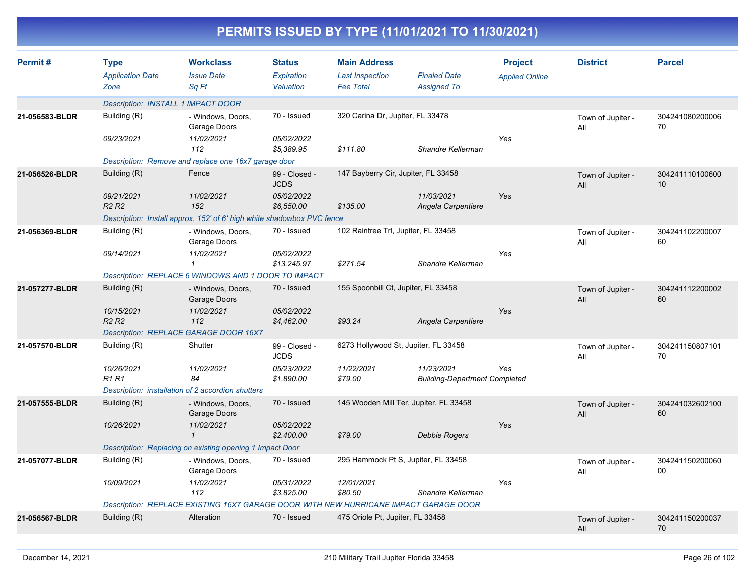# PERMITS ISSUED BY TYPE (11/01/2021 TO 11/30/2021)

| Permit # | Type / Application Date / Zone | Workclass / Issue Date / Sq Ft | Status / Expiration / Valuation | Main Address / Last Inspection / Fee Total | Finaled Date / Assigned To | Project / Applied Online | District | Parcel |
|---|---|---|---|---|---|---|---|---|
| | Description: INSTALL 1 IMPACT DOOR | | | | | | | |
| 21-056583-BLDR | Building (R) | - Windows, Doors, Garage Doors | 70 - Issued | 320 Carina Dr, Jupiter, FL 33478 | | | Town of Jupiter - All | 30424108020000670 |
| | 09/23/2021 | 11/02/2021 | 05/02/2022 | | | Yes | | |
| | | 112 | $5,389.95 | $111.80 | Shandre Kellerman | | | |
| | Description: Remove and replace one 16x7 garage door | | | | | | | |
| 21-056526-BLDR | Building (R) | Fence | 99 - Closed - JCDS | 147 Bayberry Cir, Jupiter, FL 33458 | | | Town of Jupiter - All | 30424111010060010 |
| | 09/21/2021 | 11/02/2021 | 05/02/2022 | | 11/03/2021 | Yes | | |
| | R2 R2 | 152 | $6,550.00 | $135.00 | Angela Carpentiere | | | |
| | Description: Install approx. 152' of 6' high white shadowbox PVC fence | | | | | | | |
| 21-056369-BLDR | Building (R) | - Windows, Doors, Garage Doors | 70 - Issued | 102 Raintree Trl, Jupiter, FL 33458 | | | Town of Jupiter - All | 30424110220000760 |
| | 09/14/2021 | 11/02/2021 | 05/02/2022 | | | Yes | | |
| | | 1 | $13,245.97 | $271.54 | Shandre Kellerman | | | |
| | Description: REPLACE 6 WINDOWS AND 1 DOOR TO IMPACT | | | | | | | |
| 21-057277-BLDR | Building (R) | - Windows, Doors, Garage Doors | 70 - Issued | 155 Spoonbill Ct, Jupiter, FL 33458 | | | Town of Jupiter - All | 30424111220000260 |
| | 10/15/2021 | 11/02/2021 | 05/02/2022 | | | Yes | | |
| | R2 R2 | 112 | $4,462.00 | $93.24 | Angela Carpentiere | | | |
| | Description: REPLACE GARAGE DOOR 16X7 | | | | | | | |
| 21-057570-BLDR | Building (R) | Shutter | 99 - Closed - JCDS | 6273 Hollywood St, Jupiter, FL 33458 | | | Town of Jupiter - All | 30424115080710170 |
| | 10/26/2021 | 11/02/2021 | 05/23/2022 | 11/22/2021 | 11/23/2021 | Yes | | |
| | R1 R1 | 84 | $1,890.00 | $79.00 | Building-Department Completed | | | |
| | Description: installation of 2 accordion shutters | | | | | | | |
| 21-057555-BLDR | Building (R) | - Windows, Doors, Garage Doors | 70 - Issued | 145 Wooden Mill Ter, Jupiter, FL 33458 | | | Town of Jupiter - All | 30424103260210060 |
| | 10/26/2021 | 11/02/2021 | 05/02/2022 | | | Yes | | |
| | | 1 | $2,400.00 | $79.00 | Debbie Rogers | | | |
| | Description: Replacing on existing opening 1 Impact Door | | | | | | | |
| 21-057077-BLDR | Building (R) | - Windows, Doors, Garage Doors | 70 - Issued | 295 Hammock Pt S, Jupiter, FL 33458 | | | Town of Jupiter - All | 30424115020006000 |
| | 10/09/2021 | 11/02/2021 | 05/31/2022 | 12/01/2021 | | Yes | | |
| | | 112 | $3,825.00 | $80.50 | Shandre Kellerman | | | |
| | Description: REPLACE EXISTING 16X7 GARAGE DOOR WITH NEW HURRICANE IMPACT GARAGE DOOR | | | | | | | |
| 21-056567-BLDR | Building (R) | Alteration | 70 - Issued | 475 Oriole Pt, Jupiter, FL 33458 | | | Town of Jupiter - All | 30424115020003770 |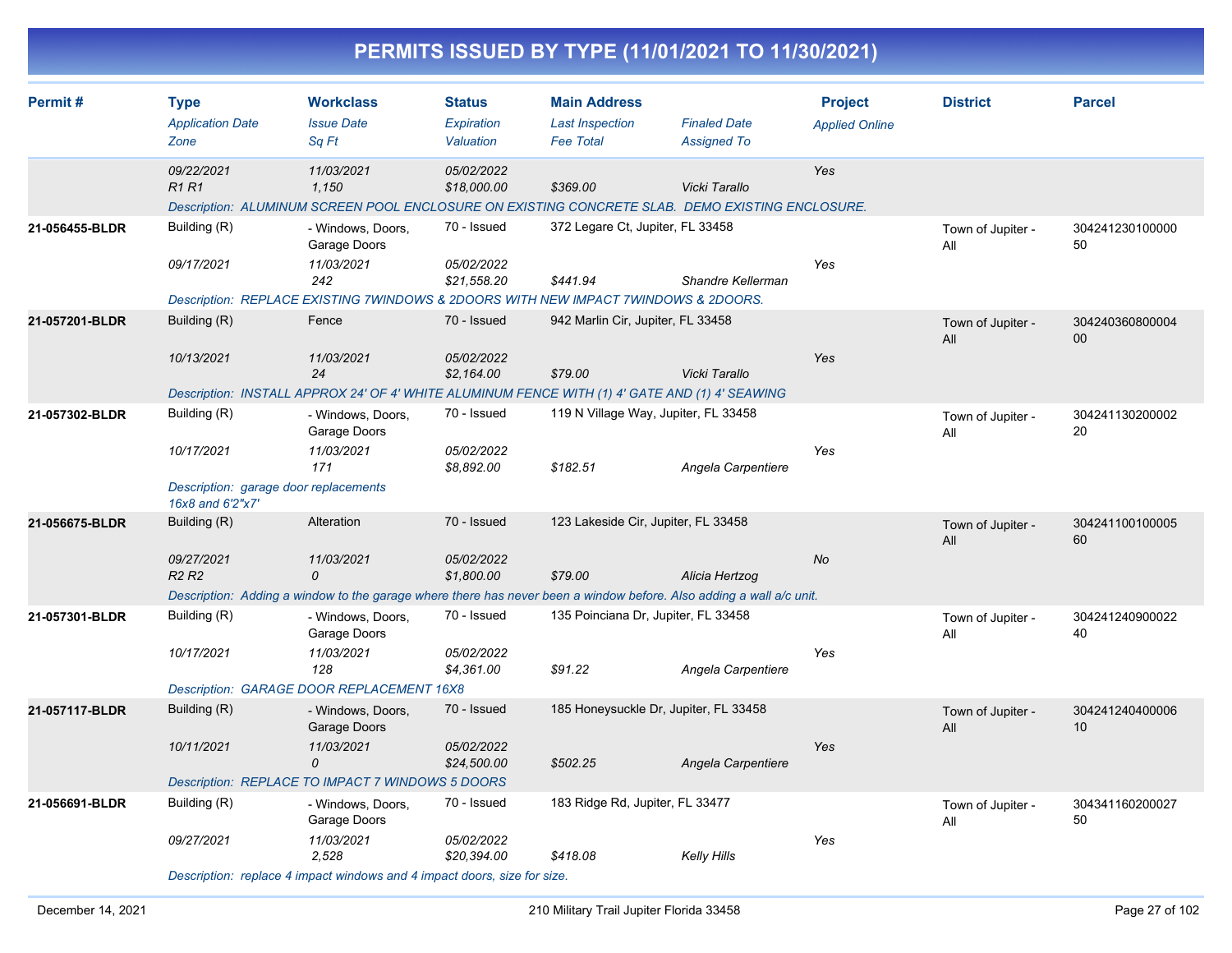# PERMITS ISSUED BY TYPE (11/01/2021 TO 11/30/2021)

| Permit # | Type<br>*Application Date*<br>*Zone* | Workclass<br>*Issue Date*<br>*Sq Ft* | Status<br>*Expiration*<br>*Valuation* | Main Address<br>*Last Inspection*<br>*Fee Total* | *Finaled Date*<br>*Assigned To* | Project<br>*Applied Online* | District | Parcel |
|---|---|---|---|---|---|---|---|---|
| | *09/22/2021*<br>*R1 R1* | *11/03/2021*<br>*1,150* | *05/02/2022*<br>*$18,000.00* | *$369.00* | *Vicki Tarallo* | *Yes* | | |
| | *Description: ALUMINUM SCREEN POOL ENCLOSURE ON EXISTING CONCRETE SLAB. DEMO EXISTING ENCLOSURE.* | | | | | | | |
| **21-056455-BLDR** | Building (R)<br>*09/17/2021* | - Windows, Doors, Garage Doors<br>*11/03/2021*<br>*242* | 70 - Issued<br>*05/02/2022*<br>*$21,558.20* | 372 Legare Ct, Jupiter, FL 33458<br>*$441.94* | *Shandre Kellerman* | *Yes* | Town of Jupiter - All | 30424123010000050 |
| | *Description: REPLACE EXISTING 7WINDOWS & 2DOORS WITH NEW IMPACT 7WINDOWS & 2DOORS.* | | | | | | | |
| **21-057201-BLDR** | Building (R)<br>*10/13/2021* | Fence<br>*11/03/2021*<br>*24* | 70 - Issued<br>*05/02/2022*<br>*$2,164.00* | 942 Marlin Cir, Jupiter, FL 33458<br>*$79.00* | *Vicki Tarallo* | *Yes* | Town of Jupiter - All | 30424036080000400 |
| | *Description: INSTALL APPROX 24' OF 4' WHITE ALUMINUM FENCE WITH (1) 4' GATE AND (1) 4' SEAWING* | | | | | | | |
| **21-057302-BLDR** | Building (R)<br>*10/17/2021* | - Windows, Doors, Garage Doors<br>*11/03/2021*<br>*171* | 70 - Issued<br>*05/02/2022*<br>*$8,892.00* | 119 N Village Way, Jupiter, FL 33458<br>*$182.51* | *Angela Carpentiere* | *Yes* | Town of Jupiter - All | 30424113020000220 |
| | *Description: garage door replacements 16x8 and 6'2"x7'* | | | | | | | |
| **21-056675-BLDR** | Building (R)<br>*09/27/2021*<br>*R2 R2* | Alteration<br>*11/03/2021*<br>*0* | 70 - Issued<br>*05/02/2022*<br>*$1,800.00* | 123 Lakeside Cir, Jupiter, FL 33458<br>*$79.00* | *Alicia Hertzog* | *No* | Town of Jupiter - All | 30424110010000560 |
| | *Description: Adding a window to the garage where there has never been a window before. Also adding a wall a/c unit.* | | | | | | | |
| **21-057301-BLDR** | Building (R)<br>*10/17/2021* | - Windows, Doors, Garage Doors<br>*11/03/2021*<br>*128* | 70 - Issued<br>*05/02/2022*<br>*$4,361.00* | 135 Poinciana Dr, Jupiter, FL 33458<br>*$91.22* | *Angela Carpentiere* | *Yes* | Town of Jupiter - All | 30424124090002240 |
| | *Description: GARAGE DOOR REPLACEMENT 16X8* | | | | | | | |
| **21-057117-BLDR** | Building (R)<br>*10/11/2021* | - Windows, Doors, Garage Doors<br>*11/03/2021*<br>*0* | 70 - Issued<br>*05/02/2022*<br>*$24,500.00* | 185 Honeysuckle Dr, Jupiter, FL 33458<br>*$502.25* | *Angela Carpentiere* | *Yes* | Town of Jupiter - All | 30424124040000610 |
| | *Description: REPLACE TO IMPACT 7 WINDOWS 5 DOORS* | | | | | | | |
| **21-056691-BLDR** | Building (R)<br>*09/27/2021* | - Windows, Doors, Garage Doors<br>*11/03/2021*<br>*2,528* | 70 - Issued<br>*05/02/2022*<br>*$20,394.00* | 183 Ridge Rd, Jupiter, FL 33477<br>*$418.08* | *Kelly Hills* | *Yes* | Town of Jupiter - All | 30434116020002750 |
| | *Description: replace 4 impact windows and 4 impact doors, size for size.* | | | | | | | |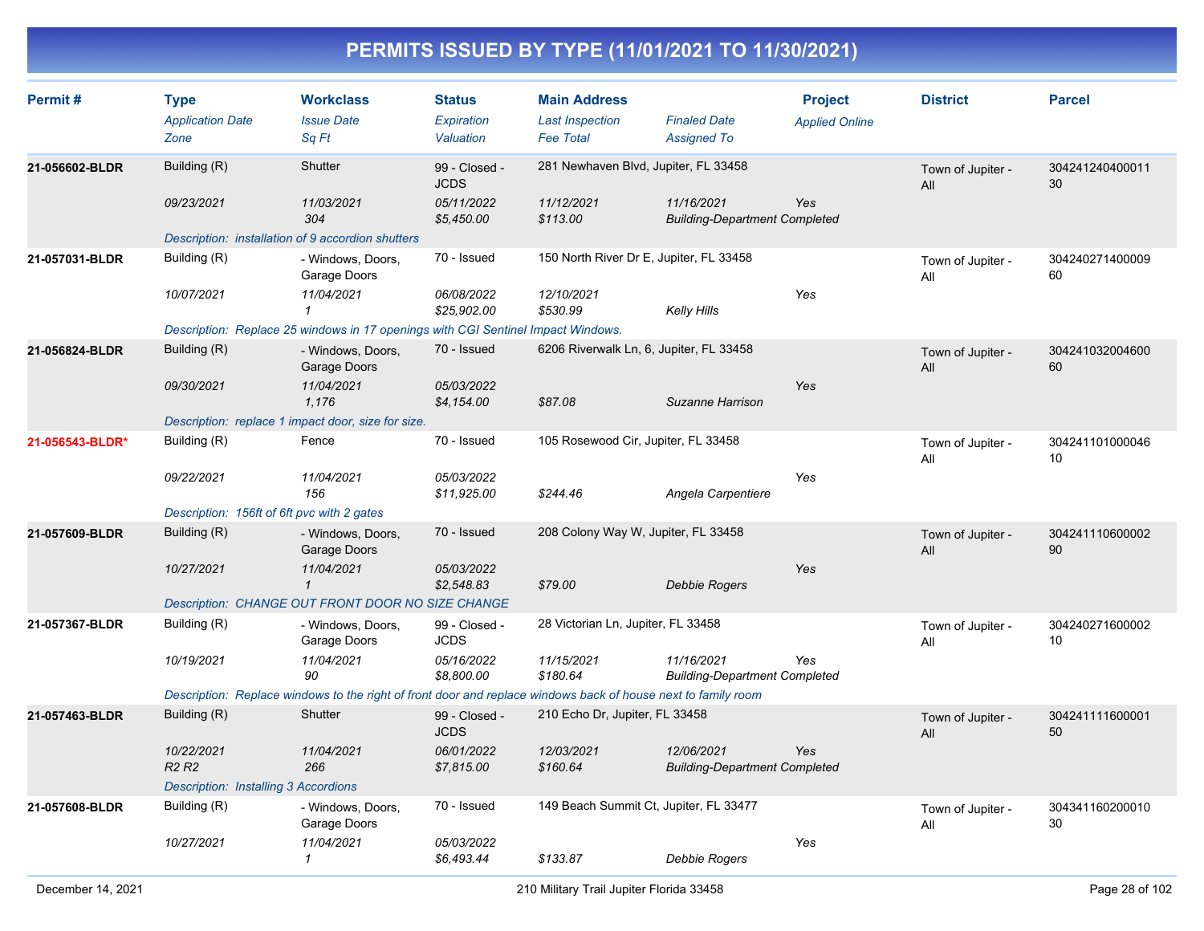# PERMITS ISSUED BY TYPE (11/01/2021 TO 11/30/2021)

| Permit # | Type | Workclass | Status | Main Address | | Project | District | Parcel |
|---|---|---|---|---|---|---|---|---|
| | *Application Date* | *Issue Date* | *Expiration* | *Last Inspection* | *Finaled Date* | *Applied Online* | | |
| | *Zone* | *Sq Ft* | *Valuation* | *Fee Total* | *Assigned To* | | | |
| **21-056602-BLDR** | Building (R) | Shutter | 99 - Closed - JCDS | 281 Newhaven Blvd, Jupiter, FL 33458 | | | Town of Jupiter - All | 30424124040001130 |
| | *09/23/2021* | *11/03/2021* | *05/11/2022* | *11/12/2021* | *11/16/2021* | *Yes* | | |
| | | *304* | *$5,450.00* | *$113.00* | *Building-Department Completed* | | | |
| | *Description: installation of 9 accordion shutters* | | | | | | | |
| **21-057031-BLDR** | Building (R) | - Windows, Doors, Garage Doors | 70 - Issued | 150 North River Dr E, Jupiter, FL 33458 | | | Town of Jupiter - All | 30424027140000960 |
| | *10/07/2021* | *11/04/2021* | *06/08/2022* | *12/10/2021* | | *Yes* | | |
| | | *1* | *$25,902.00* | *$530.99* | *Kelly Hills* | | | |
| | *Description: Replace 25 windows in 17 openings with CGI Sentinel Impact Windows.* | | | | | | | |
| **21-056824-BLDR** | Building (R) | - Windows, Doors, Garage Doors | 70 - Issued | 6206 Riverwalk Ln, 6, Jupiter, FL 33458 | | | Town of Jupiter - All | 30424103200460060 |
| | *09/30/2021* | *11/04/2021* | *05/03/2022* | | | *Yes* | | |
| | | *1,176* | *$4,154.00* | *$87.08* | *Suzanne Harrison* | | | |
| | *Description: replace 1 impact door, size for size.* | | | | | | | |
| **21-056543-BLDR*** | Building (R) | Fence | 70 - Issued | 105 Rosewood Cir, Jupiter, FL 33458 | | | Town of Jupiter - All | 30424110100004610 |
| | *09/22/2021* | *11/04/2021* | *05/03/2022* | | | *Yes* | | |
| | | *156* | *$11,925.00* | *$244.46* | *Angela Carpentiere* | | | |
| | *Description: 156ft of 6ft pvc with 2 gates* | | | | | | | |
| **21-057609-BLDR** | Building (R) | - Windows, Doors, Garage Doors | 70 - Issued | 208 Colony Way W, Jupiter, FL 33458 | | | Town of Jupiter - All | 30424111060000290 |
| | *10/27/2021* | *11/04/2021* | *05/03/2022* | | | *Yes* | | |
| | | *1* | *$2,548.83* | *$79.00* | *Debbie Rogers* | | | |
| | *Description: CHANGE OUT FRONT DOOR NO SIZE CHANGE* | | | | | | | |
| **21-057367-BLDR** | Building (R) | - Windows, Doors, Garage Doors | 99 - Closed - JCDS | 28 Victorian Ln, Jupiter, FL 33458 | | | Town of Jupiter - All | 30424027160000210 |
| | *10/19/2021* | *11/04/2021* | *05/16/2022* | *11/15/2021* | *11/16/2021* | *Yes* | | |
| | | *90* | *$8,800.00* | *$180.64* | *Building-Department Completed* | | | |
| | *Description: Replace windows to the right of front door and replace windows back of house next to family room* | | | | | | | |
| **21-057463-BLDR** | Building (R) | Shutter | 99 - Closed - JCDS | 210 Echo Dr, Jupiter, FL 33458 | | | Town of Jupiter - All | 30424111160000150 |
| | *10/22/2021* | *11/04/2021* | *06/01/2022* | *12/03/2021* | *12/06/2021* | *Yes* | | |
| | *R2 R2* | *266* | *$7,815.00* | *$160.64* | *Building-Department Completed* | | | |
| | *Description: Installing 3 Accordions* | | | | | | | |
| **21-057608-BLDR** | Building (R) | - Windows, Doors, Garage Doors | 70 - Issued | 149 Beach Summit Ct, Jupiter, FL 33477 | | | Town of Jupiter - All | 30434116020001030 |
| | *10/27/2021* | *11/04/2021* | *05/03/2022* | | | *Yes* | | |
| | | *1* | *$6,493.44* | *$133.87* | *Debbie Rogers* | | | |

December 14, 2021 — 210 Military Trail Jupiter Florida 33458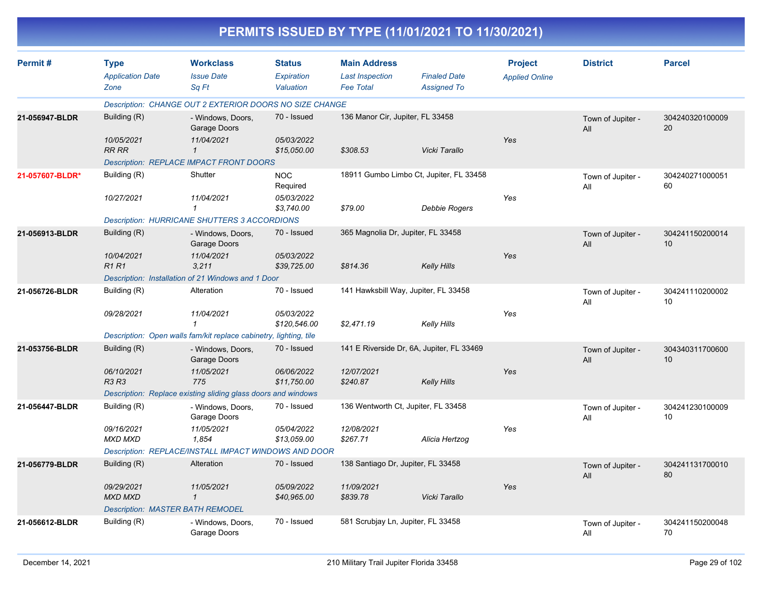# PERMITS ISSUED BY TYPE (11/01/2021 TO 11/30/2021)

| Permit # | Type / Application Date / Zone | Workclass / Issue Date / Sq Ft | Status / Expiration / Valuation | Main Address / Last Inspection / Fee Total | Finaled Date / Assigned To | Project / Applied Online | District | Parcel |
|---|---|---|---|---|---|---|---|---|
| | Description: CHANGE OUT 2 EXTERIOR DOORS NO SIZE CHANGE | | | | | | | |
| 21-056947-BLDR | Building (R) | - Windows, Doors, Garage Doors | 70 - Issued | 136 Manor Cir, Jupiter, FL 33458 | | | Town of Jupiter - All | 30424032010000920 |
| | 10/05/2021 | 11/04/2021 | 05/03/2022 | | | Yes | | |
| | RR RR | 1 | $15,050.00 | $308.53 | Vicki Tarallo | | | |
| | Description: REPLACE IMPACT FRONT DOORS | | | | | | | |
| 21-057607-BLDR* | Building (R) | Shutter | NOC Required | 18911 Gumbo Limbo Ct, Jupiter, FL 33458 | | | Town of Jupiter - All | 30424027100005160 |
| | 10/27/2021 | 11/04/2021 | 05/03/2022 | | | Yes | | |
| | | 1 | $3,740.00 | $79.00 | Debbie Rogers | | | |
| | Description: HURRICANE SHUTTERS 3 ACCORDIONS | | | | | | | |
| 21-056913-BLDR | Building (R) | - Windows, Doors, Garage Doors | 70 - Issued | 365 Magnolia Dr, Jupiter, FL 33458 | | | Town of Jupiter - All | 30424115020001410 |
| | 10/04/2021 | 11/04/2021 | 05/03/2022 | | | Yes | | |
| | R1 R1 | 3,211 | $39,725.00 | $814.36 | Kelly Hills | | | |
| | Description: Installation of 21 Windows and 1 Door | | | | | | | |
| 21-056726-BLDR | Building (R) | Alteration | 70 - Issued | 141 Hawksbill Way, Jupiter, FL 33458 | | | Town of Jupiter - All | 30424111020000210 |
| | 09/28/2021 | 11/04/2021 | 05/03/2022 | | | Yes | | |
| | | 1 | $120,546.00 | $2,471.19 | Kelly Hills | | | |
| | Description: Open walls fam/kit replace cabinetry, lighting, tile | | | | | | | |
| 21-053756-BLDR | Building (R) | - Windows, Doors, Garage Doors | 70 - Issued | 141 E Riverside Dr, 6A, Jupiter, FL 33469 | | | Town of Jupiter - All | 30434031170060010 |
| | 06/10/2021 | 11/05/2021 | 06/06/2022 | 12/07/2021 | | Yes | | |
| | R3 R3 | 775 | $11,750.00 | $240.87 | Kelly Hills | | | |
| | Description: Replace existing sliding glass doors and windows | | | | | | | |
| 21-056447-BLDR | Building (R) | - Windows, Doors, Garage Doors | 70 - Issued | 136 Wentworth Ct, Jupiter, FL 33458 | | | Town of Jupiter - All | 30424123010000910 |
| | 09/16/2021 | 11/05/2021 | 05/04/2022 | 12/08/2021 | | Yes | | |
| | MXD MXD | 1,854 | $13,059.00 | $267.71 | Alicia Hertzog | | | |
| | Description: REPLACE/INSTALL IMPACT WINDOWS AND DOOR | | | | | | | |
| 21-056779-BLDR | Building (R) | Alteration | 70 - Issued | 138 Santiago Dr, Jupiter, FL 33458 | | | Town of Jupiter - All | 30424113170001080 |
| | 09/29/2021 | 11/05/2021 | 05/09/2022 | 11/09/2021 | | Yes | | |
| | MXD MXD | 1 | $40,965.00 | $839.78 | Vicki Tarallo | | | |
| | Description: MASTER BATH REMODEL | | | | | | | |
| 21-056612-BLDR | Building (R) | - Windows, Doors, Garage Doors | 70 - Issued | 581 Scrubjay Ln, Jupiter, FL 33458 | | | Town of Jupiter - All | 30424115020004870 |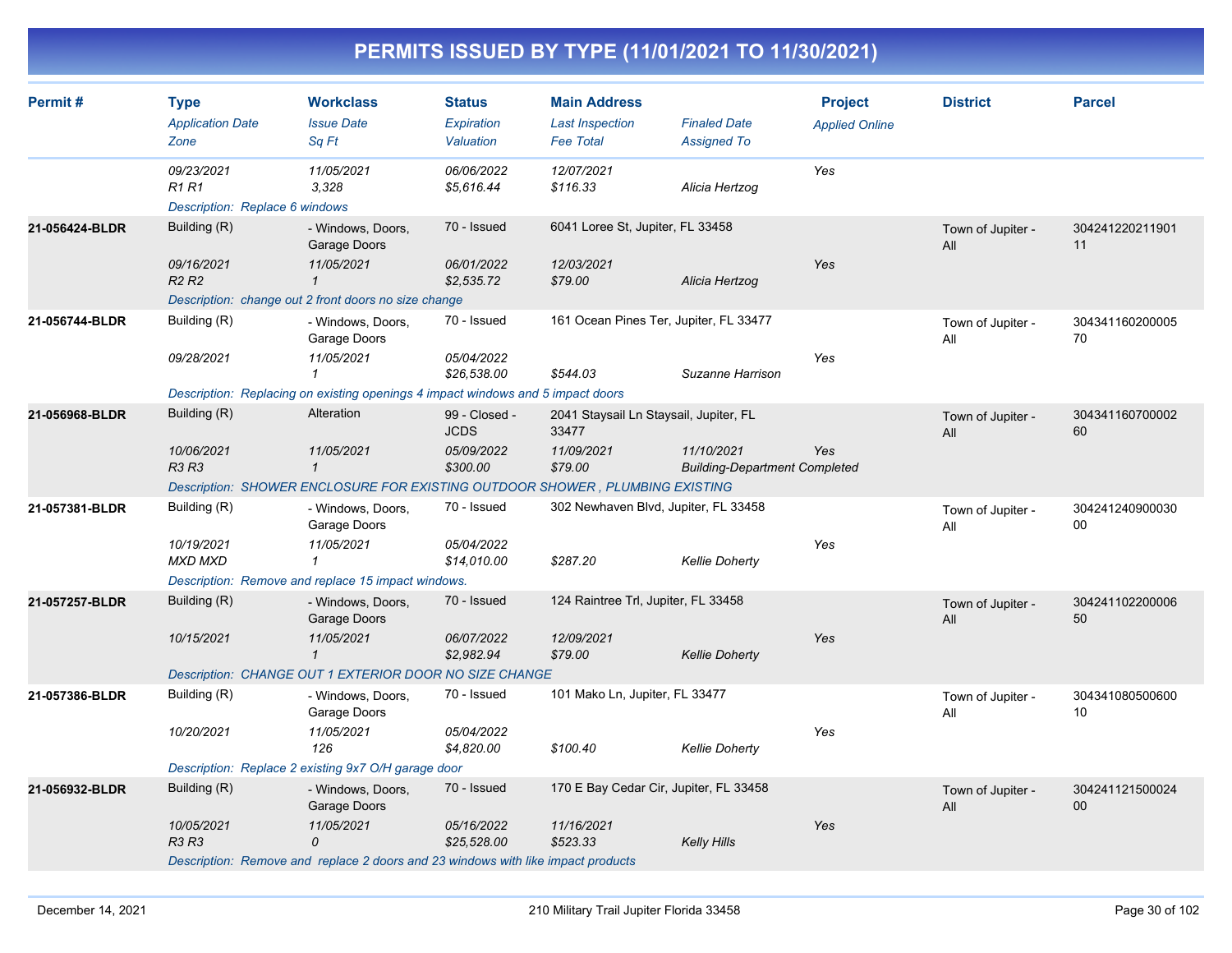# PERMITS ISSUED BY TYPE (11/01/2021 TO 11/30/2021)

| Permit # | Type<br>*Application Date*<br>*Zone* | Workclass<br>*Issue Date*<br>*Sq Ft* | Status<br>*Expiration*<br>*Valuation* | Main Address<br>*Last Inspection*<br>*Fee Total* | *Finaled Date*<br>*Assigned To* | Project<br>*Applied Online* | District | Parcel |
|---|---|---|---|---|---|---|---|---|
| | *09/23/2021*<br>*R1 R1* | *11/05/2021*<br>*3,328* | *06/06/2022*<br>*$5,616.44* | *12/07/2021*<br>*$116.33* | *Alicia Hertzog* | *Yes* | | |
| | *Description: Replace 6 windows* | | | | | | | |
| **21-056424-BLDR** | Building (R)<br>*09/16/2021*<br>*R2 R2* | - Windows, Doors, Garage Doors<br>*11/05/2021*<br>*1* | 70 - Issued<br>*06/01/2022*<br>*$2,535.72* | 6041 Loree St, Jupiter, FL 33458<br>*12/03/2021*<br>*$79.00* | *Alicia Hertzog* | *Yes* | Town of Jupiter - All | 30424122021190111 |
| | *Description: change out 2 front doors no size change* | | | | | | | |
| **21-056744-BLDR** | Building (R)<br>*09/28/2021* | - Windows, Doors, Garage Doors<br>*11/05/2021*<br>*1* | 70 - Issued<br>*05/04/2022*<br>*$26,538.00* | 161 Ocean Pines Ter, Jupiter, FL 33477<br>*$544.03* | *Suzanne Harrison* | *Yes* | Town of Jupiter - All | 30434116020000570 |
| | *Description: Replacing on existing openings 4 impact windows and 5 impact doors* | | | | | | | |
| **21-056968-BLDR** | Building (R)<br>*10/06/2021*<br>*R3 R3* | Alteration<br>*11/05/2021*<br>*1* | 99 - Closed - JCDS<br>*05/09/2022*<br>*$300.00* | 2041 Staysail Ln Staysail, Jupiter, FL 33477<br>*11/09/2021*<br>*$79.00* | *11/10/2021*<br>*Building-Department Completed* | *Yes* | Town of Jupiter - All | 30434116070000260 |
| | *Description: SHOWER ENCLOSURE FOR EXISTING OUTDOOR SHOWER , PLUMBING EXISTING* | | | | | | | |
| **21-057381-BLDR** | Building (R)<br>*10/19/2021*<br>*MXD MXD* | - Windows, Doors, Garage Doors<br>*11/05/2021*<br>*1* | 70 - Issued<br>*05/04/2022*<br>*$14,010.00* | 302 Newhaven Blvd, Jupiter, FL 33458<br>*$287.20* | *Kellie Doherty* | *Yes* | Town of Jupiter - All | 30424124090003000 |
| | *Description: Remove and replace 15 impact windows.* | | | | | | | |
| **21-057257-BLDR** | Building (R)<br>*10/15/2021* | - Windows, Doors, Garage Doors<br>*11/05/2021*<br>*1* | 70 - Issued<br>*06/07/2022*<br>*$2,982.94* | 124 Raintree Trl, Jupiter, FL 33458<br>*12/09/2021*<br>*$79.00* | *Kellie Doherty* | *Yes* | Town of Jupiter - All | 30424110220000650 |
| | *Description: CHANGE OUT 1 EXTERIOR DOOR NO SIZE CHANGE* | | | | | | | |
| **21-057386-BLDR** | Building (R)<br>*10/20/2021* | - Windows, Doors, Garage Doors<br>*11/05/2021*<br>*126* | 70 - Issued<br>*05/04/2022*<br>*$4,820.00* | 101 Mako Ln, Jupiter, FL 33477<br>*$100.40* | *Kellie Doherty* | *Yes* | Town of Jupiter - All | 30434108050060010 |
| | *Description: Replace 2 existing 9x7 O/H garage door* | | | | | | | |
| **21-056932-BLDR** | Building (R)<br>*10/05/2021*<br>*R3 R3* | - Windows, Doors, Garage Doors<br>*11/05/2021*<br>*0* | 70 - Issued<br>*05/16/2022*<br>*$25,528.00* | 170 E Bay Cedar Cir, Jupiter, FL 33458<br>*11/16/2021*<br>*$523.33* | *Kelly Hills* | *Yes* | Town of Jupiter - All | 30424112150002400 |
| | *Description: Remove and replace 2 doors and 23 windows with like impact products* | | | | | | | |

December 14, 2021 — 210 Military Trail Jupiter Florida 33458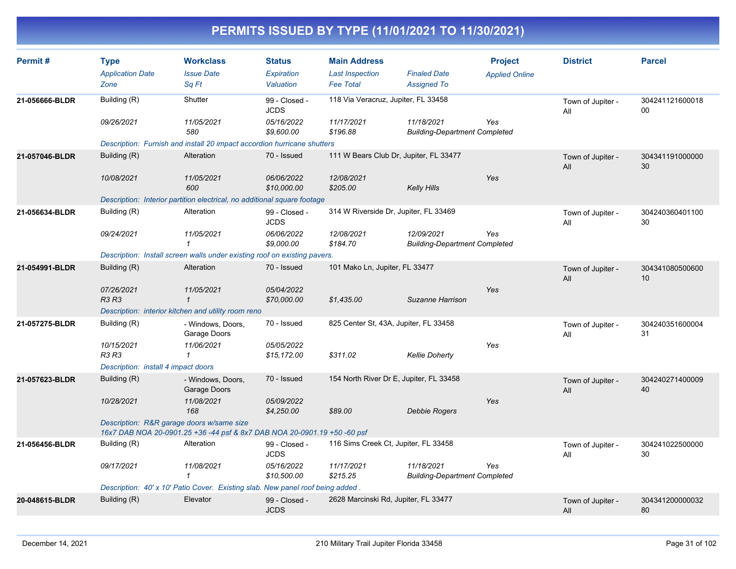# PERMITS ISSUED BY TYPE (11/01/2021 TO 11/30/2021)

| Permit # | Type | Workclass | Status | Main Address | | Project | District | Parcel |
|---|---|---|---|---|---|---|---|---|
| | Application Date | Issue Date | Expiration | Last Inspection | Finaled Date | Applied Online | | |
| | Zone | Sq Ft | Valuation | Fee Total | Assigned To | | | |
| 21-056666-BLDR | Building (R) | Shutter | 99 - Closed - JCDS | 118 Via Veracruz, Jupiter, FL 33458 | | | Town of Jupiter - All | 30424112160001800 |
| | 09/26/2021 | 11/05/2021 | 05/16/2022 | 11/17/2021 | 11/18/2021 | Yes | | |
| | | 580 | $9,600.00 | $196.88 | Building-Department Completed | | | |
| | Description: Furnish and install 20 impact accordion hurricane shutters | | | | | | | |
| 21-057046-BLDR | Building (R) | Alteration | 70 - Issued | 111 W Bears Club Dr, Jupiter, FL 33477 | | | Town of Jupiter - All | 30434119100000030 |
| | 10/08/2021 | 11/05/2021 | 06/06/2022 | 12/08/2021 | | Yes | | |
| | | 600 | $10,000.00 | $205.00 | Kelly Hills | | | |
| | Description: Interior partition electrical, no additional square footage | | | | | | | |
| 21-056634-BLDR | Building (R) | Alteration | 99 - Closed - JCDS | 314 W Riverside Dr, Jupiter, FL 33469 | | | Town of Jupiter - All | 30424036040110030 |
| | 09/24/2021 | 11/05/2021 | 06/06/2022 | 12/08/2021 | 12/09/2021 | Yes | | |
| | | 1 | $9,000.00 | $184.70 | Building-Department Completed | | | |
| | Description: Install screen walls under existing roof on existing pavers. | | | | | | | |
| 21-054991-BLDR | Building (R) | Alteration | 70 - Issued | 101 Mako Ln, Jupiter, FL 33477 | | | Town of Jupiter - All | 30434108050060010 |
| | 07/26/2021 | 11/05/2021 | 05/04/2022 | | | Yes | | |
| | R3 R3 | 1 | $70,000.00 | $1,435.00 | Suzanne Harrison | | | |
| | Description: interior kitchen and utility room reno | | | | | | | |
| 21-057275-BLDR | Building (R) | - Windows, Doors, Garage Doors | 70 - Issued | 825 Center St, 43A, Jupiter, FL 33458 | | | Town of Jupiter - All | 30424035160000431 |
| | 10/15/2021 | 11/06/2021 | 05/05/2022 | | | Yes | | |
| | R3 R3 | 1 | $15,172.00 | $311.02 | Kellie Doherty | | | |
| | Description: install 4 impact doors | | | | | | | |
| 21-057623-BLDR | Building (R) | - Windows, Doors, Garage Doors | 70 - Issued | 154 North River Dr E, Jupiter, FL 33458 | | | Town of Jupiter - All | 30424027140000940 |
| | 10/28/2021 | 11/08/2021 | 05/09/2022 | | | Yes | | |
| | | 168 | $4,250.00 | $89.00 | Debbie Rogers | | | |
| | Description: R&R garage doors w/same size 16x7 DAB NOA 20-0901.25 +36 -44 psf & 8x7 DAB NOA 20-0901.19 +50 -60 psf | | | | | | | |
| 21-056456-BLDR | Building (R) | Alteration | 99 - Closed - JCDS | 116 Sims Creek Ct, Jupiter, FL 33458 | | | Town of Jupiter - All | 30424102250000030 |
| | 09/17/2021 | 11/08/2021 | 05/16/2022 | 11/17/2021 | 11/18/2021 | Yes | | |
| | | 1 | $10,500.00 | $215.25 | Building-Department Completed | | | |
| | Description: 40' x 10' Patio Cover. Existing slab. New panel roof being added . | | | | | | | |
| 20-048615-BLDR | Building (R) | Elevator | 99 - Closed - JCDS | 2628 Marcinski Rd, Jupiter, FL 33477 | | | Town of Jupiter - All | 30434120000003280 |

December 14, 2021 — 210 Military Trail Jupiter Florida 33458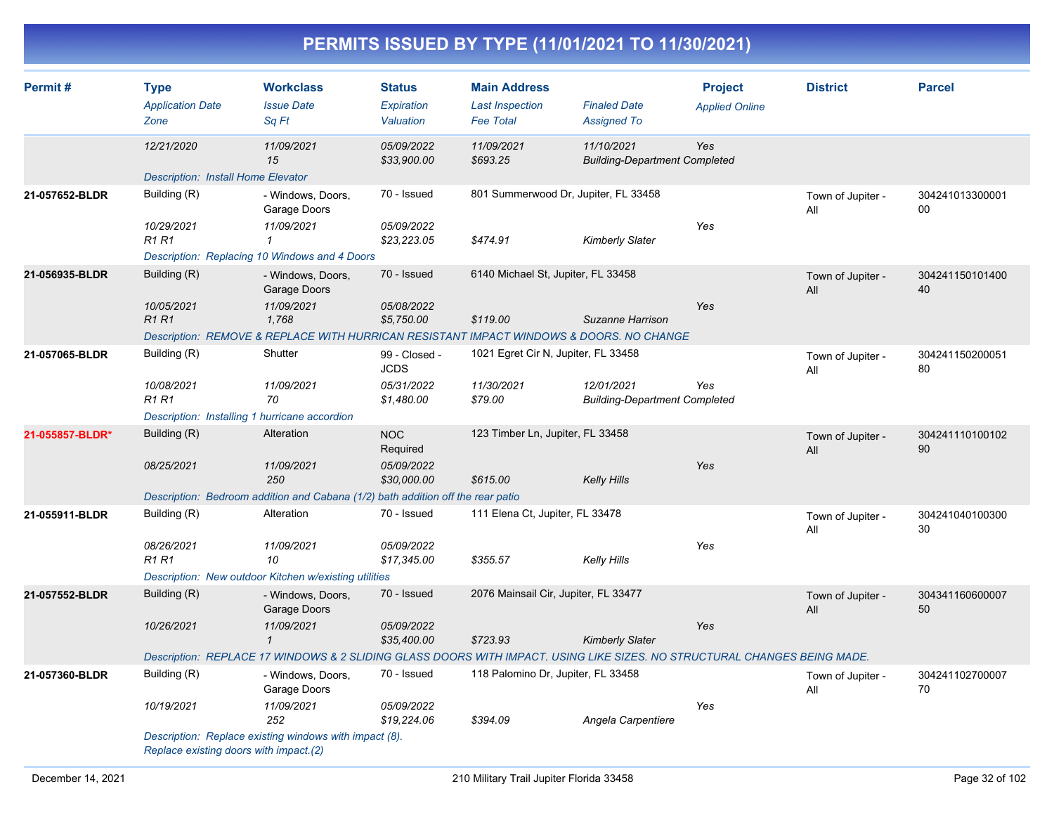# PERMITS ISSUED BY TYPE (11/01/2021 TO 11/30/2021)

| Permit # | Type / Application Date / Zone | Workclass / Issue Date / Sq Ft | Status / Expiration / Valuation | Main Address / Last Inspection / Fee Total | Finaled Date / Assigned To | Project / Applied Online | District | Parcel |
|---|---|---|---|---|---|---|---|---|
| | 12/21/2020 | 11/09/2021<br>15 | 05/09/2022<br>$33,900.00 | 11/09/2021<br>$693.25 | 11/10/2021<br>Building-Department Completed | Yes | | |
| | Description: Install Home Elevator | | | | | | | |
| 21-057652-BLDR | Building (R)<br>10/29/2021<br>R1 R1 | - Windows, Doors, Garage Doors<br>11/09/2021<br>1 | 70 - Issued<br>05/09/2022<br>$23,223.05 | 801 Summerwood Dr, Jupiter, FL 33458<br><br>$474.91 | Kimberly Slater | Yes | Town of Jupiter - All | 30424101330000100 |
| | Description: Replacing 10 Windows and 4 Doors | | | | | | | |
| 21-056935-BLDR | Building (R)<br>10/05/2021<br>R1 R1 | - Windows, Doors, Garage Doors<br>11/09/2021<br>1,768 | 70 - Issued<br>05/08/2022<br>$5,750.00 | 6140 Michael St, Jupiter, FL 33458<br><br>$119.00 | Suzanne Harrison | Yes | Town of Jupiter - All | 30424115010140040 |
| | Description: REMOVE & REPLACE WITH HURRICAN RESISTANT IMPACT WINDOWS & DOORS. NO CHANGE | | | | | | | |
| 21-057065-BLDR | Building (R)<br>10/08/2021<br>R1 R1 | Shutter<br>11/09/2021<br>70 | 99 - Closed - JCDS<br>05/31/2022<br>$1,480.00 | 1021 Egret Cir N, Jupiter, FL 33458<br>11/30/2021<br>$79.00 | 12/01/2021<br>Building-Department Completed | Yes | Town of Jupiter - All | 30424115020005180 |
| | Description: Installing 1 hurricane accordion | | | | | | | |
| 21-055857-BLDR* | Building (R)<br>08/25/2021 | Alteration<br>11/09/2021<br>250 | NOC Required<br>05/09/2022<br>$30,000.00 | 123 Timber Ln, Jupiter, FL 33458<br><br>$615.00 | Kelly Hills | Yes | Town of Jupiter - All | 30424111010010290 |
| | Description: Bedroom addition and Cabana (1/2) bath addition off the rear patio | | | | | | | |
| 21-055911-BLDR | Building (R)<br>08/26/2021<br>R1 R1 | Alteration<br>11/09/2021<br>10 | 70 - Issued<br>05/09/2022<br>$17,345.00 | 111 Elena Ct, Jupiter, FL 33478<br><br>$355.57 | Kelly Hills | Yes | Town of Jupiter - All | 30424104010030030 |
| | Description: New outdoor Kitchen w/existing utilities | | | | | | | |
| 21-057552-BLDR | Building (R)<br>10/26/2021 | - Windows, Doors, Garage Doors<br>11/09/2021<br>1 | 70 - Issued<br>05/09/2022<br>$35,400.00 | 2076 Mainsail Cir, Jupiter, FL 33477<br><br>$723.93 | Kimberly Slater | Yes | Town of Jupiter - All | 30434116060000750 |
| | Description: REPLACE 17 WINDOWS & 2 SLIDING GLASS DOORS WITH IMPACT. USING LIKE SIZES. NO STRUCTURAL CHANGES BEING MADE. | | | | | | | |
| 21-057360-BLDR | Building (R)<br>10/19/2021 | - Windows, Doors, Garage Doors<br>11/09/2021<br>252 | 70 - Issued<br>05/09/2022<br>$19,224.06 | 118 Palomino Dr, Jupiter, FL 33458<br><br>$394.09 | Angela Carpentiere | Yes | Town of Jupiter - All | 30424110270000770 |
| | Description: Replace existing windows with impact (8). Replace existing doors with impact.(2) | | | | | | | |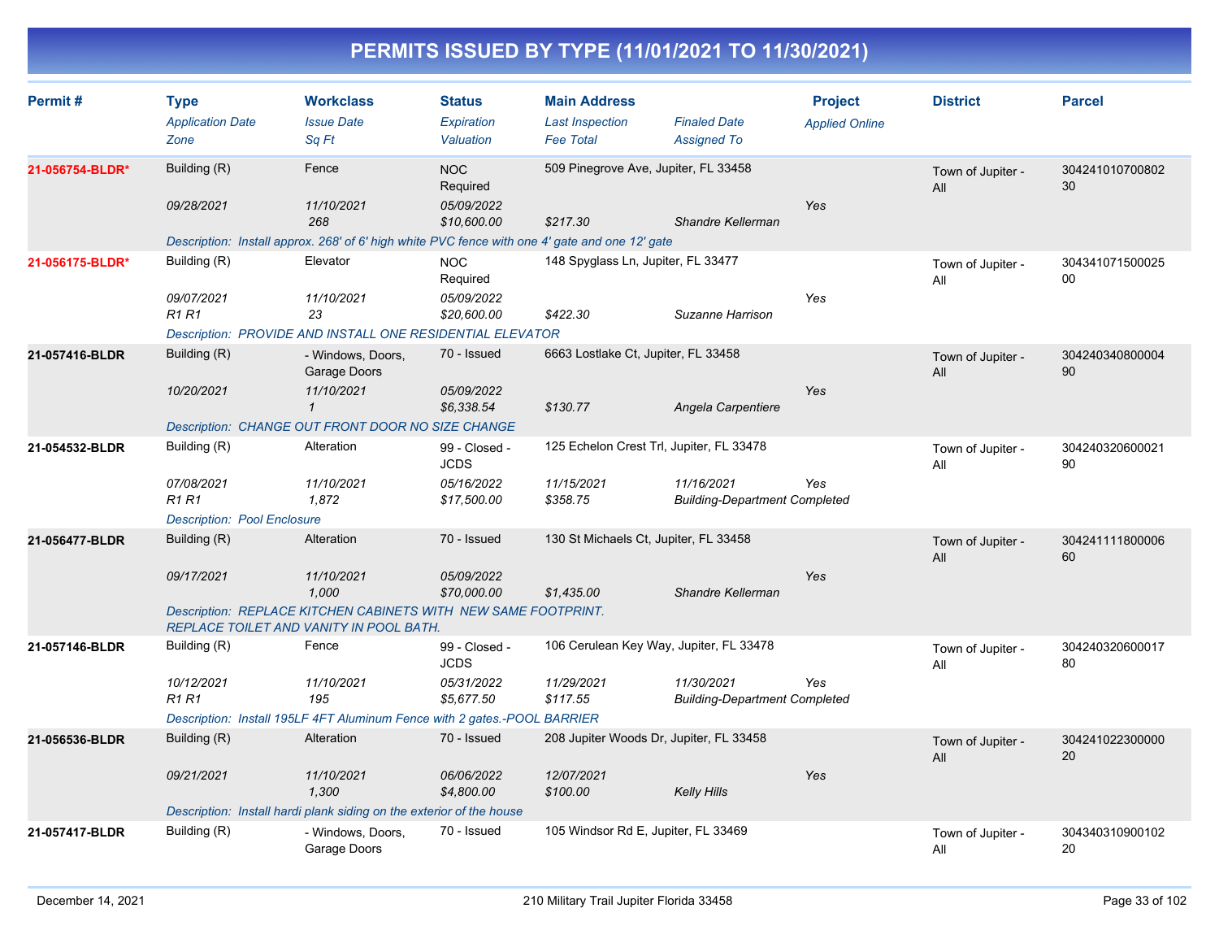# PERMITS ISSUED BY TYPE (11/01/2021 TO 11/30/2021)

| Permit # | Type<br>*Application Date*<br>*Zone* | Workclass<br>*Issue Date*<br>*Sq Ft* | Status<br>*Expiration*<br>*Valuation* | Main Address<br>*Last Inspection*<br>*Fee Total* | *Finaled Date*<br>*Assigned To* | Project<br>*Applied Online* | District | Parcel |
|---|---|---|---|---|---|---|---|---|
| **21-056754-BLDR*** | Building (R)<br>*09/28/2021* | Fence<br>*11/10/2021*<br>*268* | NOC Required<br>*05/09/2022*<br>*$10,600.00* | 509 Pinegrove Ave, Jupiter, FL 33458<br><br>*$217.30* | <br>*Shandre Kellerman* | *Yes* | Town of Jupiter - All | 30424101070080230 |
| | *Description: Install approx. 268' of 6' high white PVC fence with one 4' gate and one 12' gate* | | | | | | | |
| **21-056175-BLDR*** | Building (R)<br>*09/07/2021*<br>*R1 R1* | Elevator<br>*11/10/2021*<br>*23* | NOC Required<br>*05/09/2022*<br>*$20,600.00* | 148 Spyglass Ln, Jupiter, FL 33477<br><br>*$422.30* | <br>*Suzanne Harrison* | *Yes* | Town of Jupiter - All | 30434107150002500 |
| | *Description: PROVIDE AND INSTALL ONE RESIDENTIAL ELEVATOR* | | | | | | | |
| **21-057416-BLDR** | Building (R)<br>*10/20/2021* | - Windows, Doors, Garage Doors<br>*11/10/2021*<br>*1* | 70 - Issued<br>*05/09/2022*<br>*$6,338.54* | 6663 Lostlake Ct, Jupiter, FL 33458<br><br>*$130.77* | <br>*Angela Carpentiere* | *Yes* | Town of Jupiter - All | 30424034080000490 |
| | *Description: CHANGE OUT FRONT DOOR NO SIZE CHANGE* | | | | | | | |
| **21-054532-BLDR** | Building (R)<br>*07/08/2021*<br>*R1 R1* | Alteration<br>*11/10/2021*<br>*1,872* | 99 - Closed - JCDS<br>*05/16/2022*<br>*$17,500.00* | 125 Echelon Crest Trl, Jupiter, FL 33478<br>*11/15/2021*<br>*$358.75* | *11/16/2021*<br>*Building-Department Completed* | *Yes* | Town of Jupiter - All | 30424032060002190 |
| | *Description: Pool Enclosure* | | | | | | | |
| **21-056477-BLDR** | Building (R)<br>*09/17/2021* | Alteration<br>*11/10/2021*<br>*1,000* | 70 - Issued<br>*05/09/2022*<br>*$70,000.00* | 130 St Michaels Ct, Jupiter, FL 33458<br><br>*$1,435.00* | <br>*Shandre Kellerman* | *Yes* | Town of Jupiter - All | 30424111180000660 |
| | *Description: REPLACE KITCHEN CABINETS WITH NEW SAME FOOTPRINT. REPLACE TOILET AND VANITY IN POOL BATH.* | | | | | | | |
| **21-057146-BLDR** | Building (R)<br>*10/12/2021*<br>*R1 R1* | Fence<br>*11/10/2021*<br>*195* | 99 - Closed - JCDS<br>*05/31/2022*<br>*$5,677.50* | 106 Cerulean Key Way, Jupiter, FL 33478<br>*11/29/2021*<br>*$117.55* | *11/30/2021*<br>*Building-Department Completed* | *Yes* | Town of Jupiter - All | 30424032060001780 |
| | *Description: Install 195LF 4FT Aluminum Fence with 2 gates.-POOL BARRIER* | | | | | | | |
| **21-056536-BLDR** | Building (R)<br>*09/21/2021* | Alteration<br>*11/10/2021*<br>*1,300* | 70 - Issued<br>*06/06/2022*<br>*$4,800.00* | 208 Jupiter Woods Dr, Jupiter, FL 33458<br>*12/07/2021*<br>*$100.00* | <br>*Kelly Hills* | *Yes* | Town of Jupiter - All | 30424102230000020 |
| | *Description: Install hardi plank siding on the exterior of the house* | | | | | | | |
| **21-057417-BLDR** | Building (R) | - Windows, Doors, Garage Doors | 70 - Issued | 105 Windsor Rd E, Jupiter, FL 33469 | | | Town of Jupiter - All | 30434031090010220 |

December 14, 2021 — 210 Military Trail Jupiter Florida 33458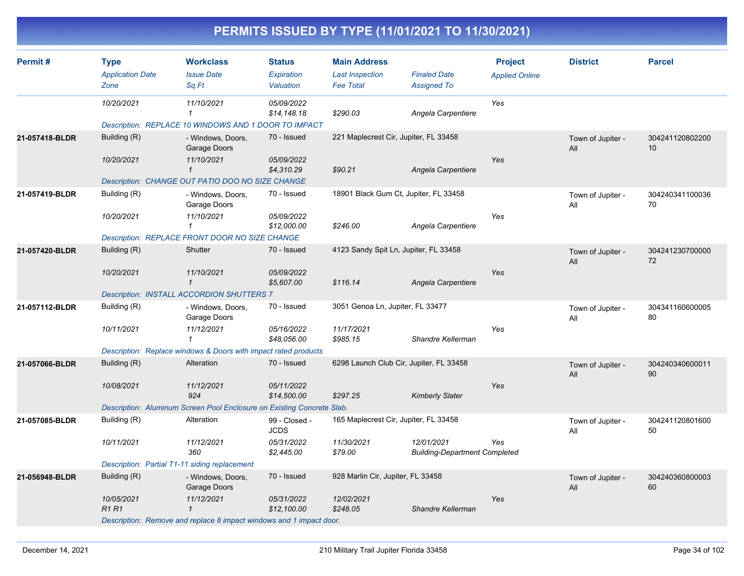# PERMITS ISSUED BY TYPE (11/01/2021 TO 11/30/2021)

| Permit # | Type | Workclass | Status | Main Address | | Project | District | Parcel |
|---|---|---|---|---|---|---|---|---|
| | *Application Date* | *Issue Date* | *Expiration* | *Last Inspection* | *Finaled Date* | *Applied Online* | | |
| | *Zone* | *Sq Ft* | *Valuation* | *Fee Total* | *Assigned To* | | | |
| | *10/20/2021* | *11/10/2021* | *05/09/2022* | | | *Yes* | | |
| | | *1* | *$14,148.18* | *$290.03* | *Angela Carpentiere* | | | |
| | *Description: REPLACE 10 WINDOWS AND 1 DOOR TO IMPACT* | | | | | | | |
| **21-057418-BLDR** | Building (R) | - Windows, Doors, Garage Doors | 70 - Issued | 221 Maplecrest Cir, Jupiter, FL 33458 | | | Town of Jupiter - All | 30424112080220010 |
| | *10/20/2021* | *11/10/2021* | *05/09/2022* | | | *Yes* | | |
| | | *1* | *$4,310.29* | *$90.21* | *Angela Carpentiere* | | | |
| | *Description: CHANGE OUT PATIO DOO NO SIZE CHANGE* | | | | | | | |
| **21-057419-BLDR** | Building (R) | - Windows, Doors, Garage Doors | 70 - Issued | 18901 Black Gum Ct, Jupiter, FL 33458 | | | Town of Jupiter - All | 30424034110003670 |
| | *10/20/2021* | *11/10/2021* | *05/09/2022* | | | *Yes* | | |
| | | *1* | *$12,000.00* | *$246.00* | *Angela Carpentiere* | | | |
| | *Description: REPLACE FRONT DOOR NO SIZE CHANGE* | | | | | | | |
| **21-057420-BLDR** | Building (R) | Shutter | 70 - Issued | 4123 Sandy Spit Ln, Jupiter, FL 33458 | | | Town of Jupiter - All | 30424123070000072 |
| | *10/20/2021* | *11/10/2021* | *05/09/2022* | | | *Yes* | | |
| | | *1* | *$5,607.00* | *$116.14* | *Angela Carpentiere* | | | |
| | *Description: INSTALL ACCORDION SHUTTERS 7* | | | | | | | |
| **21-057112-BLDR** | Building (R) | - Windows, Doors, Garage Doors | 70 - Issued | 3051 Genoa Ln, Jupiter, FL 33477 | | | Town of Jupiter - All | 30434116060000580 |
| | *10/11/2021* | *11/12/2021* | *05/16/2022* | *11/17/2021* | | *Yes* | | |
| | | *1* | *$48,056.00* | *$985.15* | *Shandre Kellerman* | | | |
| | *Description: Replace windows & Doors with impact rated products* | | | | | | | |
| **21-057066-BLDR** | Building (R) | Alteration | 70 - Issued | 6298 Launch Club Cir, Jupiter, FL 33458 | | | Town of Jupiter - All | 30424034060001190 |
| | *10/08/2021* | *11/12/2021* | *05/11/2022* | | | *Yes* | | |
| | | *924* | *$14,500.00* | *$297.25* | *Kimberly Slater* | | | |
| | *Description: Aluminum Screen Pool Enclosure on Existing Concrete Slab.* | | | | | | | |
| **21-057085-BLDR** | Building (R) | Alteration | 99 - Closed - JCDS | 165 Maplecrest Cir, Jupiter, FL 33458 | | | Town of Jupiter - All | 30424112080160050 |
| | *10/11/2021* | *11/12/2021* | *05/31/2022* | *11/30/2021* | *12/01/2021* | *Yes* | | |
| | | *360* | *$2,445.00* | *$79.00* | *Building-Department Completed* | | | |
| | *Description: Partial T1-11 siding replacement* | | | | | | | |
| **21-056948-BLDR** | Building (R) | - Windows, Doors, Garage Doors | 70 - Issued | 928 Marlin Cir, Jupiter, FL 33458 | | | Town of Jupiter - All | 30424036080000360 |
| | *10/05/2021* | *11/12/2021* | *05/31/2022* | *12/02/2021* | | *Yes* | | |
| | *R1 R1* | *1* | *$12,100.00* | *$248.05* | *Shandre Kellerman* | | | |
| | *Description: Remove and replace 8 impact windows and 1 impact door.* | | | | | | | |

December 14, 2021 — 210 Military Trail Jupiter Florida 33458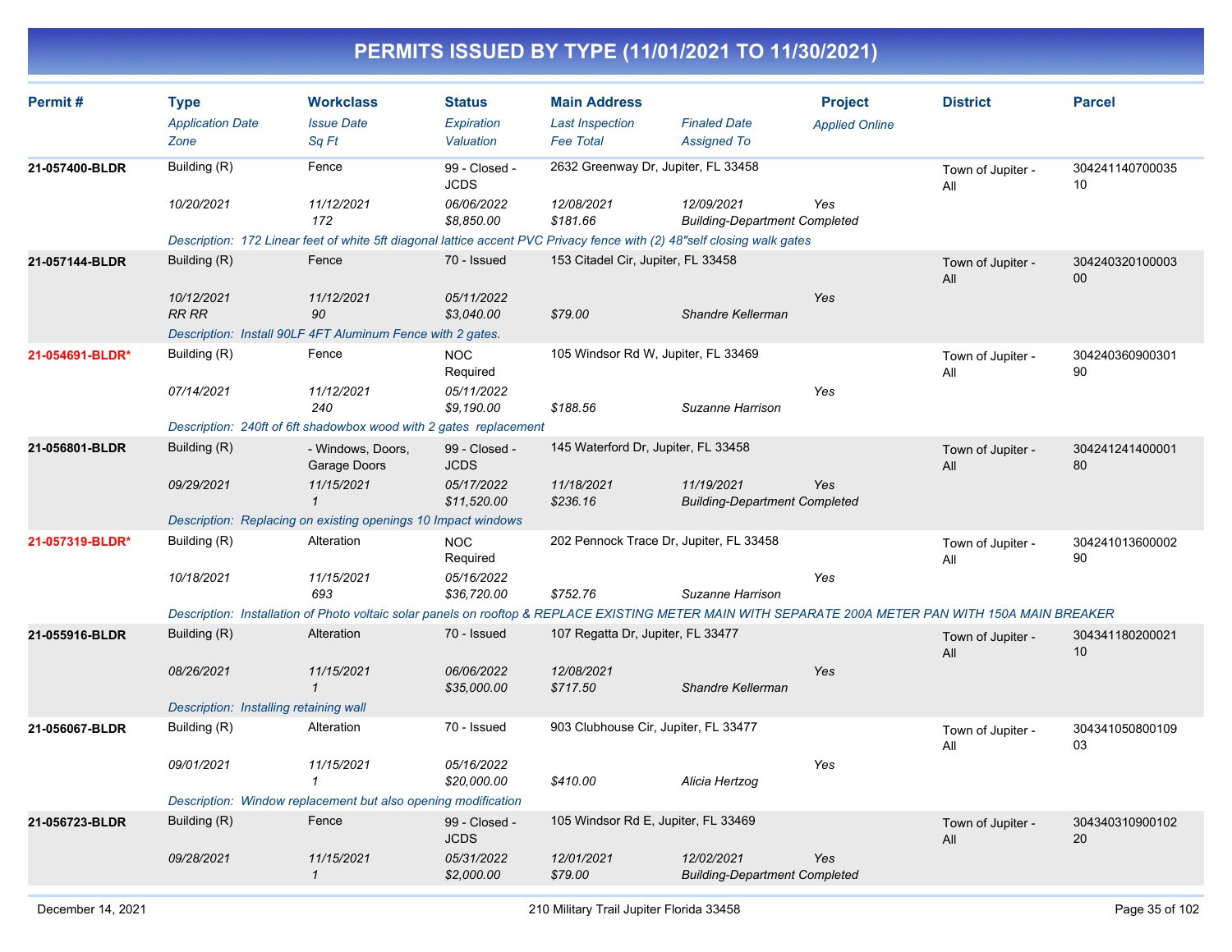# PERMITS ISSUED BY TYPE (11/01/2021 TO 11/30/2021)

| Permit # | Type | Workclass | Status | Main Address | | Project | District | Parcel |
|---|---|---|---|---|---|---|---|---|
| | *Application Date* | *Issue Date* | *Expiration* | *Last Inspection* | *Finaled Date* | *Applied Online* | | |
| | *Zone* | *Sq Ft* | *Valuation* | *Fee Total* | *Assigned To* | | | |
| **21-057400-BLDR** | Building (R) | Fence | 99 - Closed - JCDS | 2632 Greenway Dr, Jupiter, FL 33458 | | | Town of Jupiter - All | 30424114070003510 |
| | *10/20/2021* | *11/12/2021* | *06/06/2022* | *12/08/2021* | *12/09/2021* | *Yes* | | |
| | | *172* | *$8,850.00* | *$181.66* | *Building-Department Completed* | | | |
| | *Description: 172 Linear feet of white 5ft diagonal lattice accent PVC Privacy fence with (2) 48"self closing walk gates* | | | | | | | |
| **21-057144-BLDR** | Building (R) | Fence | 70 - Issued | 153 Citadel Cir, Jupiter, FL 33458 | | | Town of Jupiter - All | 30424032010000300 |
| | *10/12/2021* | *11/12/2021* | *05/11/2022* | | | *Yes* | | |
| | *RR RR* | *90* | *$3,040.00* | *$79.00* | *Shandre Kellerman* | | | |
| | *Description: Install 90LF 4FT Aluminum Fence with 2 gates.* | | | | | | | |
| **21-054691-BLDR*** | Building (R) | Fence | NOC Required | 105 Windsor Rd W, Jupiter, FL 33469 | | | Town of Jupiter - All | 30424036090030190 |
| | *07/14/2021* | *11/12/2021* | *05/11/2022* | | | *Yes* | | |
| | | *240* | *$9,190.00* | *$188.56* | *Suzanne Harrison* | | | |
| | *Description: 240ft of 6ft shadowbox wood with 2 gates replacement* | | | | | | | |
| **21-056801-BLDR** | Building (R) | - Windows, Doors, Garage Doors | 99 - Closed - JCDS | 145 Waterford Dr, Jupiter, FL 33458 | | | Town of Jupiter - All | 30424124140000180 |
| | *09/29/2021* | *11/15/2021* | *05/17/2022* | *11/18/2021* | *11/19/2021* | *Yes* | | |
| | | *1* | *$11,520.00* | *$236.16* | *Building-Department Completed* | | | |
| | *Description: Replacing on existing openings 10 Impact windows* | | | | | | | |
| **21-057319-BLDR*** | Building (R) | Alteration | NOC Required | 202 Pennock Trace Dr, Jupiter, FL 33458 | | | Town of Jupiter - All | 30424101360000290 |
| | *10/18/2021* | *11/15/2021* | *05/16/2022* | | | *Yes* | | |
| | | *693* | *$36,720.00* | *$752.76* | *Suzanne Harrison* | | | |
| | *Description: Installation of Photo voltaic solar panels on rooftop & REPLACE EXISTING METER MAIN WITH SEPARATE 200A METER PAN WITH 150A MAIN BREAKER* | | | | | | | |
| **21-055916-BLDR** | Building (R) | Alteration | 70 - Issued | 107 Regatta Dr, Jupiter, FL 33477 | | | Town of Jupiter - All | 30434118020002110 |
| | *08/26/2021* | *11/15/2021* | *06/06/2022* | *12/08/2021* | | *Yes* | | |
| | | *1* | *$35,000.00* | *$717.50* | *Shandre Kellerman* | | | |
| | *Description: Installing retaining wall* | | | | | | | |
| **21-056067-BLDR** | Building (R) | Alteration | 70 - Issued | 903 Clubhouse Cir, Jupiter, FL 33477 | | | Town of Jupiter - All | 30434105080010903 |
| | *09/01/2021* | *11/15/2021* | *05/16/2022* | | | *Yes* | | |
| | | *1* | *$20,000.00* | *$410.00* | *Alicia Hertzog* | | | |
| | *Description: Window replacement but also opening modification* | | | | | | | |
| **21-056723-BLDR** | Building (R) | Fence | 99 - Closed - JCDS | 105 Windsor Rd E, Jupiter, FL 33469 | | | Town of Jupiter - All | 30434031090010220 |
| | *09/28/2021* | *11/15/2021* | *05/31/2022* | *12/01/2021* | *12/02/2021* | *Yes* | | |
| | | *1* | *$2,000.00* | *$79.00* | *Building-Department Completed* | | | |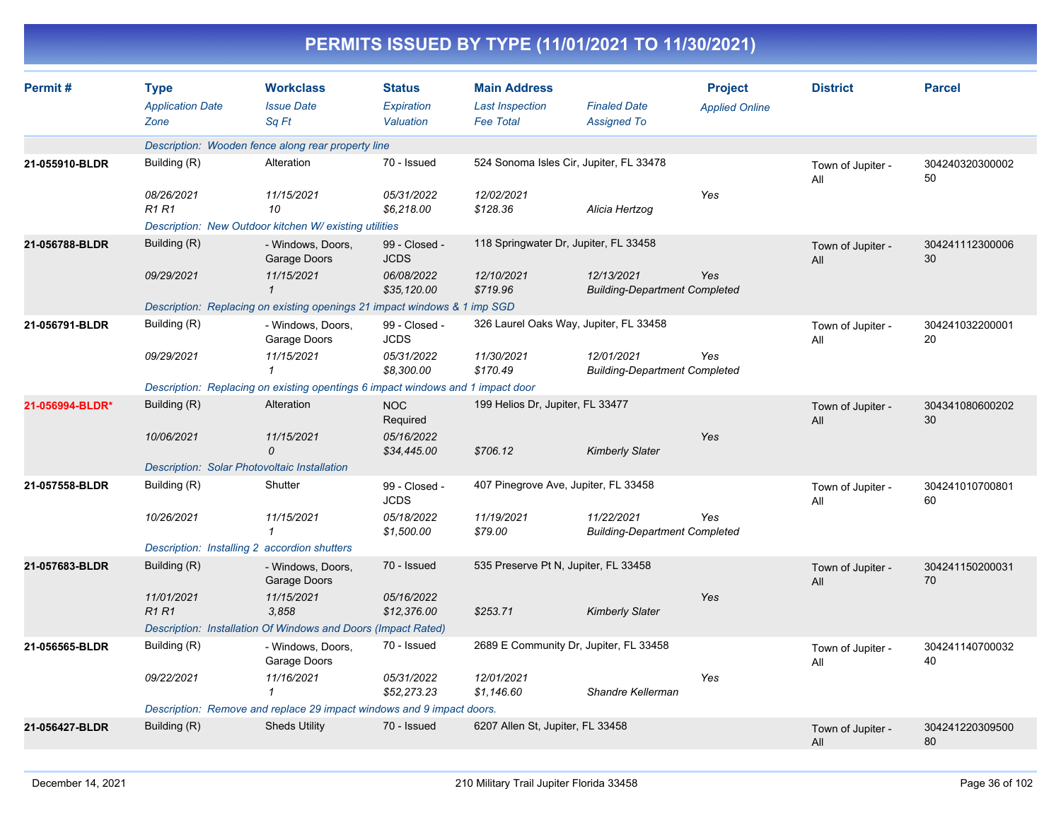# PERMITS ISSUED BY TYPE (11/01/2021 TO 11/30/2021)

| Permit # | Type / Application Date / Zone | Workclass / Issue Date / Sq Ft | Status / Expiration / Valuation | Main Address / Last Inspection / Fee Total | Finaled Date / Assigned To | Project / Applied Online | District | Parcel |
|---|---|---|---|---|---|---|---|---|
| | Description: Wooden fence along rear property line | | | | | | | |
| 21-055910-BLDR | Building (R) | Alteration | 70 - Issued | 524 Sonoma Isles Cir, Jupiter, FL 33478 | | | Town of Jupiter - All | 30424032030000250 |
| | 08/26/2021 | 11/15/2021 | 05/31/2022 | 12/02/2021 | | Yes | | |
| | R1 R1 | 10 | $6,218.00 | $128.36 | Alicia Hertzog | | | |
| | Description: New Outdoor kitchen W/ existing utilities | | | | | | | |
| 21-056788-BLDR | Building (R) | - Windows, Doors, Garage Doors | 99 - Closed - JCDS | 118 Springwater Dr, Jupiter, FL 33458 | | | Town of Jupiter - All | 30424111230000630 |
| | 09/29/2021 | 11/15/2021 | 06/08/2022 | 12/10/2021 | 12/13/2021 | Yes | | |
| | | 1 | $35,120.00 | $719.96 | Building-Department Completed | | | |
| | Description: Replacing on existing openings 21 impact windows & 1 imp SGD | | | | | | | |
| 21-056791-BLDR | Building (R) | - Windows, Doors, Garage Doors | 99 - Closed - JCDS | 326 Laurel Oaks Way, Jupiter, FL 33458 | | | Town of Jupiter - All | 30424103220000120 |
| | 09/29/2021 | 11/15/2021 | 05/31/2022 | 11/30/2021 | 12/01/2021 | Yes | | |
| | | 1 | $8,300.00 | $170.49 | Building-Department Completed | | | |
| | Description: Replacing on existing opentings 6 impact windows and 1 impact door | | | | | | | |
| 21-056994-BLDR* | Building (R) | Alteration | NOC Required | 199 Helios Dr, Jupiter, FL 33477 | | | Town of Jupiter - All | 30434108060020230 |
| | 10/06/2021 | 11/15/2021 | 05/16/2022 | | | Yes | | |
| | | 0 | $34,445.00 | $706.12 | Kimberly Slater | | | |
| | Description: Solar Photovoltaic Installation | | | | | | | |
| 21-057558-BLDR | Building (R) | Shutter | 99 - Closed - JCDS | 407 Pinegrove Ave, Jupiter, FL 33458 | | | Town of Jupiter - All | 30424101070080160 |
| | 10/26/2021 | 11/15/2021 | 05/18/2022 | 11/19/2021 | 11/22/2021 | Yes | | |
| | | 1 | $1,500.00 | $79.00 | Building-Department Completed | | | |
| | Description: Installing 2 accordion shutters | | | | | | | |
| 21-057683-BLDR | Building (R) | - Windows, Doors, Garage Doors | 70 - Issued | 535 Preserve Pt N, Jupiter, FL 33458 | | | Town of Jupiter - All | 30424115020003170 |
| | 11/01/2021 | 11/15/2021 | 05/16/2022 | | | Yes | | |
| | R1 R1 | 3,858 | $12,376.00 | $253.71 | Kimberly Slater | | | |
| | Description: Installation Of Windows and Doors (Impact Rated) | | | | | | | |
| 21-056565-BLDR | Building (R) | - Windows, Doors, Garage Doors | 70 - Issued | 2689 E Community Dr, Jupiter, FL 33458 | | | Town of Jupiter - All | 30424114070003240 |
| | 09/22/2021 | 11/16/2021 | 05/31/2022 | 12/01/2021 | | Yes | | |
| | | 1 | $52,273.23 | $1,146.60 | Shandre Kellerman | | | |
| | Description: Remove and replace 29 impact windows and 9 impact doors. | | | | | | | |
| 21-056427-BLDR | Building (R) | Sheds Utility | 70 - Issued | 6207 Allen St, Jupiter, FL 33458 | | | Town of Jupiter - All | 30424122030950080 |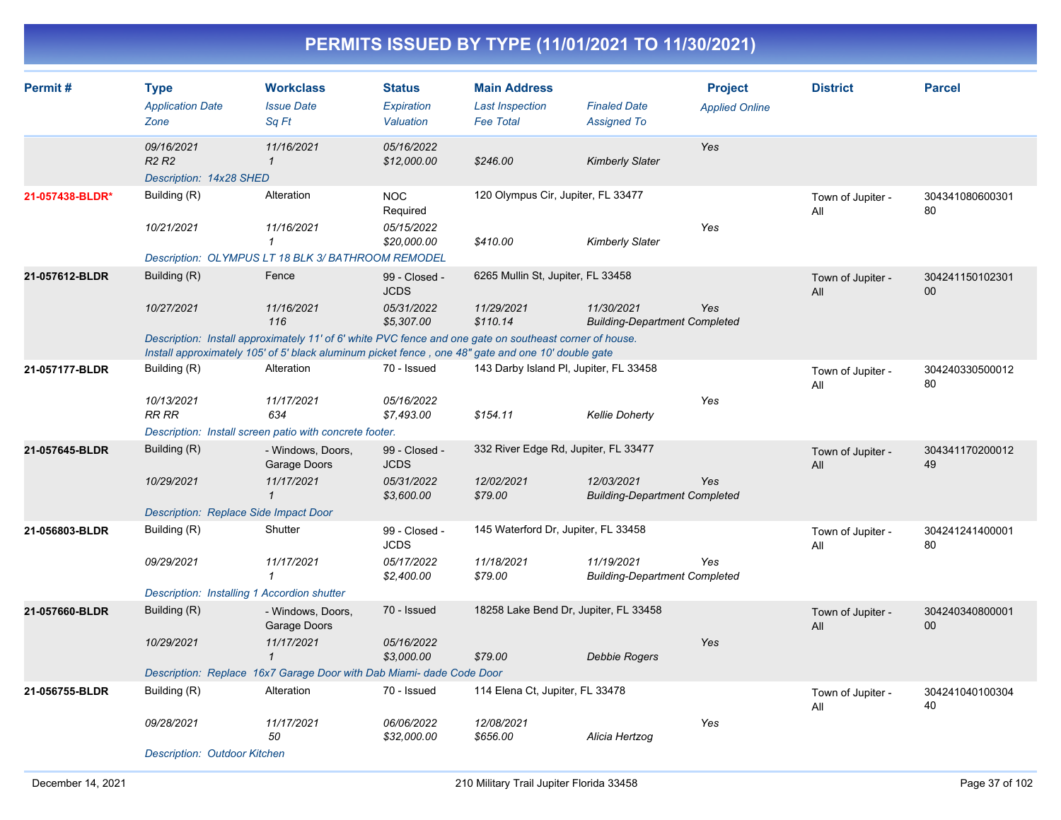# PERMITS ISSUED BY TYPE (11/01/2021 TO 11/30/2021)

| Permit # | Type<br>*Application Date*<br>*Zone* | Workclass<br>*Issue Date*<br>*Sq Ft* | Status<br>*Expiration*<br>*Valuation* | Main Address<br>*Last Inspection*<br>*Fee Total* | *Finaled Date*<br>*Assigned To* | Project<br>*Applied Online* | District | Parcel |
|---|---|---|---|---|---|---|---|---|
| | *09/16/2021*<br>*R2 R2* | *11/16/2021*<br>*1* | *05/16/2022*<br>*$12,000.00* | <br>*$246.00* | <br>*Kimberly Slater* | *Yes* | | |
| | *Description: 14x28 SHED* | | | | | | | |
| **21-057438-BLDR*** | Building (R) | Alteration | NOC Required | 120 Olympus Cir, Jupiter, FL 33477 | | | Town of Jupiter - All | 30434108060030180 |
| | *10/21/2021* | *11/16/2021*<br>*1* | *05/15/2022*<br>*$20,000.00* | <br>*$410.00* | <br>*Kimberly Slater* | *Yes* | | |
| | *Description: OLYMPUS LT 18 BLK 3/ BATHROOM REMODEL* | | | | | | | |
| **21-057612-BLDR** | Building (R) | Fence | 99 - Closed - JCDS | 6265 Mullin St, Jupiter, FL 33458 | | | Town of Jupiter - All | 30424115010230100 |
| | *10/27/2021* | *11/16/2021*<br>*116* | *05/31/2022*<br>*$5,307.00* | *11/29/2021*<br>*$110.14* | *11/30/2021*<br>*Building-Department Completed* | *Yes* | | |
| | *Description: Install approximately 11' of 6' white PVC fence and one gate on southeast corner of house. Install approximately 105' of 5' black aluminum picket fence , one 48" gate and one 10' double gate* | | | | | | | |
| **21-057177-BLDR** | Building (R) | Alteration | 70 - Issued | 143 Darby Island Pl, Jupiter, FL 33458 | | | Town of Jupiter - All | 30424033050001280 |
| | *10/13/2021*<br>*RR RR* | *11/17/2021*<br>*634* | *05/16/2022*<br>*$7,493.00* | <br>*$154.11* | <br>*Kellie Doherty* | *Yes* | | |
| | *Description: Install screen patio with concrete footer.* | | | | | | | |
| **21-057645-BLDR** | Building (R) | - Windows, Doors, Garage Doors | 99 - Closed - JCDS | 332 River Edge Rd, Jupiter, FL 33477 | | | Town of Jupiter - All | 30434117020001249 |
| | *10/29/2021* | *11/17/2021*<br>*1* | *05/31/2022*<br>*$3,600.00* | *12/02/2021*<br>*$79.00* | *12/03/2021*<br>*Building-Department Completed* | *Yes* | | |
| | *Description: Replace Side Impact Door* | | | | | | | |
| **21-056803-BLDR** | Building (R) | Shutter | 99 - Closed - JCDS | 145 Waterford Dr, Jupiter, FL 33458 | | | Town of Jupiter - All | 30424124140000180 |
| | *09/29/2021* | *11/17/2021*<br>*1* | *05/17/2022*<br>*$2,400.00* | *11/18/2021*<br>*$79.00* | *11/19/2021*<br>*Building-Department Completed* | *Yes* | | |
| | *Description: Installing 1 Accordion shutter* | | | | | | | |
| **21-057660-BLDR** | Building (R) | - Windows, Doors, Garage Doors | 70 - Issued | 18258 Lake Bend Dr, Jupiter, FL 33458 | | | Town of Jupiter - All | 30424034080000100 |
| | *10/29/2021* | *11/17/2021*<br>*1* | *05/16/2022*<br>*$3,000.00* | <br>*$79.00* | <br>*Debbie Rogers* | *Yes* | | |
| | *Description: Replace 16x7 Garage Door with Dab Miami- dade Code Door* | | | | | | | |
| **21-056755-BLDR** | Building (R) | Alteration | 70 - Issued | 114 Elena Ct, Jupiter, FL 33478 | | | Town of Jupiter - All | 30424104010030440 |
| | *09/28/2021* | *11/17/2021*<br>*50* | *06/06/2022*<br>*$32,000.00* | *12/08/2021*<br>*$656.00* | <br>*Alicia Hertzog* | *Yes* | | |
| | *Description: Outdoor Kitchen* | | | | | | | |

December 14, 2021 — 210 Military Trail Jupiter Florida 33458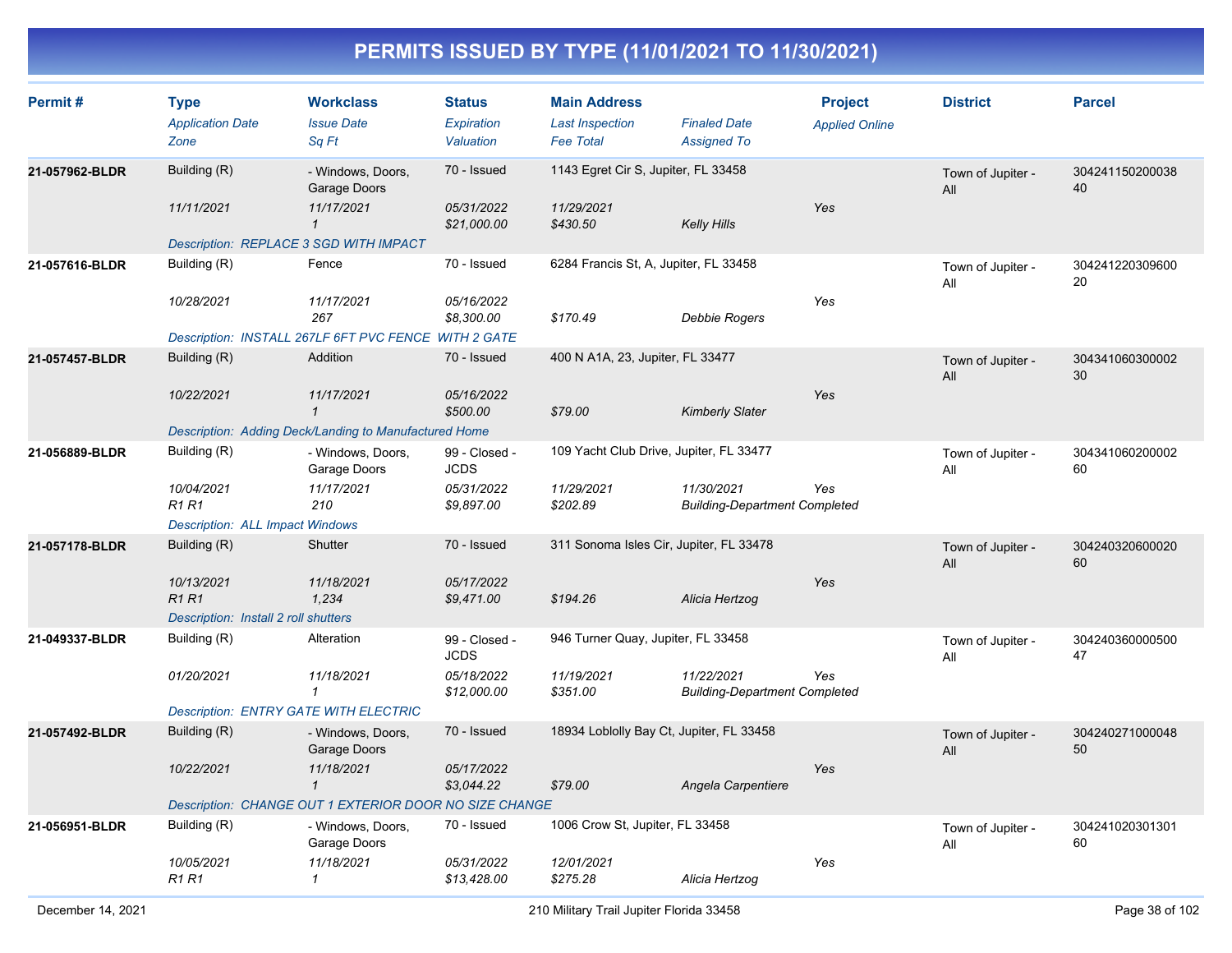# PERMITS ISSUED BY TYPE (11/01/2021 TO 11/30/2021)

| Permit # | Type<br>*Application Date*<br>*Zone* | Workclass<br>*Issue Date*<br>*Sq Ft* | Status<br>*Expiration*<br>*Valuation* | Main Address<br>*Last Inspection*<br>*Fee Total* | *Finaled Date*<br>*Assigned To* | Project<br>*Applied Online* | District | Parcel |
|---|---|---|---|---|---|---|---|---|
| **21-057962-BLDR** | Building (R)<br>*11/11/2021* | - Windows, Doors, Garage Doors<br>*11/17/2021*<br>*1* | 70 - Issued<br>*05/31/2022*<br>*$21,000.00* | 1143 Egret Cir S, Jupiter, FL 33458<br>*11/29/2021*<br>*$430.50* | *Kelly Hills* | *Yes* | Town of Jupiter - All | 30424115020003840 |
| | *Description: REPLACE 3 SGD WITH IMPACT* | | | | | | | |
| **21-057616-BLDR** | Building (R)<br>*10/28/2021* | Fence<br>*11/17/2021*<br>*267* | 70 - Issued<br>*05/16/2022*<br>*$8,300.00* | 6284 Francis St, A, Jupiter, FL 33458<br>*$170.49* | *Debbie Rogers* | *Yes* | Town of Jupiter - All | 30424122030960020 |
| | *Description: INSTALL 267LF 6FT PVC FENCE WITH 2 GATE* | | | | | | | |
| **21-057457-BLDR** | Building (R)<br>*10/22/2021* | Addition<br>*11/17/2021*<br>*1* | 70 - Issued<br>*05/16/2022*<br>*$500.00* | 400 N A1A, 23, Jupiter, FL 33477<br>*$79.00* | *Kimberly Slater* | *Yes* | Town of Jupiter - All | 30434106030000230 |
| | *Description: Adding Deck/Landing to Manufactured Home* | | | | | | | |
| **21-056889-BLDR** | Building (R)<br>*10/04/2021*<br>*R1 R1* | - Windows, Doors, Garage Doors<br>*11/17/2021*<br>*210* | 99 - Closed - JCDS<br>*05/31/2022*<br>*$9,897.00* | 109 Yacht Club Drive, Jupiter, FL 33477<br>*11/29/2021*<br>*$202.89* | *11/30/2021*<br>*Building-Department Completed* | *Yes* | Town of Jupiter - All | 30434106020000260 |
| | *Description: ALL Impact Windows* | | | | | | | |
| **21-057178-BLDR** | Building (R)<br>*10/13/2021*<br>*R1 R1* | Shutter<br>*11/18/2021*<br>*1,234* | 70 - Issued<br>*05/17/2022*<br>*$9,471.00* | 311 Sonoma Isles Cir, Jupiter, FL 33478<br>*$194.26* | *Alicia Hertzog* | *Yes* | Town of Jupiter - All | 30424032060002060 |
| | *Description: Install 2 roll shutters* | | | | | | | |
| **21-049337-BLDR** | Building (R)<br>*01/20/2021* | Alteration<br>*11/18/2021*<br>*1* | 99 - Closed - JCDS<br>*05/18/2022*<br>*$12,000.00* | 946 Turner Quay, Jupiter, FL 33458<br>*11/19/2021*<br>*$351.00* | *11/22/2021*<br>*Building-Department Completed* | *Yes* | Town of Jupiter - All | 30424036000050047 |
| | *Description: ENTRY GATE WITH ELECTRIC* | | | | | | | |
| **21-057492-BLDR** | Building (R)<br>*10/22/2021* | - Windows, Doors, Garage Doors<br>*11/18/2021*<br>*1* | 70 - Issued<br>*05/17/2022*<br>*$3,044.22* | 18934 Loblolly Bay Ct, Jupiter, FL 33458<br>*$79.00* | *Angela Carpentiere* | *Yes* | Town of Jupiter - All | 30424027100004850 |
| | *Description: CHANGE OUT 1 EXTERIOR DOOR NO SIZE CHANGE* | | | | | | | |
| **21-056951-BLDR** | Building (R)<br>*10/05/2021*<br>*R1 R1* | - Windows, Doors, Garage Doors<br>*11/18/2021*<br>*1* | 70 - Issued<br>*05/31/2022*<br>*$13,428.00* | 1006 Crow St, Jupiter, FL 33458<br>*12/01/2021*<br>*$275.28* | *Alicia Hertzog* | *Yes* | Town of Jupiter - All | 30424102030130160 |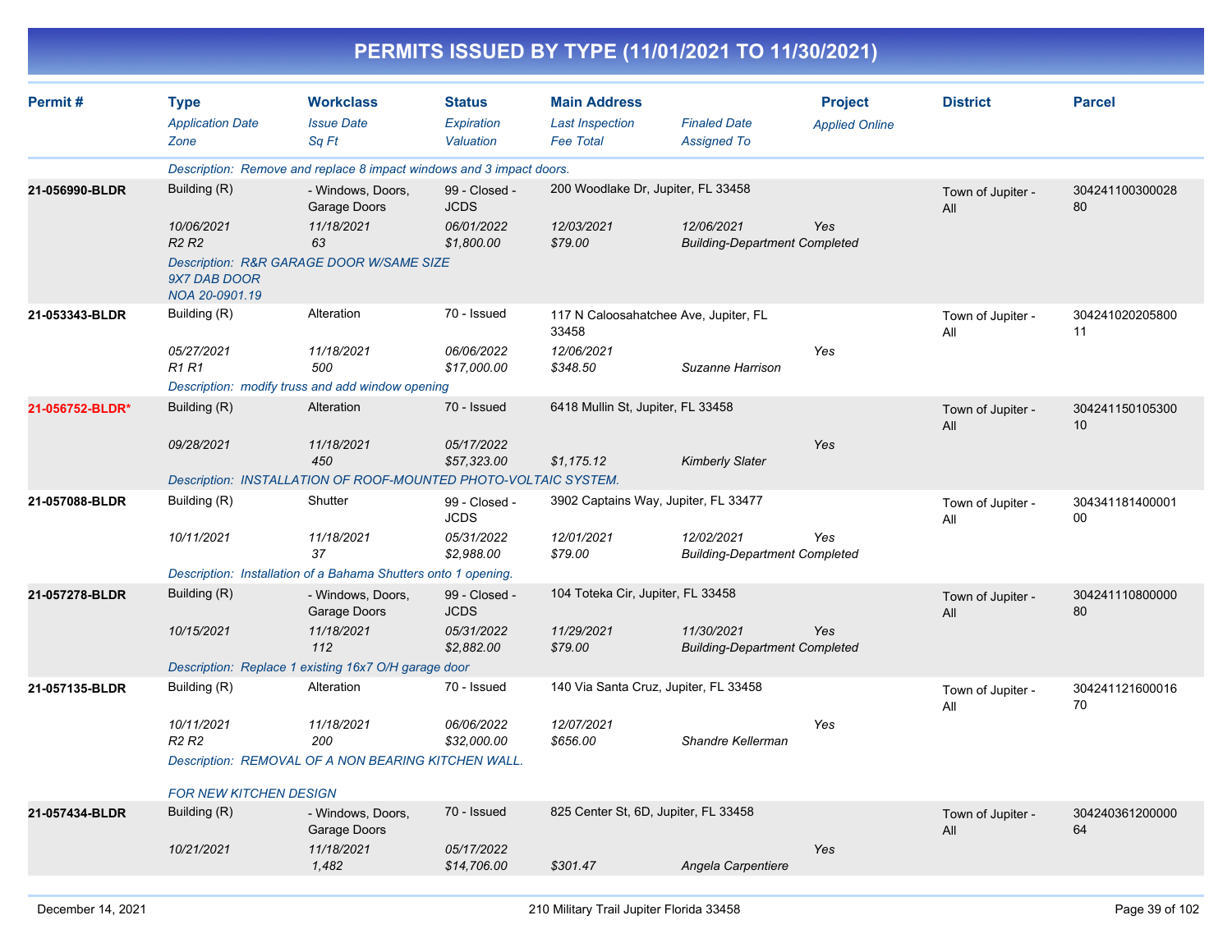# PERMITS ISSUED BY TYPE (11/01/2021 TO 11/30/2021)

| Permit # | Type / Application Date / Zone | Workclass / Issue Date / Sq Ft | Status / Expiration / Valuation | Main Address / Last Inspection / Fee Total | Finaled Date / Assigned To | Project / Applied Online | District | Parcel |
|---|---|---|---|---|---|---|---|---|
| | *Description: Remove and replace 8 impact windows and 3 impact doors.* | | | | | | | |
| **21-056990-BLDR** | Building (R) | - Windows, Doors, Garage Doors | 99 - Closed - JCDS | 200 Woodlake Dr, Jupiter, FL 33458 | | | Town of Jupiter - All | 30424110030002880 |
| | *10/06/2021* | *11/18/2021* | *06/01/2022* | *12/03/2021* | *12/06/2021* | *Yes* | | |
| | *R2 R2* | *63* | *$1,800.00* | *$79.00* | *Building-Department Completed* | | | |
| | *Description: R&R GARAGE DOOR W/SAME SIZE 9X7 DAB DOOR NOA 20-0901.19* | | | | | | | |
| **21-053343-BLDR** | Building (R) | Alteration | 70 - Issued | 117 N Caloosahatchee Ave, Jupiter, FL 33458 | | | Town of Jupiter - All | 30424102020580011 |
| | *05/27/2021* | *11/18/2021* | *06/06/2022* | *12/06/2021* | | *Yes* | | |
| | *R1 R1* | *500* | *$17,000.00* | *$348.50* | *Suzanne Harrison* | | | |
| | *Description: modify truss and add window opening* | | | | | | | |
| **21-056752-BLDR*** | Building (R) | Alteration | 70 - Issued | 6418 Mullin St, Jupiter, FL 33458 | | | Town of Jupiter - All | 30424115010530010 |
| | *09/28/2021* | *11/18/2021* | *05/17/2022* | | | *Yes* | | |
| | | *450* | *$57,323.00* | *$1,175.12* | *Kimberly Slater* | | | |
| | *Description: INSTALLATION OF ROOF-MOUNTED PHOTO-VOLTAIC SYSTEM.* | | | | | | | |
| **21-057088-BLDR** | Building (R) | Shutter | 99 - Closed - JCDS | 3902 Captains Way, Jupiter, FL 33477 | | | Town of Jupiter - All | 30434118140000100 |
| | *10/11/2021* | *11/18/2021* | *05/31/2022* | *12/01/2021* | *12/02/2021* | *Yes* | | |
| | | *37* | *$2,988.00* | *$79.00* | *Building-Department Completed* | | | |
| | *Description: Installation of a Bahama Shutters onto 1 opening.* | | | | | | | |
| **21-057278-BLDR** | Building (R) | - Windows, Doors, Garage Doors | 99 - Closed - JCDS | 104 Toteka Cir, Jupiter, FL 33458 | | | Town of Jupiter - All | 30424111080000080 |
| | *10/15/2021* | *11/18/2021* | *05/31/2022* | *11/29/2021* | *11/30/2021* | *Yes* | | |
| | | *112* | *$2,882.00* | *$79.00* | *Building-Department Completed* | | | |
| | *Description: Replace 1 existing 16x7 O/H garage door* | | | | | | | |
| **21-057135-BLDR** | Building (R) | Alteration | 70 - Issued | 140 Via Santa Cruz, Jupiter, FL 33458 | | | Town of Jupiter - All | 30424112160001670 |
| | *10/11/2021* | *11/18/2021* | *06/06/2022* | *12/07/2021* | | *Yes* | | |
| | *R2 R2* | *200* | *$32,000.00* | *$656.00* | *Shandre Kellerman* | | | |
| | *Description: REMOVAL OF A NON BEARING KITCHEN WALL. FOR NEW KITCHEN DESIGN* | | | | | | | |
| **21-057434-BLDR** | Building (R) | - Windows, Doors, Garage Doors | 70 - Issued | 825 Center St, 6D, Jupiter, FL 33458 | | | Town of Jupiter - All | 30424036120000064 |
| | *10/21/2021* | *11/18/2021* | *05/17/2022* | | | *Yes* | | |
| | | *1,482* | *$14,706.00* | *$301.47* | *Angela Carpentiere* | | | |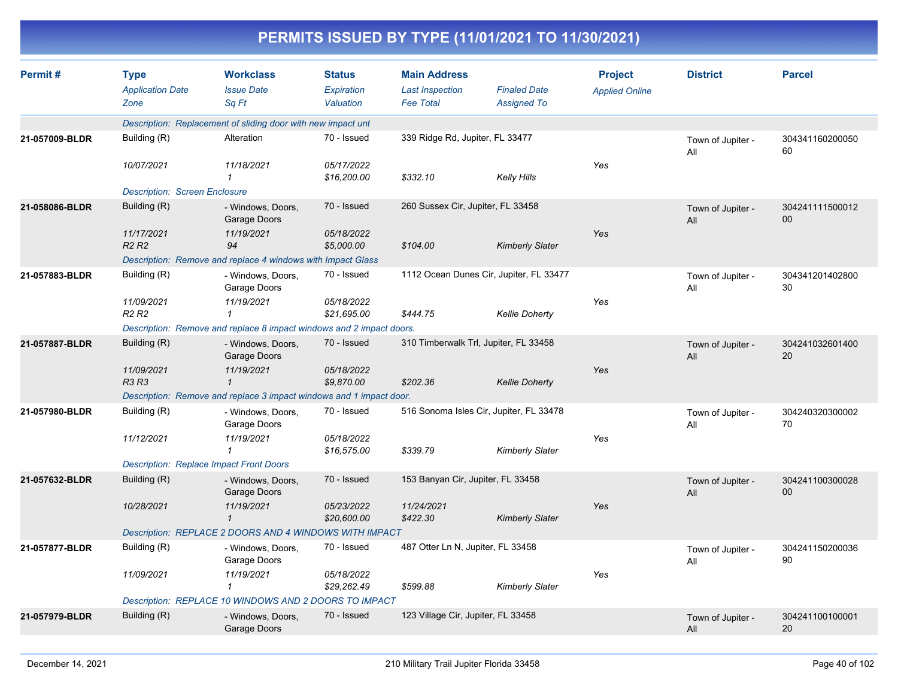# PERMITS ISSUED BY TYPE (11/01/2021 TO 11/30/2021)

| Permit # | Type<br>*Application Date*<br>*Zone* | Workclass<br>*Issue Date*<br>*Sq Ft* | Status<br>*Expiration*<br>*Valuation* | Main Address<br>*Last Inspection*<br>*Fee Total* | *Finaled Date*<br>*Assigned To* | Project<br>*Applied Online* | District | Parcel |
|---|---|---|---|---|---|---|---|---|
| | *Description: Replacement of sliding door with new impact unt* | | | | | | | |
| **21-057009-BLDR** | Building (R)<br>*10/07/2021* | Alteration<br>*11/18/2021*<br>*1* | 70 - Issued<br>*05/17/2022*<br>*$16,200.00* | 339 Ridge Rd, Jupiter, FL 33477<br><br>*$332.10* | <br>*Kelly Hills* | <br>*Yes* | Town of Jupiter - All | 30434116020005060 |
| | *Description: Screen Enclosure* | | | | | | | |
| **21-058086-BLDR** | Building (R)<br>*11/17/2021*<br>*R2 R2* | - Windows, Doors, Garage Doors<br>*11/19/2021*<br>*94* | 70 - Issued<br>*05/18/2022*<br>*$5,000.00* | 260 Sussex Cir, Jupiter, FL 33458<br><br>*$104.00* | <br>*Kimberly Slater* | <br>*Yes* | Town of Jupiter - All | 30424111150001200 |
| | *Description: Remove and replace 4 windows with Impact Glass* | | | | | | | |
| **21-057883-BLDR** | Building (R)<br>*11/09/2021*<br>*R2 R2* | - Windows, Doors, Garage Doors<br>*11/19/2021*<br>*1* | 70 - Issued<br>*05/18/2022*<br>*$21,695.00* | 1112 Ocean Dunes Cir, Jupiter, FL 33477<br><br>*$444.75* | <br>*Kellie Doherty* | <br>*Yes* | Town of Jupiter - All | 30434120140280030 |
| | *Description: Remove and replace 8 impact windows and 2 impact doors.* | | | | | | | |
| **21-057887-BLDR** | Building (R)<br>*11/09/2021*<br>*R3 R3* | - Windows, Doors, Garage Doors<br>*11/19/2021*<br>*1* | 70 - Issued<br>*05/18/2022*<br>*$9,870.00* | 310 Timberwalk Trl, Jupiter, FL 33458<br><br>*$202.36* | <br>*Kellie Doherty* | <br>*Yes* | Town of Jupiter - All | 30424103260140020 |
| | *Description: Remove and replace 3 impact windows and 1 impact door.* | | | | | | | |
| **21-057980-BLDR** | Building (R)<br>*11/12/2021* | - Windows, Doors, Garage Doors<br>*11/19/2021*<br>*1* | 70 - Issued<br>*05/18/2022*<br>*$16,575.00* | 516 Sonoma Isles Cir, Jupiter, FL 33478<br><br>*$339.79* | <br>*Kimberly Slater* | <br>*Yes* | Town of Jupiter - All | 30424032030000270 |
| | *Description: Replace Impact Front Doors* | | | | | | | |
| **21-057632-BLDR** | Building (R)<br>*10/28/2021* | - Windows, Doors, Garage Doors<br>*11/19/2021*<br>*1* | 70 - Issued<br>*05/23/2022*<br>*$20,600.00* | 153 Banyan Cir, Jupiter, FL 33458<br>*11/24/2021*<br>*$422.30* | <br>*Kimberly Slater* | <br>*Yes* | Town of Jupiter - All | 30424110030002800 |
| | *Description: REPLACE 2 DOORS AND 4 WINDOWS WITH IMPACT* | | | | | | | |
| **21-057877-BLDR** | Building (R)<br>*11/09/2021* | - Windows, Doors, Garage Doors<br>*11/19/2021*<br>*1* | 70 - Issued<br>*05/18/2022*<br>*$29,262.49* | 487 Otter Ln N, Jupiter, FL 33458<br><br>*$599.88* | <br>*Kimberly Slater* | <br>*Yes* | Town of Jupiter - All | 30424115020003690 |
| | *Description: REPLACE 10 WINDOWS AND 2 DOORS TO IMPACT* | | | | | | | |
| **21-057979-BLDR** | Building (R) | - Windows, Doors, Garage Doors | 70 - Issued | 123 Village Cir, Jupiter, FL 33458 | | | Town of Jupiter - All | 30424110010000120 |

December 14, 2021 — 210 Military Trail Jupiter Florida 33458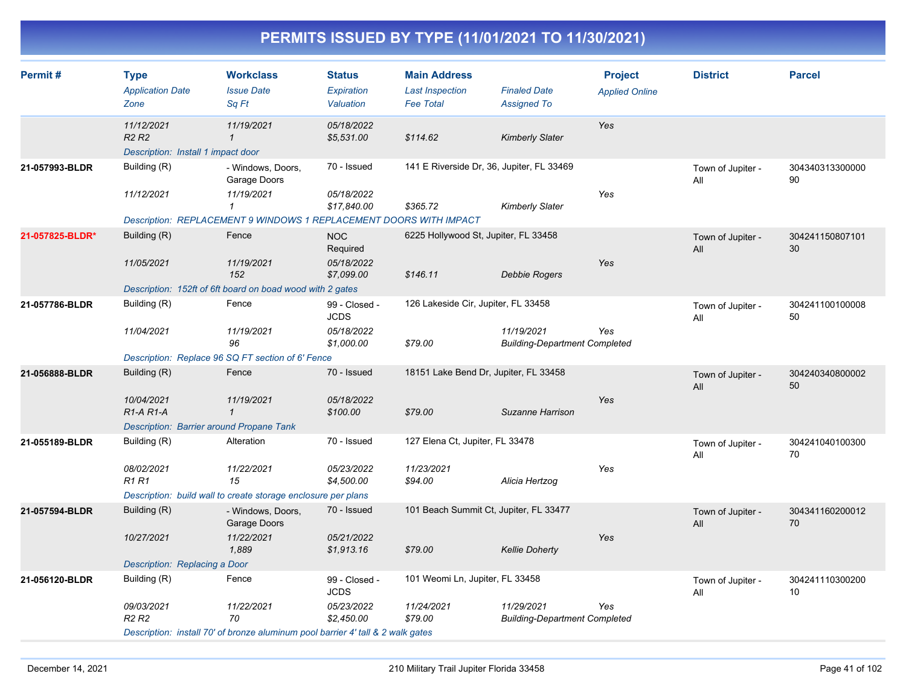# PERMITS ISSUED BY TYPE (11/01/2021 TO 11/30/2021)

| Permit # | Type / Application Date / Zone | Workclass / Issue Date / Sq Ft | Status / Expiration / Valuation | Main Address / Last Inspection / Fee Total | Finaled Date / Assigned To | Project / Applied Online | District | Parcel |
|---|---|---|---|---|---|---|---|---|
| | 11/12/2021<br>R2 R2 | 11/19/2021<br>1 | 05/18/2022<br>$5,531.00 | $114.62 | Kimberly Slater | Yes | | |
| | *Description: Install 1 impact door* | | | | | | | |
| 21-057993-BLDR | Building (R)<br>11/12/2021 | - Windows, Doors, Garage Doors<br>11/19/2021<br>1 | 70 - Issued<br>05/18/2022<br>$17,840.00 | 141 E Riverside Dr, 36, Jupiter, FL 33469<br>$365.72 | Kimberly Slater | Yes | Town of Jupiter - All | 30434031330000090 |
| | *Description: REPLACEMENT 9 WINDOWS 1 REPLACEMENT DOORS WITH IMPACT* | | | | | | | |
| 21-057825-BLDR* | Building (R)<br>11/05/2021 | Fence<br>11/19/2021<br>152 | NOC Required<br>05/18/2022<br>$7,099.00 | 6225 Hollywood St, Jupiter, FL 33458<br>$146.11 | Debbie Rogers | Yes | Town of Jupiter - All | 30424115080710130 |
| | *Description: 152ft of 6ft board on boad wood with 2 gates* | | | | | | | |
| 21-057786-BLDR | Building (R)<br>11/04/2021 | Fence<br>11/19/2021<br>96 | 99 - Closed - JCDS<br>05/18/2022<br>$1,000.00 | 126 Lakeside Cir, Jupiter, FL 33458<br>$79.00 | 11/19/2021<br>Building-Department Completed | Yes | Town of Jupiter - All | 30424110010000850 |
| | *Description: Replace 96 SQ FT section of 6' Fence* | | | | | | | |
| 21-056888-BLDR | Building (R)<br>10/04/2021<br>R1-A R1-A | Fence<br>11/19/2021<br>1 | 70 - Issued<br>05/18/2022<br>$100.00 | 18151 Lake Bend Dr, Jupiter, FL 33458<br>$79.00 | Suzanne Harrison | Yes | Town of Jupiter - All | 30424034080000250 |
| | *Description: Barrier around Propane Tank* | | | | | | | |
| 21-055189-BLDR | Building (R)<br>08/02/2021<br>R1 R1 | Alteration<br>11/22/2021<br>15 | 70 - Issued<br>05/23/2022<br>$4,500.00 | 127 Elena Ct, Jupiter, FL 33478<br>11/23/2021<br>$94.00 | Alicia Hertzog | Yes | Town of Jupiter - All | 30424104010030070 |
| | *Description: build wall to create storage enclosure per plans* | | | | | | | |
| 21-057594-BLDR | Building (R)<br>10/27/2021 | - Windows, Doors, Garage Doors<br>11/22/2021<br>1,889 | 70 - Issued<br>05/21/2022<br>$1,913.16 | 101 Beach Summit Ct, Jupiter, FL 33477<br>$79.00 | Kellie Doherty | Yes | Town of Jupiter - All | 30434116020001270 |
| | *Description: Replacing a Door* | | | | | | | |
| 21-056120-BLDR | Building (R)<br>09/03/2021<br>R2 R2 | Fence<br>11/22/2021<br>70 | 99 - Closed - JCDS<br>05/23/2022<br>$2,450.00 | 101 Weomi Ln, Jupiter, FL 33458<br>11/24/2021<br>$79.00 | 11/29/2021<br>Building-Department Completed | Yes | Town of Jupiter - All | 30424111030020010 |
| | *Description: install 70' of bronze aluminum pool barrier 4' tall & 2 walk gates* | | | | | | | |

December 14, 2021 — 210 Military Trail Jupiter Florida 33458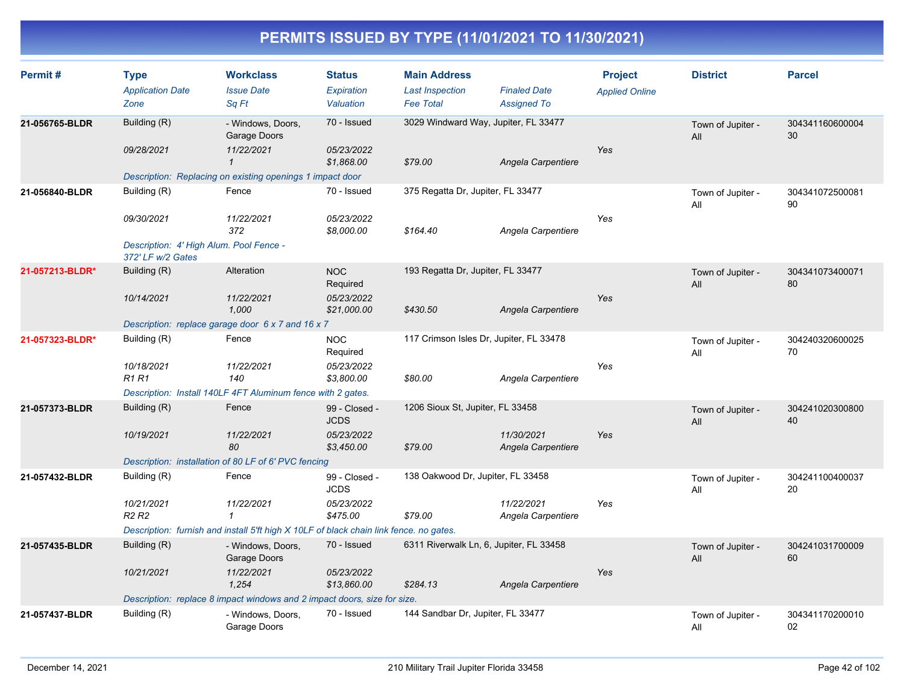# PERMITS ISSUED BY TYPE (11/01/2021 TO 11/30/2021)

| Permit # | Type / Application Date / Zone | Workclass / Issue Date / Sq Ft | Status / Expiration / Valuation | Main Address / Last Inspection / Fee Total | Finaled Date / Assigned To | Project / Applied Online | District | Parcel |
|---|---|---|---|---|---|---|---|---|
| 21-056765-BLDR | Building (R) | - Windows, Doors, Garage Doors | 70 - Issued | 3029 Windward Way, Jupiter, FL 33477 | | | Town of Jupiter - All | 30434116060000430 |
| | 09/28/2021 | 11/22/2021 | 05/23/2022 | | | Yes | | |
| | | 1 | $1,868.00 | $79.00 | Angela Carpentiere | | | |
| | Description: Replacing on existing openings 1 impact door | | | | | | | |
| 21-056840-BLDR | Building (R) | Fence | 70 - Issued | 375 Regatta Dr, Jupiter, FL 33477 | | | Town of Jupiter - All | 30434107250008190 |
| | 09/30/2021 | 11/22/2021 | 05/23/2022 | | | Yes | | |
| | | 372 | $8,000.00 | $164.40 | Angela Carpentiere | | | |
| | Description: 4' High Alum. Pool Fence - 372' LF w/2 Gates | | | | | | | |
| 21-057213-BLDR* | Building (R) | Alteration | NOC Required | 193 Regatta Dr, Jupiter, FL 33477 | | | Town of Jupiter - All | 30434107340007180 |
| | 10/14/2021 | 11/22/2021 | 05/23/2022 | | | Yes | | |
| | | 1,000 | $21,000.00 | $430.50 | Angela Carpentiere | | | |
| | Description: replace garage door 6 x 7 and 16 x 7 | | | | | | | |
| 21-057323-BLDR* | Building (R) | Fence | NOC Required | 117 Crimson Isles Dr, Jupiter, FL 33478 | | | Town of Jupiter - All | 30424032060002570 |
| | 10/18/2021 | 11/22/2021 | 05/23/2022 | | | Yes | | |
| | R1 R1 | 140 | $3,800.00 | $80.00 | Angela Carpentiere | | | |
| | Description: Install 140LF 4FT Aluminum fence with 2 gates. | | | | | | | |
| 21-057373-BLDR | Building (R) | Fence | 99 - Closed - JCDS | 1206 Sioux St, Jupiter, FL 33458 | | | Town of Jupiter - All | 30424102030080040 |
| | 10/19/2021 | 11/22/2021 | 05/23/2022 | | 11/30/2021 | Yes | | |
| | | 80 | $3,450.00 | $79.00 | Angela Carpentiere | | | |
| | Description: installation of 80 LF of 6' PVC fencing | | | | | | | |
| 21-057432-BLDR | Building (R) | Fence | 99 - Closed - JCDS | 138 Oakwood Dr, Jupiter, FL 33458 | | | Town of Jupiter - All | 30424110040003720 |
| | 10/21/2021 | 11/22/2021 | 05/23/2022 | | 11/22/2021 | Yes | | |
| | R2 R2 | 1 | $475.00 | $79.00 | Angela Carpentiere | | | |
| | Description: furnish and install 5'ft high X 10LF of black chain link fence. no gates. | | | | | | | |
| 21-057435-BLDR | Building (R) | - Windows, Doors, Garage Doors | 70 - Issued | 6311 Riverwalk Ln, 6, Jupiter, FL 33458 | | | Town of Jupiter - All | 30424103170000960 |
| | 10/21/2021 | 11/22/2021 | 05/23/2022 | | | Yes | | |
| | | 1,254 | $13,860.00 | $284.13 | Angela Carpentiere | | | |
| | Description: replace 8 impact windows and 2 impact doors, size for size. | | | | | | | |
| 21-057437-BLDR | Building (R) | - Windows, Doors, Garage Doors | 70 - Issued | 144 Sandbar Dr, Jupiter, FL 33477 | | | Town of Jupiter - All | 30434117020001002 |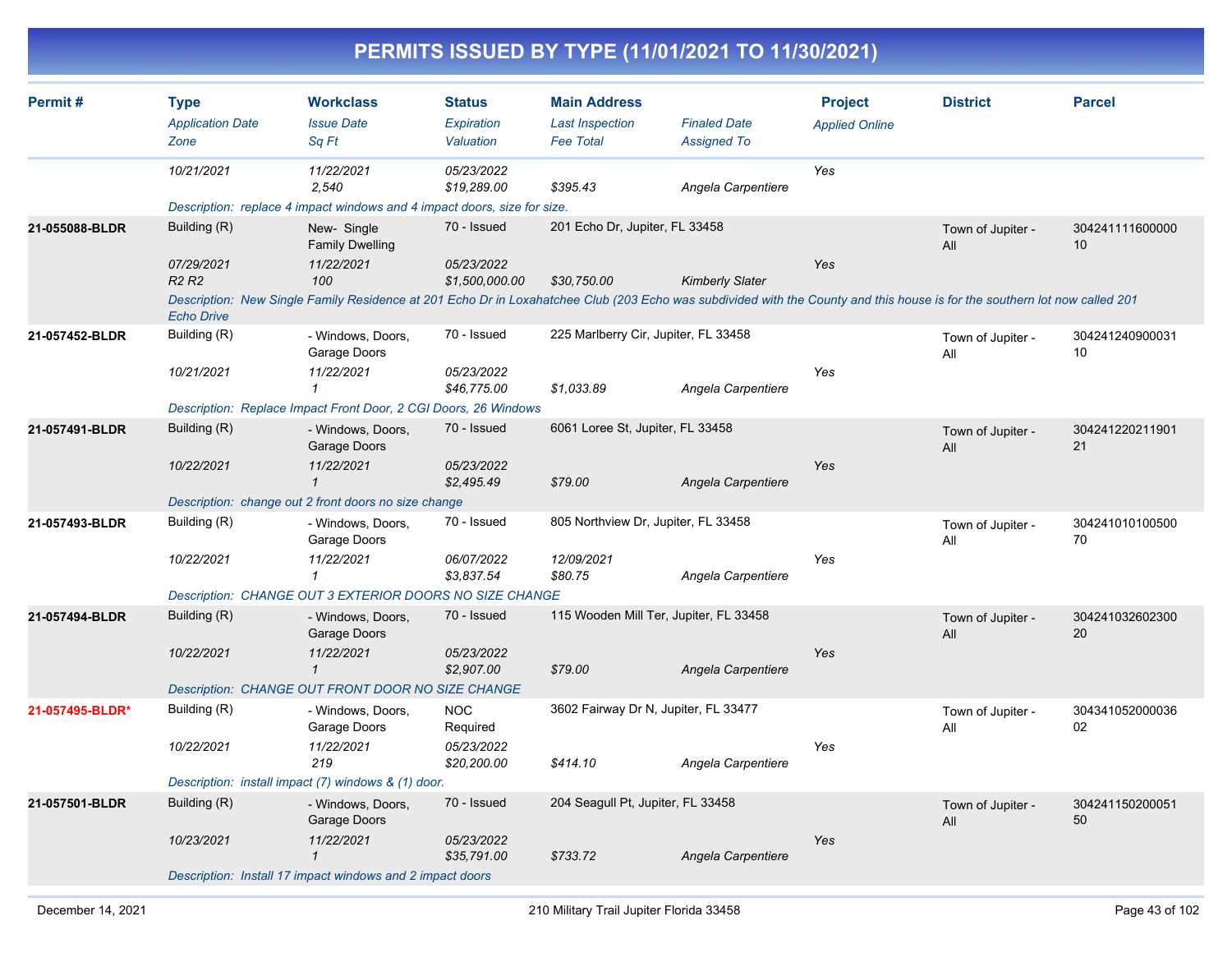# PERMITS ISSUED BY TYPE (11/01/2021 TO 11/30/2021)

| Permit # | Type<br>*Application Date*<br>*Zone* | Workclass<br>*Issue Date*<br>*Sq Ft* | Status<br>*Expiration*<br>*Valuation* | Main Address<br>*Last Inspection*<br>*Fee Total* | *Finaled Date*<br>*Assigned To* | Project<br>*Applied Online* | District | Parcel |
|---|---|---|---|---|---|---|---|---|
| | *10/21/2021* | *11/22/2021*<br>*2,540* | *05/23/2022*<br>*$19,289.00* | *$395.43* | *Angela Carpentiere* | *Yes* | | |
| | *Description: replace 4 impact windows and 4 impact doors, size for size.* | | | | | | | |
| **21-055088-BLDR** | Building (R)<br>*07/29/2021*<br>*R2 R2* | New- Single Family Dwelling<br>*11/22/2021*<br>*100* | 70 - Issued<br>*05/23/2022*<br>*$1,500,000.00* | 201 Echo Dr, Jupiter, FL 33458<br>*$30,750.00* | *Kimberly Slater* | *Yes* | Town of Jupiter - All | 30424111160000010 |
| | *Description: New Single Family Residence at 201 Echo Dr in Loxahatchee Club (203 Echo was subdivided with the County and this house is for the southern lot now called 201 Echo Drive* | | | | | | | |
| **21-057452-BLDR** | Building (R)<br>*10/21/2021* | - Windows, Doors, Garage Doors<br>*11/22/2021*<br>*1* | 70 - Issued<br>*05/23/2022*<br>*$46,775.00* | 225 Marlberry Cir, Jupiter, FL 33458<br>*$1,033.89* | *Angela Carpentiere* | *Yes* | Town of Jupiter - All | 30424124090003110 |
| | *Description: Replace Impact Front Door, 2 CGI Doors, 26 Windows* | | | | | | | |
| **21-057491-BLDR** | Building (R)<br>*10/22/2021* | - Windows, Doors, Garage Doors<br>*11/22/2021*<br>*1* | 70 - Issued<br>*05/23/2022*<br>*$2,495.49* | 6061 Loree St, Jupiter, FL 33458<br>*$79.00* | *Angela Carpentiere* | *Yes* | Town of Jupiter - All | 30424122021190121 |
| | *Description: change out 2 front doors no size change* | | | | | | | |
| **21-057493-BLDR** | Building (R)<br>*10/22/2021* | - Windows, Doors, Garage Doors<br>*11/22/2021*<br>*1* | 70 - Issued<br>*06/07/2022*<br>*$3,837.54* | 805 Northview Dr, Jupiter, FL 33458<br>*12/09/2021*<br>*$80.75* | *Angela Carpentiere* | *Yes* | Town of Jupiter - All | 30424101010050070 |
| | *Description: CHANGE OUT 3 EXTERIOR DOORS NO SIZE CHANGE* | | | | | | | |
| **21-057494-BLDR** | Building (R)<br>*10/22/2021* | - Windows, Doors, Garage Doors<br>*11/22/2021*<br>*1* | 70 - Issued<br>*05/23/2022*<br>*$2,907.00* | 115 Wooden Mill Ter, Jupiter, FL 33458<br>*$79.00* | *Angela Carpentiere* | *Yes* | Town of Jupiter - All | 30424103260230020 |
| | *Description: CHANGE OUT FRONT DOOR NO SIZE CHANGE* | | | | | | | |
| **21-057495-BLDR*** | Building (R)<br>*10/22/2021* | - Windows, Doors, Garage Doors<br>*11/22/2021*<br>*219* | NOC Required<br>*05/23/2022*<br>*$20,200.00* | 3602 Fairway Dr N, Jupiter, FL 33477<br>*$414.10* | *Angela Carpentiere* | *Yes* | Town of Jupiter - All | 30434105200003602 |
| | *Description: install impact (7) windows & (1) door.* | | | | | | | |
| **21-057501-BLDR** | Building (R)<br>*10/23/2021* | - Windows, Doors, Garage Doors<br>*11/22/2021*<br>*1* | 70 - Issued<br>*05/23/2022*<br>*$35,791.00* | 204 Seagull Pt, Jupiter, FL 33458<br>*$733.72* | *Angela Carpentiere* | *Yes* | Town of Jupiter - All | 30424115020005150 |
| | *Description: Install 17 impact windows and 2 impact doors* | | | | | | | |

December 14, 2021 — 210 Military Trail Jupiter Florida 33458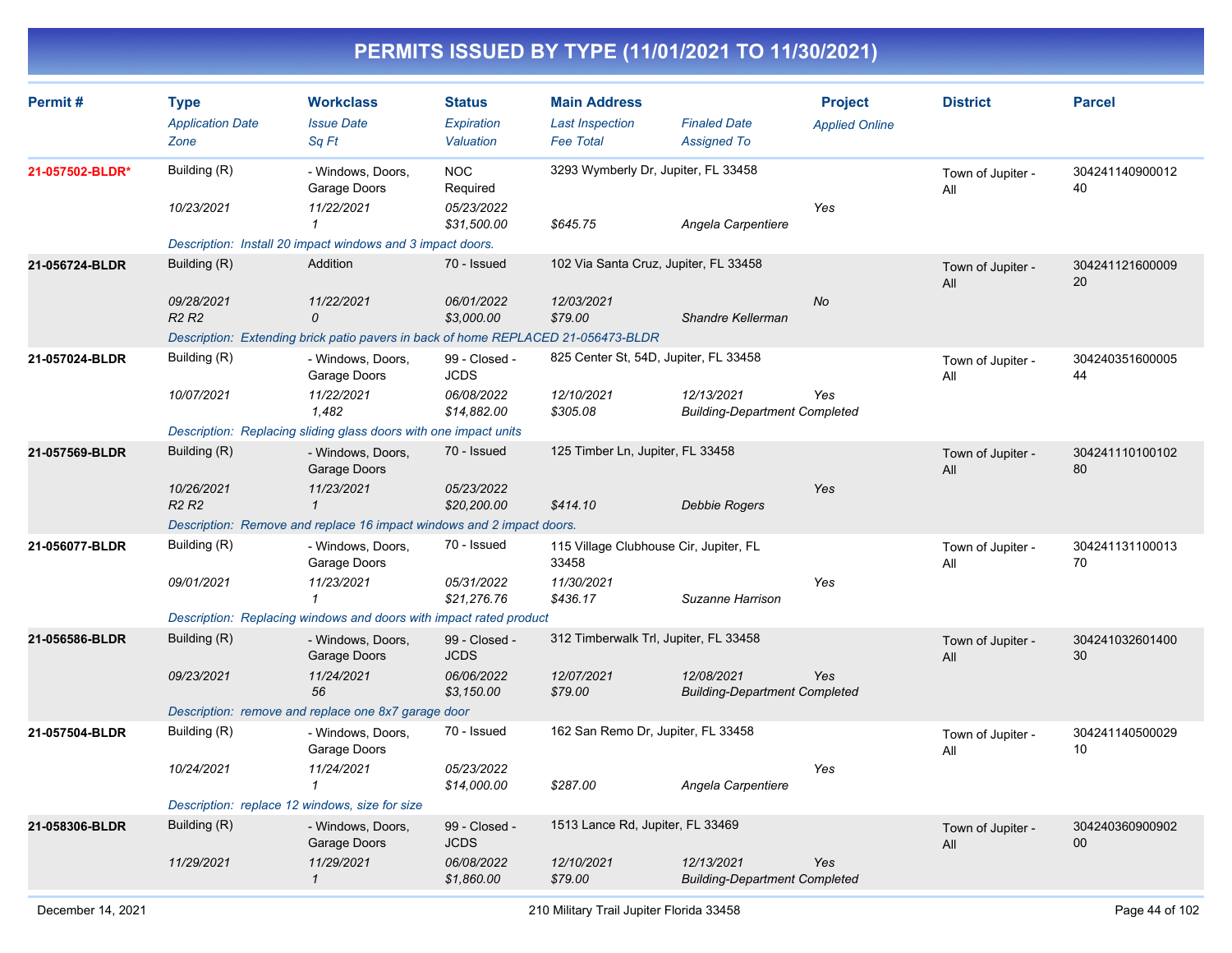# PERMITS ISSUED BY TYPE (11/01/2021 TO 11/30/2021)

| Permit # | Type | Workclass | Status | Main Address | | Project | District | Parcel |
|---|---|---|---|---|---|---|---|---|
| | *Application Date* | *Issue Date* | *Expiration* | *Last Inspection* | *Finaled Date* | *Applied Online* | | |
| | *Zone* | *Sq Ft* | *Valuation* | *Fee Total* | *Assigned To* | | | |
| **21-057502-BLDR*** | Building (R) | - Windows, Doors, Garage Doors | NOC Required | 3293 Wymberly Dr, Jupiter, FL 33458 | | | Town of Jupiter - All | 30424114090001240 |
| | *10/23/2021* | *11/22/2021* | *05/23/2022* | | | *Yes* | | |
| | | *1* | *$31,500.00* | *$645.75* | *Angela Carpentiere* | | | |
| | *Description: Install 20 impact windows and 3 impact doors.* | | | | | | | |
| **21-056724-BLDR** | Building (R) | Addition | 70 - Issued | 102 Via Santa Cruz, Jupiter, FL 33458 | | | Town of Jupiter - All | 30424112160000920 |
| | *09/28/2021* | *11/22/2021* | *06/01/2022* | *12/03/2021* | | *No* | | |
| | *R2 R2* | *0* | *$3,000.00* | *$79.00* | *Shandre Kellerman* | | | |
| | *Description: Extending brick patio pavers in back of home REPLACED 21-056473-BLDR* | | | | | | | |
| **21-057024-BLDR** | Building (R) | - Windows, Doors, Garage Doors | 99 - Closed - JCDS | 825 Center St, 54D, Jupiter, FL 33458 | | | Town of Jupiter - All | 30424035160000544 |
| | *10/07/2021* | *11/22/2021* | *06/08/2022* | *12/10/2021* | *12/13/2021* | *Yes* | | |
| | | *1,482* | *$14,882.00* | *$305.08* | *Building-Department Completed* | | | |
| | *Description: Replacing sliding glass doors with one impact units* | | | | | | | |
| **21-057569-BLDR** | Building (R) | - Windows, Doors, Garage Doors | 70 - Issued | 125 Timber Ln, Jupiter, FL 33458 | | | Town of Jupiter - All | 30424111010010280 |
| | *10/26/2021* | *11/23/2021* | *05/23/2022* | | | *Yes* | | |
| | *R2 R2* | *1* | *$20,200.00* | *$414.10* | *Debbie Rogers* | | | |
| | *Description: Remove and replace 16 impact windows and 2 impact doors.* | | | | | | | |
| **21-056077-BLDR** | Building (R) | - Windows, Doors, Garage Doors | 70 - Issued | 115 Village Clubhouse Cir, Jupiter, FL 33458 | | | Town of Jupiter - All | 30424113110001370 |
| | *09/01/2021* | *11/23/2021* | *05/31/2022* | *11/30/2021* | | *Yes* | | |
| | | *1* | *$21,276.76* | *$436.17* | *Suzanne Harrison* | | | |
| | *Description: Replacing windows and doors with impact rated product* | | | | | | | |
| **21-056586-BLDR** | Building (R) | - Windows, Doors, Garage Doors | 99 - Closed - JCDS | 312 Timberwalk Trl, Jupiter, FL 33458 | | | Town of Jupiter - All | 30424103260140030 |
| | *09/23/2021* | *11/24/2021* | *06/06/2022* | *12/07/2021* | *12/08/2021* | *Yes* | | |
| | | *56* | *$3,150.00* | *$79.00* | *Building-Department Completed* | | | |
| | *Description: remove and replace one 8x7 garage door* | | | | | | | |
| **21-057504-BLDR** | Building (R) | - Windows, Doors, Garage Doors | 70 - Issued | 162 San Remo Dr, Jupiter, FL 33458 | | | Town of Jupiter - All | 30424114050002910 |
| | *10/24/2021* | *11/24/2021* | *05/23/2022* | | | *Yes* | | |
| | | *1* | *$14,000.00* | *$287.00* | *Angela Carpentiere* | | | |
| | *Description: replace 12 windows, size for size* | | | | | | | |
| **21-058306-BLDR** | Building (R) | - Windows, Doors, Garage Doors | 99 - Closed - JCDS | 1513 Lance Rd, Jupiter, FL 33469 | | | Town of Jupiter - All | 30424036090090200 |
| | *11/29/2021* | *11/29/2021* | *06/08/2022* | *12/10/2021* | *12/13/2021* | *Yes* | | |
| | | *1* | *$1,860.00* | *$79.00* | *Building-Department Completed* | | | |

December 14, 2021 — 210 Military Trail Jupiter Florida 33458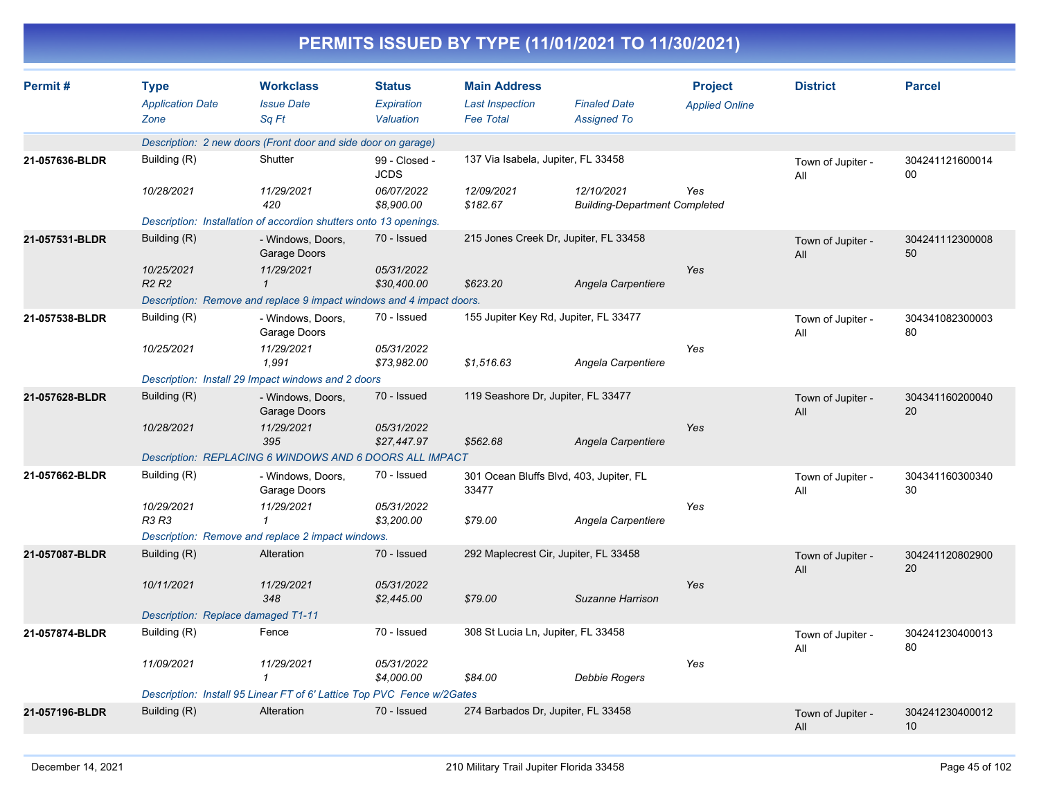# PERMITS ISSUED BY TYPE (11/01/2021 TO 11/30/2021)

| Permit # | Type / Application Date / Zone | Workclass / Issue Date / Sq Ft | Status / Expiration / Valuation | Main Address / Last Inspection / Fee Total | Finaled Date / Assigned To | Project / Applied Online | District | Parcel |
|---|---|---|---|---|---|---|---|---|
| | Description: 2 new doors (Front door and side door on garage) | | | | | | | |
| 21-057636-BLDR | Building (R) | Shutter | 99 - Closed - JCDS | 137 Via Isabela, Jupiter, FL 33458 | | | Town of Jupiter - All | 30424112160001400 |
| | 10/28/2021 | 11/29/2021 | 06/07/2022 | 12/09/2021 | 12/10/2021 | Yes | | |
| | | 420 | $8,900.00 | $182.67 | Building-Department Completed | | | |
| | Description: Installation of accordion shutters onto 13 openings. | | | | | | | |
| 21-057531-BLDR | Building (R) | - Windows, Doors, Garage Doors | 70 - Issued | 215 Jones Creek Dr, Jupiter, FL 33458 | | | Town of Jupiter - All | 30424111230000850 |
| | 10/25/2021 | 11/29/2021 | 05/31/2022 | | | Yes | | |
| | R2 R2 | 1 | $30,400.00 | $623.20 | Angela Carpentiere | | | |
| | Description: Remove and replace 9 impact windows and 4 impact doors. | | | | | | | |
| 21-057538-BLDR | Building (R) | - Windows, Doors, Garage Doors | 70 - Issued | 155 Jupiter Key Rd, Jupiter, FL 33477 | | | Town of Jupiter - All | 30434108230000380 |
| | 10/25/2021 | 11/29/2021 | 05/31/2022 | | | Yes | | |
| | | 1,991 | $73,982.00 | $1,516.63 | Angela Carpentiere | | | |
| | Description: Install 29 Impact windows and 2 doors | | | | | | | |
| 21-057628-BLDR | Building (R) | - Windows, Doors, Garage Doors | 70 - Issued | 119 Seashore Dr, Jupiter, FL 33477 | | | Town of Jupiter - All | 30434116020004020 |
| | 10/28/2021 | 11/29/2021 | 05/31/2022 | | | Yes | | |
| | | 395 | $27,447.97 | $562.68 | Angela Carpentiere | | | |
| | Description: REPLACING 6 WINDOWS AND 6 DOORS ALL IMPACT | | | | | | | |
| 21-057662-BLDR | Building (R) | - Windows, Doors, Garage Doors | 70 - Issued | 301 Ocean Bluffs Blvd, 403, Jupiter, FL 33477 | | | Town of Jupiter - All | 30434116030034030 |
| | 10/29/2021 | 11/29/2021 | 05/31/2022 | | | Yes | | |
| | R3 R3 | 1 | $3,200.00 | $79.00 | Angela Carpentiere | | | |
| | Description: Remove and replace 2 impact windows. | | | | | | | |
| 21-057087-BLDR | Building (R) | Alteration | 70 - Issued | 292 Maplecrest Cir, Jupiter, FL 33458 | | | Town of Jupiter - All | 30424112080290020 |
| | 10/11/2021 | 11/29/2021 | 05/31/2022 | | | Yes | | |
| | | 348 | $2,445.00 | $79.00 | Suzanne Harrison | | | |
| | Description: Replace damaged T1-11 | | | | | | | |
| 21-057874-BLDR | Building (R) | Fence | 70 - Issued | 308 St Lucia Ln, Jupiter, FL 33458 | | | Town of Jupiter - All | 30424123040001380 |
| | 11/09/2021 | 11/29/2021 | 05/31/2022 | | | Yes | | |
| | | 1 | $4,000.00 | $84.00 | Debbie Rogers | | | |
| | Description: Install 95 Linear FT of 6' Lattice Top PVC Fence w/2Gates | | | | | | | |
| 21-057196-BLDR | Building (R) | Alteration | 70 - Issued | 274 Barbados Dr, Jupiter, FL 33458 | | | Town of Jupiter - All | 30424123040001210 |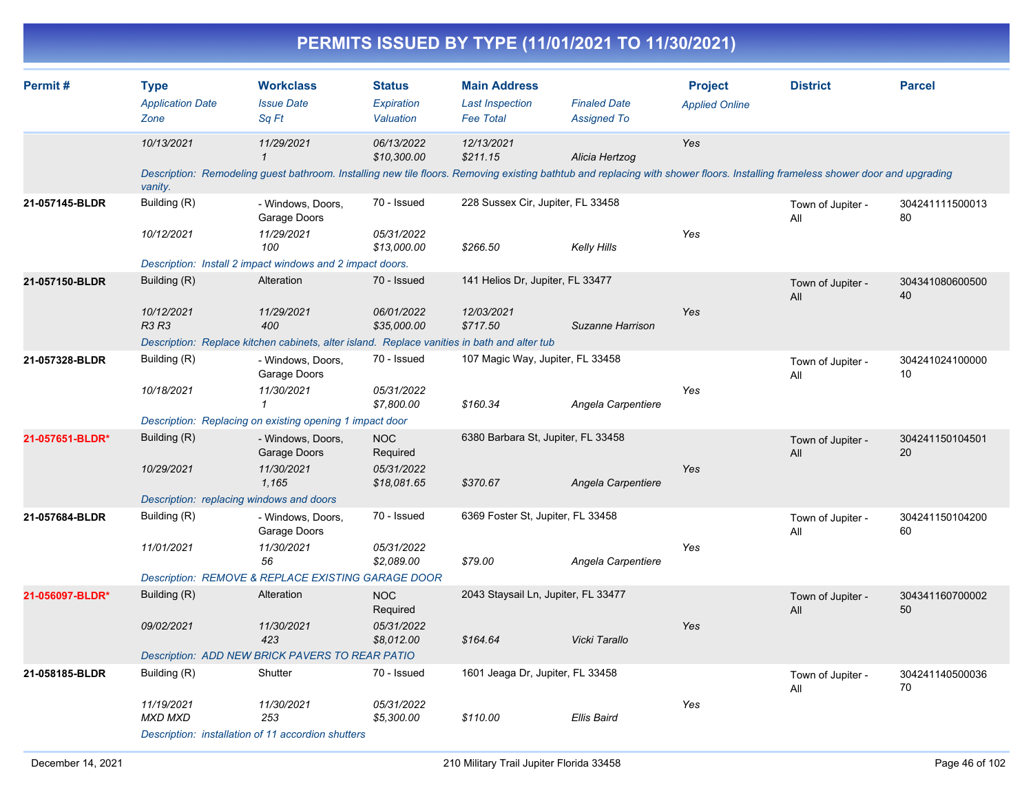# PERMITS ISSUED BY TYPE (11/01/2021 TO 11/30/2021)

| Permit # | Type<br>*Application Date*<br>*Zone* | Workclass<br>*Issue Date*<br>*Sq Ft* | Status<br>*Expiration*<br>*Valuation* | Main Address<br>*Last Inspection*<br>*Fee Total* | *Finaled Date*<br>*Assigned To* | Project<br>*Applied Online* | District | Parcel |
|---|---|---|---|---|---|---|---|---|
| | *10/13/2021* | *11/29/2021*<br>*1* | *06/13/2022*<br>*$10,300.00* | *12/13/2021*<br>*$211.15* | *Alicia Hertzog* | *Yes* | | |
| | *Description: Remodeling guest bathroom. Installing new tile floors. Removing existing bathtub and replacing with shower floors. Installing frameless shower door and upgrading vanity.* | | | | | | | |
| **21-057145-BLDR** | Building (R)<br>*10/12/2021* | - Windows, Doors, Garage Doors<br>*11/29/2021*<br>*100* | 70 - Issued<br>*05/31/2022*<br>*$13,000.00* | 228 Sussex Cir, Jupiter, FL 33458<br>*$266.50* | *Kelly Hills* | *Yes* | Town of Jupiter - All | 30424111150001380 |
| | *Description: Install 2 impact windows and 2 impact doors.* | | | | | | | |
| **21-057150-BLDR** | Building (R)<br>*10/12/2021*<br>*R3 R3* | Alteration<br>*11/29/2021*<br>*400* | 70 - Issued<br>*06/01/2022*<br>*$35,000.00* | 141 Helios Dr, Jupiter, FL 33477<br>*12/03/2021*<br>*$717.50* | *Suzanne Harrison* | *Yes* | Town of Jupiter - All | 30434108060050040 |
| | *Description: Replace kitchen cabinets, alter island. Replace vanities in bath and alter tub* | | | | | | | |
| **21-057328-BLDR** | Building (R)<br>*10/18/2021* | - Windows, Doors, Garage Doors<br>*11/30/2021*<br>*1* | 70 - Issued<br>*05/31/2022*<br>*$7,800.00* | 107 Magic Way, Jupiter, FL 33458<br>*$160.34* | *Angela Carpentiere* | *Yes* | Town of Jupiter - All | 30424102410000010 |
| | *Description: Replacing on existing opening 1 impact door* | | | | | | | |
| **21-057651-BLDR*** | Building (R)<br>*10/29/2021* | - Windows, Doors, Garage Doors<br>*11/30/2021*<br>*1,165* | NOC Required<br>*05/31/2022*<br>*$18,081.65* | 6380 Barbara St, Jupiter, FL 33458<br>*$370.67* | *Angela Carpentiere* | *Yes* | Town of Jupiter - All | 30424115010450120 |
| | *Description: replacing windows and doors* | | | | | | | |
| **21-057684-BLDR** | Building (R)<br>*11/01/2021* | - Windows, Doors, Garage Doors<br>*11/30/2021*<br>*56* | 70 - Issued<br>*05/31/2022*<br>*$2,089.00* | 6369 Foster St, Jupiter, FL 33458<br>*$79.00* | *Angela Carpentiere* | *Yes* | Town of Jupiter - All | 30424115010420060 |
| | *Description: REMOVE & REPLACE EXISTING GARAGE DOOR* | | | | | | | |
| **21-056097-BLDR*** | Building (R)<br>*09/02/2021* | Alteration<br>*11/30/2021*<br>*423* | NOC Required<br>*05/31/2022*<br>*$8,012.00* | 2043 Staysail Ln, Jupiter, FL 33477<br>*$164.64* | *Vicki Tarallo* | *Yes* | Town of Jupiter - All | 30434116070000250 |
| | *Description: ADD NEW BRICK PAVERS TO REAR PATIO* | | | | | | | |
| **21-058185-BLDR** | Building (R)<br>*11/19/2021*<br>*MXD MXD* | Shutter<br>*11/30/2021*<br>*253* | 70 - Issued<br>*05/31/2022*<br>*$5,300.00* | 1601 Jeaga Dr, Jupiter, FL 33458<br>*$110.00* | *Ellis Baird* | *Yes* | Town of Jupiter - All | 30424114050003670 |
| | *Description: installation of 11 accordion shutters* | | | | | | | |

December 14, 2021 — 210 Military Trail Jupiter Florida 33458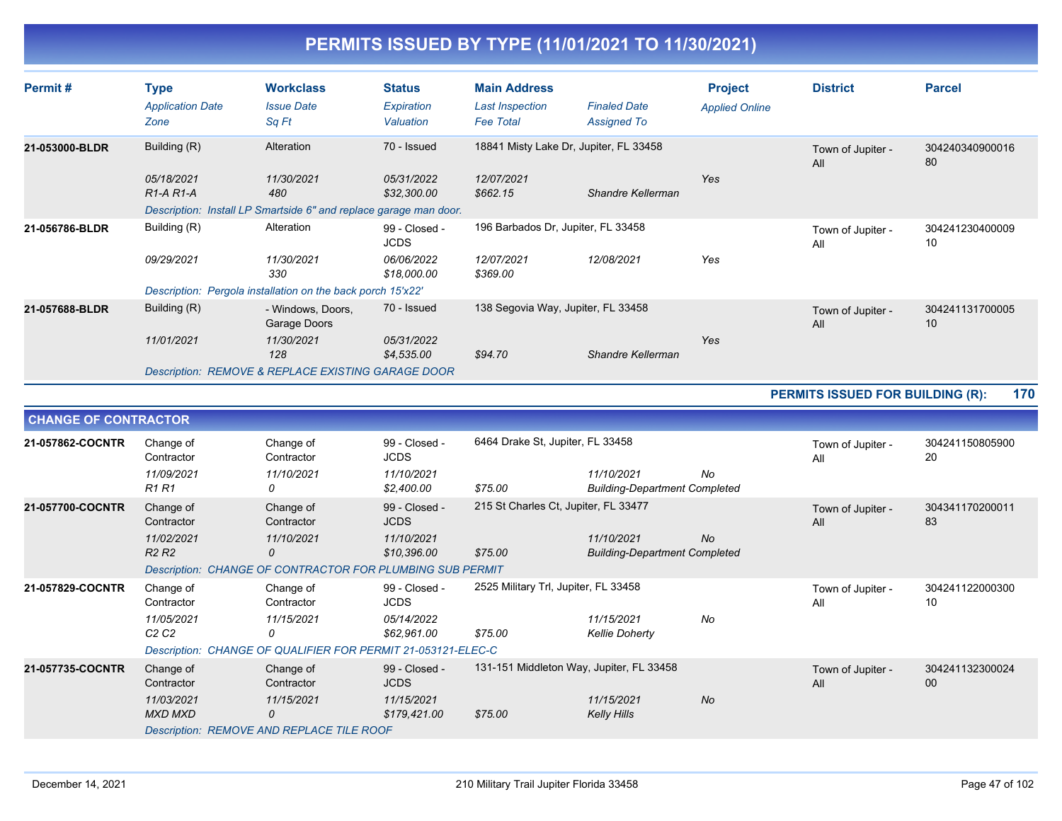# PERMITS ISSUED BY TYPE (11/01/2021 TO 11/30/2021)

| Permit # | Type<br>*Application Date*<br>*Zone* | Workclass<br>*Issue Date*<br>*Sq Ft* | Status<br>*Expiration*<br>*Valuation* | Main Address<br>*Last Inspection*<br>*Fee Total* | *Finaled Date*<br>*Assigned To* | Project<br>*Applied Online* | District | Parcel |
|---|---|---|---|---|---|---|---|---|
| **21-053000-BLDR** | Building (R)<br>*05/18/2021*<br>*R1-A R1-A* | Alteration<br>*11/30/2021*<br>*480* | 70 - Issued<br>*05/31/2022*<br>*$32,300.00* | 18841 Misty Lake Dr, Jupiter, FL 33458<br>*12/07/2021*<br>*$662.15* | <br><br>*Shandre Kellerman* | <br>*Yes* | Town of Jupiter - All | 30424034090001680 |
| | *Description: Install LP Smartside 6" and replace garage man door.* | | | | | | | |
| **21-056786-BLDR** | Building (R)<br>*09/29/2021* | Alteration<br>*11/30/2021*<br>*330* | 99 - Closed - JCDS<br>*06/06/2022*<br>*$18,000.00* | 196 Barbados Dr, Jupiter, FL 33458<br>*12/07/2021*<br>*$369.00* | <br>*12/08/2021* | <br>*Yes* | Town of Jupiter - All | 30424123040000910 |
| | *Description: Pergola installation on the back porch 15'x22'* | | | | | | | |
| **21-057688-BLDR** | Building (R)<br>*11/01/2021* | - Windows, Doors, Garage Doors<br>*11/30/2021*<br>*128* | 70 - Issued<br>*05/31/2022*<br>*$4,535.00* | 138 Segovia Way, Jupiter, FL 33458<br><br>*$94.70* | <br><br>*Shandre Kellerman* | <br>*Yes* | Town of Jupiter - All | 30424113170000510 |
| | *Description: REMOVE & REPLACE EXISTING GARAGE DOOR* | | | | | | | |

**PERMITS ISSUED FOR BUILDING (R): 170**

## CHANGE OF CONTRACTOR

| Permit # | Type<br>*Application Date*<br>*Zone* | Workclass<br>*Issue Date*<br>*Sq Ft* | Status<br>*Expiration*<br>*Valuation* | Main Address<br>*Last Inspection*<br>*Fee Total* | *Finaled Date*<br>*Assigned To* | Project<br>*Applied Online* | District | Parcel |
|---|---|---|---|---|---|---|---|---|
| **21-057862-COCNTR** | Change of Contractor<br>*11/09/2021*<br>*R1 R1* | Change of Contractor<br>*11/10/2021*<br>*0* | 99 - Closed - JCDS<br>*11/10/2021*<br>*$2,400.00* | 6464 Drake St, Jupiter, FL 33458<br><br>*$75.00* | <br>*11/10/2021*<br>*Building-Department Completed* | <br>*No* | Town of Jupiter - All | 30424115080590020 |
| **21-057700-COCNTR** | Change of Contractor<br>*11/02/2021*<br>*R2 R2* | Change of Contractor<br>*11/10/2021*<br>*0* | 99 - Closed - JCDS<br>*11/10/2021*<br>*$10,396.00* | 215 St Charles Ct, Jupiter, FL 33477<br><br>*$75.00* | <br>*11/10/2021*<br>*Building-Department Completed* | <br>*No* | Town of Jupiter - All | 30434117020001183 |
| | *Description: CHANGE OF CONTRACTOR FOR PLUMBING SUB PERMIT* | | | | | | | |
| **21-057829-COCNTR** | Change of Contractor<br>*11/05/2021*<br>*C2 C2* | Change of Contractor<br>*11/15/2021*<br>*0* | 99 - Closed - JCDS<br>*05/14/2022*<br>*$62,961.00* | 2525 Military Trl, Jupiter, FL 33458<br><br>*$75.00* | <br>*11/15/2021*<br>*Kellie Doherty* | <br>*No* | Town of Jupiter - All | 30424112200030010 |
| | *Description: CHANGE OF QUALIFIER FOR PERMIT 21-053121-ELEC-C* | | | | | | | |
| **21-057735-COCNTR** | Change of Contractor<br>*11/03/2021*<br>*MXD MXD* | Change of Contractor<br>*11/15/2021*<br>*0* | 99 - Closed - JCDS<br>*11/15/2021*<br>*$179,421.00* | 131-151 Middleton Way, Jupiter, FL 33458<br><br>*$75.00* | <br>*11/15/2021*<br>*Kelly Hills* | <br>*No* | Town of Jupiter - All | 30424113230002400 |
| | *Description: REMOVE AND REPLACE TILE ROOF* | | | | | | | |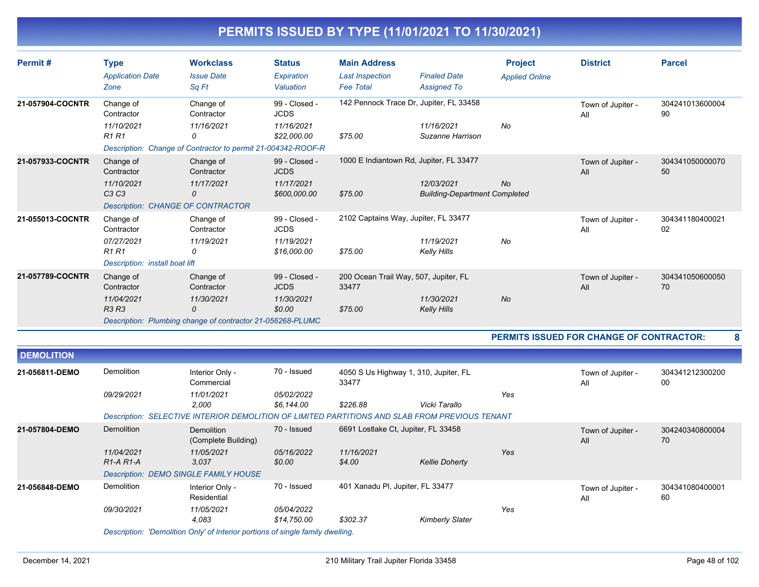# PERMITS ISSUED BY TYPE (11/01/2021 TO 11/30/2021)

| Permit # | Type / Application Date / Zone | Workclass / Issue Date / Sq Ft | Status / Expiration / Valuation | Main Address / Last Inspection / Fee Total | Finaled Date / Assigned To | Project / Applied Online | District | Parcel |
|---|---|---|---|---|---|---|---|---|
| 21-057904-COCNTR | Change of Contractor / 11/10/2021 / R1 R1 | Change of Contractor / 11/16/2021 / 0 | 99 - Closed - JCDS / 11/16/2021 / $22,000.00 | 142 Pennock Trace Dr, Jupiter, FL 33458 / / $75.00 | 11/16/2021 / Suzanne Harrison | No | Town of Jupiter - All | 30424101360000490 |
| | *Description: Change of Contractor to permit 21-004342-ROOF-R* | | | | | | | |
| 21-057933-COCNTR | Change of Contractor / 11/10/2021 / C3 C3 | Change of Contractor / 11/17/2021 / 0 | 99 - Closed - JCDS / 11/17/2021 / $600,000.00 | 1000 E Indiantown Rd, Jupiter, FL 33477 / / $75.00 | 12/03/2021 / Building-Department Completed | No | Town of Jupiter - All | 30434105000007050 |
| | *Description: CHANGE OF CONTRACTOR* | | | | | | | |
| 21-055013-COCNTR | Change of Contractor / 07/27/2021 / R1 R1 | Change of Contractor / 11/19/2021 / 0 | 99 - Closed - JCDS / 11/19/2021 / $16,000.00 | 2102 Captains Way, Jupiter, FL 33477 / / $75.00 | 11/19/2021 / Kelly Hills | No | Town of Jupiter - All | 30434118040002102 |
| | *Description: install boat lift* | | | | | | | |
| 21-057789-COCNTR | Change of Contractor / 11/04/2021 / R3 R3 | Change of Contractor / 11/30/2021 / 0 | 99 - Closed - JCDS / 11/30/2021 / $0.00 | 200 Ocean Trail Way, 507, Jupiter, FL 33477 / / $75.00 | 11/30/2021 / Kelly Hills | No | Town of Jupiter - All | 30434105060005070 |
| | *Description: Plumbing change of contractor 21-056268-PLUMC* | | | | | | | |

**PERMITS ISSUED FOR CHANGE OF CONTRACTOR: 8**

## DEMOLITION

| Permit # | Type / Application Date / Zone | Workclass / Issue Date / Sq Ft | Status / Expiration / Valuation | Main Address / Last Inspection / Fee Total | Finaled Date / Assigned To | Project / Applied Online | District | Parcel |
|---|---|---|---|---|---|---|---|---|
| 21-056811-DEMO | Demolition / 09/29/2021 / | Interior Only - Commercial / 11/01/2021 / 2,000 | 70 - Issued / 05/02/2022 / $6,144.00 | 4050 S Us Highway 1, 310, Jupiter, FL 33477 / / $226.88 | / Vicki Tarallo | Yes | Town of Jupiter - All | 30434121230020000 |
| | *Description: SELECTIVE INTERIOR DEMOLITION OF LIMITED PARTITIONS AND SLAB FROM PREVIOUS TENANT* | | | | | | | |
| 21-057804-DEMO | Demolition / 11/04/2021 / R1-A R1-A | Demolition (Complete Building) / 11/05/2021 / 3,037 | 70 - Issued / 05/16/2022 / $0.00 | 6691 Lostlake Ct, Jupiter, FL 33458 / 11/16/2021 / $4.00 | / Kellie Doherty | Yes | Town of Jupiter - All | 30424034080000470 |
| | *Description: DEMO SINGLE FAMILY HOUSE* | | | | | | | |
| 21-056848-DEMO | Demolition / 09/30/2021 / | Interior Only - Residential / 11/05/2021 / 4,083 | 70 - Issued / 05/04/2022 / $14,750.00 | 401 Xanadu Pl, Jupiter, FL 33477 / / $302.37 | / Kimberly Slater | Yes | Town of Jupiter - All | 30434108040000160 |
| | *Description: 'Demolition Only' of Interior portions of single family dwelling.* | | | | | | | |

December 14, 2021 — 210 Military Trail Jupiter Florida 33458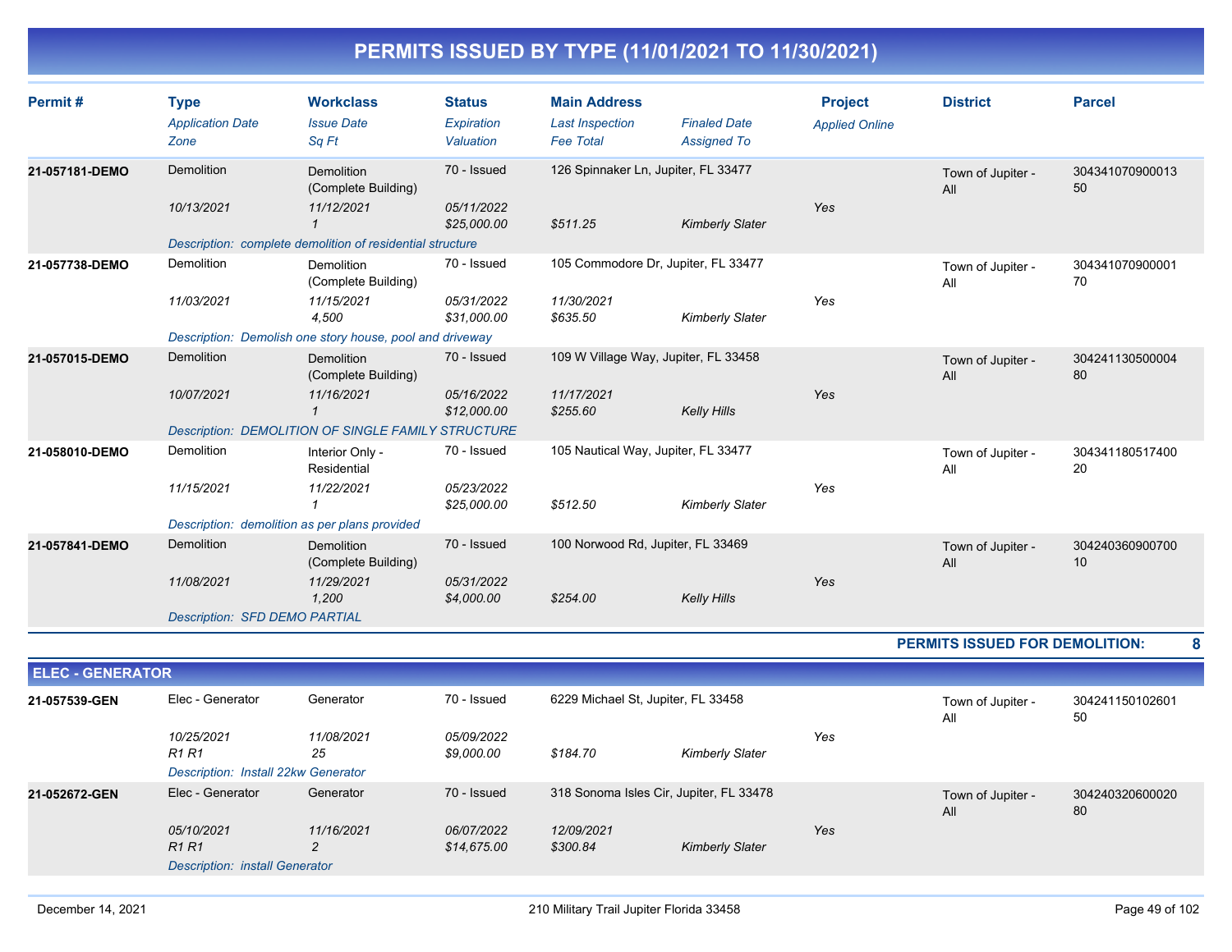# PERMITS ISSUED BY TYPE (11/01/2021 TO 11/30/2021)

| Permit # | Type / Application Date / Zone | Workclass / Issue Date / Sq Ft | Status / Expiration / Valuation | Main Address / Last Inspection / Fee Total | Finaled Date / Assigned To | Project / Applied Online | District | Parcel |
|---|---|---|---|---|---|---|---|---|
| 21-057181-DEMO | Demolition | Demolition (Complete Building) | 70 - Issued | 126 Spinnaker Ln, Jupiter, FL 33477 | | | Town of Jupiter - All | 30434107090001350 |
| | 10/13/2021 | 11/12/2021 | 05/11/2022 | | | Yes | | |
| | | 1 | $25,000.00 | $511.25 | Kimberly Slater | | | |
| | *Description: complete demolition of residential structure* | | | | | | | |
| 21-057738-DEMO | Demolition | Demolition (Complete Building) | 70 - Issued | 105 Commodore Dr, Jupiter, FL 33477 | | | Town of Jupiter - All | 30434107090000170 |
| | 11/03/2021 | 11/15/2021 | 05/31/2022 | 11/30/2021 | | Yes | | |
| | | 4,500 | $31,000.00 | $635.50 | Kimberly Slater | | | |
| | *Description: Demolish one story house, pool and driveway* | | | | | | | |
| 21-057015-DEMO | Demolition | Demolition (Complete Building) | 70 - Issued | 109 W Village Way, Jupiter, FL 33458 | | | Town of Jupiter - All | 30424113050000480 |
| | 10/07/2021 | 11/16/2021 | 05/16/2022 | 11/17/2021 | | Yes | | |
| | | 1 | $12,000.00 | $255.60 | Kelly Hills | | | |
| | *Description: DEMOLITION OF SINGLE FAMILY STRUCTURE* | | | | | | | |
| 21-058010-DEMO | Demolition | Interior Only - Residential | 70 - Issued | 105 Nautical Way, Jupiter, FL 33477 | | | Town of Jupiter - All | 30434118051740020 |
| | 11/15/2021 | 11/22/2021 | 05/23/2022 | | | Yes | | |
| | | 1 | $25,000.00 | $512.50 | Kimberly Slater | | | |
| | *Description: demolition as per plans provided* | | | | | | | |
| 21-057841-DEMO | Demolition | Demolition (Complete Building) | 70 - Issued | 100 Norwood Rd, Jupiter, FL 33469 | | | Town of Jupiter - All | 30424036090070010 |
| | 11/08/2021 | 11/29/2021 | 05/31/2022 | | | Yes | | |
| | | 1,200 | $4,000.00 | $254.00 | Kelly Hills | | | |
| | *Description: SFD DEMO PARTIAL* | | | | | | | |

**PERMITS ISSUED FOR DEMOLITION: 8**

## ELEC - GENERATOR

| Permit # | Type / Application Date / Zone | Workclass / Issue Date / Sq Ft | Status / Expiration / Valuation | Main Address / Last Inspection / Fee Total | Finaled Date / Assigned To | Project / Applied Online | District | Parcel |
|---|---|---|---|---|---|---|---|---|
| 21-057539-GEN | Elec - Generator | Generator | 70 - Issued | 6229 Michael St, Jupiter, FL 33458 | | | Town of Jupiter - All | 30424115010260150 |
| | 10/25/2021 | 11/08/2021 | 05/09/2022 | | | Yes | | |
| | R1 R1 | 25 | $9,000.00 | $184.70 | Kimberly Slater | | | |
| | *Description: Install 22kw Generator* | | | | | | | |
| 21-052672-GEN | Elec - Generator | Generator | 70 - Issued | 318 Sonoma Isles Cir, Jupiter, FL 33478 | | | Town of Jupiter - All | 30424032060002080 |
| | 05/10/2021 | 11/16/2021 | 06/07/2022 | 12/09/2021 | | Yes | | |
| | R1 R1 | 2 | $14,675.00 | $300.84 | Kimberly Slater | | | |
| | *Description: install Generator* | | | | | | | |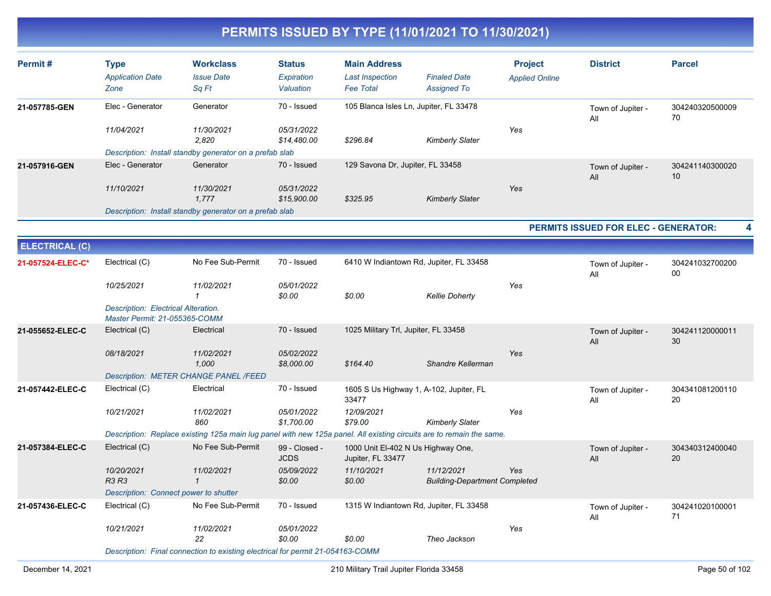# PERMITS ISSUED BY TYPE (11/01/2021 TO 11/30/2021)

| Permit # | Type<br>*Application Date*<br>*Zone* | Workclass<br>*Issue Date*<br>*Sq Ft* | Status<br>*Expiration*<br>*Valuation* | Main Address<br>*Last Inspection*<br>*Fee Total* | *Finaled Date*<br>*Assigned To* | Project<br>*Applied Online* | District | Parcel |
|---|---|---|---|---|---|---|---|---|
| **21-057785-GEN** | Elec - Generator | Generator | 70 - Issued | 105 Blanca Isles Ln, Jupiter, FL 33478 | | | Town of Jupiter - All | 30424032050000970 |
| | *11/04/2021* | *11/30/2021* | *05/31/2022* | | | *Yes* | | |
| | | *2,820* | *$14,480.00* | *$296.84* | *Kimberly Slater* | | | |
| | *Description: Install standby generator on a prefab slab* | | | | | | | |
| **21-057916-GEN** | Elec - Generator | Generator | 70 - Issued | 129 Savona Dr, Jupiter, FL 33458 | | | Town of Jupiter - All | 30424114030002010 |
| | *11/10/2021* | *11/30/2021* | *05/31/2022* | | | *Yes* | | |
| | | *1,777* | *$15,900.00* | *$325.95* | *Kimberly Slater* | | | |
| | *Description: Install standby generator on a prefab slab* | | | | | | | |

**PERMITS ISSUED FOR ELEC - GENERATOR: 4**

## ELECTRICAL (C)

| Permit # | Type<br>*Application Date*<br>*Zone* | Workclass<br>*Issue Date*<br>*Sq Ft* | Status<br>*Expiration*<br>*Valuation* | Main Address<br>*Last Inspection*<br>*Fee Total* | *Finaled Date*<br>*Assigned To* | Project<br>*Applied Online* | District | Parcel |
|---|---|---|---|---|---|---|---|---|
| **21-057524-ELEC-C*** | Electrical (C) | No Fee Sub-Permit | 70 - Issued | 6410 W Indiantown Rd, Jupiter, FL 33458 | | | Town of Jupiter - All | 30424103270020000 |
| | *10/25/2021* | *11/02/2021* | *05/01/2022* | | | *Yes* | | |
| | | *1* | *$0.00* | *$0.00* | *Kellie Doherty* | | | |
| | *Description: Electrical Alteration. Master Permit: 21-055365-COMM* | | | | | | | |
| **21-055652-ELEC-C** | Electrical (C) | Electrical | 70 - Issued | 1025 Military Trl, Jupiter, FL 33458 | | | Town of Jupiter - All | 30424112000001130 |
| | *08/18/2021* | *11/02/2021* | *05/02/2022* | | | *Yes* | | |
| | | *1,000* | *$8,000.00* | *$164.40* | *Shandre Kellerman* | | | |
| | *Description: METER CHANGE PANEL /FEED* | | | | | | | |
| **21-057442-ELEC-C** | Electrical (C) | Electrical | 70 - Issued | 1605 S Us Highway 1, A-102, Jupiter, FL 33477 | | | Town of Jupiter - All | 30434108120011020 |
| | *10/21/2021* | *11/02/2021* | *05/01/2022* | *12/09/2021* | | *Yes* | | |
| | | *860* | *$1,700.00* | *$79.00* | *Kimberly Slater* | | | |
| | *Description: Replace existing 125a main lug panel with new 125a panel. All existing circuits are to remain the same.* | | | | | | | |
| **21-057384-ELEC-C** | Electrical (C) | No Fee Sub-Permit | 99 - Closed - JCDS | 1000 Unit El-402 N Us Highway One, Jupiter, FL 33477 | | | Town of Jupiter - All | 30434031240004020 |
| | *10/20/2021* | *11/02/2021* | *05/09/2022* | *11/10/2021* | *11/12/2021* | *Yes* | | |
| | *R3 R3* | *1* | *$0.00* | *$0.00* | *Building-Department Completed* | | | |
| | *Description: Connect power to shutter* | | | | | | | |
| **21-057436-ELEC-C** | Electrical (C) | No Fee Sub-Permit | 70 - Issued | 1315 W Indiantown Rd, Jupiter, FL 33458 | | | Town of Jupiter - All | 30424102010000171 |
| | *10/21/2021* | *11/02/2021* | *05/01/2022* | | | *Yes* | | |
| | | *22* | *$0.00* | *$0.00* | *Theo Jackson* | | | |
| | *Description: Final connection to existing electrical for permit 21-054163-COMM* | | | | | | | |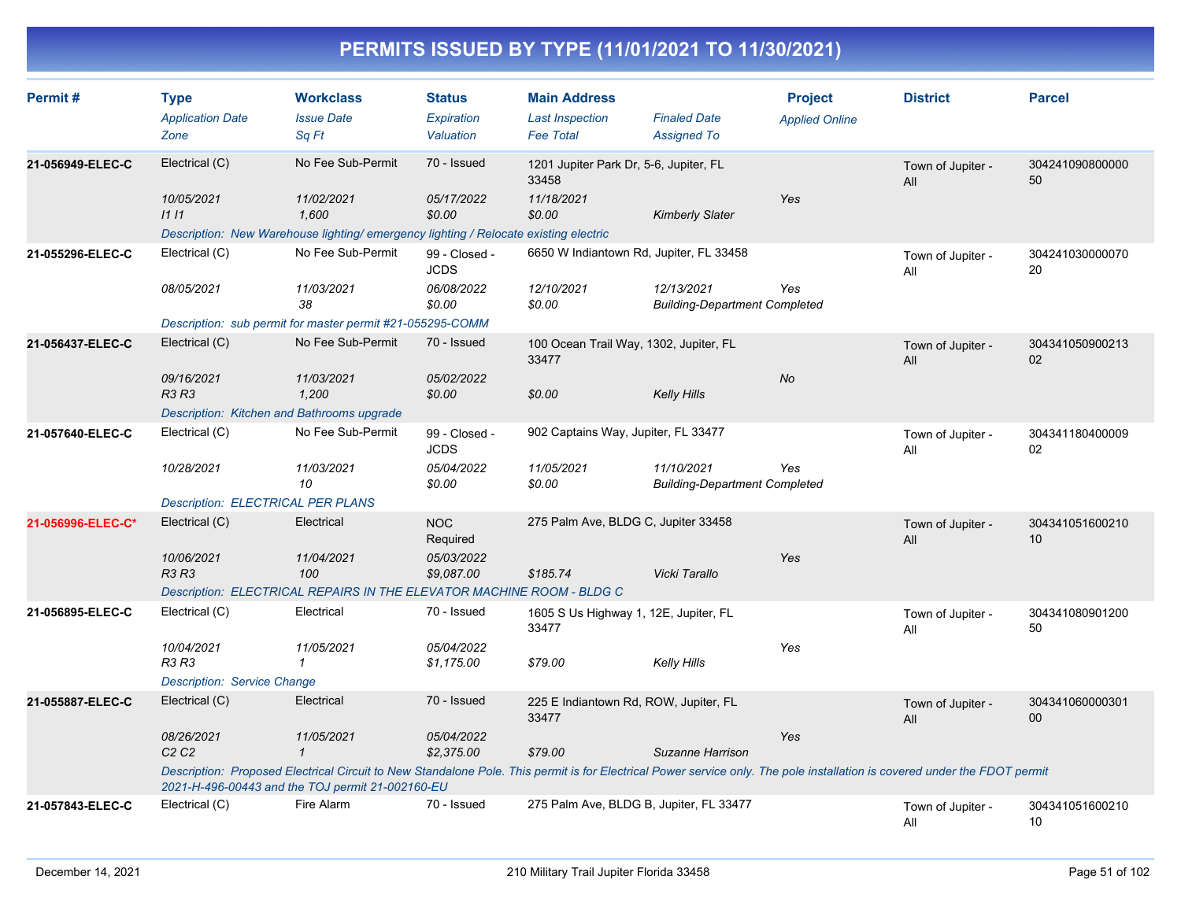# PERMITS ISSUED BY TYPE (11/01/2021 TO 11/30/2021)

| Permit # | Type / *Application Date* / *Zone* | Workclass / *Issue Date* / *Sq Ft* | Status / *Expiration* / *Valuation* | Main Address / *Last Inspection* / *Fee Total* | *Finaled Date* / *Assigned To* | Project / *Applied Online* | District | Parcel |
|---|---|---|---|---|---|---|---|---|
| **21-056949-ELEC-C** | Electrical (C) | No Fee Sub-Permit | 70 - Issued | 1201 Jupiter Park Dr, 5-6, Jupiter, FL 33458 | | | Town of Jupiter - All | 30424109080000050 |
| | *10/05/2021* | *11/02/2021* | *05/17/2022* | *11/18/2021* | | *Yes* | | |
| | *I1 I1* | *1,600* | *$0.00* | *$0.00* | *Kimberly Slater* | | | |
| | *Description: New Warehouse lighting/ emergency lighting / Relocate existing electric* | | | | | | | |
| **21-055296-ELEC-C** | Electrical (C) | No Fee Sub-Permit | 99 - Closed - JCDS | 6650 W Indiantown Rd, Jupiter, FL 33458 | | | Town of Jupiter - All | 30424103000007020 |
| | *08/05/2021* | *11/03/2021* | *06/08/2022* | *12/10/2021* | *12/13/2021* | *Yes* | | |
| | | *38* | *$0.00* | *$0.00* | *Building-Department Completed* | | | |
| | *Description: sub permit for master permit #21-055295-COMM* | | | | | | | |
| **21-056437-ELEC-C** | Electrical (C) | No Fee Sub-Permit | 70 - Issued | 100 Ocean Trail Way, 1302, Jupiter, FL 33477 | | | Town of Jupiter - All | 30434105090021302 |
| | *09/16/2021* | *11/03/2021* | *05/02/2022* | | | *No* | | |
| | *R3 R3* | *1,200* | *$0.00* | *$0.00* | *Kelly Hills* | | | |
| | *Description: Kitchen and Bathrooms upgrade* | | | | | | | |
| **21-057640-ELEC-C** | Electrical (C) | No Fee Sub-Permit | 99 - Closed - JCDS | 902 Captains Way, Jupiter, FL 33477 | | | Town of Jupiter - All | 30434118040000902 |
| | *10/28/2021* | *11/03/2021* | *05/04/2022* | *11/05/2021* | *11/10/2021* | *Yes* | | |
| | | *10* | *$0.00* | *$0.00* | *Building-Department Completed* | | | |
| | *Description: ELECTRICAL PER PLANS* | | | | | | | |
| **21-056996-ELEC-C*** | Electrical (C) | Electrical | NOC Required | 275 Palm Ave, BLDG C, Jupiter 33458 | | | Town of Jupiter - All | 30434105160021010 |
| | *10/06/2021* | *11/04/2021* | *05/03/2022* | | | *Yes* | | |
| | *R3 R3* | *100* | *$9,087.00* | *$185.74* | *Vicki Tarallo* | | | |
| | *Description: ELECTRICAL REPAIRS IN THE ELEVATOR MACHINE ROOM - BLDG C* | | | | | | | |
| **21-056895-ELEC-C** | Electrical (C) | Electrical | 70 - Issued | 1605 S Us Highway 1, 12E, Jupiter, FL 33477 | | | Town of Jupiter - All | 30434108090120050 |
| | *10/04/2021* | *11/05/2021* | *05/04/2022* | | | *Yes* | | |
| | *R3 R3* | *1* | *$1,175.00* | *$79.00* | *Kelly Hills* | | | |
| | *Description: Service Change* | | | | | | | |
| **21-055887-ELEC-C** | Electrical (C) | Electrical | 70 - Issued | 225 E Indiantown Rd, ROW, Jupiter, FL 33477 | | | Town of Jupiter - All | 30434106000030100 |
| | *08/26/2021* | *11/05/2021* | *05/04/2022* | | | *Yes* | | |
| | *C2 C2* | *1* | *$2,375.00* | *$79.00* | *Suzanne Harrison* | | | |
| | *Description: Proposed Electrical Circuit to New Standalone Pole. This permit is for Electrical Power service only. The pole installation is covered under the FDOT permit 2021-H-496-00443 and the TOJ permit 21-002160-EU* | | | | | | | |
| **21-057843-ELEC-C** | Electrical (C) | Fire Alarm | 70 - Issued | 275 Palm Ave, BLDG B, Jupiter, FL 33477 | | | Town of Jupiter - All | 30434105160021010 |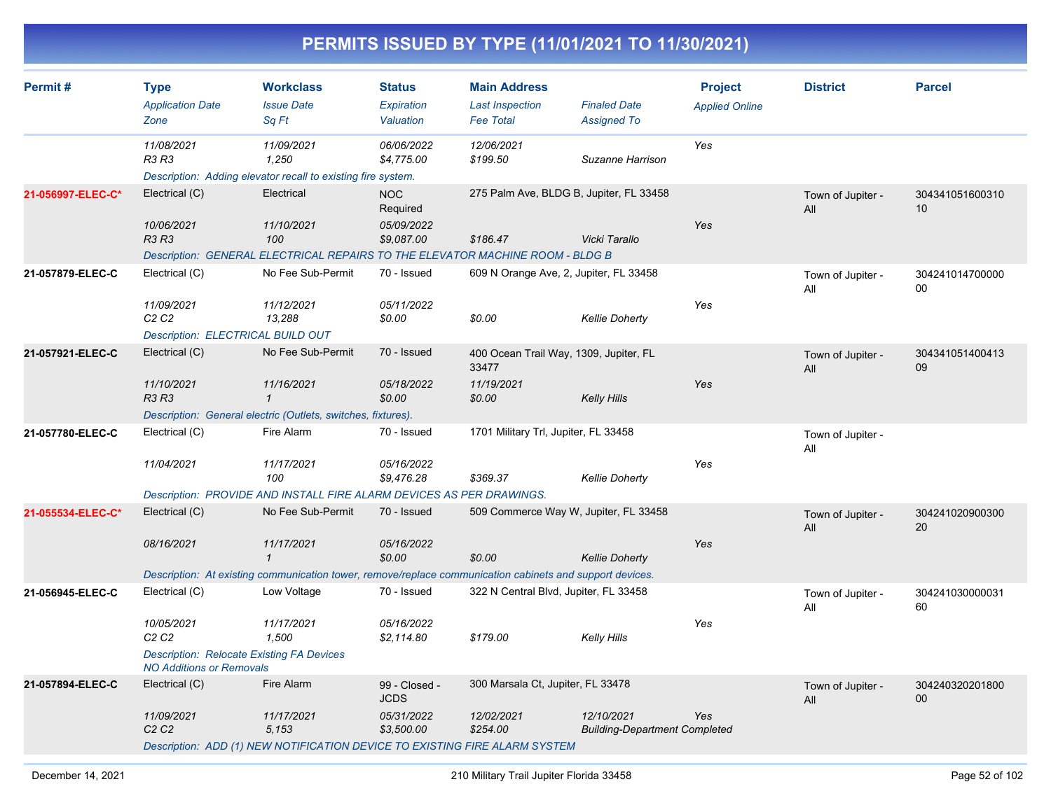# PERMITS ISSUED BY TYPE (11/01/2021 TO 11/30/2021)

| Permit # | Type<br>*Application Date*<br>*Zone* | Workclass<br>*Issue Date*<br>*Sq Ft* | Status<br>*Expiration*<br>*Valuation* | Main Address<br>*Last Inspection*<br>*Fee Total* | *Finaled Date*<br>*Assigned To* | Project<br>*Applied Online* | District | Parcel |
|---|---|---|---|---|---|---|---|---|
| | *11/08/2021*<br>*R3 R3* | *11/09/2021*<br>*1,250* | *06/06/2022*<br>*$4,775.00* | *12/06/2021*<br>*$199.50* | *Suzanne Harrison* | Yes | | |
| | *Description: Adding elevator recall to existing fire system.* | | | | | | | |
| **21-056997-ELEC-C*** | Electrical (C)<br>*10/06/2021*<br>*R3 R3* | Electrical<br>*11/10/2021*<br>*100* | NOC Required<br>*05/09/2022*<br>*$9,087.00* | 275 Palm Ave, BLDG B, Jupiter, FL 33458<br><br>*$186.47* | *Vicki Tarallo* | Yes | Town of Jupiter - All | 30434105160031010 |
| | *Description: GENERAL ELECTRICAL REPAIRS TO THE ELEVATOR MACHINE ROOM - BLDG B* | | | | | | | |
| 21-057879-ELEC-C | Electrical (C)<br>*11/09/2021*<br>*C2 C2* | No Fee Sub-Permit<br>*11/12/2021*<br>*13,288* | 70 - Issued<br>*05/11/2022*<br>*$0.00* | 609 N Orange Ave, 2, Jupiter, FL 33458<br><br>*$0.00* | *Kellie Doherty* | Yes | Town of Jupiter - All | 30424101470000000 |
| | *Description: ELECTRICAL BUILD OUT* | | | | | | | |
| 21-057921-ELEC-C | Electrical (C)<br>*11/10/2021*<br>*R3 R3* | No Fee Sub-Permit<br>*11/16/2021*<br>*1* | 70 - Issued<br>*05/18/2022*<br>*$0.00* | 400 Ocean Trail Way, 1309, Jupiter, FL 33477<br>*11/19/2021*<br>*$0.00* | *Kelly Hills* | Yes | Town of Jupiter - All | 30434105140041309 |
| | *Description: General electric (Outlets, switches, fixtures).* | | | | | | | |
| 21-057780-ELEC-C | Electrical (C)<br>*11/04/2021* | Fire Alarm<br>*11/17/2021*<br>*100* | 70 - Issued<br>*05/16/2022*<br>*$9,476.28* | 1701 Military Trl, Jupiter, FL 33458<br><br>*$369.37* | *Kellie Doherty* | Yes | Town of Jupiter - All | |
| | *Description: PROVIDE AND INSTALL FIRE ALARM DEVICES AS PER DRAWINGS.* | | | | | | | |
| **21-055534-ELEC-C*** | Electrical (C)<br>*08/16/2021* | No Fee Sub-Permit<br>*11/17/2021*<br>*1* | 70 - Issued<br>*05/16/2022*<br>*$0.00* | 509 Commerce Way W, Jupiter, FL 33458<br><br>*$0.00* | *Kellie Doherty* | Yes | Town of Jupiter - All | 30424102090030020 |
| | *Description: At existing communication tower, remove/replace communication cabinets and support devices.* | | | | | | | |
| 21-056945-ELEC-C | Electrical (C)<br>*10/05/2021*<br>*C2 C2* | Low Voltage<br>*11/17/2021*<br>*1,500* | 70 - Issued<br>*05/16/2022*<br>*$2,114.80* | 322 N Central Blvd, Jupiter, FL 33458<br><br>*$179.00* | *Kelly Hills* | Yes | Town of Jupiter - All | 30424103000003160 |
| | *Description: Relocate Existing FA Devices NO Additions or Removals* | | | | | | | |
| 21-057894-ELEC-C | Electrical (C)<br>*11/09/2021*<br>*C2 C2* | Fire Alarm<br>*11/17/2021*<br>*5,153* | 99 - Closed - JCDS<br>*05/31/2022*<br>*$3,500.00* | 300 Marsala Ct, Jupiter, FL 33478<br>*12/02/2021*<br>*$254.00* | *12/10/2021*<br>*Building-Department Completed* | Yes | Town of Jupiter - All | 30424032020180000 |
| | *Description: ADD (1) NEW NOTIFICATION DEVICE TO EXISTING FIRE ALARM SYSTEM* | | | | | | | |

December 14, 2021 — 210 Military Trail Jupiter Florida 33458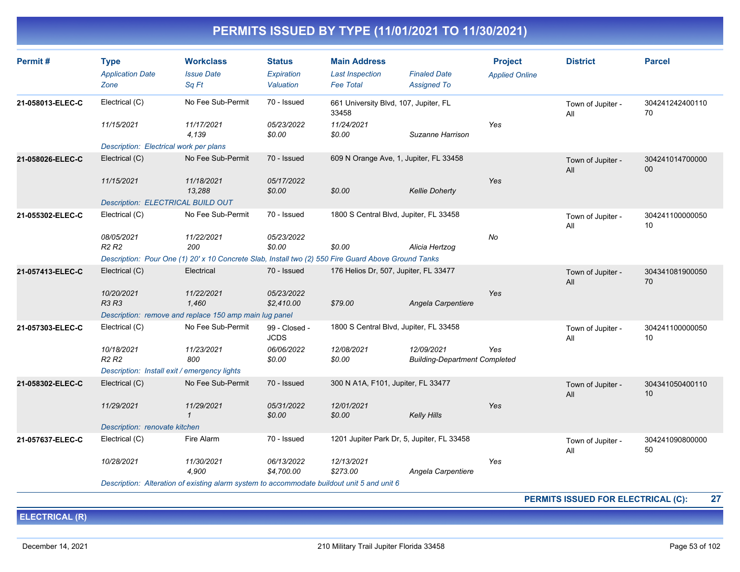# PERMITS ISSUED BY TYPE (11/01/2021 TO 11/30/2021)

| Permit # | Type / Application Date / Zone | Workclass / Issue Date / Sq Ft | Status / Expiration / Valuation | Main Address / Last Inspection / Fee Total | Finaled Date / Assigned To | Project / Applied Online | District | Parcel |
|---|---|---|---|---|---|---|---|---|
| 21-058013-ELEC-C | Electrical (C) | No Fee Sub-Permit | 70 - Issued | 661 University Blvd, 107, Jupiter, FL 33458 | | | Town of Jupiter - All | 30424124240011070 |
| | 11/15/2021 | 11/17/2021 | 05/23/2022 | 11/24/2021 | | Yes | | |
| | | 4,139 | $0.00 | $0.00 | Suzanne Harrison | | | |
| | Description: Electrical work per plans | | | | | | | |
| 21-058026-ELEC-C | Electrical (C) | No Fee Sub-Permit | 70 - Issued | 609 N Orange Ave, 1, Jupiter, FL 33458 | | | Town of Jupiter - All | 30424101470000000 |
| | 11/15/2021 | 11/18/2021 | 05/17/2022 | | | Yes | | |
| | | 13,288 | $0.00 | $0.00 | Kellie Doherty | | | |
| | Description: ELECTRICAL BUILD OUT | | | | | | | |
| 21-055302-ELEC-C | Electrical (C) | No Fee Sub-Permit | 70 - Issued | 1800 S Central Blvd, Jupiter, FL 33458 | | | Town of Jupiter - All | 30424110000005010 |
| | 08/05/2021 | 11/22/2021 | 05/23/2022 | | | No | | |
| | R2 R2 | 200 | $0.00 | $0.00 | Alicia Hertzog | | | |
| | Description: Pour One (1) 20' x 10 Concrete Slab, Install two (2) 550 Fire Guard Above Ground Tanks | | | | | | | |
| 21-057413-ELEC-C | Electrical (C) | Electrical | 70 - Issued | 176 Helios Dr, 507, Jupiter, FL 33477 | | | Town of Jupiter - All | 30434108190005070 |
| | 10/20/2021 | 11/22/2021 | 05/23/2022 | | | Yes | | |
| | R3 R3 | 1,460 | $2,410.00 | $79.00 | Angela Carpentiere | | | |
| | Description: remove and replace 150 amp main lug panel | | | | | | | |
| 21-057303-ELEC-C | Electrical (C) | No Fee Sub-Permit | 99 - Closed - JCDS | 1800 S Central Blvd, Jupiter, FL 33458 | | | Town of Jupiter - All | 30424110000005010 |
| | 10/18/2021 | 11/23/2021 | 06/06/2022 | 12/08/2021 | 12/09/2021 | Yes | | |
| | R2 R2 | 800 | $0.00 | $0.00 | Building-Department Completed | | | |
| | Description: Install exit / emergency lights | | | | | | | |
| 21-058302-ELEC-C | Electrical (C) | No Fee Sub-Permit | 70 - Issued | 300 N A1A, F101, Jupiter, FL 33477 | | | Town of Jupiter - All | 30434105040011010 |
| | 11/29/2021 | 11/29/2021 | 05/31/2022 | 12/01/2021 | | Yes | | |
| | | 1 | $0.00 | $0.00 | Kelly Hills | | | |
| | Description: renovate kitchen | | | | | | | |
| 21-057637-ELEC-C | Electrical (C) | Fire Alarm | 70 - Issued | 1201 Jupiter Park Dr, 5, Jupiter, FL 33458 | | | Town of Jupiter - All | 30424109080000050 |
| | 10/28/2021 | 11/30/2021 | 06/13/2022 | 12/13/2021 | | Yes | | |
| | | 4,900 | $4,700.00 | $273.00 | Angela Carpentiere | | | |
| | Description: Alteration of existing alarm system to accommodate buildout unit 5 and unit 6 | | | | | | | |

**PERMITS ISSUED FOR ELECTRICAL (C): 27**

## ELECTRICAL (R)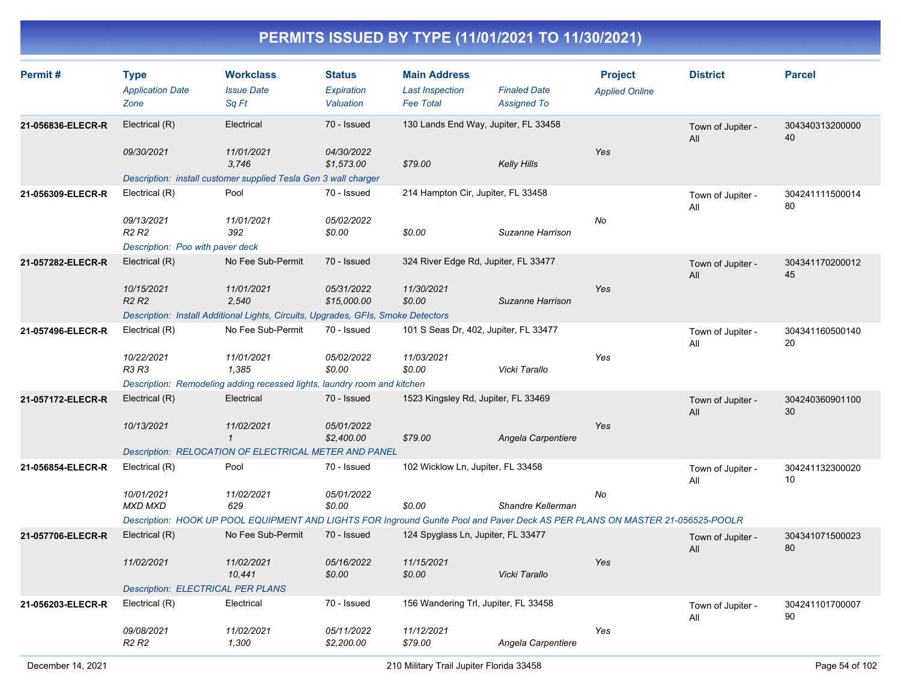# PERMITS ISSUED BY TYPE (11/01/2021 TO 11/30/2021)

| Permit # | Type / Application Date / Zone | Workclass / Issue Date / Sq Ft | Status / Expiration / Valuation | Main Address / Last Inspection / Fee Total | Finaled Date / Assigned To | Project / Applied Online | District | Parcel |
|---|---|---|---|---|---|---|---|---|
| 21-056836-ELECR-R | Electrical (R)<br>09/30/2021 | Electrical<br>11/01/2021<br>3,746 | 70 - Issued<br>04/30/2022<br>$1,573.00 | 130 Lands End Way, Jupiter, FL 33458<br><br>$79.00 | <br>Kelly Hills | Yes | Town of Jupiter - All | 30434031320000040 |
| | Description: install customer supplied Tesla Gen 3 wall charger | | | | | | | |
| 21-056309-ELECR-R | Electrical (R)<br>09/13/2021<br>R2 R2 | Pool<br>11/01/2021<br>392 | 70 - Issued<br>05/02/2022<br>$0.00 | 214 Hampton Cir, Jupiter, FL 33458<br><br>$0.00 | <br>Suzanne Harrison | No | Town of Jupiter - All | 30424111150001480 |
| | Description: Poo with paver deck | | | | | | | |
| 21-057282-ELECR-R | Electrical (R)<br>10/15/2021<br>R2 R2 | No Fee Sub-Permit<br>11/01/2021<br>2,540 | 70 - Issued<br>05/31/2022<br>$15,000.00 | 324 River Edge Rd, Jupiter, FL 33477<br>11/30/2021<br>$0.00 | <br>Suzanne Harrison | Yes | Town of Jupiter - All | 30434117020001245 |
| | Description: Install Additional Lights, Circuits, Upgrades, GFIs, Smoke Detectors | | | | | | | |
| 21-057496-ELECR-R | Electrical (R)<br>10/22/2021<br>R3 R3 | No Fee Sub-Permit<br>11/01/2021<br>1,385 | 70 - Issued<br>05/02/2022<br>$0.00 | 101 S Seas Dr, 402, Jupiter, FL 33477<br>11/03/2021<br>$0.00 | <br>Vicki Tarallo | Yes | Town of Jupiter - All | 30434116050014020 |
| | Description: Remodeling adding recessed lights, laundry room and kitchen | | | | | | | |
| 21-057172-ELECR-R | Electrical (R)<br>10/13/2021 | Electrical<br>11/02/2021<br>1 | 70 - Issued<br>05/01/2022<br>$2,400.00 | 1523 Kingsley Rd, Jupiter, FL 33469<br><br>$79.00 | <br>Angela Carpentiere | Yes | Town of Jupiter - All | 30424036090110030 |
| | Description: RELOCATION OF ELECTRICAL METER AND PANEL | | | | | | | |
| 21-056854-ELECR-R | Electrical (R)<br>10/01/2021<br>MXD MXD | Pool<br>11/02/2021<br>629 | 70 - Issued<br>05/01/2022<br>$0.00 | 102 Wicklow Ln, Jupiter, FL 33458<br><br>$0.00 | <br>Shandre Kellerman | No | Town of Jupiter - All | 30424113230002010 |
| | Description: HOOK UP POOL EQUIPMENT AND LIGHTS FOR Inground Gunite Pool and Paver Deck AS PER PLANS ON MASTER 21-056525-POOLR | | | | | | | |
| 21-057706-ELECR-R | Electrical (R)<br>11/02/2021 | No Fee Sub-Permit<br>11/02/2021<br>10,441 | 70 - Issued<br>05/16/2022<br>$0.00 | 124 Spyglass Ln, Jupiter, FL 33477<br>11/15/2021<br>$0.00 | <br>Vicki Tarallo | Yes | Town of Jupiter - All | 30434107150002380 |
| | Description: ELECTRICAL PER PLANS | | | | | | | |
| 21-056203-ELECR-R | Electrical (R)<br>09/08/2021<br>R2 R2 | Electrical<br>11/02/2021<br>1,300 | 70 - Issued<br>05/11/2022<br>$2,200.00 | 156 Wandering Trl, Jupiter, FL 33458<br>11/12/2021<br>$79.00 | <br>Angela Carpentiere | Yes | Town of Jupiter - All | 30424110170000790 |

210 Military Trail Jupiter Florida 33458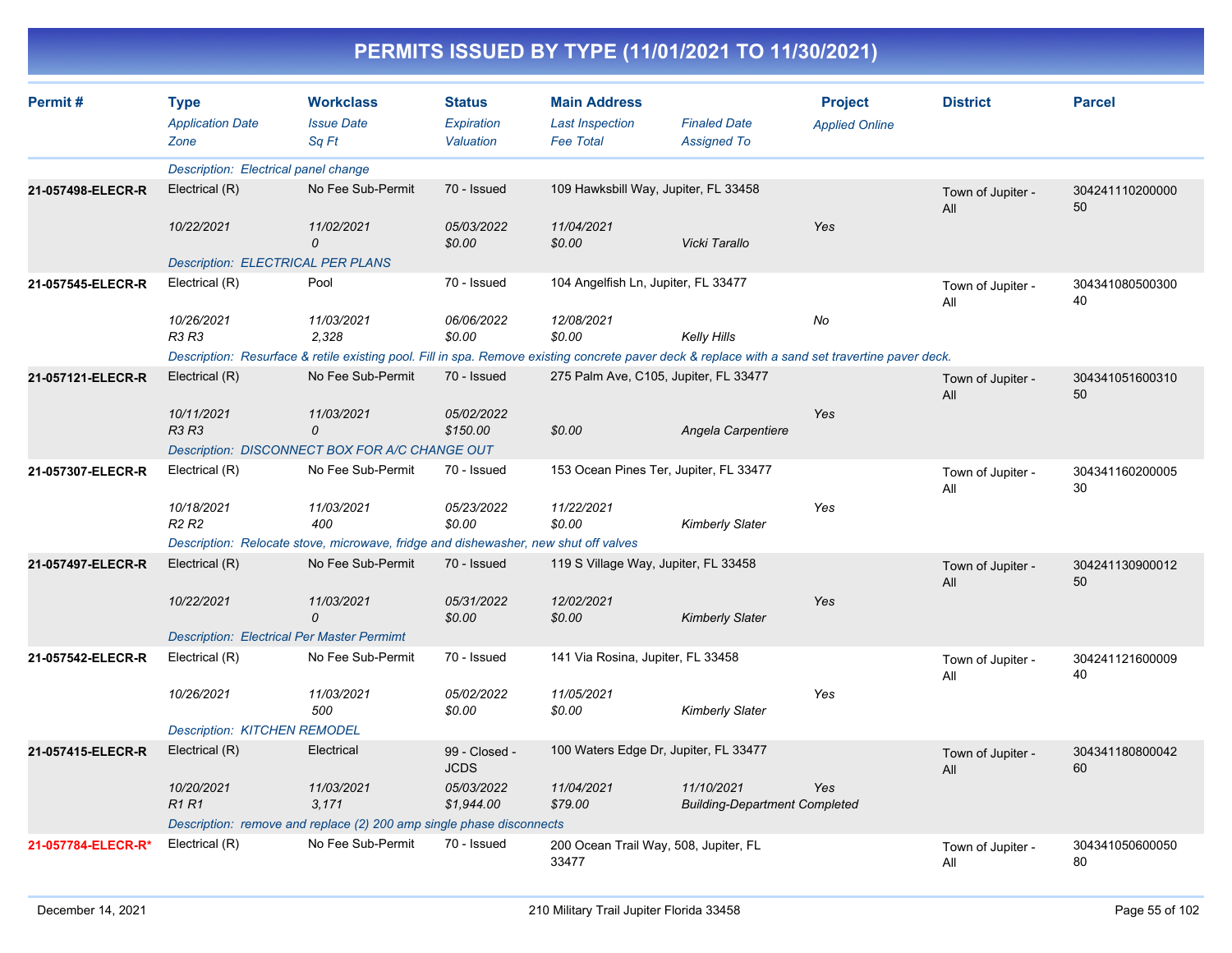# PERMITS ISSUED BY TYPE (11/01/2021 TO 11/30/2021)

| Permit # | Type<br>*Application Date*<br>*Zone* | Workclass<br>*Issue Date*<br>*Sq Ft* | Status<br>*Expiration*<br>*Valuation* | Main Address<br>*Last Inspection*<br>*Fee Total* | *Finaled Date*<br>*Assigned To* | Project<br>*Applied Online* | District | Parcel |
|---|---|---|---|---|---|---|---|---|
| | *Description: Electrical panel change* | | | | | | | |
| **21-057498-ELECR-R** | Electrical (R) | No Fee Sub-Permit | 70 - Issued | 109 Hawksbill Way, Jupiter, FL 33458 | | | Town of Jupiter - All | 30424111020000050 |
| | *10/22/2021* | *11/02/2021*<br>*0* | *05/03/2022*<br>*$0.00* | *11/04/2021*<br>*$0.00* | *Vicki Tarallo* | *Yes* | | |
| | *Description: ELECTRICAL PER PLANS* | | | | | | | |
| **21-057545-ELECR-R** | Electrical (R) | Pool | 70 - Issued | 104 Angelfish Ln, Jupiter, FL 33477 | | | Town of Jupiter - All | 30434108050030040 |
| | *10/26/2021*<br>*R3 R3* | *11/03/2021*<br>*2,328* | *06/06/2022*<br>*$0.00* | *12/08/2021*<br>*$0.00* | *Kelly Hills* | *No* | | |
| | *Description: Resurface & retile existing pool. Fill in spa. Remove existing concrete paver deck & replace with a sand set travertine paver deck.* | | | | | | | |
| **21-057121-ELECR-R** | Electrical (R) | No Fee Sub-Permit | 70 - Issued | 275 Palm Ave, C105, Jupiter, FL 33477 | | | Town of Jupiter - All | 30434105160031050 |
| | *10/11/2021*<br>*R3 R3* | *11/03/2021*<br>*0* | *05/02/2022*<br>*$150.00* | *$0.00* | *Angela Carpentiere* | *Yes* | | |
| | *Description: DISCONNECT BOX FOR A/C CHANGE OUT* | | | | | | | |
| **21-057307-ELECR-R** | Electrical (R) | No Fee Sub-Permit | 70 - Issued | 153 Ocean Pines Ter, Jupiter, FL 33477 | | | Town of Jupiter - All | 30434116020000530 |
| | *10/18/2021*<br>*R2 R2* | *11/03/2021*<br>*400* | *05/23/2022*<br>*$0.00* | *11/22/2021*<br>*$0.00* | *Kimberly Slater* | *Yes* | | |
| | *Description: Relocate stove, microwave, fridge and dishewasher, new shut off valves* | | | | | | | |
| **21-057497-ELECR-R** | Electrical (R) | No Fee Sub-Permit | 70 - Issued | 119 S Village Way, Jupiter, FL 33458 | | | Town of Jupiter - All | 30424113090001250 |
| | *10/22/2021* | *11/03/2021*<br>*0* | *05/31/2022*<br>*$0.00* | *12/02/2021*<br>*$0.00* | *Kimberly Slater* | *Yes* | | |
| | *Description: Electrical Per Master Permimt* | | | | | | | |
| **21-057542-ELECR-R** | Electrical (R) | No Fee Sub-Permit | 70 - Issued | 141 Via Rosina, Jupiter, FL 33458 | | | Town of Jupiter - All | 30424112160000940 |
| | *10/26/2021* | *11/03/2021*<br>*500* | *05/02/2022*<br>*$0.00* | *11/05/2021*<br>*$0.00* | *Kimberly Slater* | *Yes* | | |
| | *Description: KITCHEN REMODEL* | | | | | | | |
| **21-057415-ELECR-R** | Electrical (R) | Electrical | 99 - Closed - JCDS | 100 Waters Edge Dr, Jupiter, FL 33477 | | | Town of Jupiter - All | 30434118080004260 |
| | *10/20/2021*<br>*R1 R1* | *11/03/2021*<br>*3,171* | *05/03/2022*<br>*$1,944.00* | *11/04/2021*<br>*$79.00* | *11/10/2021*<br>*Building-Department Completed* | *Yes* | | |
| | *Description: remove and replace (2) 200 amp single phase disconnects* | | | | | | | |
| **21-057784-ELECR-R*** | Electrical (R) | No Fee Sub-Permit | 70 - Issued | 200 Ocean Trail Way, 508, Jupiter, FL 33477 | | | Town of Jupiter - All | 30434105060005080 |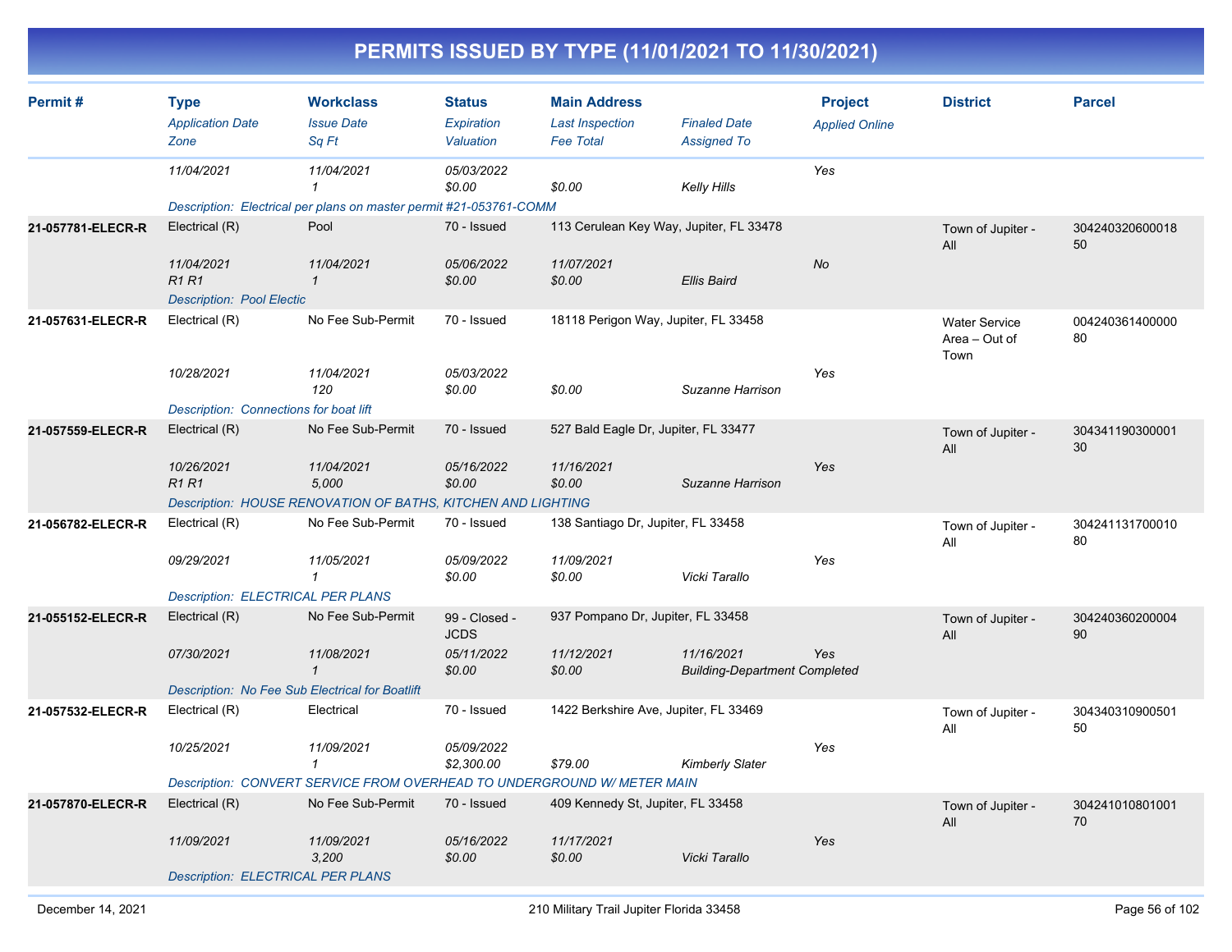# PERMITS ISSUED BY TYPE (11/01/2021 TO 11/30/2021)

| Permit # | Type / Application Date / Zone | Workclass / Issue Date / Sq Ft | Status / Expiration / Valuation | Main Address / Last Inspection / Fee Total | Finaled Date / Assigned To | Project / Applied Online | District | Parcel |
|---|---|---|---|---|---|---|---|---|
| | 11/04/2021 | 11/04/2021<br>1 | 05/03/2022<br>$0.00 | $0.00 | Kelly Hills | Yes | | |
| | Description: Electrical per plans on master permit #21-053761-COMM | | | | | | | |
| 21-057781-ELECR-R | Electrical (R)<br>11/04/2021<br>R1 R1 | Pool<br>11/04/2021<br>1 | 70 - Issued<br>05/06/2022<br>$0.00 | 113 Cerulean Key Way, Jupiter, FL 33478<br>11/07/2021<br>$0.00 | Ellis Baird | No | Town of Jupiter - All | 30424032060001850 |
| | Description: Pool Electic | | | | | | | |
| 21-057631-ELECR-R | Electrical (R)<br>10/28/2021 | No Fee Sub-Permit<br>11/04/2021<br>120 | 70 - Issued<br>05/03/2022<br>$0.00 | 18118 Perigon Way, Jupiter, FL 33458<br><br>$0.00 | Suzanne Harrison | Yes | Water Service Area – Out of Town | 00424036140000080 |
| | Description: Connections for boat lift | | | | | | | |
| 21-057559-ELECR-R | Electrical (R)<br>10/26/2021<br>R1 R1 | No Fee Sub-Permit<br>11/04/2021<br>5,000 | 70 - Issued<br>05/16/2022<br>$0.00 | 527 Bald Eagle Dr, Jupiter, FL 33477<br>11/16/2021<br>$0.00 | Suzanne Harrison | Yes | Town of Jupiter - All | 30434119030000130 |
| | Description: HOUSE RENOVATION OF BATHS, KITCHEN AND LIGHTING | | | | | | | |
| 21-056782-ELECR-R | Electrical (R)<br>09/29/2021 | No Fee Sub-Permit<br>11/05/2021<br>1 | 70 - Issued<br>05/09/2022<br>$0.00 | 138 Santiago Dr, Jupiter, FL 33458<br>11/09/2021<br>$0.00 | Vicki Tarallo | Yes | Town of Jupiter - All | 30424113170001080 |
| | Description: ELECTRICAL PER PLANS | | | | | | | |
| 21-055152-ELECR-R | Electrical (R)<br>07/30/2021 | No Fee Sub-Permit<br>11/08/2021<br>1 | 99 - Closed - JCDS<br>05/11/2022<br>$0.00 | 937 Pompano Dr, Jupiter, FL 33458<br>11/12/2021<br>$0.00 | 11/16/2021<br>Building-Department Completed | Yes | Town of Jupiter - All | 30424036020000490 |
| | Description: No Fee Sub Electrical for Boatlift | | | | | | | |
| 21-057532-ELECR-R | Electrical (R)<br>10/25/2021 | Electrical<br>11/09/2021<br>1 | 70 - Issued<br>05/09/2022<br>$2,300.00 | 1422 Berkshire Ave, Jupiter, FL 33469<br><br>$79.00 | Kimberly Slater | Yes | Town of Jupiter - All | 30434031090050150 |
| | Description: CONVERT SERVICE FROM OVERHEAD TO UNDERGROUND W/ METER MAIN | | | | | | | |
| 21-057870-ELECR-R | Electrical (R)<br>11/09/2021 | No Fee Sub-Permit<br>11/09/2021<br>3,200 | 70 - Issued<br>05/16/2022<br>$0.00 | 409 Kennedy St, Jupiter, FL 33458<br>11/17/2021<br>$0.00 | Vicki Tarallo | Yes | Town of Jupiter - All | 30424101080100170 |
| | Description: ELECTRICAL PER PLANS | | | | | | | |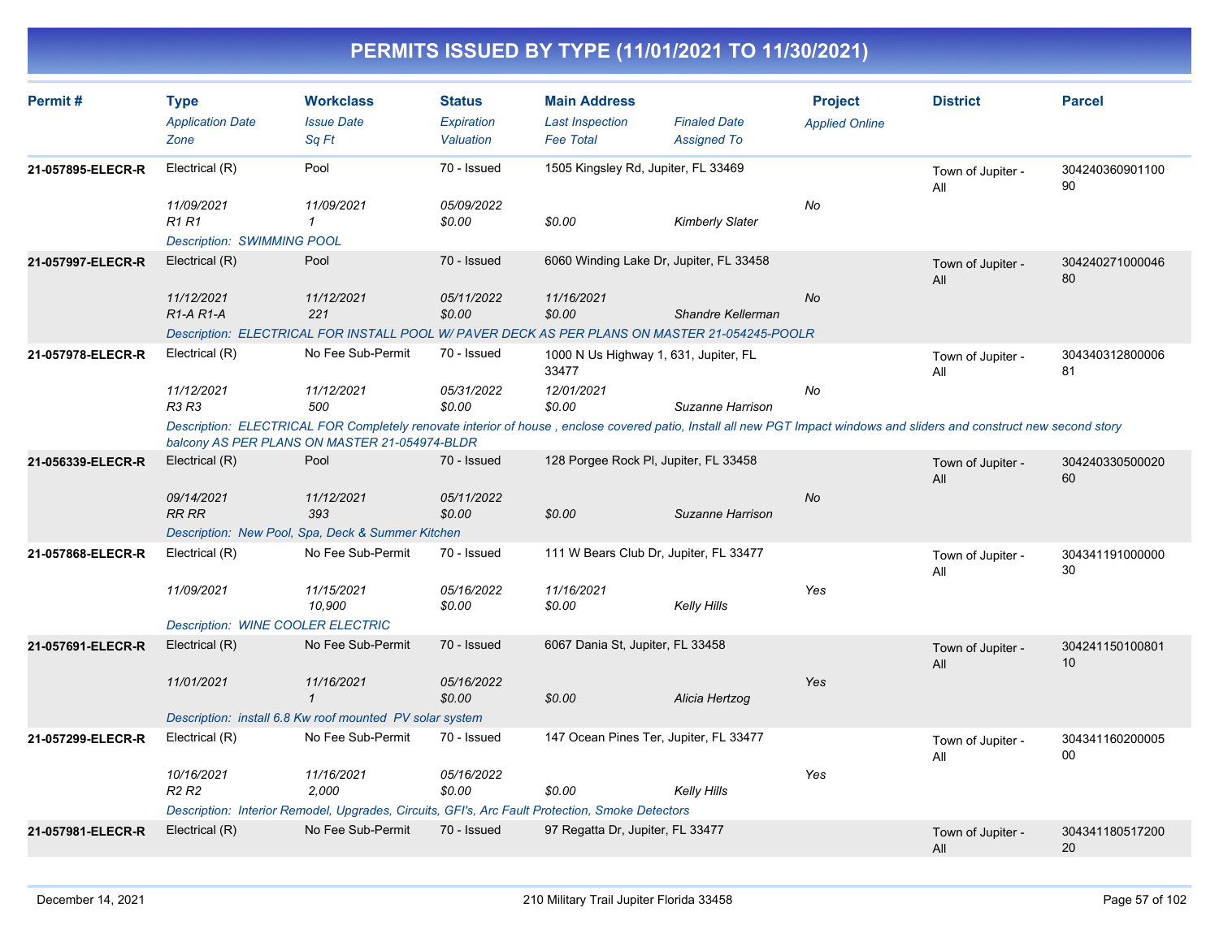# PERMITS ISSUED BY TYPE (11/01/2021 TO 11/30/2021)

| Permit # | Type | Workclass | Status | Main Address | | Project | District | Parcel |
|---|---|---|---|---|---|---|---|---|
| | *Application Date* | *Issue Date* | *Expiration* | *Last Inspection* | *Finaled Date* | *Applied Online* | | |
| | *Zone* | *Sq Ft* | *Valuation* | *Fee Total* | *Assigned To* | | | |
| **21-057895-ELECR-R** | Electrical (R) | Pool | 70 - Issued | 1505 Kingsley Rd, Jupiter, FL 33469 | | | Town of Jupiter - All | 30424036090110090 |
| | *11/09/2021* | *11/09/2021* | *05/09/2022* | | | *No* | | |
| | *R1 R1* | *1* | *$0.00* | *$0.00* | *Kimberly Slater* | | | |
| | *Description: SWIMMING POOL* | | | | | | | |
| **21-057997-ELECR-R** | Electrical (R) | Pool | 70 - Issued | 6060 Winding Lake Dr, Jupiter, FL 33458 | | | Town of Jupiter - All | 30424027100004680 |
| | *11/12/2021* | *11/12/2021* | *05/11/2022* | *11/16/2021* | | *No* | | |
| | *R1-A R1-A* | *221* | *$0.00* | *$0.00* | *Shandre Kellerman* | | | |
| | *Description: ELECTRICAL FOR INSTALL POOL W/ PAVER DECK AS PER PLANS ON MASTER 21-054245-POOLR* | | | | | | | |
| **21-057978-ELECR-R** | Electrical (R) | No Fee Sub-Permit | 70 - Issued | 1000 N Us Highway 1, 631, Jupiter, FL 33477 | | | Town of Jupiter - All | 30434031280000681 |
| | *11/12/2021* | *11/12/2021* | *05/31/2022* | *12/01/2021* | | *No* | | |
| | *R3 R3* | *500* | *$0.00* | *$0.00* | *Suzanne Harrison* | | | |
| | *Description: ELECTRICAL FOR Completely renovate interior of house , enclose covered patio, Install all new PGT Impact windows and sliders and construct new second story balcony AS PER PLANS ON MASTER 21-054974-BLDR* | | | | | | | |
| **21-056339-ELECR-R** | Electrical (R) | Pool | 70 - Issued | 128 Porgee Rock Pl, Jupiter, FL 33458 | | | Town of Jupiter - All | 30424033050002060 |
| | *09/14/2021* | *11/12/2021* | *05/11/2022* | | | *No* | | |
| | *RR RR* | *393* | *$0.00* | *$0.00* | *Suzanne Harrison* | | | |
| | *Description: New Pool, Spa, Deck & Summer Kitchen* | | | | | | | |
| **21-057868-ELECR-R** | Electrical (R) | No Fee Sub-Permit | 70 - Issued | 111 W Bears Club Dr, Jupiter, FL 33477 | | | Town of Jupiter - All | 30434119100000030 |
| | *11/09/2021* | *11/15/2021* | *05/16/2022* | *11/16/2021* | | *Yes* | | |
| | | *10,900* | *$0.00* | *$0.00* | *Kelly Hills* | | | |
| | *Description: WINE COOLER ELECTRIC* | | | | | | | |
| **21-057691-ELECR-R** | Electrical (R) | No Fee Sub-Permit | 70 - Issued | 6067 Dania St, Jupiter, FL 33458 | | | Town of Jupiter - All | 30424115010080110 |
| | *11/01/2021* | *11/16/2021* | *05/16/2022* | | | *Yes* | | |
| | | *1* | *$0.00* | *$0.00* | *Alicia Hertzog* | | | |
| | *Description: install 6.8 Kw roof mounted PV solar system* | | | | | | | |
| **21-057299-ELECR-R** | Electrical (R) | No Fee Sub-Permit | 70 - Issued | 147 Ocean Pines Ter, Jupiter, FL 33477 | | | Town of Jupiter - All | 30434116020000500 |
| | *10/16/2021* | *11/16/2021* | *05/16/2022* | | | *Yes* | | |
| | *R2 R2* | *2,000* | *$0.00* | *$0.00* | *Kelly Hills* | | | |
| | *Description: Interior Remodel, Upgrades, Circuits, GFI's, Arc Fault Protection, Smoke Detectors* | | | | | | | |
| **21-057981-ELECR-R** | Electrical (R) | No Fee Sub-Permit | 70 - Issued | 97 Regatta Dr, Jupiter, FL 33477 | | | Town of Jupiter - All | 30434118051720020 |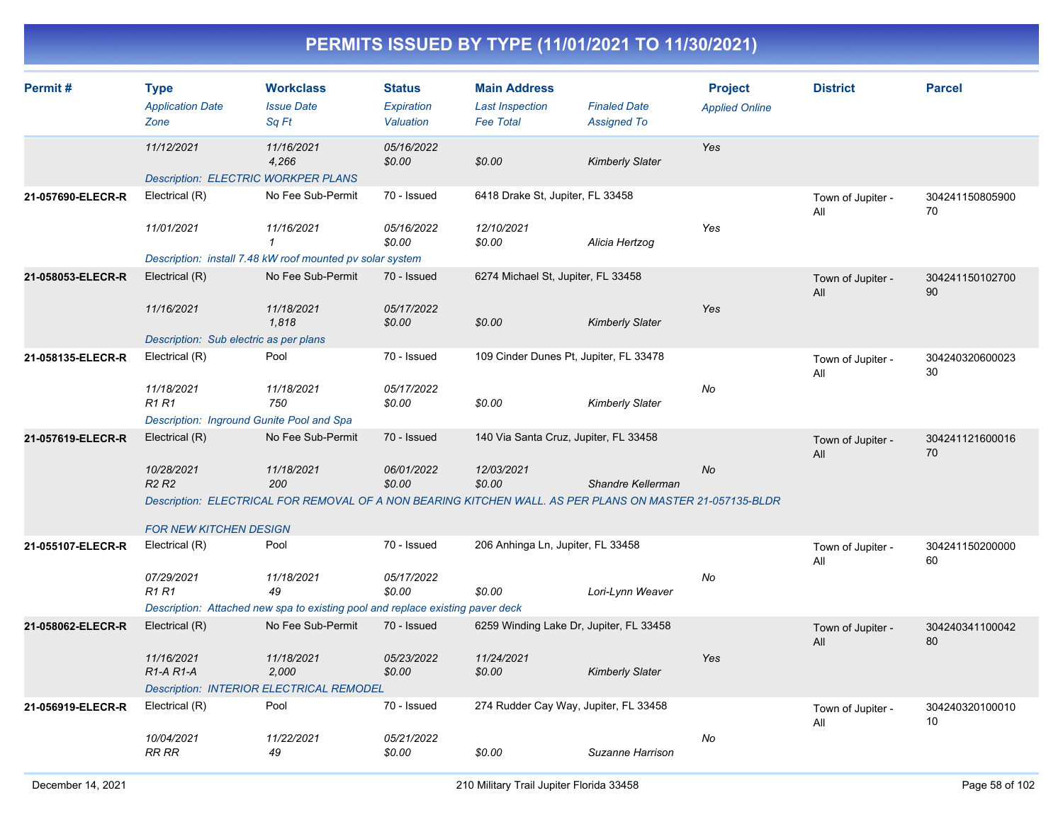# PERMITS ISSUED BY TYPE (11/01/2021 TO 11/30/2021)

| Permit # | Type / Application Date / Zone | Workclass / Issue Date / Sq Ft | Status / Expiration / Valuation | Main Address / Last Inspection / Fee Total | Finaled Date / Assigned To | Project / Applied Online | District | Parcel |
|---|---|---|---|---|---|---|---|---|
| | 11/12/2021 | 11/16/2021<br>4,266 | 05/16/2022<br>$0.00 | $0.00 | Kimberly Slater | Yes | | |
| | Description: ELECTRIC WORKPER PLANS | | | | | | | |
| 21-057690-ELECR-R | Electrical (R)<br>11/01/2021 | No Fee Sub-Permit<br>11/16/2021<br>1 | 70 - Issued<br>05/16/2022<br>$0.00 | 6418 Drake St, Jupiter, FL 33458<br>12/10/2021<br>$0.00 | Alicia Hertzog | Yes | Town of Jupiter - All | 30424115080590070 |
| | Description: install 7.48 kW roof mounted pv solar system | | | | | | | |
| 21-058053-ELECR-R | Electrical (R)<br>11/16/2021 | No Fee Sub-Permit<br>11/18/2021<br>1,818 | 70 - Issued<br>05/17/2022<br>$0.00 | 6274 Michael St, Jupiter, FL 33458<br>$0.00 | Kimberly Slater | Yes | Town of Jupiter - All | 30424115010270090 |
| | Description: Sub electric as per plans | | | | | | | |
| 21-058135-ELECR-R | Electrical (R)<br>11/18/2021<br>R1 R1 | Pool<br>11/18/2021<br>750 | 70 - Issued<br>05/17/2022<br>$0.00 | 109 Cinder Dunes Pt, Jupiter, FL 33478<br>$0.00 | Kimberly Slater | No | Town of Jupiter - All | 30424032060002330 |
| | Description: Inground Gunite Pool and Spa | | | | | | | |
| 21-057619-ELECR-R | Electrical (R)<br>10/28/2021<br>R2 R2 | No Fee Sub-Permit<br>11/18/2021<br>200 | 70 - Issued<br>06/01/2022<br>$0.00 | 140 Via Santa Cruz, Jupiter, FL 33458<br>12/03/2021<br>$0.00 | Shandre Kellerman | No | Town of Jupiter - All | 30424112160001670 |
| | Description: ELECTRICAL FOR REMOVAL OF A NON BEARING KITCHEN WALL. AS PER PLANS ON MASTER 21-057135-BLDR FOR NEW KITCHEN DESIGN | | | | | | | |
| 21-055107-ELECR-R | Electrical (R)<br>07/29/2021<br>R1 R1 | Pool<br>11/18/2021<br>49 | 70 - Issued<br>05/17/2022<br>$0.00 | 206 Anhinga Ln, Jupiter, FL 33458<br>$0.00 | Lori-Lynn Weaver | No | Town of Jupiter - All | 30424115020000060 |
| | Description: Attached new spa to existing pool and replace existing paver deck | | | | | | | |
| 21-058062-ELECR-R | Electrical (R)<br>11/16/2021<br>R1-A R1-A | No Fee Sub-Permit<br>11/18/2021<br>2,000 | 70 - Issued<br>05/23/2022<br>$0.00 | 6259 Winding Lake Dr, Jupiter, FL 33458<br>11/24/2021<br>$0.00 | Kimberly Slater | Yes | Town of Jupiter - All | 30424034110004280 |
| | Description: INTERIOR ELECTRICAL REMODEL | | | | | | | |
| 21-056919-ELECR-R | Electrical (R)<br>10/04/2021<br>RR RR | Pool<br>11/22/2021<br>49 | 70 - Issued<br>05/21/2022<br>$0.00 | 274 Rudder Cay Way, Jupiter, FL 33458<br>$0.00 | Suzanne Harrison | No | Town of Jupiter - All | 30424032010001010 |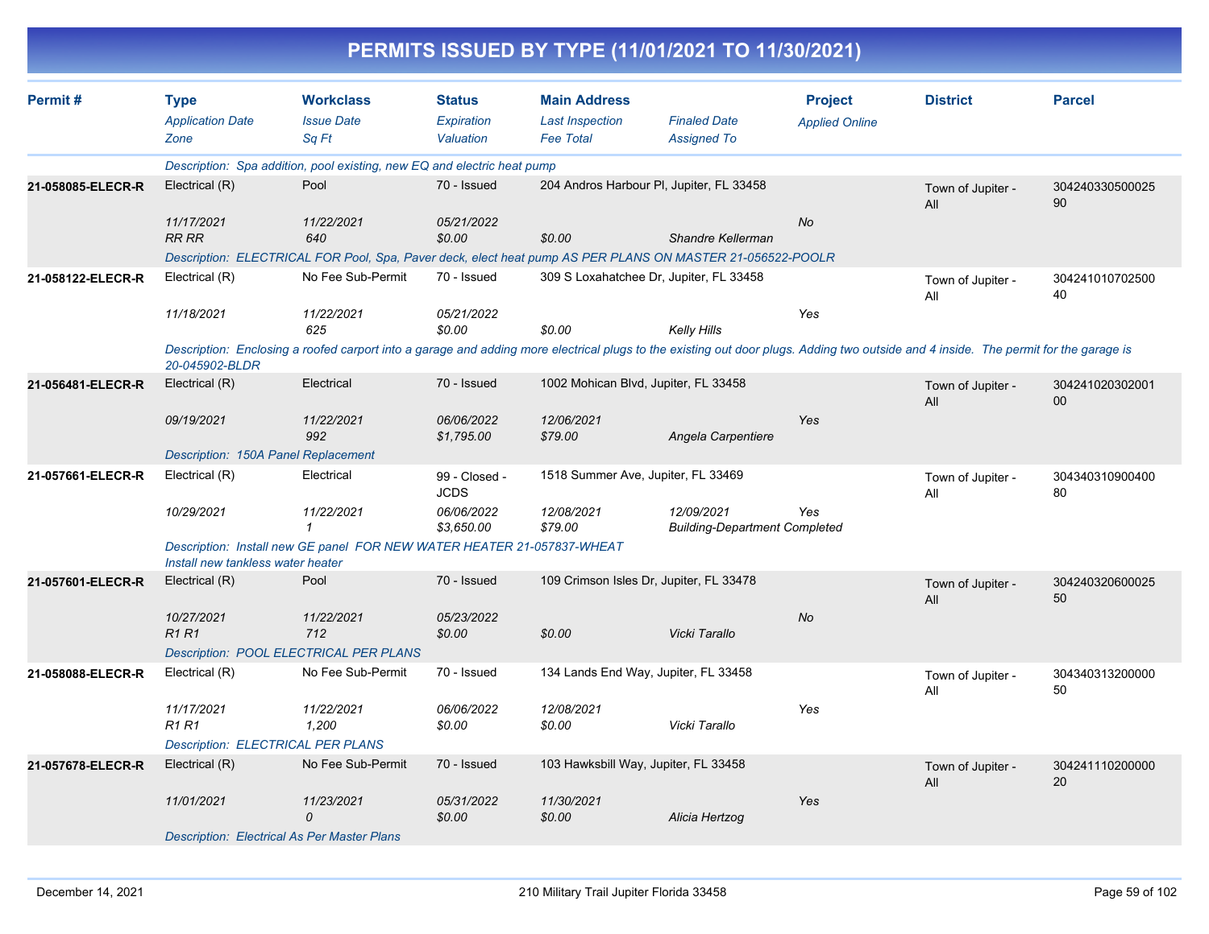# PERMITS ISSUED BY TYPE (11/01/2021 TO 11/30/2021)

| Permit # | Type<br>*Application Date*<br>*Zone* | Workclass<br>*Issue Date*<br>*Sq Ft* | Status<br>*Expiration*<br>*Valuation* | Main Address<br>*Last Inspection*<br>*Fee Total* | *Finaled Date*<br>*Assigned To* | Project<br>*Applied Online* | District | Parcel |
|---|---|---|---|---|---|---|---|---|
| | *Description: Spa addition, pool existing, new EQ and electric heat pump* | | | | | | | |
| **21-058085-ELECR-R** | Electrical (R) | Pool | 70 - Issued | 204 Andros Harbour Pl, Jupiter, FL 33458 | | | Town of Jupiter - All | 30424033050002590 |
| | *11/17/2021* | *11/22/2021* | *05/21/2022* | | | *No* | | |
| | *RR RR* | *640* | *$0.00* | *$0.00* | *Shandre Kellerman* | | | |
| | *Description: ELECTRICAL FOR Pool, Spa, Paver deck, elect heat pump AS PER PLANS ON MASTER 21-056522-POOLR* | | | | | | | |
| **21-058122-ELECR-R** | Electrical (R) | No Fee Sub-Permit | 70 - Issued | 309 S Loxahatchee Dr, Jupiter, FL 33458 | | | Town of Jupiter - All | 30424101070250040 |
| | *11/18/2021* | *11/22/2021* | *05/21/2022* | | | *Yes* | | |
| | | *625* | *$0.00* | *$0.00* | *Kelly Hills* | | | |
| | *Description: Enclosing a roofed carport into a garage and adding more electrical plugs to the existing out door plugs. Adding two outside and 4 inside. The permit for the garage is 20-045902-BLDR* | | | | | | | |
| **21-056481-ELECR-R** | Electrical (R) | Electrical | 70 - Issued | 1002 Mohican Blvd, Jupiter, FL 33458 | | | Town of Jupiter - All | 30424102030200100 |
| | *09/19/2021* | *11/22/2021* | *06/06/2022* | *12/06/2021* | | *Yes* | | |
| | | *992* | *$1,795.00* | *$79.00* | *Angela Carpentiere* | | | |
| | *Description: 150A Panel Replacement* | | | | | | | |
| **21-057661-ELECR-R** | Electrical (R) | Electrical | 99 - Closed - JCDS | 1518 Summer Ave, Jupiter, FL 33469 | | | Town of Jupiter - All | 30434031090040080 |
| | *10/29/2021* | *11/22/2021* | *06/06/2022* | *12/08/2021* | *12/09/2021* | *Yes* | | |
| | | *1* | *$3,650.00* | *$79.00* | *Building-Department Completed* | | | |
| | *Description: Install new GE panel FOR NEW WATER HEATER 21-057837-WHEAT Install new tankless water heater* | | | | | | | |
| **21-057601-ELECR-R** | Electrical (R) | Pool | 70 - Issued | 109 Crimson Isles Dr, Jupiter, FL 33478 | | | Town of Jupiter - All | 30424032060002550 |
| | *10/27/2021* | *11/22/2021* | *05/23/2022* | | | *No* | | |
| | *R1 R1* | *712* | *$0.00* | *$0.00* | *Vicki Tarallo* | | | |
| | *Description: POOL ELECTRICAL PER PLANS* | | | | | | | |
| **21-058088-ELECR-R** | Electrical (R) | No Fee Sub-Permit | 70 - Issued | 134 Lands End Way, Jupiter, FL 33458 | | | Town of Jupiter - All | 30434031320000050 |
| | *11/17/2021* | *11/22/2021* | *06/06/2022* | *12/08/2021* | | *Yes* | | |
| | *R1 R1* | *1,200* | *$0.00* | *$0.00* | *Vicki Tarallo* | | | |
| | *Description: ELECTRICAL PER PLANS* | | | | | | | |
| **21-057678-ELECR-R** | Electrical (R) | No Fee Sub-Permit | 70 - Issued | 103 Hawksbill Way, Jupiter, FL 33458 | | | Town of Jupiter - All | 30424111020000020 |
| | *11/01/2021* | *11/23/2021* | *05/31/2022* | *11/30/2021* | | *Yes* | | |
| | | *0* | *$0.00* | *$0.00* | *Alicia Hertzog* | | | |
| | *Description: Electrical As Per Master Plans* | | | | | | | |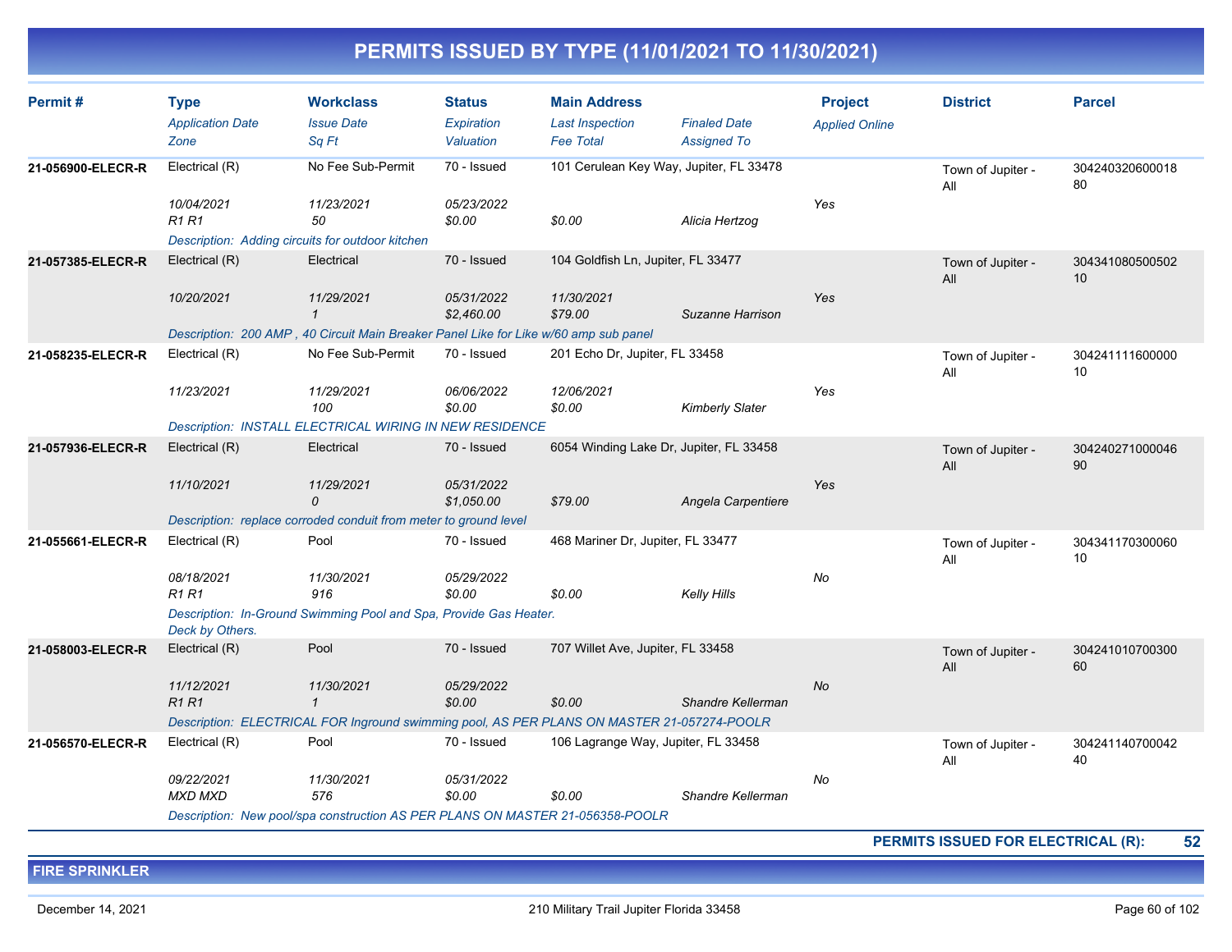# PERMITS ISSUED BY TYPE (11/01/2021 TO 11/30/2021)

| Permit # | Type / Application Date / Zone | Workclass / Issue Date / Sq Ft | Status / Expiration / Valuation | Main Address / Last Inspection / Fee Total | Finaled Date / Assigned To | Project / Applied Online | District | Parcel |
|---|---|---|---|---|---|---|---|---|
| 21-056900-ELECR-R | Electrical (R) | No Fee Sub-Permit | 70 - Issued | 101 Cerulean Key Way, Jupiter, FL 33478 | | | Town of Jupiter - All | 30424032060001880 |
| | 10/04/2021 | 11/23/2021 | 05/23/2022 | | | Yes | | |
| | R1 R1 | 50 | $0.00 | $0.00 | Alicia Hertzog | | | |
| | Description: Adding circuits for outdoor kitchen | | | | | | | |
| 21-057385-ELECR-R | Electrical (R) | Electrical | 70 - Issued | 104 Goldfish Ln, Jupiter, FL 33477 | | | Town of Jupiter - All | 30434108050050210 |
| | 10/20/2021 | 11/29/2021 | 05/31/2022 | 11/30/2021 | | Yes | | |
| | | 1 | $2,460.00 | $79.00 | Suzanne Harrison | | | |
| | Description: 200 AMP , 40 Circuit Main Breaker Panel Like for Like w/60 amp sub panel | | | | | | | |
| 21-058235-ELECR-R | Electrical (R) | No Fee Sub-Permit | 70 - Issued | 201 Echo Dr, Jupiter, FL 33458 | | | Town of Jupiter - All | 30424111160000010 |
| | 11/23/2021 | 11/29/2021 | 06/06/2022 | 12/06/2021 | | Yes | | |
| | | 100 | $0.00 | $0.00 | Kimberly Slater | | | |
| | Description: INSTALL ELECTRICAL WIRING IN NEW RESIDENCE | | | | | | | |
| 21-057936-ELECR-R | Electrical (R) | Electrical | 70 - Issued | 6054 Winding Lake Dr, Jupiter, FL 33458 | | | Town of Jupiter - All | 30424027100004690 |
| | 11/10/2021 | 11/29/2021 | 05/31/2022 | | | Yes | | |
| | | 0 | $1,050.00 | $79.00 | Angela Carpentiere | | | |
| | Description: replace corroded conduit from meter to ground level | | | | | | | |
| 21-055661-ELECR-R | Electrical (R) | Pool | 70 - Issued | 468 Mariner Dr, Jupiter, FL 33477 | | | Town of Jupiter - All | 30434117030006010 |
| | 08/18/2021 | 11/30/2021 | 05/29/2022 | | | No | | |
| | R1 R1 | 916 | $0.00 | $0.00 | Kelly Hills | | | |
| | Description: In-Ground Swimming Pool and Spa, Provide Gas Heater. Deck by Others. | | | | | | | |
| 21-058003-ELECR-R | Electrical (R) | Pool | 70 - Issued | 707 Willet Ave, Jupiter, FL 33458 | | | Town of Jupiter - All | 30424101070030060 |
| | 11/12/2021 | 11/30/2021 | 05/29/2022 | | | No | | |
| | R1 R1 | 1 | $0.00 | $0.00 | Shandre Kellerman | | | |
| | Description: ELECTRICAL FOR Inground swimming pool, AS PER PLANS ON MASTER 21-057274-POOLR | | | | | | | |
| 21-056570-ELECR-R | Electrical (R) | Pool | 70 - Issued | 106 Lagrange Way, Jupiter, FL 33458 | | | Town of Jupiter - All | 30424114070004240 |
| | 09/22/2021 | 11/30/2021 | 05/31/2022 | | | No | | |
| | MXD MXD | 576 | $0.00 | $0.00 | Shandre Kellerman | | | |
| | Description: New pool/spa construction AS PER PLANS ON MASTER 21-056358-POOLR | | | | | | | |

**PERMITS ISSUED FOR ELECTRICAL (R): 52**

## FIRE SPRINKLER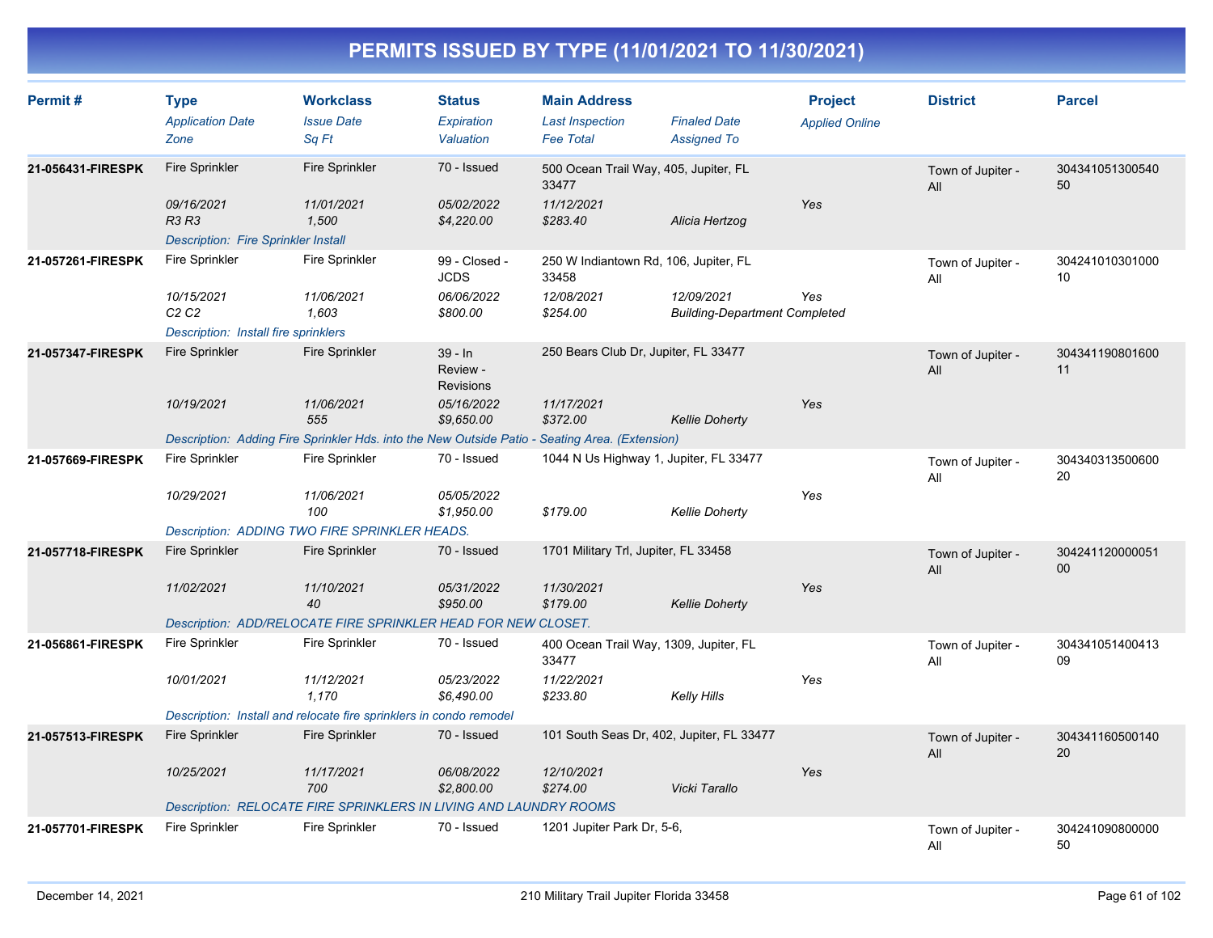# PERMITS ISSUED BY TYPE (11/01/2021 TO 11/30/2021)

| Permit # | Type<br>*Application Date*<br>*Zone* | Workclass<br>*Issue Date*<br>*Sq Ft* | Status<br>*Expiration*<br>*Valuation* | Main Address<br>*Last Inspection*<br>*Fee Total* | *Finaled Date*<br>*Assigned To* | Project<br>*Applied Online* | District | Parcel |
|---|---|---|---|---|---|---|---|---|
| **21-056431-FIRESPK** | Fire Sprinkler<br>*09/16/2021*<br>*R3 R3* | Fire Sprinkler<br>*11/01/2021*<br>*1,500* | 70 - Issued<br>*05/02/2022*<br>*$4,220.00* | 500 Ocean Trail Way, 405, Jupiter, FL 33477<br>*11/12/2021*<br>*$283.40* | <br>*Alicia Hertzog* | <br>*Yes* | Town of Jupiter - All | 30434105130054050 |
| | *Description: Fire Sprinkler Install* | | | | | | | |
| **21-057261-FIRESPK** | Fire Sprinkler<br>*10/15/2021*<br>*C2 C2* | Fire Sprinkler<br>*11/06/2021*<br>*1,603* | 99 - Closed - JCDS<br>*06/06/2022*<br>*$800.00* | 250 W Indiantown Rd, 106, Jupiter, FL 33458<br>*12/08/2021*<br>*$254.00* | *12/09/2021*<br>*Building-Department Completed* | <br>*Yes* | Town of Jupiter - All | 30424101030100010 |
| | *Description: Install fire sprinklers* | | | | | | | |
| **21-057347-FIRESPK** | Fire Sprinkler<br>*10/19/2021* | Fire Sprinkler<br>*11/06/2021*<br>*555* | 39 - In Review - Revisions<br>*05/16/2022*<br>*$9,650.00* | 250 Bears Club Dr, Jupiter, FL 33477<br>*11/17/2021*<br>*$372.00* | <br>*Kellie Doherty* | <br>*Yes* | Town of Jupiter - All | 30434119080160011 |
| | *Description: Adding Fire Sprinkler Hds. into the New Outside Patio - Seating Area. (Extension)* | | | | | | | |
| **21-057669-FIRESPK** | Fire Sprinkler<br>*10/29/2021* | Fire Sprinkler<br>*11/06/2021*<br>*100* | 70 - Issued<br>*05/05/2022*<br>*$1,950.00* | 1044 N Us Highway 1, Jupiter, FL 33477<br><br>*$179.00* | <br>*Kellie Doherty* | <br>*Yes* | Town of Jupiter - All | 30434031350060020 |
| | *Description: ADDING TWO FIRE SPRINKLER HEADS.* | | | | | | | |
| **21-057718-FIRESPK** | Fire Sprinkler<br>*11/02/2021* | Fire Sprinkler<br>*11/10/2021*<br>*40* | 70 - Issued<br>*05/31/2022*<br>*$950.00* | 1701 Military Trl, Jupiter, FL 33458<br>*11/30/2021*<br>*$179.00* | <br>*Kellie Doherty* | <br>*Yes* | Town of Jupiter - All | 30424112000005100 |
| | *Description: ADD/RELOCATE FIRE SPRINKLER HEAD FOR NEW CLOSET.* | | | | | | | |
| **21-056861-FIRESPK** | Fire Sprinkler<br>*10/01/2021* | Fire Sprinkler<br>*11/12/2021*<br>*1,170* | 70 - Issued<br>*05/23/2022*<br>*$6,490.00* | 400 Ocean Trail Way, 1309, Jupiter, FL 33477<br>*11/22/2021*<br>*$233.80* | <br>*Kelly Hills* | <br>*Yes* | Town of Jupiter - All | 30434105140041309 |
| | *Description: Install and relocate fire sprinklers in condo remodel* | | | | | | | |
| **21-057513-FIRESPK** | Fire Sprinkler<br>*10/25/2021* | Fire Sprinkler<br>*11/17/2021*<br>*700* | 70 - Issued<br>*06/08/2022*<br>*$2,800.00* | 101 South Seas Dr, 402, Jupiter, FL 33477<br>*12/10/2021*<br>*$274.00* | <br>*Vicki Tarallo* | <br>*Yes* | Town of Jupiter - All | 30434116050014020 |
| | *Description: RELOCATE FIRE SPRINKLERS IN LIVING AND LAUNDRY ROOMS* | | | | | | | |
| **21-057701-FIRESPK** | Fire Sprinkler | Fire Sprinkler | 70 - Issued | 1201 Jupiter Park Dr, 5-6, | | | Town of Jupiter - All | 30424109080000050 |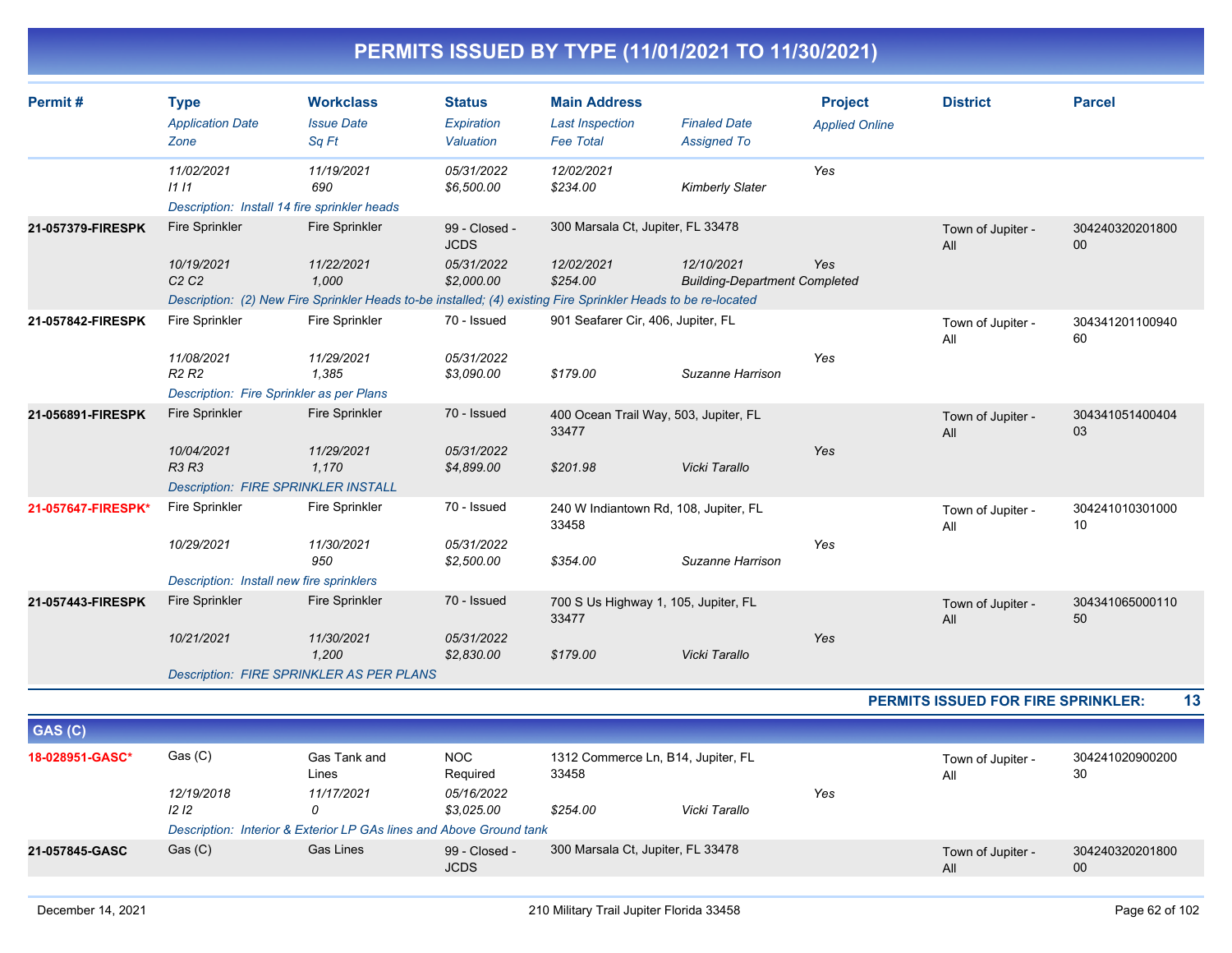# PERMITS ISSUED BY TYPE (11/01/2021 TO 11/30/2021)

| Permit # | Type | Workclass | Status | Main Address | | Project | District | Parcel |
|---|---|---|---|---|---|---|---|---|
| | *Application Date* | *Issue Date* | *Expiration* | *Last Inspection* | *Finaled Date* | *Applied Online* | | |
| | *Zone* | *Sq Ft* | *Valuation* | *Fee Total* | *Assigned To* | | | |
| | *11/02/2021* | *11/19/2021* | *05/31/2022* | *12/02/2021* | | *Yes* | | |
| | *I1 I1* | *690* | *$6,500.00* | *$234.00* | *Kimberly Slater* | | | |
| | *Description: Install 14 fire sprinkler heads* | | | | | | | |
| **21-057379-FIRESPK** | Fire Sprinkler | Fire Sprinkler | 99 - Closed - JCDS | 300 Marsala Ct, Jupiter, FL 33478 | | | Town of Jupiter - All | 30424032020180000 |
| | *10/19/2021* | *11/22/2021* | *05/31/2022* | *12/02/2021* | *12/10/2021* | *Yes* | | |
| | *C2 C2* | *1,000* | *$2,000.00* | *$254.00* | *Building-Department Completed* | | | |
| | *Description: (2) New Fire Sprinkler Heads to-be installed; (4) existing Fire Sprinkler Heads to be re-located* | | | | | | | |
| **21-057842-FIRESPK** | Fire Sprinkler | Fire Sprinkler | 70 - Issued | 901 Seafarer Cir, 406, Jupiter, FL | | | Town of Jupiter - All | 30434120110094060 |
| | *11/08/2021* | *11/29/2021* | *05/31/2022* | | | *Yes* | | |
| | *R2 R2* | *1,385* | *$3,090.00* | *$179.00* | *Suzanne Harrison* | | | |
| | *Description: Fire Sprinkler as per Plans* | | | | | | | |
| **21-056891-FIRESPK** | Fire Sprinkler | Fire Sprinkler | 70 - Issued | 400 Ocean Trail Way, 503, Jupiter, FL 33477 | | | Town of Jupiter - All | 30434105140040403 |
| | *10/04/2021* | *11/29/2021* | *05/31/2022* | | | *Yes* | | |
| | *R3 R3* | *1,170* | *$4,899.00* | *$201.98* | *Vicki Tarallo* | | | |
| | *Description: FIRE SPRINKLER INSTALL* | | | | | | | |
| **21-057647-FIRESPK*** | Fire Sprinkler | Fire Sprinkler | 70 - Issued | 240 W Indiantown Rd, 108, Jupiter, FL 33458 | | | Town of Jupiter - All | 30424101030100010 |
| | *10/29/2021* | *11/30/2021* | *05/31/2022* | | | *Yes* | | |
| | | *950* | *$2,500.00* | *$354.00* | *Suzanne Harrison* | | | |
| | *Description: Install new fire sprinklers* | | | | | | | |
| **21-057443-FIRESPK** | Fire Sprinkler | Fire Sprinkler | 70 - Issued | 700 S Us Highway 1, 105, Jupiter, FL 33477 | | | Town of Jupiter - All | 30434106500011050 |
| | *10/21/2021* | *11/30/2021* | *05/31/2022* | | | *Yes* | | |
| | | *1,200* | *$2,830.00* | *$179.00* | *Vicki Tarallo* | | | |
| | *Description: FIRE SPRINKLER AS PER PLANS* | | | | | | | |

**PERMITS ISSUED FOR FIRE SPRINKLER: 13**

## GAS (C)

| Permit # | Type | Workclass | Status | Main Address | | Project | District | Parcel |
|---|---|---|---|---|---|---|---|---|
| **18-028951-GASC*** | Gas (C) | Gas Tank and Lines | NOC Required | 1312 Commerce Ln, B14, Jupiter, FL 33458 | | | Town of Jupiter - All | 30424102090020030 |
| | *12/19/2018* | *11/17/2021* | *05/16/2022* | | | *Yes* | | |
| | *I2 I2* | *0* | *$3,025.00* | *$254.00* | *Vicki Tarallo* | | | |
| | *Description: Interior & Exterior LP GAs lines and Above Ground tank* | | | | | | | |
| **21-057845-GASC** | Gas (C) | Gas Lines | 99 - Closed - JCDS | 300 Marsala Ct, Jupiter, FL 33478 | | | Town of Jupiter - All | 30424032020180000 |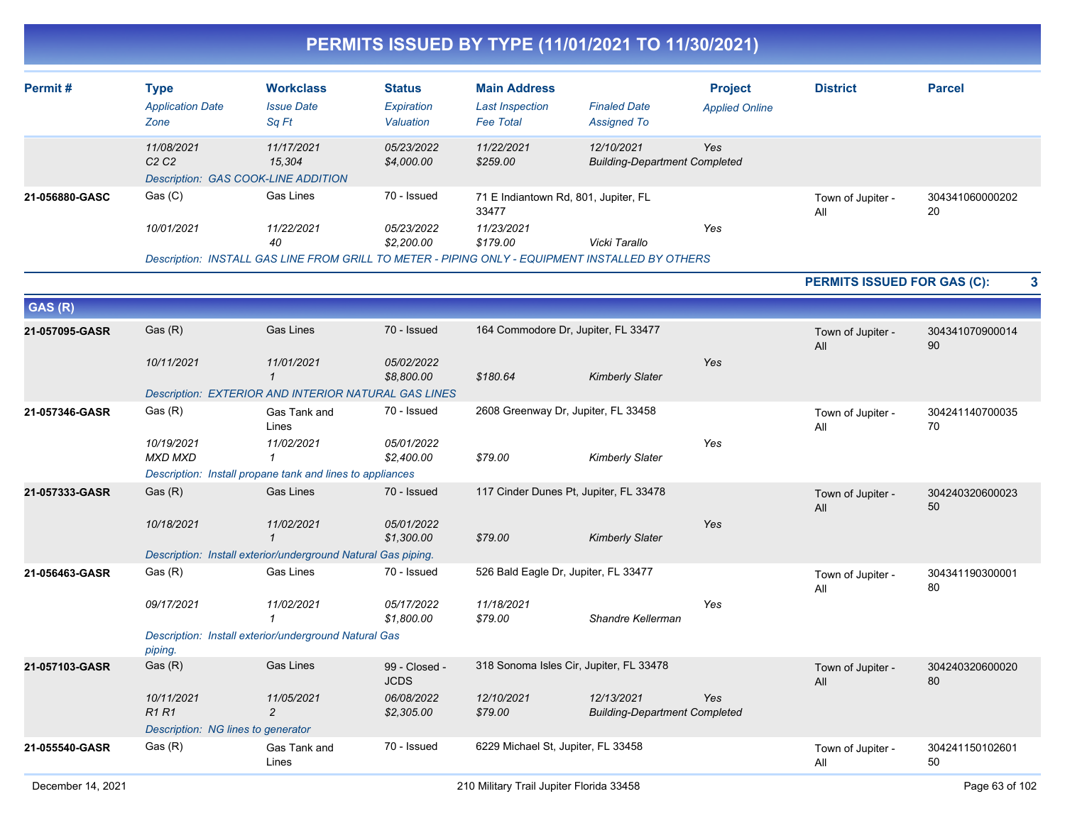# PERMITS ISSUED BY TYPE (11/01/2021 TO 11/30/2021)

| Permit # | Type / Application Date / Zone | Workclass / Issue Date / Sq Ft | Status / Expiration / Valuation | Main Address / Last Inspection / Fee Total | Finaled Date / Assigned To | Project / Applied Online | District | Parcel |
|---|---|---|---|---|---|---|---|---|
| | 11/08/2021<br>C2 C2 | 11/17/2021<br>15,304 | 05/23/2022<br>$4,000.00 | 11/22/2021<br>$259.00 | 12/10/2021<br>Building-Department Completed | Yes | | |
| | Description: GAS COOK-LINE ADDITION | | | | | | | |
| 21-056880-GASC | Gas (C)<br>10/01/2021 | Gas Lines<br>11/22/2021<br>40 | 70 - Issued<br>05/23/2022<br>$2,200.00 | 71 E Indiantown Rd, 801, Jupiter, FL 33477<br>11/23/2021<br>$179.00 | Vicki Tarallo | Yes | Town of Jupiter - All | 30434106000020220 |
| | Description: INSTALL GAS LINE FROM GRILL TO METER - PIPING ONLY - EQUIPMENT INSTALLED BY OTHERS | | | | | | | |

**PERMITS ISSUED FOR GAS (C): 3**

## GAS (R)

| Permit # | Type / Application Date / Zone | Workclass / Issue Date / Sq Ft | Status / Expiration / Valuation | Main Address / Last Inspection / Fee Total | Finaled Date / Assigned To | Project / Applied Online | District | Parcel |
|---|---|---|---|---|---|---|---|---|
| 21-057095-GASR | Gas (R)<br>10/11/2021 | Gas Lines<br>11/01/2021<br>1 | 70 - Issued<br>05/02/2022<br>$8,800.00 | 164 Commodore Dr, Jupiter, FL 33477<br>$180.64 | Kimberly Slater | Yes | Town of Jupiter - All | 30434107090001490 |
| | Description: EXTERIOR AND INTERIOR NATURAL GAS LINES | | | | | | | |
| 21-057346-GASR | Gas (R)<br>10/19/2021<br>MXD MXD | Gas Tank and Lines<br>11/02/2021<br>1 | 70 - Issued<br>05/01/2022<br>$2,400.00 | 2608 Greenway Dr, Jupiter, FL 33458<br>$79.00 | Kimberly Slater | Yes | Town of Jupiter - All | 30424114070003570 |
| | Description: Install propane tank and lines to appliances | | | | | | | |
| 21-057333-GASR | Gas (R)<br>10/18/2021 | Gas Lines<br>11/02/2021<br>1 | 70 - Issued<br>05/01/2022<br>$1,300.00 | 117 Cinder Dunes Pt, Jupiter, FL 33478<br>$79.00 | Kimberly Slater | Yes | Town of Jupiter - All | 30424032060002350 |
| | Description: Install exterior/underground Natural Gas piping. | | | | | | | |
| 21-056463-GASR | Gas (R)<br>09/17/2021 | Gas Lines<br>11/02/2021<br>1 | 70 - Issued<br>05/17/2022<br>$1,800.00 | 526 Bald Eagle Dr, Jupiter, FL 33477<br>11/18/2021<br>$79.00 | Shandre Kellerman | Yes | Town of Jupiter - All | 30434119030000180 |
| | Description: Install exterior/underground Natural Gas piping. | | | | | | | |
| 21-057103-GASR | Gas (R)<br>10/11/2021<br>R1 R1 | Gas Lines<br>11/05/2021<br>2 | 99 - Closed - JCDS<br>06/08/2022<br>$2,305.00 | 318 Sonoma Isles Cir, Jupiter, FL 33478<br>12/10/2021<br>$79.00 | 12/13/2021<br>Building-Department Completed | Yes | Town of Jupiter - All | 30424032060002080 |
| | Description: NG lines to generator | | | | | | | |
| 21-055540-GASR | Gas (R) | Gas Tank and Lines | 70 - Issued | 6229 Michael St, Jupiter, FL 33458 | | | Town of Jupiter - All | 30424115010260150 |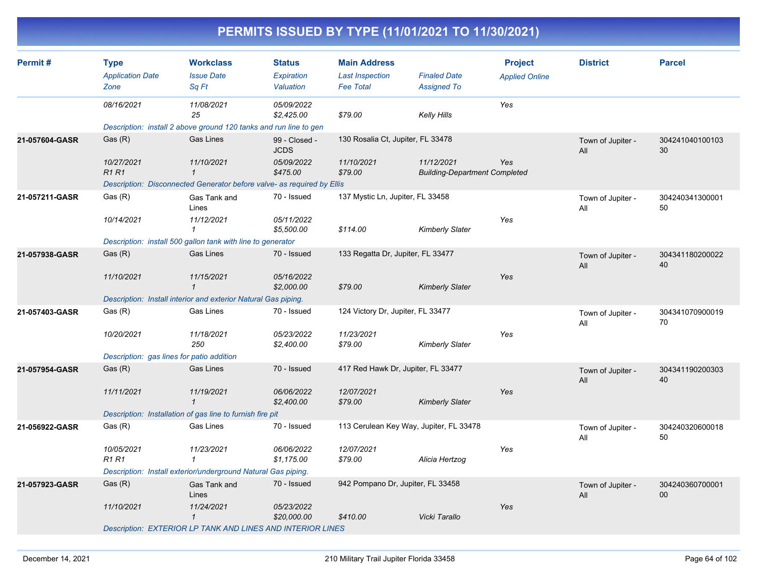# PERMITS ISSUED BY TYPE (11/01/2021 TO 11/30/2021)

| Permit # | Type / Application Date / Zone | Workclass / Issue Date / Sq Ft | Status / Expiration / Valuation | Main Address / Last Inspection / Fee Total | Finaled Date / Assigned To | Project / Applied Online | District | Parcel |
|---|---|---|---|---|---|---|---|---|
| | 08/16/2021 | 11/08/2021<br>25 | 05/09/2022<br>$2,425.00 | $79.00 | Kelly Hills | Yes | | |
| | Description: install 2 above ground 120 tanks and run line to gen | | | | | | | |
| 21-057604-GASR | Gas (R)<br>10/27/2021<br>R1 R1 | Gas Lines<br>11/10/2021<br>1 | 99 - Closed - JCDS<br>05/09/2022<br>$475.00 | 130 Rosalia Ct, Jupiter, FL 33478<br>11/10/2021<br>$79.00 | 11/12/2021<br>Building-Department Completed | Yes | Town of Jupiter - All | 30424104010010330 |
| | Description: Disconnected Generator before valve- as required by Ellis | | | | | | | |
| 21-057211-GASR | Gas (R)<br>10/14/2021 | Gas Tank and Lines<br>11/12/2021<br>1 | 70 - Issued<br>05/11/2022<br>$5,500.00 | 137 Mystic Ln, Jupiter, FL 33458<br><br>$114.00 | Kimberly Slater | Yes | Town of Jupiter - All | 30424034130000150 |
| | Description: install 500 gallon tank with line to generator | | | | | | | |
| 21-057938-GASR | Gas (R)<br>11/10/2021 | Gas Lines<br>11/15/2021<br>1 | 70 - Issued<br>05/16/2022<br>$2,000.00 | 133 Regatta Dr, Jupiter, FL 33477<br><br>$79.00 | Kimberly Slater | Yes | Town of Jupiter - All | 30434118020002240 |
| | Description: Install interior and exterior Natural Gas piping. | | | | | | | |
| 21-057403-GASR | Gas (R)<br>10/20/2021 | Gas Lines<br>11/18/2021<br>250 | 70 - Issued<br>05/23/2022<br>$2,400.00 | 124 Victory Dr, Jupiter, FL 33477<br>11/23/2021<br>$79.00 | Kimberly Slater | Yes | Town of Jupiter - All | 30434107090001970 |
| | Description: gas lines for patio addition | | | | | | | |
| 21-057954-GASR | Gas (R)<br>11/11/2021 | Gas Lines<br>11/19/2021<br>1 | 70 - Issued<br>06/06/2022<br>$2,400.00 | 417 Red Hawk Dr, Jupiter, FL 33477<br>12/07/2021<br>$79.00 | Kimberly Slater | Yes | Town of Jupiter - All | 30434119020030340 |
| | Description: Installation of gas line to furnish fire pit | | | | | | | |
| 21-056922-GASR | Gas (R)<br>10/05/2021<br>R1 R1 | Gas Lines<br>11/23/2021<br>1 | 70 - Issued<br>06/06/2022<br>$1,175.00 | 113 Cerulean Key Way, Jupiter, FL 33478<br>12/07/2021<br>$79.00 | Alicia Hertzog | Yes | Town of Jupiter - All | 30424032060001850 |
| | Description: Install exterior/underground Natural Gas piping. | | | | | | | |
| 21-057923-GASR | Gas (R)<br>11/10/2021 | Gas Tank and Lines<br>11/24/2021<br>1 | 70 - Issued<br>05/23/2022<br>$20,000.00 | 942 Pompano Dr, Jupiter, FL 33458<br><br>$410.00 | Vicki Tarallo | Yes | Town of Jupiter - All | 30424036070000100 |
| | Description: EXTERIOR LP TANK AND LINES AND INTERIOR LINES | | | | | | | |

December 14, 2021 210 Military Trail Jupiter Florida 33458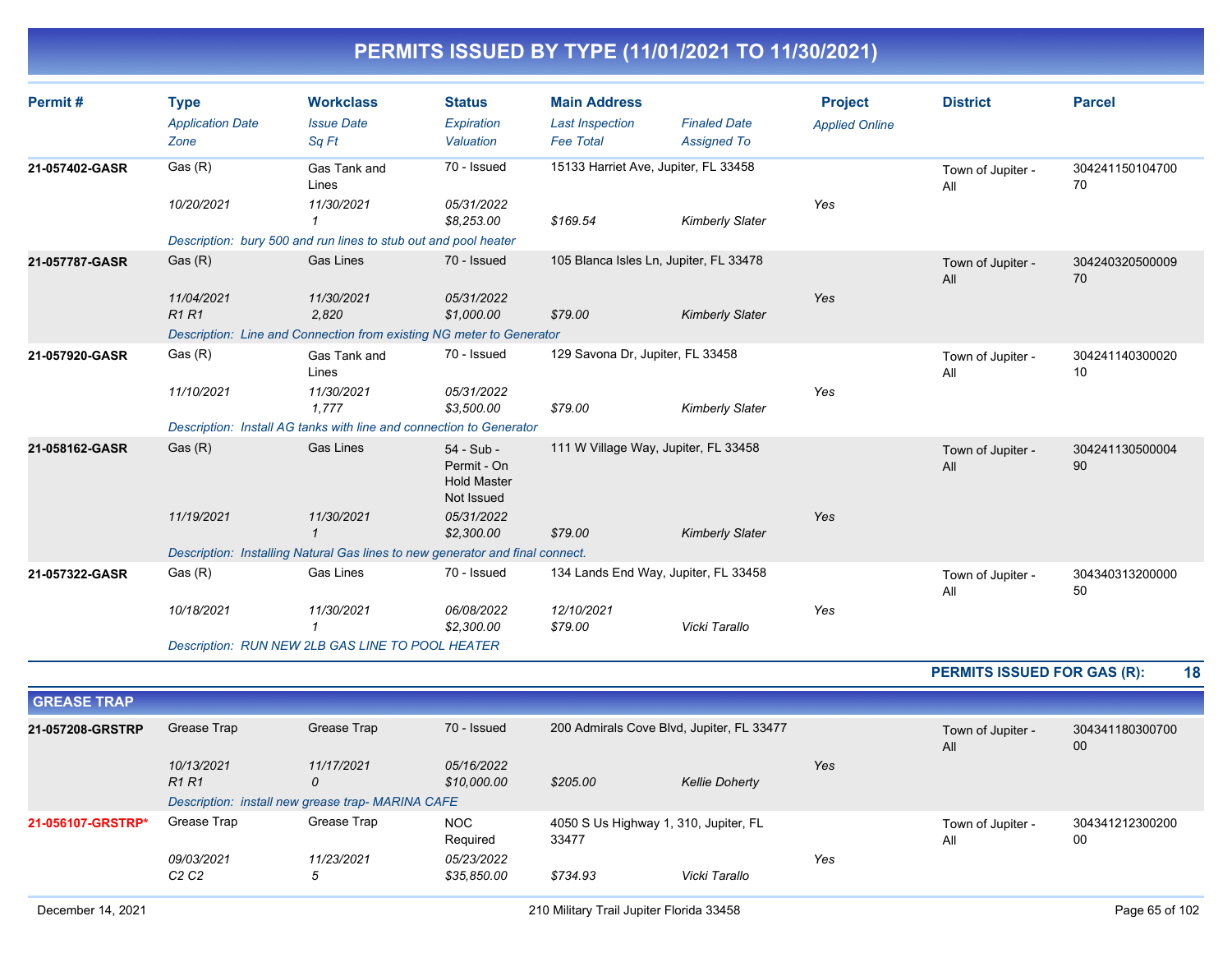# PERMITS ISSUED BY TYPE (11/01/2021 TO 11/30/2021)

| Permit # | Type | Workclass | Status | Main Address | | Project | District | Parcel |
|---|---|---|---|---|---|---|---|---|
| | *Application Date* | *Issue Date* | *Expiration* | *Last Inspection* | *Finaled Date* | *Applied Online* | | |
| | *Zone* | *Sq Ft* | *Valuation* | *Fee Total* | *Assigned To* | | | |
| **21-057402-GASR** | Gas (R) | Gas Tank and Lines | 70 - Issued | 15133 Harriet Ave, Jupiter, FL 33458 | | | Town of Jupiter - All | 30424115010470070 |
| | *10/20/2021* | *11/30/2021* | *05/31/2022* | | | Yes | | |
| | | *1* | *$8,253.00* | *$169.54* | *Kimberly Slater* | | | |
| | *Description: bury 500 and run lines to stub out and pool heater* | | | | | | | |
| **21-057787-GASR** | Gas (R) | Gas Lines | 70 - Issued | 105 Blanca Isles Ln, Jupiter, FL 33478 | | | Town of Jupiter - All | 30424032050000970 |
| | *11/04/2021* | *11/30/2021* | *05/31/2022* | | | Yes | | |
| | *R1 R1* | *2,820* | *$1,000.00* | *$79.00* | *Kimberly Slater* | | | |
| | *Description: Line and Connection from existing NG meter to Generator* | | | | | | | |
| **21-057920-GASR** | Gas (R) | Gas Tank and Lines | 70 - Issued | 129 Savona Dr, Jupiter, FL 33458 | | | Town of Jupiter - All | 30424114030002010 |
| | *11/10/2021* | *11/30/2021* | *05/31/2022* | | | Yes | | |
| | | *1,777* | *$3,500.00* | *$79.00* | *Kimberly Slater* | | | |
| | *Description: Install AG tanks with line and connection to Generator* | | | | | | | |
| **21-058162-GASR** | Gas (R) | Gas Lines | 54 - Sub - Permit - On Hold Master Not Issued | 111 W Village Way, Jupiter, FL 33458 | | | Town of Jupiter - All | 30424113050000490 |
| | *11/19/2021* | *11/30/2021* | *05/31/2022* | | | Yes | | |
| | | *1* | *$2,300.00* | *$79.00* | *Kimberly Slater* | | | |
| | *Description: Installing Natural Gas lines to new generator and final connect.* | | | | | | | |
| **21-057322-GASR** | Gas (R) | Gas Lines | 70 - Issued | 134 Lands End Way, Jupiter, FL 33458 | | | Town of Jupiter - All | 30434031320000050 |
| | *10/18/2021* | *11/30/2021* | *06/08/2022* | *12/10/2021* | | Yes | | |
| | | *1* | *$2,300.00* | *$79.00* | *Vicki Tarallo* | | | |
| | *Description: RUN NEW 2LB GAS LINE TO POOL HEATER* | | | | | | | |

**PERMITS ISSUED FOR GAS (R): 18**

## GREASE TRAP

| Permit # | Type | Workclass | Status | Main Address | | Project | District | Parcel |
|---|---|---|---|---|---|---|---|---|
| **21-057208-GRSTRP** | Grease Trap | Grease Trap | 70 - Issued | 200 Admirals Cove Blvd, Jupiter, FL 33477 | | | Town of Jupiter - All | 30434118030070000 |
| | *10/13/2021* | *11/17/2021* | *05/16/2022* | | | Yes | | |
| | *R1 R1* | *0* | *$10,000.00* | *$205.00* | *Kellie Doherty* | | | |
| | *Description: install new grease trap- MARINA CAFE* | | | | | | | |
| **21-056107-GRSTRP*** | Grease Trap | Grease Trap | NOC Required | 4050 S Us Highway 1, 310, Jupiter, FL 33477 | | | Town of Jupiter - All | 30434121230020000 |
| | *09/03/2021* | *11/23/2021* | *05/23/2022* | | | Yes | | |
| | *C2 C2* | *5* | *$35,850.00* | *$734.93* | *Vicki Tarallo* | | | |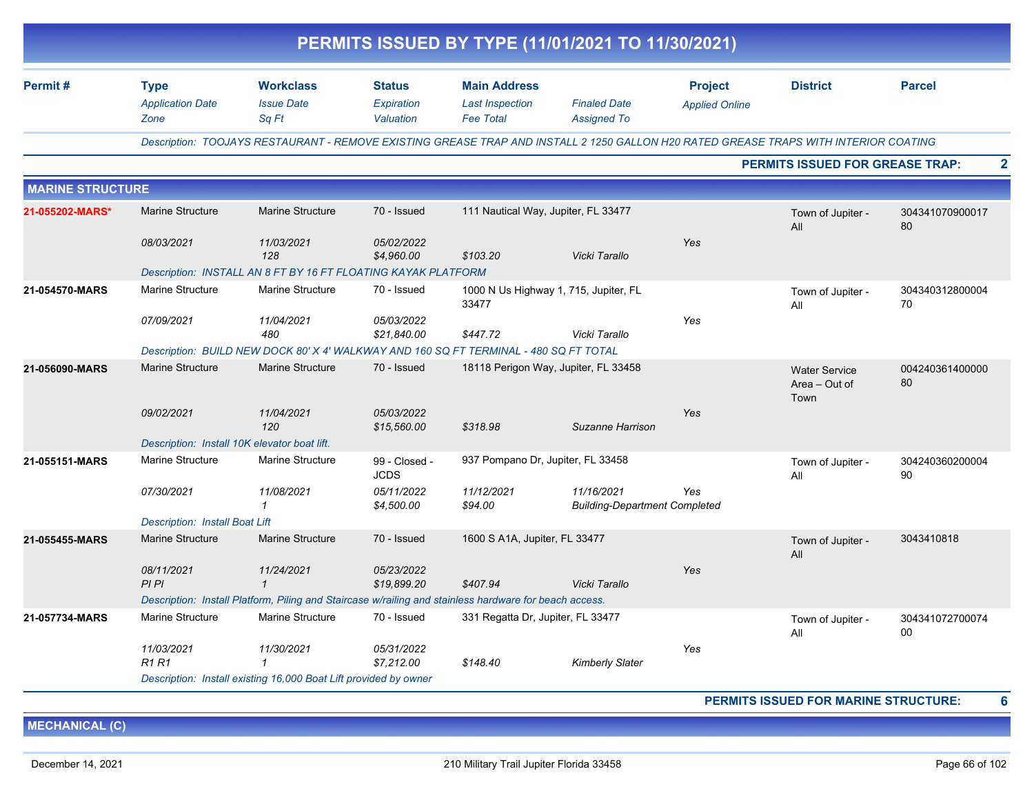# PERMITS ISSUED BY TYPE (11/01/2021 TO 11/30/2021)

| Permit # | Type | Workclass | Status | Main Address | | Project | District | Parcel |
|---|---|---|---|---|---|---|---|---|
| | *Application Date* | *Issue Date* | *Expiration* | *Last Inspection* | *Finaled Date* | *Applied Online* | | |
| | *Zone* | *Sq Ft* | *Valuation* | *Fee Total* | *Assigned To* | | | |

*Description: TOOJAYS RESTAURANT - REMOVE EXISTING GREASE TRAP AND INSTALL 2 1250 GALLON H20 RATED GREASE TRAPS WITH INTERIOR COATING*

**PERMITS ISSUED FOR GREASE TRAP: 2**

## MARINE STRUCTURE

| Permit # | Type | Workclass | Status | Main Address | | Project | District | Parcel |
|---|---|---|---|---|---|---|---|---|
| **21-055202-MARS*** | Marine Structure | Marine Structure | 70 - Issued | 111 Nautical Way, Jupiter, FL 33477 | | | Town of Jupiter - All | 30434107090001780 |
| | *08/03/2021* | *11/03/2021* | *05/02/2022* | | | *Yes* | | |
| | | *128* | *$4,960.00* | *$103.20* | *Vicki Tarallo* | | | |
| | *Description: INSTALL AN 8 FT BY 16 FT FLOATING KAYAK PLATFORM* | | | | | | | |
| **21-054570-MARS** | Marine Structure | Marine Structure | 70 - Issued | 1000 N Us Highway 1, 715, Jupiter, FL 33477 | | | Town of Jupiter - All | 30434031280000470 |
| | *07/09/2021* | *11/04/2021* | *05/03/2022* | | | *Yes* | | |
| | | *480* | *$21,840.00* | *$447.72* | *Vicki Tarallo* | | | |
| | *Description: BUILD NEW DOCK 80' X 4' WALKWAY AND 160 SQ FT TERMINAL - 480 SQ FT TOTAL* | | | | | | | |
| **21-056090-MARS** | Marine Structure | Marine Structure | 70 - Issued | 18118 Perigon Way, Jupiter, FL 33458 | | | Water Service Area – Out of Town | 00424036140000080 |
| | *09/02/2021* | *11/04/2021* | *05/03/2022* | | | *Yes* | | |
| | | *120* | *$15,560.00* | *$318.98* | *Suzanne Harrison* | | | |
| | *Description: Install 10K elevator boat lift.* | | | | | | | |
| **21-055151-MARS** | Marine Structure | Marine Structure | 99 - Closed - JCDS | 937 Pompano Dr, Jupiter, FL 33458 | | | Town of Jupiter - All | 30424036020000490 |
| | *07/30/2021* | *11/08/2021* | *05/11/2022* | *11/12/2021* | *11/16/2021* | *Yes* | | |
| | | *1* | *$4,500.00* | *$94.00* | *Building-Department Completed* | | | |
| | *Description: Install Boat Lift* | | | | | | | |
| **21-055455-MARS** | Marine Structure | Marine Structure | 70 - Issued | 1600 S A1A, Jupiter, FL 33477 | | | Town of Jupiter - All | 3043410818 |
| | *08/11/2021* | *11/24/2021* | *05/23/2022* | | | *Yes* | | |
| | *PI PI* | *1* | *$19,899.20* | *$407.94* | *Vicki Tarallo* | | | |
| | *Description: Install Platform, Piling and Staircase w/railing and stainless hardware for beach access.* | | | | | | | |
| **21-057734-MARS** | Marine Structure | Marine Structure | 70 - Issued | 331 Regatta Dr, Jupiter, FL 33477 | | | Town of Jupiter - All | 30434107270007400 |
| | *11/03/2021* | *11/30/2021* | *05/31/2022* | | | *Yes* | | |
| | *R1 R1* | *1* | *$7,212.00* | *$148.40* | *Kimberly Slater* | | | |
| | *Description: Install existing 16,000 Boat Lift provided by owner* | | | | | | | |

**PERMITS ISSUED FOR MARINE STRUCTURE: 6**

## MECHANICAL (C)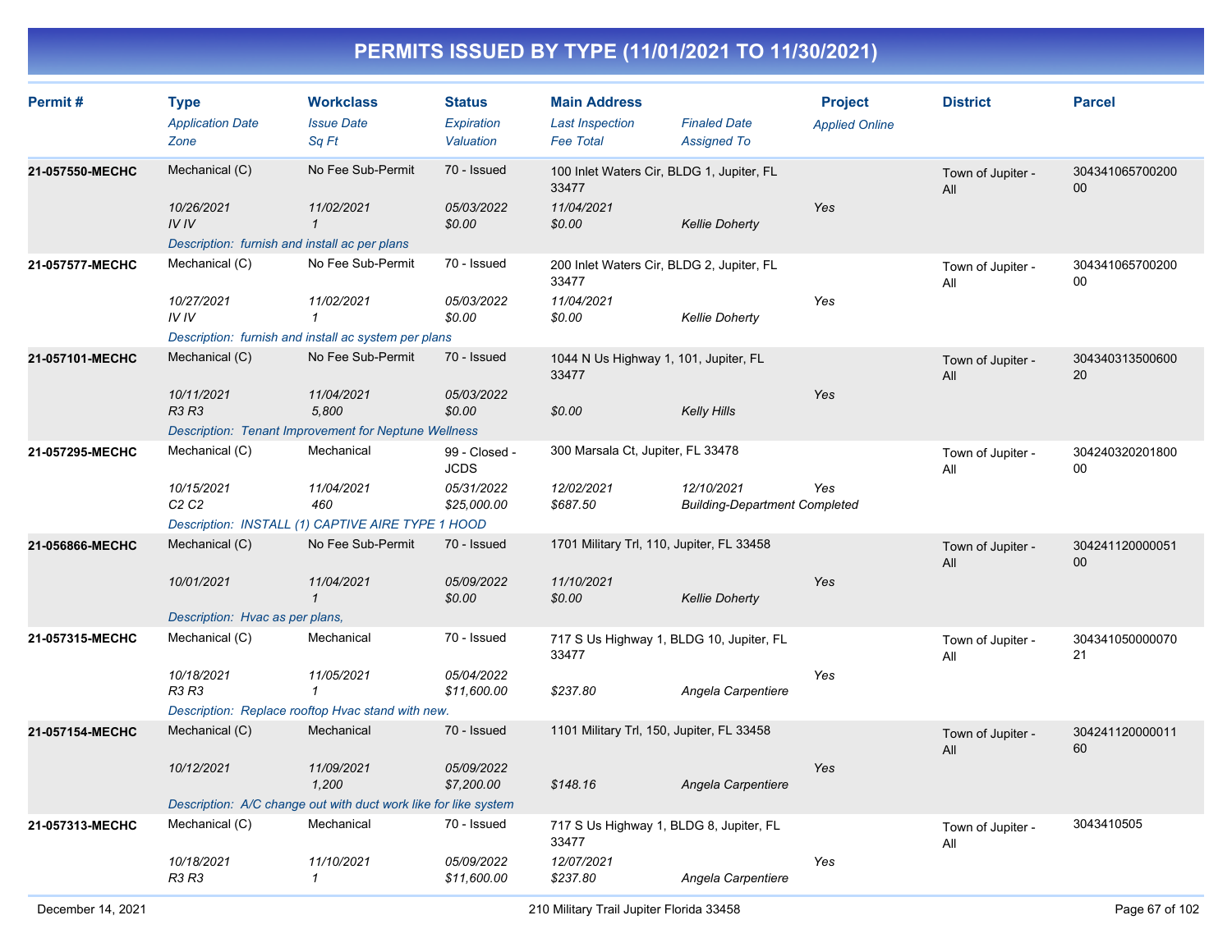# PERMITS ISSUED BY TYPE (11/01/2021 TO 11/30/2021)

| Permit # | Type<br>*Application Date*<br>*Zone* | Workclass<br>*Issue Date*<br>*Sq Ft* | Status<br>*Expiration*<br>*Valuation* | Main Address<br>*Last Inspection*<br>*Fee Total* | *Finaled Date*<br>*Assigned To* | Project<br>*Applied Online* | District | Parcel |
|---|---|---|---|---|---|---|---|---|
| **21-057550-MECHC** | Mechanical (C) | No Fee Sub-Permit | 70 - Issued | 100 Inlet Waters Cir, BLDG 1, Jupiter, FL 33477 | | | Town of Jupiter - All | 30434106570020000 |
| | *10/26/2021* | *11/02/2021* | *05/03/2022* | *11/04/2021* | | *Yes* | | |
| | *IV IV* | *1* | *$0.00* | *$0.00* | *Kellie Doherty* | | | |
| | *Description: furnish and install ac per plans* | | | | | | | |
| **21-057577-MECHC** | Mechanical (C) | No Fee Sub-Permit | 70 - Issued | 200 Inlet Waters Cir, BLDG 2, Jupiter, FL 33477 | | | Town of Jupiter - All | 30434106570020000 |
| | *10/27/2021* | *11/02/2021* | *05/03/2022* | *11/04/2021* | | *Yes* | | |
| | *IV IV* | *1* | *$0.00* | *$0.00* | *Kellie Doherty* | | | |
| | *Description: furnish and install ac system per plans* | | | | | | | |
| **21-057101-MECHC** | Mechanical (C) | No Fee Sub-Permit | 70 - Issued | 1044 N Us Highway 1, 101, Jupiter, FL 33477 | | | Town of Jupiter - All | 30434031350060020 |
| | *10/11/2021* | *11/04/2021* | *05/03/2022* | | | *Yes* | | |
| | *R3 R3* | *5,800* | *$0.00* | *$0.00* | *Kelly Hills* | | | |
| | *Description: Tenant Improvement for Neptune Wellness* | | | | | | | |
| **21-057295-MECHC** | Mechanical (C) | Mechanical | 99 - Closed - JCDS | 300 Marsala Ct, Jupiter, FL 33478 | | | Town of Jupiter - All | 30424032020180000 |
| | *10/15/2021* | *11/04/2021* | *05/31/2022* | *12/02/2021* | *12/10/2021* | *Yes* | | |
| | *C2 C2* | *460* | *$25,000.00* | *$687.50* | *Building-Department Completed* | | | |
| | *Description: INSTALL (1) CAPTIVE AIRE TYPE 1 HOOD* | | | | | | | |
| **21-056866-MECHC** | Mechanical (C) | No Fee Sub-Permit | 70 - Issued | 1701 Military Trl, 110, Jupiter, FL 33458 | | | Town of Jupiter - All | 30424112000005100 |
| | *10/01/2021* | *11/04/2021* | *05/09/2022* | *11/10/2021* | | *Yes* | | |
| | | *1* | *$0.00* | *$0.00* | *Kellie Doherty* | | | |
| | *Description: Hvac as per plans,* | | | | | | | |
| **21-057315-MECHC** | Mechanical (C) | Mechanical | 70 - Issued | 717 S Us Highway 1, BLDG 10, Jupiter, FL 33477 | | | Town of Jupiter - All | 30434105000007021 |
| | *10/18/2021* | *11/05/2021* | *05/04/2022* | | | *Yes* | | |
| | *R3 R3* | *1* | *$11,600.00* | *$237.80* | *Angela Carpentiere* | | | |
| | *Description: Replace rooftop Hvac stand with new.* | | | | | | | |
| **21-057154-MECHC** | Mechanical (C) | Mechanical | 70 - Issued | 1101 Military Trl, 150, Jupiter, FL 33458 | | | Town of Jupiter - All | 30424112000001160 |
| | *10/12/2021* | *11/09/2021* | *05/09/2022* | | | *Yes* | | |
| | | *1,200* | *$7,200.00* | *$148.16* | *Angela Carpentiere* | | | |
| | *Description: A/C change out with duct work like for like system* | | | | | | | |
| **21-057313-MECHC** | Mechanical (C) | Mechanical | 70 - Issued | 717 S Us Highway 1, BLDG 8, Jupiter, FL 33477 | | | Town of Jupiter - All | 3043410505 |
| | *10/18/2021* | *11/10/2021* | *05/09/2022* | *12/07/2021* | | *Yes* | | |
| | *R3 R3* | *1* | *$11,600.00* | *$237.80* | *Angela Carpentiere* | | | |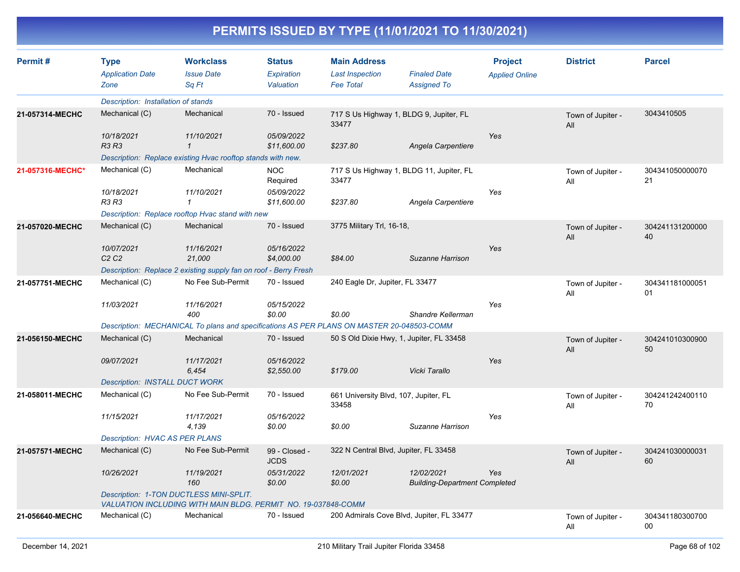# PERMITS ISSUED BY TYPE (11/01/2021 TO 11/30/2021)

| Permit # | Type<br>*Application Date*<br>*Zone* | Workclass<br>*Issue Date*<br>*Sq Ft* | Status<br>*Expiration*<br>*Valuation* | Main Address<br>*Last Inspection*<br>*Fee Total* | *Finaled Date*<br>*Assigned To* | Project<br>*Applied Online* | District | Parcel |
|---|---|---|---|---|---|---|---|---|
| | *Description: Installation of stands* | | | | | | | |
| **21-057314-MECHC** | Mechanical (C) | Mechanical | 70 - Issued | 717 S Us Highway 1, BLDG 9, Jupiter, FL 33477 | | | Town of Jupiter - All | 3043410505 |
| | *10/18/2021* | *11/10/2021* | *05/09/2022* | | | *Yes* | | |
| | *R3 R3* | *1* | *$11,600.00* | *$237.80* | *Angela Carpentiere* | | | |
| | *Description: Replace existing Hvac rooftop stands with new.* | | | | | | | |
| **21-057316-MECHC*** | Mechanical (C) | Mechanical | NOC Required | 717 S Us Highway 1, BLDG 11, Jupiter, FL 33477 | | | Town of Jupiter - All | 30434105000007021 |
| | *10/18/2021* | *11/10/2021* | *05/09/2022* | | | *Yes* | | |
| | *R3 R3* | *1* | *$11,600.00* | *$237.80* | *Angela Carpentiere* | | | |
| | *Description: Replace rooftop Hvac stand with new* | | | | | | | |
| **21-057020-MECHC** | Mechanical (C) | Mechanical | 70 - Issued | 3775 Military Trl, 16-18, | | | Town of Jupiter - All | 30424113120000040 |
| | *10/07/2021* | *11/16/2021* | *05/16/2022* | | | *Yes* | | |
| | *C2 C2* | *21,000* | *$4,000.00* | *$84.00* | *Suzanne Harrison* | | | |
| | *Description: Replace 2 existing supply fan on roof - Berry Fresh* | | | | | | | |
| **21-057751-MECHC** | Mechanical (C) | No Fee Sub-Permit | 70 - Issued | 240 Eagle Dr, Jupiter, FL 33477 | | | Town of Jupiter - All | 30434118100005101 |
| | *11/03/2021* | *11/16/2021* | *05/15/2022* | | | *Yes* | | |
| | | *400* | *$0.00* | *$0.00* | *Shandre Kellerman* | | | |
| | *Description: MECHANICAL To plans and specifications AS PER PLANS ON MASTER 20-048503-COMM* | | | | | | | |
| **21-056150-MECHC** | Mechanical (C) | Mechanical | 70 - Issued | 50 S Old Dixie Hwy, 1, Jupiter, FL 33458 | | | Town of Jupiter - All | 30424101030090050 |
| | *09/07/2021* | *11/17/2021* | *05/16/2022* | | | *Yes* | | |
| | | *6,454* | *$2,550.00* | *$179.00* | *Vicki Tarallo* | | | |
| | *Description: INSTALL DUCT WORK* | | | | | | | |
| **21-058011-MECHC** | Mechanical (C) | No Fee Sub-Permit | 70 - Issued | 661 University Blvd, 107, Jupiter, FL 33458 | | | Town of Jupiter - All | 30424124240011070 |
| | *11/15/2021* | *11/17/2021* | *05/16/2022* | | | *Yes* | | |
| | | *4,139* | *$0.00* | *$0.00* | *Suzanne Harrison* | | | |
| | *Description: HVAC AS PER PLANS* | | | | | | | |
| **21-057571-MECHC** | Mechanical (C) | No Fee Sub-Permit | 99 - Closed - JCDS | 322 N Central Blvd, Jupiter, FL 33458 | | | Town of Jupiter - All | 30424103000003160 |
| | *10/26/2021* | *11/19/2021* | *05/31/2022* | *12/01/2021* | *12/02/2021* | *Yes* | | |
| | | *160* | *$0.00* | *$0.00* | *Building-Department Completed* | | | |
| | *Description: 1-TON DUCTLESS MINI-SPLIT. VALUATION INCLUDING WITH MAIN BLDG. PERMIT NO. 19-037848-COMM* | | | | | | | |
| **21-056640-MECHC** | Mechanical (C) | Mechanical | 70 - Issued | 200 Admirals Cove Blvd, Jupiter, FL 33477 | | | Town of Jupiter - All | 30434118030070000 |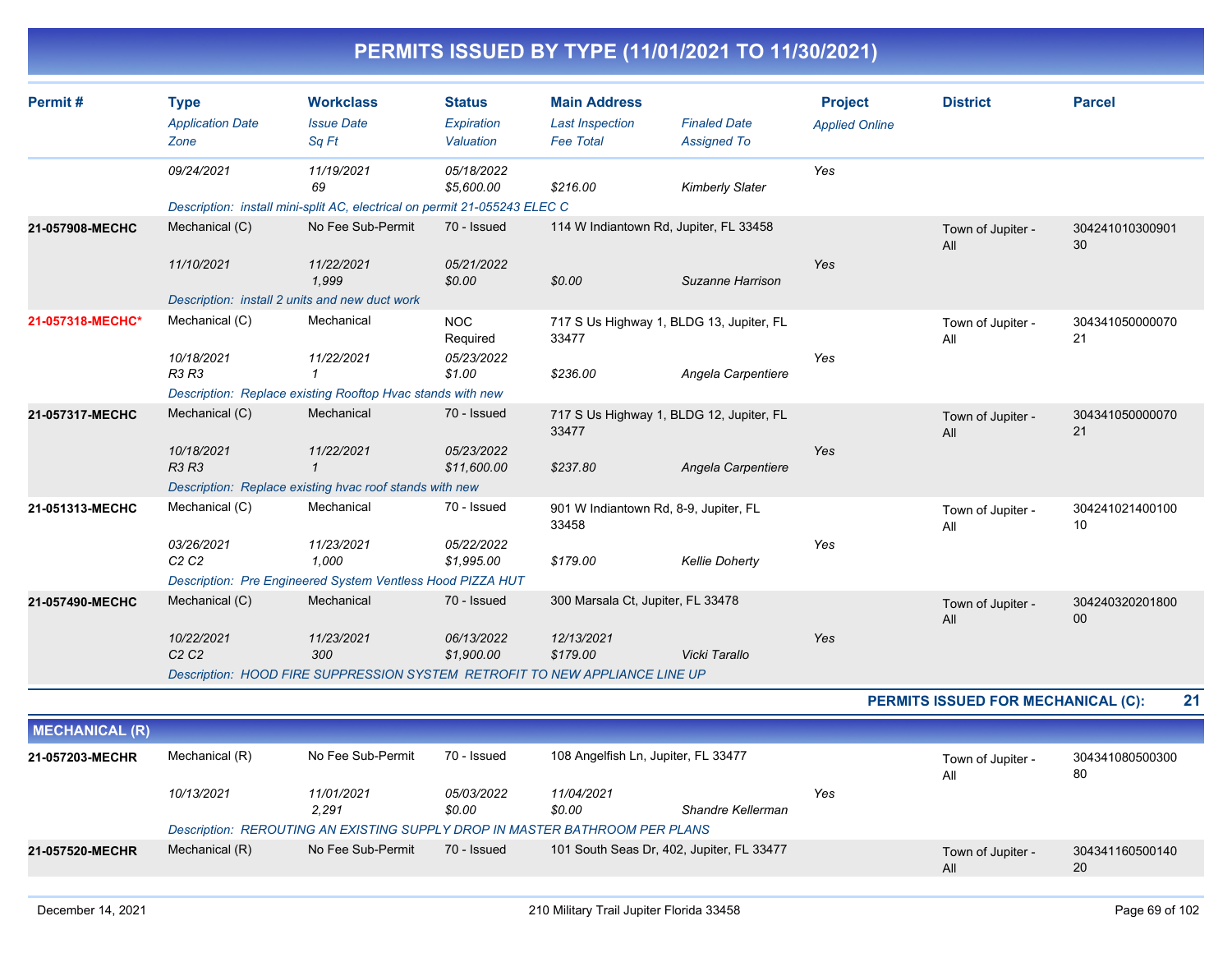# PERMITS ISSUED BY TYPE (11/01/2021 TO 11/30/2021)

| Permit # | Type / Application Date / Zone | Workclass / Issue Date / Sq Ft | Status / Expiration / Valuation | Main Address / Last Inspection / Fee Total | Finaled Date / Assigned To | Project / Applied Online | District | Parcel |
|---|---|---|---|---|---|---|---|---|
| | 09/24/2021 | 11/19/2021<br>69 | 05/18/2022<br>$5,600.00 | $216.00 | Kimberly Slater | Yes | | |
| | Description: install mini-split AC, electrical on permit 21-055243 ELEC C | | | | | | | |
| 21-057908-MECHC | Mechanical (C)<br>11/10/2021 | No Fee Sub-Permit<br>11/22/2021<br>1,999 | 70 - Issued<br>05/21/2022<br>$0.00 | 114 W Indiantown Rd, Jupiter, FL 33458<br>$0.00 | Suzanne Harrison | Yes | Town of Jupiter - All | 30424101030090130 |
| | Description: install 2 units and new duct work | | | | | | | |
| 21-057318-MECHC* | Mechanical (C)<br>10/18/2021<br>R3 R3 | Mechanical<br>11/22/2021<br>1 | NOC Required<br>05/23/2022<br>$1.00 | 717 S Us Highway 1, BLDG 13, Jupiter, FL 33477<br>$236.00 | Angela Carpentiere | Yes | Town of Jupiter - All | 30434105000007021 |
| | Description: Replace existing Rooftop Hvac stands with new | | | | | | | |
| 21-057317-MECHC | Mechanical (C)<br>10/18/2021<br>R3 R3 | Mechanical<br>11/22/2021<br>1 | 70 - Issued<br>05/23/2022<br>$11,600.00 | 717 S Us Highway 1, BLDG 12, Jupiter, FL 33477<br>$237.80 | Angela Carpentiere | Yes | Town of Jupiter - All | 30434105000007021 |
| | Description: Replace existing hvac roof stands with new | | | | | | | |
| 21-051313-MECHC | Mechanical (C)<br>03/26/2021<br>C2 C2 | Mechanical<br>11/23/2021<br>1,000 | 70 - Issued<br>05/22/2022<br>$1,995.00 | 901 W Indiantown Rd, 8-9, Jupiter, FL 33458<br>$179.00 | Kellie Doherty | Yes | Town of Jupiter - All | 30424102140010010 |
| | Description: Pre Engineered System Ventless Hood PIZZA HUT | | | | | | | |
| 21-057490-MECHC | Mechanical (C)<br>10/22/2021<br>C2 C2 | Mechanical<br>11/23/2021<br>300 | 70 - Issued<br>06/13/2022<br>$1,900.00 | 300 Marsala Ct, Jupiter, FL 33478<br>12/13/2021<br>$179.00 | Vicki Tarallo | Yes | Town of Jupiter - All | 30424032020180000 |
| | Description: HOOD FIRE SUPPRESSION SYSTEM RETROFIT TO NEW APPLIANCE LINE UP | | | | | | | |

**PERMITS ISSUED FOR MECHANICAL (C): 21**

## MECHANICAL (R)

| Permit # | Type / Application Date / Zone | Workclass / Issue Date / Sq Ft | Status / Expiration / Valuation | Main Address / Last Inspection / Fee Total | Finaled Date / Assigned To | Project / Applied Online | District | Parcel |
|---|---|---|---|---|---|---|---|---|
| 21-057203-MECHR | Mechanical (R)<br>10/13/2021 | No Fee Sub-Permit<br>11/01/2021<br>2,291 | 70 - Issued<br>05/03/2022<br>$0.00 | 108 Angelfish Ln, Jupiter, FL 33477<br>11/04/2021<br>$0.00 | Shandre Kellerman | Yes | Town of Jupiter - All | 30434108050030080 |
| | Description: REROUTING AN EXISTING SUPPLY DROP IN MASTER BATHROOM PER PLANS | | | | | | | |
| 21-057520-MECHR | Mechanical (R) | No Fee Sub-Permit | 70 - Issued | 101 South Seas Dr, 402, Jupiter, FL 33477 | | | Town of Jupiter - All | 30434116050014020 |

December 14, 2021 — 210 Military Trail Jupiter Florida 33458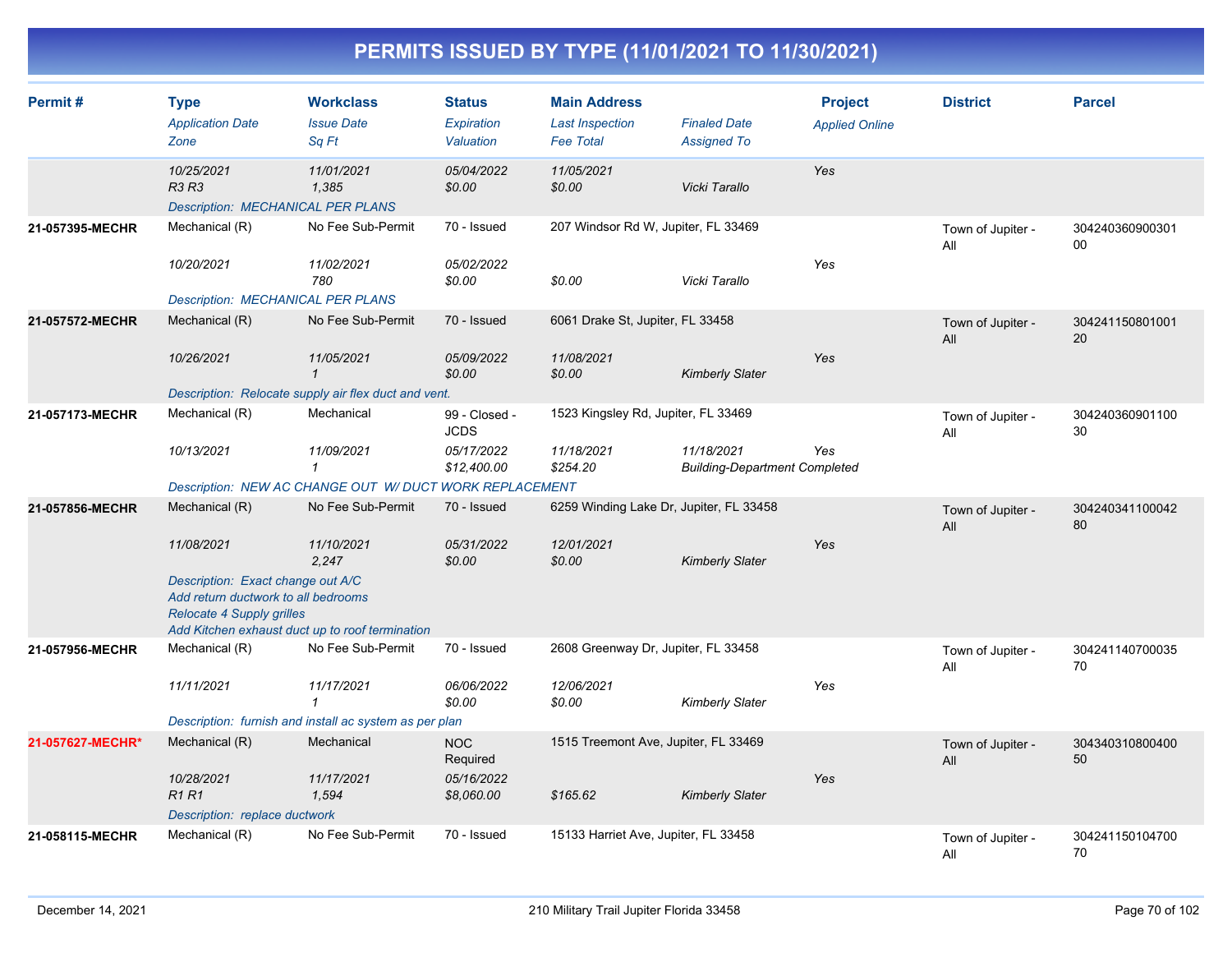# PERMITS ISSUED BY TYPE (11/01/2021 TO 11/30/2021)

| Permit # | Type / Application Date / Zone | Workclass / Issue Date / Sq Ft | Status / Expiration / Valuation | Main Address / Last Inspection / Fee Total | Finaled Date / Assigned To | Project / Applied Online | District | Parcel |
|---|---|---|---|---|---|---|---|---|
| | 10/25/2021<br>R3 R3 | 11/01/2021<br>1,385 | 05/04/2022<br>$0.00 | 11/05/2021<br>$0.00 | Vicki Tarallo | Yes | | |
| | Description: MECHANICAL PER PLANS | | | | | | | |
| 21-057395-MECHR | Mechanical (R)<br>10/20/2021 | No Fee Sub-Permit<br>11/02/2021<br>780 | 70 - Issued<br>05/02/2022<br>$0.00 | 207 Windsor Rd W, Jupiter, FL 33469<br><br>$0.00 | Vicki Tarallo | Yes | Town of Jupiter - All | 30424036090030100 |
| | Description: MECHANICAL PER PLANS | | | | | | | |
| 21-057572-MECHR | Mechanical (R)<br>10/26/2021 | No Fee Sub-Permit<br>11/05/2021<br>1 | 70 - Issued<br>05/09/2022<br>$0.00 | 6061 Drake St, Jupiter, FL 33458<br>11/08/2021<br>$0.00 | Kimberly Slater | Yes | Town of Jupiter - All | 30424115080100120 |
| | Description: Relocate supply air flex duct and vent. | | | | | | | |
| 21-057173-MECHR | Mechanical (R)<br>10/13/2021 | Mechanical<br>11/09/2021<br>1 | 99 - Closed - JCDS<br>05/17/2022<br>$12,400.00 | 1523 Kingsley Rd, Jupiter, FL 33469<br>11/18/2021<br>$254.20 | 11/18/2021<br>Building-Department Completed | Yes | Town of Jupiter - All | 30424036090110030 |
| | Description: NEW AC CHANGE OUT W/ DUCT WORK REPLACEMENT | | | | | | | |
| 21-057856-MECHR | Mechanical (R)<br>11/08/2021 | No Fee Sub-Permit<br>11/10/2021<br>2,247 | 70 - Issued<br>05/31/2022<br>$0.00 | 6259 Winding Lake Dr, Jupiter, FL 33458<br>12/01/2021<br>$0.00 | Kimberly Slater | Yes | Town of Jupiter - All | 30424034110004280 |
| | Description: Exact change out A/C<br>Add return ductwork to all bedrooms<br>Relocate 4 Supply grilles<br>Add Kitchen exhaust duct up to roof termination | | | | | | | |
| 21-057956-MECHR | Mechanical (R)<br>11/11/2021 | No Fee Sub-Permit<br>11/17/2021<br>1 | 70 - Issued<br>06/06/2022<br>$0.00 | 2608 Greenway Dr, Jupiter, FL 33458<br>12/06/2021<br>$0.00 | Kimberly Slater | Yes | Town of Jupiter - All | 30424114070003570 |
| | Description: furnish and install ac system as per plan | | | | | | | |
| 21-057627-MECHR* | Mechanical (R)<br>10/28/2021<br>R1 R1 | Mechanical<br>11/17/2021<br>1,594 | NOC Required<br>05/16/2022<br>$8,060.00 | 1515 Treemont Ave, Jupiter, FL 33469<br><br>$165.62 | Kimberly Slater | Yes | Town of Jupiter - All | 30434031080040050 |
| | Description: replace ductwork | | | | | | | |
| 21-058115-MECHR | Mechanical (R) | No Fee Sub-Permit | 70 - Issued | 15133 Harriet Ave, Jupiter, FL 33458 | | | Town of Jupiter - All | 30424115010470070 |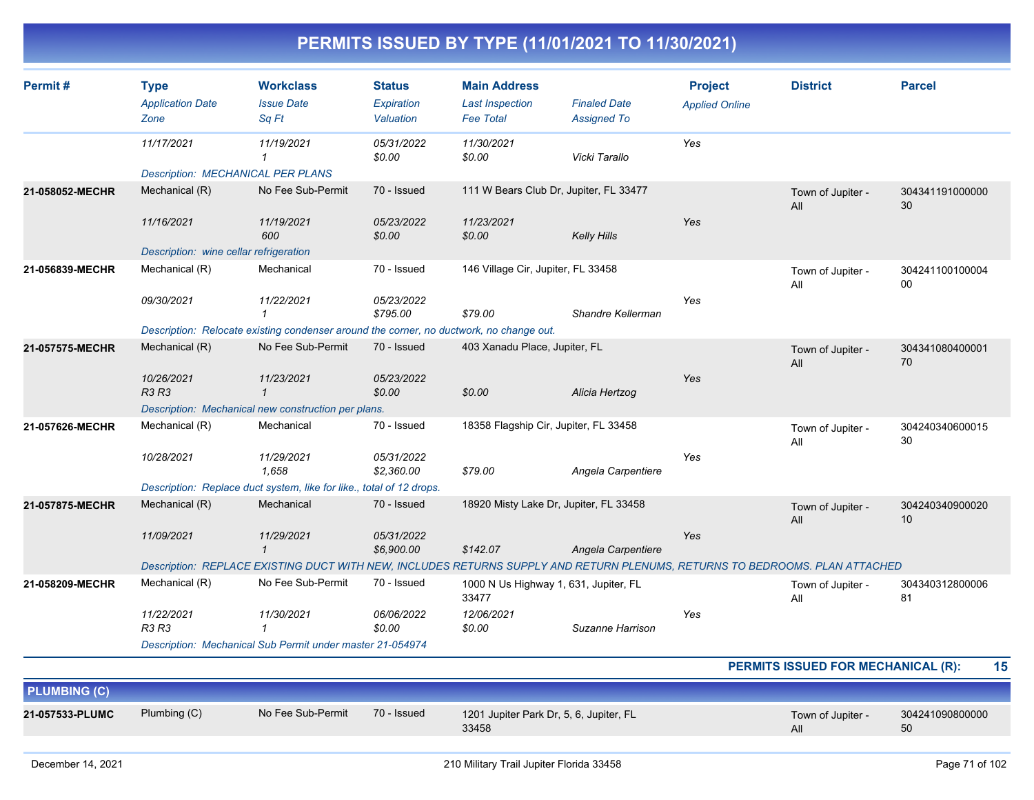# PERMITS ISSUED BY TYPE (11/01/2021 TO 11/30/2021)

| Permit # | Type / Application Date / Zone | Workclass / Issue Date / Sq Ft | Status / Expiration / Valuation | Main Address / Last Inspection / Fee Total | Finaled Date / Assigned To | Project / Applied Online | District | Parcel |
|---|---|---|---|---|---|---|---|---|
| | 11/17/2021 | 11/19/2021<br>1 | 05/31/2022<br>$0.00 | 11/30/2021<br>$0.00 | Vicki Tarallo | Yes | | |
| | Description: MECHANICAL PER PLANS | | | | | | | |
| 21-058052-MECHR | Mechanical (R)<br>11/16/2021 | No Fee Sub-Permit<br>11/19/2021<br>600 | 70 - Issued<br>05/23/2022<br>$0.00 | 111 W Bears Club Dr, Jupiter, FL 33477<br>11/23/2021<br>$0.00 | Kelly Hills | Yes | Town of Jupiter - All | 30434119100000030 |
| | Description: wine cellar refrigeration | | | | | | | |
| 21-056839-MECHR | Mechanical (R)<br>09/30/2021 | Mechanical<br>11/22/2021<br>1 | 70 - Issued<br>05/23/2022<br>$795.00 | 146 Village Cir, Jupiter, FL 33458<br><br>$79.00 | Shandre Kellerman | Yes | Town of Jupiter - All | 30424110010000400 |
| | Description: Relocate existing condenser around the corner, no ductwork, no change out. | | | | | | | |
| 21-057575-MECHR | Mechanical (R)<br>10/26/2021<br>R3 R3 | No Fee Sub-Permit<br>11/23/2021<br>1 | 70 - Issued<br>05/23/2022<br>$0.00 | 403 Xanadu Place, Jupiter, FL<br><br>$0.00 | Alicia Hertzog | Yes | Town of Jupiter - All | 30434108040000170 |
| | Description: Mechanical new construction per plans. | | | | | | | |
| 21-057626-MECHR | Mechanical (R)<br>10/28/2021 | Mechanical<br>11/29/2021<br>1,658 | 70 - Issued<br>05/31/2022<br>$2,360.00 | 18358 Flagship Cir, Jupiter, FL 33458<br><br>$79.00 | Angela Carpentiere | Yes | Town of Jupiter - All | 30424034060001530 |
| | Description: Replace duct system, like for like., total of 12 drops. | | | | | | | |
| 21-057875-MECHR | Mechanical (R)<br>11/09/2021 | Mechanical<br>11/29/2021<br>1 | 70 - Issued<br>05/31/2022<br>$6,900.00 | 18920 Misty Lake Dr, Jupiter, FL 33458<br><br>$142.07 | Angela Carpentiere | Yes | Town of Jupiter - All | 30424034090002010 |
| | Description: REPLACE EXISTING DUCT WITH NEW, INCLUDES RETURNS SUPPLY AND RETURN PLENUMS, RETURNS TO BEDROOMS. PLAN ATTACHED | | | | | | | |
| 21-058209-MECHR | Mechanical (R)<br>11/22/2021<br>R3 R3 | No Fee Sub-Permit<br>11/30/2021<br>1 | 70 - Issued<br>06/06/2022<br>$0.00 | 1000 N Us Highway 1, 631, Jupiter, FL 33477<br>12/06/2021<br>$0.00 | Suzanne Harrison | Yes | Town of Jupiter - All | 30434031280000681 |
| | Description: Mechanical Sub Permit under master 21-054974 | | | | | | | |

**PERMITS ISSUED FOR MECHANICAL (R): 15**

## PLUMBING (C)

| Permit # | Type | Workclass | Status | Main Address | | Project | District | Parcel |
|---|---|---|---|---|---|---|---|---|
| 21-057533-PLUMC | Plumbing (C) | No Fee Sub-Permit | 70 - Issued | 1201 Jupiter Park Dr, 5, 6, Jupiter, FL 33458 | | | Town of Jupiter - All | 30424109080000050 |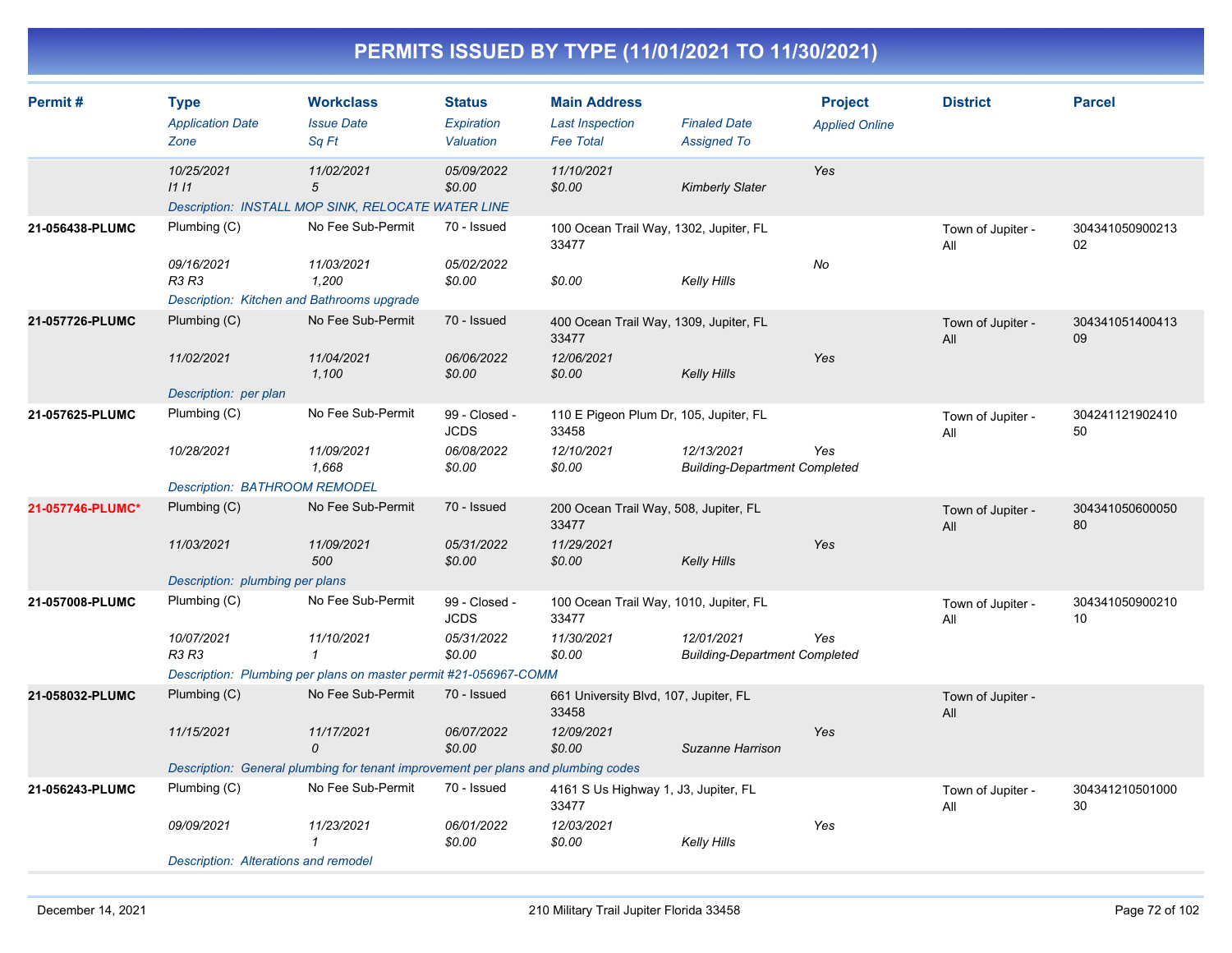# PERMITS ISSUED BY TYPE (11/01/2021 TO 11/30/2021)

| Permit # | Type | Workclass | Status | Main Address | | Project | District | Parcel |
|---|---|---|---|---|---|---|---|---|
| | *Application Date* | *Issue Date* | *Expiration* | *Last Inspection* | *Finaled Date* | *Applied Online* | | |
| | *Zone* | *Sq Ft* | *Valuation* | *Fee Total* | *Assigned To* | | | |
| | *10/25/2021* | *11/02/2021* | *05/09/2022* | *11/10/2021* | | *Yes* | | |
| | *I1 I1* | *5* | *$0.00* | *$0.00* | *Kimberly Slater* | | | |
| | *Description: INSTALL MOP SINK, RELOCATE WATER LINE* | | | | | | | |
| **21-056438-PLUMC** | Plumbing (C) | No Fee Sub-Permit | 70 - Issued | 100 Ocean Trail Way, 1302, Jupiter, FL 33477 | | | Town of Jupiter - All | 30434105090021302 |
| | *09/16/2021* | *11/03/2021* | *05/02/2022* | | | *No* | | |
| | *R3 R3* | *1,200* | *$0.00* | *$0.00* | *Kelly Hills* | | | |
| | *Description: Kitchen and Bathrooms upgrade* | | | | | | | |
| **21-057726-PLUMC** | Plumbing (C) | No Fee Sub-Permit | 70 - Issued | 400 Ocean Trail Way, 1309, Jupiter, FL 33477 | | | Town of Jupiter - All | 30434105140041309 |
| | *11/02/2021* | *11/04/2021* | *06/06/2022* | *12/06/2021* | | *Yes* | | |
| | | *1,100* | *$0.00* | *$0.00* | *Kelly Hills* | | | |
| | *Description: per plan* | | | | | | | |
| **21-057625-PLUMC** | Plumbing (C) | No Fee Sub-Permit | 99 - Closed - JCDS | 110 E Pigeon Plum Dr, 105, Jupiter, FL 33458 | | | Town of Jupiter - All | 30424112190241050 |
| | *10/28/2021* | *11/09/2021* | *06/08/2022* | *12/10/2021* | *12/13/2021* | *Yes* | | |
| | | *1,668* | *$0.00* | *$0.00* | *Building-Department Completed* | | | |
| | *Description: BATHROOM REMODEL* | | | | | | | |
| **21-057746-PLUMC*** | Plumbing (C) | No Fee Sub-Permit | 70 - Issued | 200 Ocean Trail Way, 508, Jupiter, FL 33477 | | | Town of Jupiter - All | 30434105060005080 |
| | *11/03/2021* | *11/09/2021* | *05/31/2022* | *11/29/2021* | | *Yes* | | |
| | | *500* | *$0.00* | *$0.00* | *Kelly Hills* | | | |
| | *Description: plumbing per plans* | | | | | | | |
| **21-057008-PLUMC** | Plumbing (C) | No Fee Sub-Permit | 99 - Closed - JCDS | 100 Ocean Trail Way, 1010, Jupiter, FL 33477 | | | Town of Jupiter - All | 30434105090021010 |
| | *10/07/2021* | *11/10/2021* | *05/31/2022* | *11/30/2021* | *12/01/2021* | *Yes* | | |
| | *R3 R3* | *1* | *$0.00* | *$0.00* | *Building-Department Completed* | | | |
| | *Description: Plumbing per plans on master permit #21-056967-COMM* | | | | | | | |
| **21-058032-PLUMC** | Plumbing (C) | No Fee Sub-Permit | 70 - Issued | 661 University Blvd, 107, Jupiter, FL 33458 | | | Town of Jupiter - All | |
| | *11/15/2021* | *11/17/2021* | *06/07/2022* | *12/09/2021* | | *Yes* | | |
| | | *0* | *$0.00* | *$0.00* | *Suzanne Harrison* | | | |
| | *Description: General plumbing for tenant improvement per plans and plumbing codes* | | | | | | | |
| **21-056243-PLUMC** | Plumbing (C) | No Fee Sub-Permit | 70 - Issued | 4161 S Us Highway 1, J3, Jupiter, FL 33477 | | | Town of Jupiter - All | 30434121050100030 |
| | *09/09/2021* | *11/23/2021* | *06/01/2022* | *12/03/2021* | | *Yes* | | |
| | | *1* | *$0.00* | *$0.00* | *Kelly Hills* | | | |
| | *Description: Alterations and remodel* | | | | | | | |

December 14, 2021 — 210 Military Trail Jupiter Florida 33458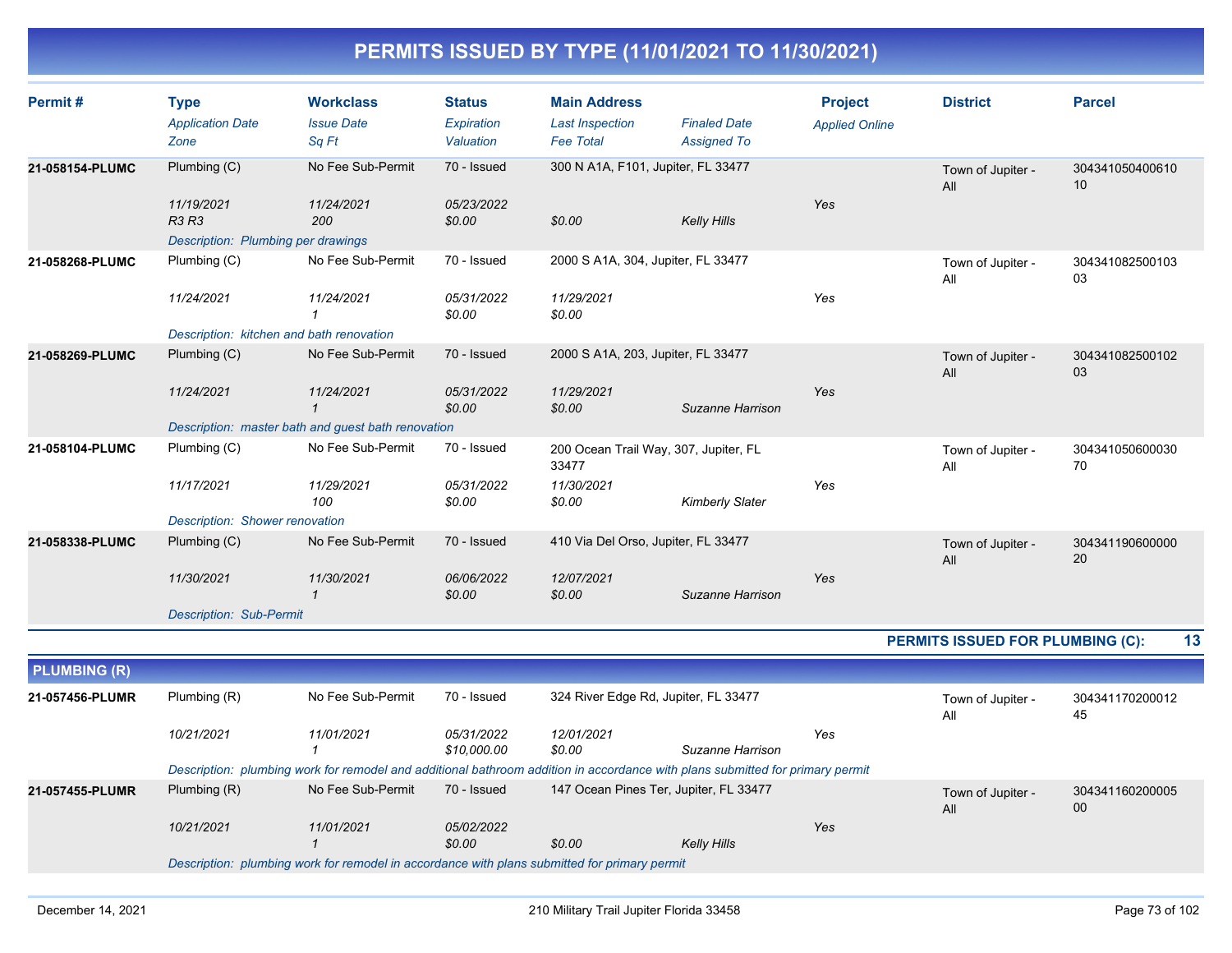# PERMITS ISSUED BY TYPE (11/01/2021 TO 11/30/2021)

| Permit # | Type<br>*Application Date*<br>*Zone* | Workclass<br>*Issue Date*<br>*Sq Ft* | Status<br>*Expiration*<br>*Valuation* | Main Address<br>*Last Inspection*<br>*Fee Total* | *Finaled Date*<br>*Assigned To* | Project<br>*Applied Online* | District | Parcel |
|---|---|---|---|---|---|---|---|---|
| **21-058154-PLUMC** | Plumbing (C)<br>*11/19/2021*<br>*R3 R3* | No Fee Sub-Permit<br>*11/24/2021*<br>*200* | 70 - Issued<br>*05/23/2022*<br>*$0.00* | 300 N A1A, F101, Jupiter, FL 33477<br><br>*$0.00* | <br><br>*Kelly Hills* | <br>*Yes* | Town of Jupiter - All | 30434105040061010 |
| | *Description: Plumbing per drawings* | | | | | | | |
| **21-058268-PLUMC** | Plumbing (C)<br>*11/24/2021* | No Fee Sub-Permit<br>*11/24/2021*<br>*1* | 70 - Issued<br>*05/31/2022*<br>*$0.00* | 2000 S A1A, 304, Jupiter, FL 33477<br>*11/29/2021*<br>*$0.00* | | <br>*Yes* | Town of Jupiter - All | 30434108250010303 |
| | *Description: kitchen and bath renovation* | | | | | | | |
| **21-058269-PLUMC** | Plumbing (C)<br>*11/24/2021* | No Fee Sub-Permit<br>*11/24/2021*<br>*1* | 70 - Issued<br>*05/31/2022*<br>*$0.00* | 2000 S A1A, 203, Jupiter, FL 33477<br>*11/29/2021*<br>*$0.00* | <br><br>*Suzanne Harrison* | <br>*Yes* | Town of Jupiter - All | 30434108250010203 |
| | *Description: master bath and guest bath renovation* | | | | | | | |
| **21-058104-PLUMC** | Plumbing (C)<br>*11/17/2021* | No Fee Sub-Permit<br>*11/29/2021*<br>*100* | 70 - Issued<br>*05/31/2022*<br>*$0.00* | 200 Ocean Trail Way, 307, Jupiter, FL 33477<br>*11/30/2021*<br>*$0.00* | <br><br>*Kimberly Slater* | <br>*Yes* | Town of Jupiter - All | 30434105060003070 |
| | *Description: Shower renovation* | | | | | | | |
| **21-058338-PLUMC** | Plumbing (C)<br>*11/30/2021* | No Fee Sub-Permit<br>*11/30/2021*<br>*1* | 70 - Issued<br>*06/06/2022*<br>*$0.00* | 410 Via Del Orso, Jupiter, FL 33477<br>*12/07/2021*<br>*$0.00* | <br><br>*Suzanne Harrison* | <br>*Yes* | Town of Jupiter - All | 30434119060000020 |
| | *Description: Sub-Permit* | | | | | | | |

**PERMITS ISSUED FOR PLUMBING (C): 13**

## PLUMBING (R)

| Permit # | Type<br>*Application Date*<br>*Zone* | Workclass<br>*Issue Date*<br>*Sq Ft* | Status<br>*Expiration*<br>*Valuation* | Main Address<br>*Last Inspection*<br>*Fee Total* | *Finaled Date*<br>*Assigned To* | Project<br>*Applied Online* | District | Parcel |
|---|---|---|---|---|---|---|---|---|
| **21-057456-PLUMR** | Plumbing (R)<br>*10/21/2021* | No Fee Sub-Permit<br>*11/01/2021*<br>*1* | 70 - Issued<br>*05/31/2022*<br>*$10,000.00* | 324 River Edge Rd, Jupiter, FL 33477<br>*12/01/2021*<br>*$0.00* | <br><br>*Suzanne Harrison* | <br>*Yes* | Town of Jupiter - All | 30434117020001245 |
| | *Description: plumbing work for remodel and additional bathroom addition in accordance with plans submitted for primary permit* | | | | | | | |
| **21-057455-PLUMR** | Plumbing (R)<br>*10/21/2021* | No Fee Sub-Permit<br>*11/01/2021*<br>*1* | 70 - Issued<br>*05/02/2022*<br>*$0.00* | 147 Ocean Pines Ter, Jupiter, FL 33477<br><br>*$0.00* | <br><br>*Kelly Hills* | <br>*Yes* | Town of Jupiter - All | 30434116020000500 |
| | *Description: plumbing work for remodel in accordance with plans submitted for primary permit* | | | | | | | |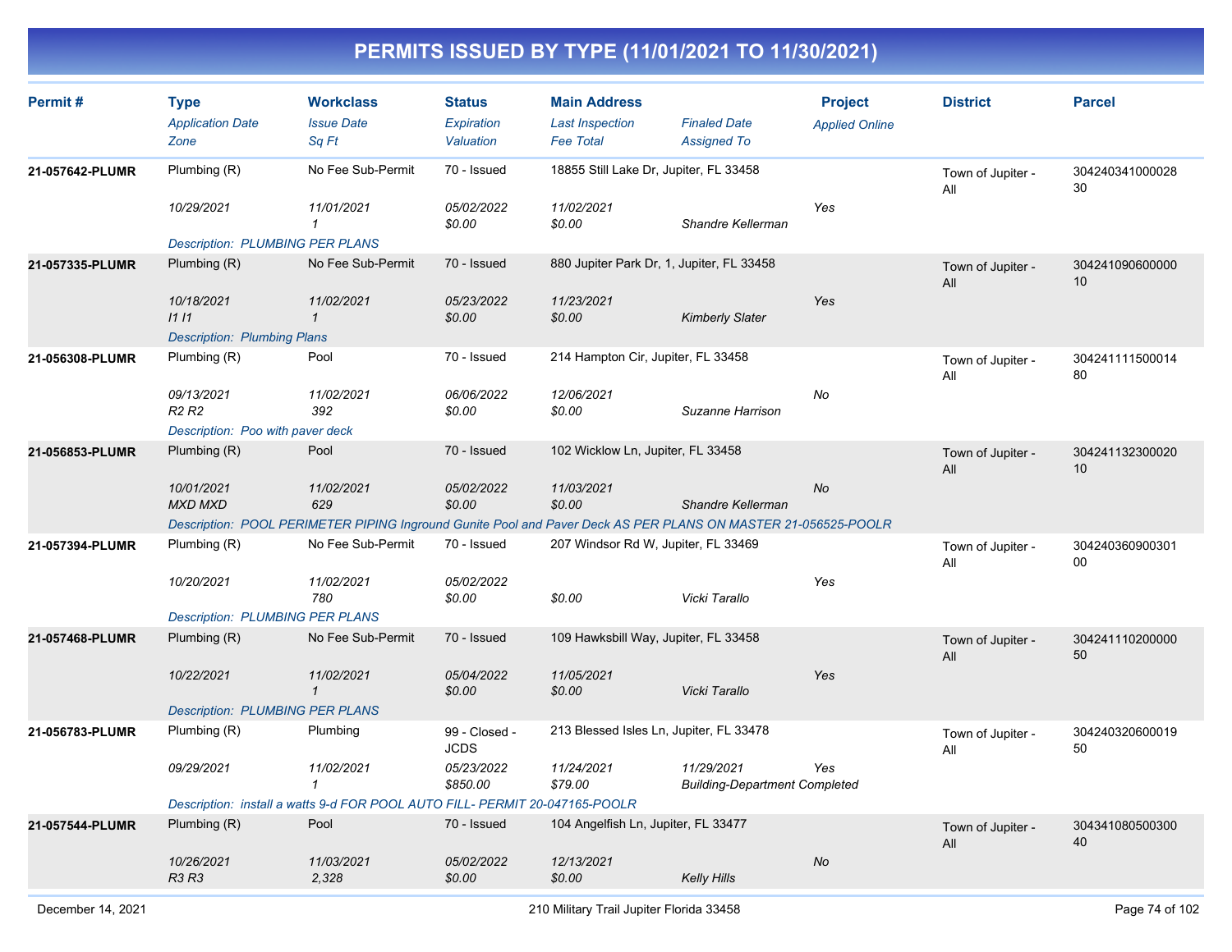# PERMITS ISSUED BY TYPE (11/01/2021 TO 11/30/2021)

| Permit # | Type<br>*Application Date*<br>*Zone* | Workclass<br>*Issue Date*<br>*Sq Ft* | Status<br>*Expiration*<br>*Valuation* | Main Address<br>*Last Inspection*<br>*Fee Total* | *Finaled Date*<br>*Assigned To* | Project<br>*Applied Online* | District | Parcel |
|---|---|---|---|---|---|---|---|---|
| **21-057642-PLUMR** | Plumbing (R)<br>*10/29/2021* | No Fee Sub-Permit<br>*11/01/2021*<br>*1* | 70 - Issued<br>*05/02/2022*<br>*$0.00* | 18855 Still Lake Dr, Jupiter, FL 33458<br>*11/02/2021*<br>*$0.00* | *Shandre Kellerman* | *Yes* | Town of Jupiter - All | 30424034100002830 |
| | *Description: PLUMBING PER PLANS* | | | | | | | |
| **21-057335-PLUMR** | Plumbing (R)<br>*10/18/2021*<br>*I1 I1* | No Fee Sub-Permit<br>*11/02/2021*<br>*1* | 70 - Issued<br>*05/23/2022*<br>*$0.00* | 880 Jupiter Park Dr, 1, Jupiter, FL 33458<br>*11/23/2021*<br>*$0.00* | *Kimberly Slater* | *Yes* | Town of Jupiter - All | 30424109060000010 |
| | *Description: Plumbing Plans* | | | | | | | |
| **21-056308-PLUMR** | Plumbing (R)<br>*09/13/2021*<br>*R2 R2* | Pool<br>*11/02/2021*<br>*392* | 70 - Issued<br>*06/06/2022*<br>*$0.00* | 214 Hampton Cir, Jupiter, FL 33458<br>*12/06/2021*<br>*$0.00* | *Suzanne Harrison* | *No* | Town of Jupiter - All | 30424111150001480 |
| | *Description: Poo with paver deck* | | | | | | | |
| **21-056853-PLUMR** | Plumbing (R)<br>*10/01/2021*<br>*MXD MXD* | Pool<br>*11/02/2021*<br>*629* | 70 - Issued<br>*05/02/2022*<br>*$0.00* | 102 Wicklow Ln, Jupiter, FL 33458<br>*11/03/2021*<br>*$0.00* | *Shandre Kellerman* | *No* | Town of Jupiter - All | 30424113230002010 |
| | *Description: POOL PERIMETER PIPING Inground Gunite Pool and Paver Deck AS PER PLANS ON MASTER 21-056525-POOLR* | | | | | | | |
| **21-057394-PLUMR** | Plumbing (R)<br>*10/20/2021* | No Fee Sub-Permit<br>*11/02/2021*<br>*780* | 70 - Issued<br>*05/02/2022*<br>*$0.00* | 207 Windsor Rd W, Jupiter, FL 33469<br><br>*$0.00* | *Vicki Tarallo* | *Yes* | Town of Jupiter - All | 30424036090030100 |
| | *Description: PLUMBING PER PLANS* | | | | | | | |
| **21-057468-PLUMR** | Plumbing (R)<br>*10/22/2021* | No Fee Sub-Permit<br>*11/02/2021*<br>*1* | 70 - Issued<br>*05/04/2022*<br>*$0.00* | 109 Hawksbill Way, Jupiter, FL 33458<br>*11/05/2021*<br>*$0.00* | *Vicki Tarallo* | *Yes* | Town of Jupiter - All | 30424111020000050 |
| | *Description: PLUMBING PER PLANS* | | | | | | | |
| **21-056783-PLUMR** | Plumbing (R)<br>*09/29/2021* | Plumbing<br>*11/02/2021*<br>*1* | 99 - Closed - JCDS<br>*05/23/2022*<br>*$850.00* | 213 Blessed Isles Ln, Jupiter, FL 33478<br>*11/24/2021*<br>*$79.00* | *11/29/2021*<br>*Building-Department Completed* | *Yes* | Town of Jupiter - All | 30424032060001950 |
| | *Description: install a watts 9-d FOR POOL AUTO FILL- PERMIT 20-047165-POOLR* | | | | | | | |
| **21-057544-PLUMR** | Plumbing (R)<br>*10/26/2021*<br>*R3 R3* | Pool<br>*11/03/2021*<br>*2,328* | 70 - Issued<br>*05/02/2022*<br>*$0.00* | 104 Angelfish Ln, Jupiter, FL 33477<br>*12/13/2021*<br>*$0.00* | *Kelly Hills* | *No* | Town of Jupiter - All | 30434108050030040 |

December 14, 2021 — 210 Military Trail Jupiter Florida 33458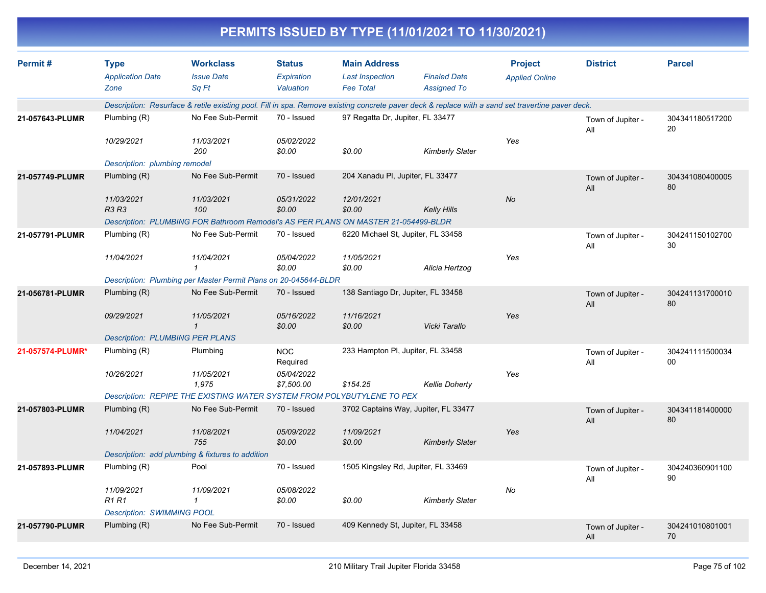# PERMITS ISSUED BY TYPE (11/01/2021 TO 11/30/2021)

| Permit # | Type / Application Date / Zone | Workclass / Issue Date / Sq Ft | Status / Expiration / Valuation | Main Address / Last Inspection / Fee Total | Finaled Date / Assigned To | Project / Applied Online | District | Parcel |
|---|---|---|---|---|---|---|---|---|
| | Description: Resurface & retile existing pool. Fill in spa. Remove existing concrete paver deck & replace with a sand set travertine paver deck. | | | | | | | |
| 21-057643-PLUMR | Plumbing (R) / 10/29/2021 | No Fee Sub-Permit / 11/03/2021 / 200 | 70 - Issued / 05/02/2022 / $0.00 | 97 Regatta Dr, Jupiter, FL 33477 / $0.00 | Kimberly Slater | Yes | Town of Jupiter - All | 30434118051720020 |
| | Description: plumbing remodel | | | | | | | |
| 21-057749-PLUMR | Plumbing (R) / 11/03/2021 / R3 R3 | No Fee Sub-Permit / 11/03/2021 / 100 | 70 - Issued / 05/31/2022 / $0.00 | 204 Xanadu Pl, Jupiter, FL 33477 / 12/01/2021 / $0.00 | Kelly Hills | No | Town of Jupiter - All | 30434108040000580 |
| | Description: PLUMBING FOR Bathroom Remodel's AS PER PLANS ON MASTER 21-054499-BLDR | | | | | | | |
| 21-057791-PLUMR | Plumbing (R) / 11/04/2021 | No Fee Sub-Permit / 11/04/2021 / 1 | 70 - Issued / 05/04/2022 / $0.00 | 6220 Michael St, Jupiter, FL 33458 / 11/05/2021 / $0.00 | Alicia Hertzog | Yes | Town of Jupiter - All | 30424115010270030 |
| | Description: Plumbing per Master Permit Plans on 20-045644-BLDR | | | | | | | |
| 21-056781-PLUMR | Plumbing (R) / 09/29/2021 | No Fee Sub-Permit / 11/05/2021 / 1 | 70 - Issued / 05/16/2022 / $0.00 | 138 Santiago Dr, Jupiter, FL 33458 / 11/16/2021 / $0.00 | Vicki Tarallo | Yes | Town of Jupiter - All | 30424113170001080 |
| | Description: PLUMBING PER PLANS | | | | | | | |
| 21-057574-PLUMR* | Plumbing (R) / 10/26/2021 | Plumbing / 11/05/2021 / 1,975 | NOC Required / 05/04/2022 / $7,500.00 | 233 Hampton Pl, Jupiter, FL 33458 / $154.25 | Kellie Doherty | Yes | Town of Jupiter - All | 30424111150003400 |
| | Description: REPIPE THE EXISTING WATER SYSTEM FROM POLYBUTYLENE TO PEX | | | | | | | |
| 21-057803-PLUMR | Plumbing (R) / 11/04/2021 | No Fee Sub-Permit / 11/08/2021 / 755 | 70 - Issued / 05/09/2022 / $0.00 | 3702 Captains Way, Jupiter, FL 33477 / 11/09/2021 / $0.00 | Kimberly Slater | Yes | Town of Jupiter - All | 30434118140000080 |
| | Description: add plumbing & fixtures to addition | | | | | | | |
| 21-057893-PLUMR | Plumbing (R) / 11/09/2021 / R1 R1 | Pool / 11/09/2021 / 1 | 70 - Issued / 05/08/2022 / $0.00 | 1505 Kingsley Rd, Jupiter, FL 33469 / $0.00 | Kimberly Slater | No | Town of Jupiter - All | 30424036090110090 |
| | Description: SWIMMING POOL | | | | | | | |
| 21-057790-PLUMR | Plumbing (R) | No Fee Sub-Permit | 70 - Issued | 409 Kennedy St, Jupiter, FL 33458 | | | Town of Jupiter - All | 30424101080100170 |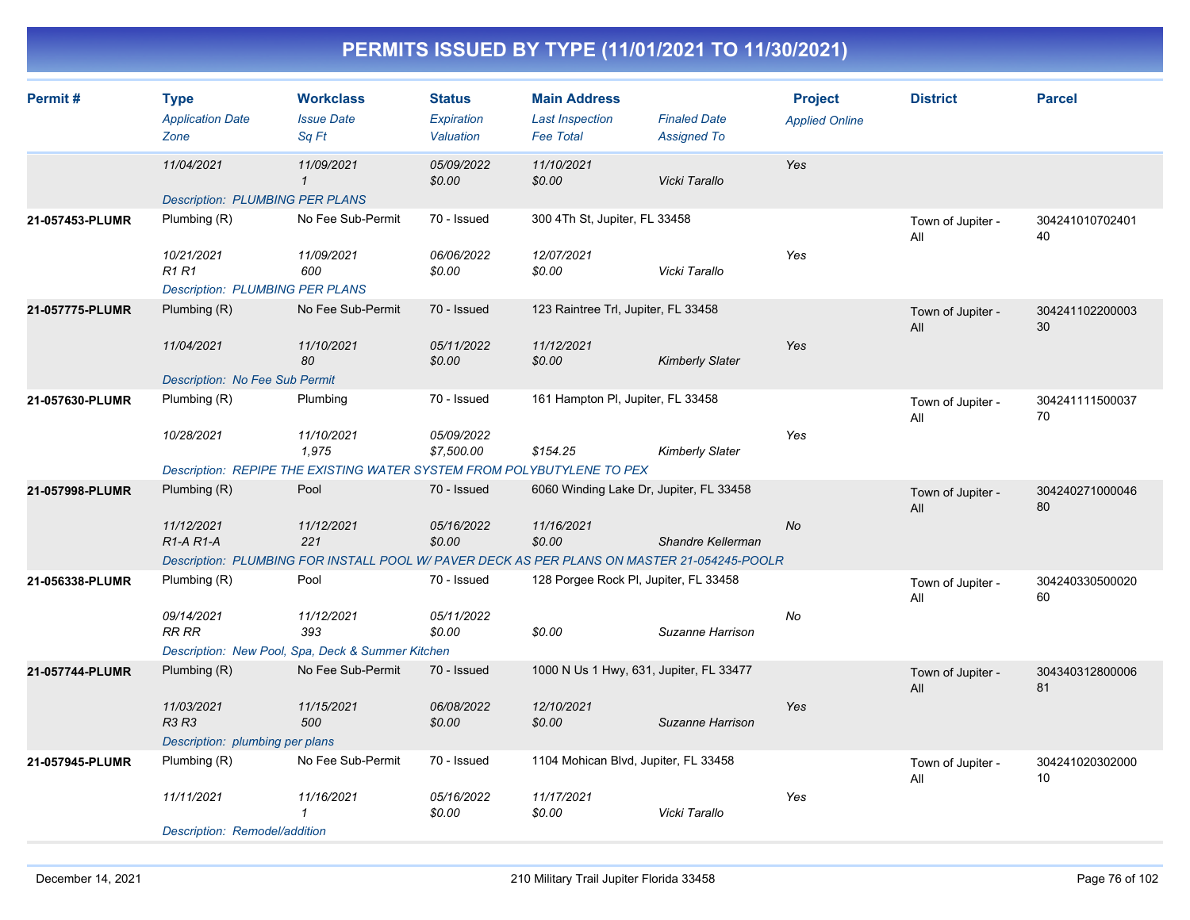# PERMITS ISSUED BY TYPE (11/01/2021 TO 11/30/2021)

| Permit # | Type / Application Date / Zone | Workclass / Issue Date / Sq Ft | Status / Expiration / Valuation | Main Address / Last Inspection / Fee Total | Finaled Date / Assigned To | Project / Applied Online | District | Parcel |
|---|---|---|---|---|---|---|---|---|
| | 11/04/2021 | 11/09/2021<br>1 | 05/09/2022<br>$0.00 | 11/10/2021<br>$0.00 | Vicki Tarallo | Yes | | |
| | Description: PLUMBING PER PLANS | | | | | | | |
| 21-057453-PLUMR | Plumbing (R)<br>10/21/2021<br>R1 R1 | No Fee Sub-Permit<br>11/09/2021<br>600 | 70 - Issued<br>06/06/2022<br>$0.00 | 300 4Th St, Jupiter, FL 33458<br>12/07/2021<br>$0.00 | Vicki Tarallo | Yes | Town of Jupiter - All | 30424101070240140 |
| | Description: PLUMBING PER PLANS | | | | | | | |
| 21-057775-PLUMR | Plumbing (R)<br>11/04/2021 | No Fee Sub-Permit<br>11/10/2021<br>80 | 70 - Issued<br>05/11/2022<br>$0.00 | 123 Raintree Trl, Jupiter, FL 33458<br>11/12/2021<br>$0.00 | Kimberly Slater | Yes | Town of Jupiter - All | 30424110220000330 |
| | Description: No Fee Sub Permit | | | | | | | |
| 21-057630-PLUMR | Plumbing (R)<br>10/28/2021 | Plumbing<br>11/10/2021<br>1,975 | 70 - Issued<br>05/09/2022<br>$7,500.00 | 161 Hampton Pl, Jupiter, FL 33458<br><br>$154.25 | Kimberly Slater | Yes | Town of Jupiter - All | 30424111150003770 |
| | Description: REPIPE THE EXISTING WATER SYSTEM FROM POLYBUTYLENE TO PEX | | | | | | | |
| 21-057998-PLUMR | Plumbing (R)<br>11/12/2021<br>R1-A R1-A | Pool<br>11/12/2021<br>221 | 70 - Issued<br>05/16/2022<br>$0.00 | 6060 Winding Lake Dr, Jupiter, FL 33458<br>11/16/2021<br>$0.00 | Shandre Kellerman | No | Town of Jupiter - All | 30424027100004680 |
| | Description: PLUMBING FOR INSTALL POOL W/ PAVER DECK AS PER PLANS ON MASTER 21-054245-POOLR | | | | | | | |
| 21-056338-PLUMR | Plumbing (R)<br>09/14/2021<br>RR RR | Pool<br>11/12/2021<br>393 | 70 - Issued<br>05/11/2022<br>$0.00 | 128 Porgee Rock Pl, Jupiter, FL 33458<br><br>$0.00 | Suzanne Harrison | No | Town of Jupiter - All | 30424033050002060 |
| | Description: New Pool, Spa, Deck & Summer Kitchen | | | | | | | |
| 21-057744-PLUMR | Plumbing (R)<br>11/03/2021<br>R3 R3 | No Fee Sub-Permit<br>11/15/2021<br>500 | 70 - Issued<br>06/08/2022<br>$0.00 | 1000 N Us 1 Hwy, 631, Jupiter, FL 33477<br>12/10/2021<br>$0.00 | Suzanne Harrison | Yes | Town of Jupiter - All | 30434031280000681 |
| | Description: plumbing per plans | | | | | | | |
| 21-057945-PLUMR | Plumbing (R)<br>11/11/2021 | No Fee Sub-Permit<br>11/16/2021<br>1 | 70 - Issued<br>05/16/2022<br>$0.00 | 1104 Mohican Blvd, Jupiter, FL 33458<br>11/17/2021<br>$0.00 | Vicki Tarallo | Yes | Town of Jupiter - All | 30424102030200010 |
| | Description: Remodel/addition | | | | | | | |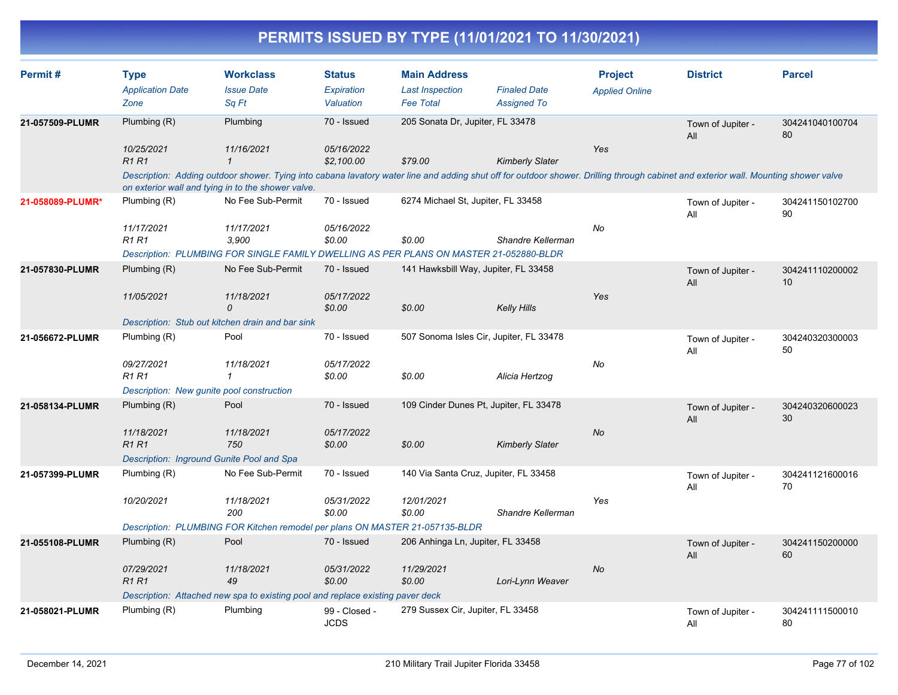# PERMITS ISSUED BY TYPE (11/01/2021 TO 11/30/2021)

| Permit # | Type | Workclass | Status | Main Address | | Project | District | Parcel |
|---|---|---|---|---|---|---|---|---|
| | *Application Date* | *Issue Date* | *Expiration* | *Last Inspection* | *Finaled Date* | *Applied Online* | | |
| | *Zone* | *Sq Ft* | *Valuation* | *Fee Total* | *Assigned To* | | | |
| **21-057509-PLUMR** | Plumbing (R) | Plumbing | 70 - Issued | 205 Sonata Dr, Jupiter, FL 33478 | | | Town of Jupiter - All | 30424104010070480 |
| | *10/25/2021* | *11/16/2021* | *05/16/2022* | | | Yes | | |
| | *R1 R1* | *1* | *$2,100.00* | *$79.00* | *Kimberly Slater* | | | |
| | *Description: Adding outdoor shower. Tying into cabana lavatory water line and adding shut off for outdoor shower. Drilling through cabinet and exterior wall. Mounting shower valve on exterior wall and tying in to the shower valve.* | | | | | | | |
| **21-058089-PLUMR*** | Plumbing (R) | No Fee Sub-Permit | 70 - Issued | 6274 Michael St, Jupiter, FL 33458 | | | Town of Jupiter - All | 30424115010270090 |
| | *11/17/2021* | *11/17/2021* | *05/16/2022* | | | No | | |
| | *R1 R1* | *3,900* | *$0.00* | *$0.00* | *Shandre Kellerman* | | | |
| | *Description: PLUMBING FOR SINGLE FAMILY DWELLING AS PER PLANS ON MASTER 21-052880-BLDR* | | | | | | | |
| **21-057830-PLUMR** | Plumbing (R) | No Fee Sub-Permit | 70 - Issued | 141 Hawksbill Way, Jupiter, FL 33458 | | | Town of Jupiter - All | 30424111020000210 |
| | *11/05/2021* | *11/18/2021* | *05/17/2022* | | | Yes | | |
| | | *0* | *$0.00* | *$0.00* | *Kelly Hills* | | | |
| | *Description: Stub out kitchen drain and bar sink* | | | | | | | |
| **21-056672-PLUMR** | Plumbing (R) | Pool | 70 - Issued | 507 Sonoma Isles Cir, Jupiter, FL 33478 | | | Town of Jupiter - All | 30424032030000350 |
| | *09/27/2021* | *11/18/2021* | *05/17/2022* | | | No | | |
| | *R1 R1* | *1* | *$0.00* | *$0.00* | *Alicia Hertzog* | | | |
| | *Description: New gunite pool construction* | | | | | | | |
| **21-058134-PLUMR** | Plumbing (R) | Pool | 70 - Issued | 109 Cinder Dunes Pt, Jupiter, FL 33478 | | | Town of Jupiter - All | 30424032060002330 |
| | *11/18/2021* | *11/18/2021* | *05/17/2022* | | | No | | |
| | *R1 R1* | *750* | *$0.00* | *$0.00* | *Kimberly Slater* | | | |
| | *Description: Inground Gunite Pool and Spa* | | | | | | | |
| **21-057399-PLUMR** | Plumbing (R) | No Fee Sub-Permit | 70 - Issued | 140 Via Santa Cruz, Jupiter, FL 33458 | | | Town of Jupiter - All | 30424112160001670 |
| | *10/20/2021* | *11/18/2021* | *05/31/2022* | *12/01/2021* | | Yes | | |
| | | *200* | *$0.00* | *$0.00* | *Shandre Kellerman* | | | |
| | *Description: PLUMBING FOR Kitchen remodel per plans ON MASTER 21-057135-BLDR* | | | | | | | |
| **21-055108-PLUMR** | Plumbing (R) | Pool | 70 - Issued | 206 Anhinga Ln, Jupiter, FL 33458 | | | Town of Jupiter - All | 30424115020000060 |
| | *07/29/2021* | *11/18/2021* | *05/31/2022* | *11/29/2021* | | No | | |
| | *R1 R1* | *49* | *$0.00* | *$0.00* | *Lori-Lynn Weaver* | | | |
| | *Description: Attached new spa to existing pool and replace existing paver deck* | | | | | | | |
| **21-058021-PLUMR** | Plumbing (R) | Plumbing | 99 - Closed - JCDS | 279 Sussex Cir, Jupiter, FL 33458 | | | Town of Jupiter - All | 30424111150001080 |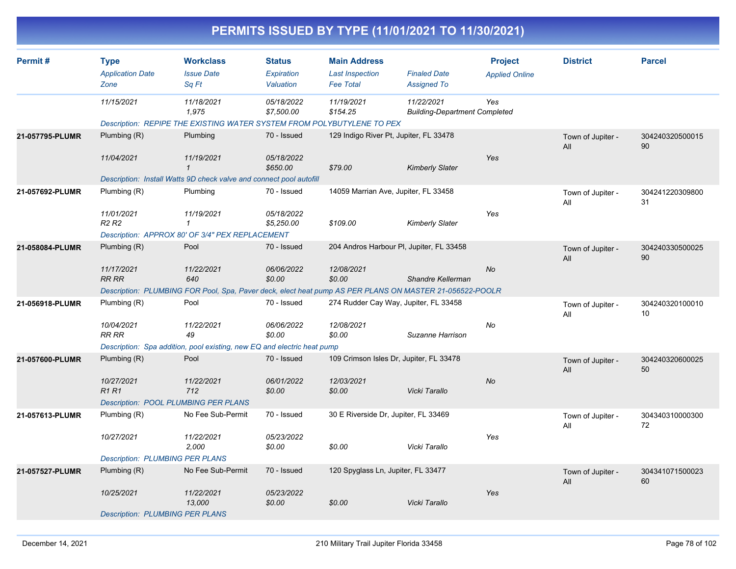# PERMITS ISSUED BY TYPE (11/01/2021 TO 11/30/2021)

| Permit # | Type<br>*Application Date*<br>*Zone* | Workclass<br>*Issue Date*<br>*Sq Ft* | Status<br>*Expiration*<br>*Valuation* | Main Address<br>*Last Inspection*<br>*Fee Total* | *Finaled Date*<br>*Assigned To* | Project<br>*Applied Online* | District | Parcel |
|---|---|---|---|---|---|---|---|---|
| | *11/15/2021* | *11/18/2021*<br>*1,975* | *05/18/2022*<br>*$7,500.00* | *11/19/2021*<br>*$154.25* | *11/22/2021*<br>*Building-Department Completed* | *Yes* | | |
| | *Description: REPIPE THE EXISTING WATER SYSTEM FROM POLYBUTYLENE TO PEX* | | | | | | | |
| **21-057795-PLUMR** | Plumbing (R)<br>*11/04/2021* | Plumbing<br>*11/19/2021*<br>*1* | 70 - Issued<br>*05/18/2022*<br>*$650.00* | 129 Indigo River Pt, Jupiter, FL 33478<br>*$79.00* | *Kimberly Slater* | *Yes* | Town of Jupiter - All | 30424032050001590 |
| | *Description: Install Watts 9D check valve and connect pool autofill* | | | | | | | |
| **21-057692-PLUMR** | Plumbing (R)<br>*11/01/2021*<br>*R2 R2* | Plumbing<br>*11/19/2021*<br>*1* | 70 - Issued<br>*05/18/2022*<br>*$5,250.00* | 14059 Marrian Ave, Jupiter, FL 33458<br>*$109.00* | *Kimberly Slater* | *Yes* | Town of Jupiter - All | 30424122030980031 |
| | *Description: APPROX 80' OF 3/4" PEX REPLACEMENT* | | | | | | | |
| **21-058084-PLUMR** | Plumbing (R)<br>*11/17/2021*<br>*RR RR* | Pool<br>*11/22/2021*<br>*640* | 70 - Issued<br>*06/06/2022*<br>*$0.00* | 204 Andros Harbour Pl, Jupiter, FL 33458<br>*12/08/2021*<br>*$0.00* | *Shandre Kellerman* | *No* | Town of Jupiter - All | 30424033050002590 |
| | *Description: PLUMBING FOR Pool, Spa, Paver deck, elect heat pump AS PER PLANS ON MASTER 21-056522-POOLR* | | | | | | | |
| **21-056918-PLUMR** | Plumbing (R)<br>*10/04/2021*<br>*RR RR* | Pool<br>*11/22/2021*<br>*49* | 70 - Issued<br>*06/06/2022*<br>*$0.00* | 274 Rudder Cay Way, Jupiter, FL 33458<br>*12/08/2021*<br>*$0.00* | *Suzanne Harrison* | *No* | Town of Jupiter - All | 30424032010001010 |
| | *Description: Spa addition, pool existing, new EQ and electric heat pump* | | | | | | | |
| **21-057600-PLUMR** | Plumbing (R)<br>*10/27/2021*<br>*R1 R1* | Pool<br>*11/22/2021*<br>*712* | 70 - Issued<br>*06/01/2022*<br>*$0.00* | 109 Crimson Isles Dr, Jupiter, FL 33478<br>*12/03/2021*<br>*$0.00* | *Vicki Tarallo* | *No* | Town of Jupiter - All | 30424032060002550 |
| | *Description: POOL PLUMBING PER PLANS* | | | | | | | |
| **21-057613-PLUMR** | Plumbing (R)<br>*10/27/2021* | No Fee Sub-Permit<br>*11/22/2021*<br>*2,000* | 70 - Issued<br>*05/23/2022*<br>*$0.00* | 30 E Riverside Dr, Jupiter, FL 33469<br>*$0.00* | *Vicki Tarallo* | *Yes* | Town of Jupiter - All | 30434031000030072 |
| | *Description: PLUMBING PER PLANS* | | | | | | | |
| **21-057527-PLUMR** | Plumbing (R)<br>*10/25/2021* | No Fee Sub-Permit<br>*11/22/2021*<br>*13,000* | 70 - Issued<br>*05/23/2022*<br>*$0.00* | 120 Spyglass Ln, Jupiter, FL 33477<br>*$0.00* | *Vicki Tarallo* | *Yes* | Town of Jupiter - All | 30434107150002360 |
| | *Description: PLUMBING PER PLANS* | | | | | | | |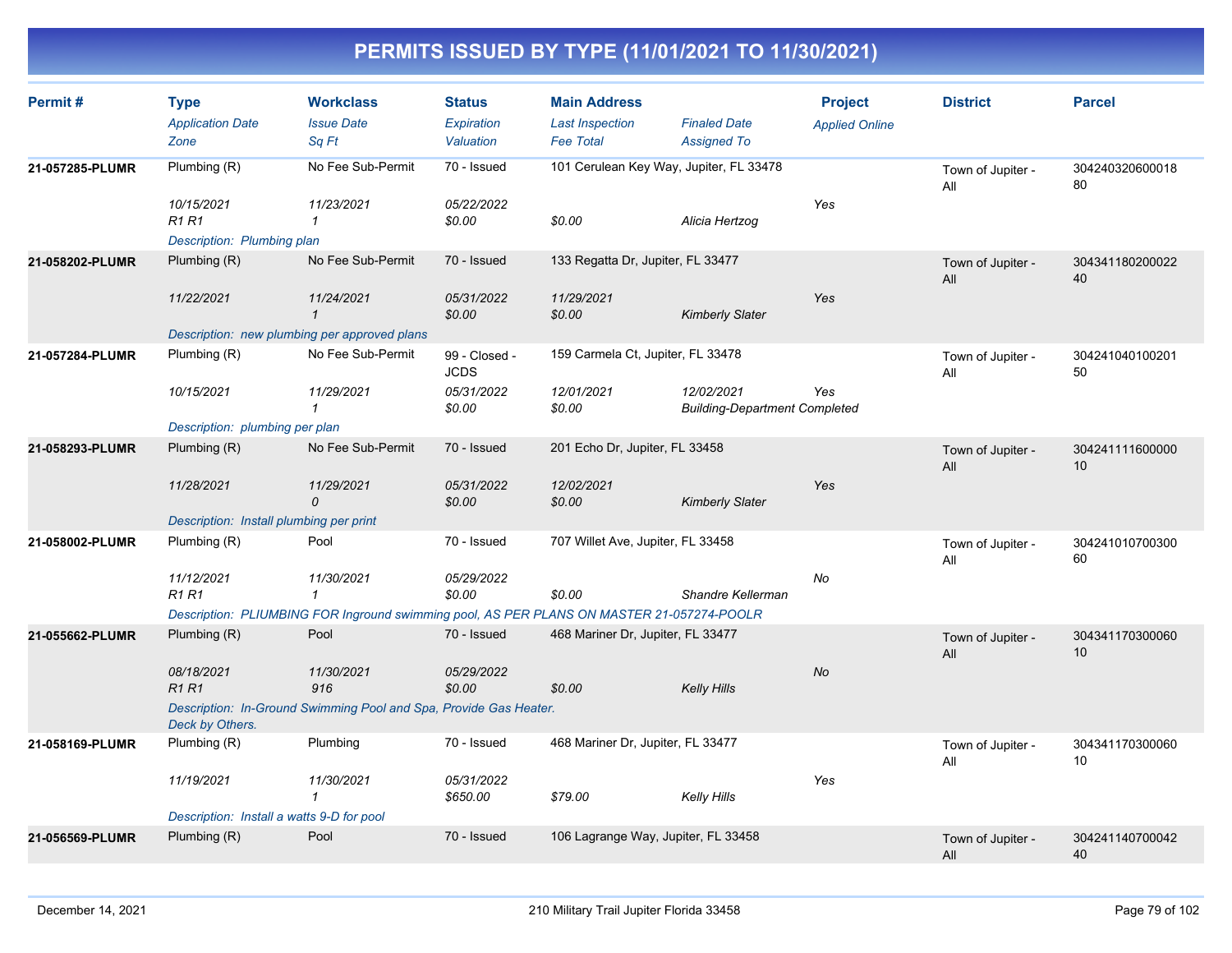# PERMITS ISSUED BY TYPE (11/01/2021 TO 11/30/2021)

| Permit # | Type | Workclass | Status | Main Address | | Project | District | Parcel |
|---|---|---|---|---|---|---|---|---|
| | *Application Date* | *Issue Date* | *Expiration* | *Last Inspection* | *Finaled Date* | *Applied Online* | | |
| | *Zone* | *Sq Ft* | *Valuation* | *Fee Total* | *Assigned To* | | | |
| **21-057285-PLUMR** | Plumbing (R) | No Fee Sub-Permit | 70 - Issued | 101 Cerulean Key Way, Jupiter, FL 33478 | | | Town of Jupiter - All | 30424032060001880 |
| | *10/15/2021* | *11/23/2021* | *05/22/2022* | | | *Yes* | | |
| | *R1 R1* | *1* | *$0.00* | *$0.00* | *Alicia Hertzog* | | | |
| | *Description: Plumbing plan* | | | | | | | |
| **21-058202-PLUMR** | Plumbing (R) | No Fee Sub-Permit | 70 - Issued | 133 Regatta Dr, Jupiter, FL 33477 | | | Town of Jupiter - All | 30434118020002240 |
| | *11/22/2021* | *11/24/2021* | *05/31/2022* | *11/29/2021* | | *Yes* | | |
| | | *1* | *$0.00* | *$0.00* | *Kimberly Slater* | | | |
| | *Description: new plumbing per approved plans* | | | | | | | |
| **21-057284-PLUMR** | Plumbing (R) | No Fee Sub-Permit | 99 - Closed - JCDS | 159 Carmela Ct, Jupiter, FL 33478 | | | Town of Jupiter - All | 30424104010020150 |
| | *10/15/2021* | *11/29/2021* | *05/31/2022* | *12/01/2021* | *12/02/2021* | *Yes* | | |
| | | *1* | *$0.00* | *$0.00* | *Building-Department Completed* | | | |
| | *Description: plumbing per plan* | | | | | | | |
| **21-058293-PLUMR** | Plumbing (R) | No Fee Sub-Permit | 70 - Issued | 201 Echo Dr, Jupiter, FL 33458 | | | Town of Jupiter - All | 30424111160000010 |
| | *11/28/2021* | *11/29/2021* | *05/31/2022* | *12/02/2021* | | *Yes* | | |
| | | *0* | *$0.00* | *$0.00* | *Kimberly Slater* | | | |
| | *Description: Install plumbing per print* | | | | | | | |
| **21-058002-PLUMR** | Plumbing (R) | Pool | 70 - Issued | 707 Willet Ave, Jupiter, FL 33458 | | | Town of Jupiter - All | 30424101070030060 |
| | *11/12/2021* | *11/30/2021* | *05/29/2022* | | | *No* | | |
| | *R1 R1* | *1* | *$0.00* | *$0.00* | *Shandre Kellerman* | | | |
| | *Description: PLIUMBING FOR Inground swimming pool, AS PER PLANS ON MASTER 21-057274-POOLR* | | | | | | | |
| **21-055662-PLUMR** | Plumbing (R) | Pool | 70 - Issued | 468 Mariner Dr, Jupiter, FL 33477 | | | Town of Jupiter - All | 30434117030006010 |
| | *08/18/2021* | *11/30/2021* | *05/29/2022* | | | *No* | | |
| | *R1 R1* | *916* | *$0.00* | *$0.00* | *Kelly Hills* | | | |
| | *Description: In-Ground Swimming Pool and Spa, Provide Gas Heater. Deck by Others.* | | | | | | | |
| **21-058169-PLUMR** | Plumbing (R) | Plumbing | 70 - Issued | 468 Mariner Dr, Jupiter, FL 33477 | | | Town of Jupiter - All | 30434117030006010 |
| | *11/19/2021* | *11/30/2021* | *05/31/2022* | | | *Yes* | | |
| | | *1* | *$650.00* | *$79.00* | *Kelly Hills* | | | |
| | *Description: Install a watts 9-D for pool* | | | | | | | |
| **21-056569-PLUMR** | Plumbing (R) | Pool | 70 - Issued | 106 Lagrange Way, Jupiter, FL 33458 | | | Town of Jupiter - All | 30424114070004240 |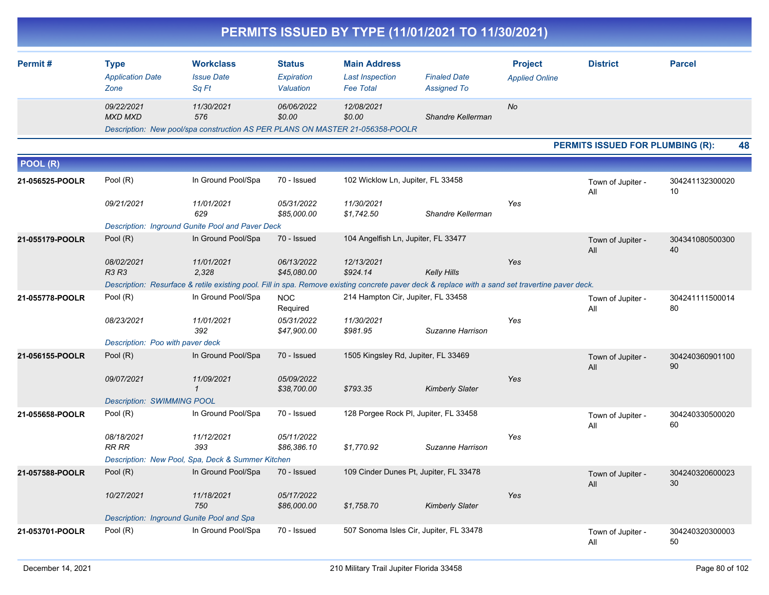# PERMITS ISSUED BY TYPE (11/01/2021 TO 11/30/2021)

| Permit # | Type / Application Date / Zone | Workclass / Issue Date / Sq Ft | Status / Expiration / Valuation | Main Address / Last Inspection / Fee Total | Finaled Date / Assigned To | Project / Applied Online | District | Parcel |
|---|---|---|---|---|---|---|---|---|
| | 09/22/2021 MXD MXD | 11/30/2021 576 | 06/06/2022 $0.00 | 12/08/2021 $0.00 | Shandre Kellerman | No | | |
| | Description: New pool/spa construction AS PER PLANS ON MASTER 21-056358-POOLR | | | | | | | |

**PERMITS ISSUED FOR PLUMBING (R): 48**

## POOL (R)

| Permit # | Type / Application Date / Zone | Workclass / Issue Date / Sq Ft | Status / Expiration / Valuation | Main Address / Last Inspection / Fee Total | Finaled Date / Assigned To | Project / Applied Online | District | Parcel |
|---|---|---|---|---|---|---|---|---|
| 21-056525-POOLR | Pool (R) 09/21/2021 | In Ground Pool/Spa 11/01/2021 629 | 70 - Issued 05/31/2022 $85,000.00 | 102 Wicklow Ln, Jupiter, FL 33458 11/30/2021 $1,742.50 | Shandre Kellerman | Yes | Town of Jupiter - All | 30424113230002010 |
| | Description: Inground Gunite Pool and Paver Deck | | | | | | | |
| 21-055179-POOLR | Pool (R) 08/02/2021 R3 R3 | In Ground Pool/Spa 11/01/2021 2,328 | 70 - Issued 06/13/2022 $45,080.00 | 104 Angelfish Ln, Jupiter, FL 33477 12/13/2021 $924.14 | Kelly Hills | Yes | Town of Jupiter - All | 30434108050030040 |
| | Description: Resurface & retile existing pool. Fill in spa. Remove existing concrete paver deck & replace with a sand set travertine paver deck. | | | | | | | |
| 21-055778-POOLR | Pool (R) 08/23/2021 | In Ground Pool/Spa 11/01/2021 392 | NOC Required 05/31/2022 $47,900.00 | 214 Hampton Cir, Jupiter, FL 33458 11/30/2021 $981.95 | Suzanne Harrison | Yes | Town of Jupiter - All | 30424111150001480 |
| | Description: Poo with paver deck | | | | | | | |
| 21-056155-POOLR | Pool (R) 09/07/2021 | In Ground Pool/Spa 11/09/2021 1 | 70 - Issued 05/09/2022 $38,700.00 | 1505 Kingsley Rd, Jupiter, FL 33469 $793.35 | Kimberly Slater | Yes | Town of Jupiter - All | 30424036090110090 |
| | Description: SWIMMING POOL | | | | | | | |
| 21-055658-POOLR | Pool (R) 08/18/2021 RR RR | In Ground Pool/Spa 11/12/2021 393 | 70 - Issued 05/11/2022 $86,386.10 | 128 Porgee Rock Pl, Jupiter, FL 33458 $1,770.92 | Suzanne Harrison | Yes | Town of Jupiter - All | 30424033050002060 |
| | Description: New Pool, Spa, Deck & Summer Kitchen | | | | | | | |
| 21-057588-POOLR | Pool (R) 10/27/2021 | In Ground Pool/Spa 11/18/2021 750 | 70 - Issued 05/17/2022 $86,000.00 | 109 Cinder Dunes Pt, Jupiter, FL 33478 $1,758.70 | Kimberly Slater | Yes | Town of Jupiter - All | 30424032060002330 |
| | Description: Inground Gunite Pool and Spa | | | | | | | |
| 21-053701-POOLR | Pool (R) | In Ground Pool/Spa | 70 - Issued | 507 Sonoma Isles Cir, Jupiter, FL 33478 | | | Town of Jupiter - All | 30424032030000350 |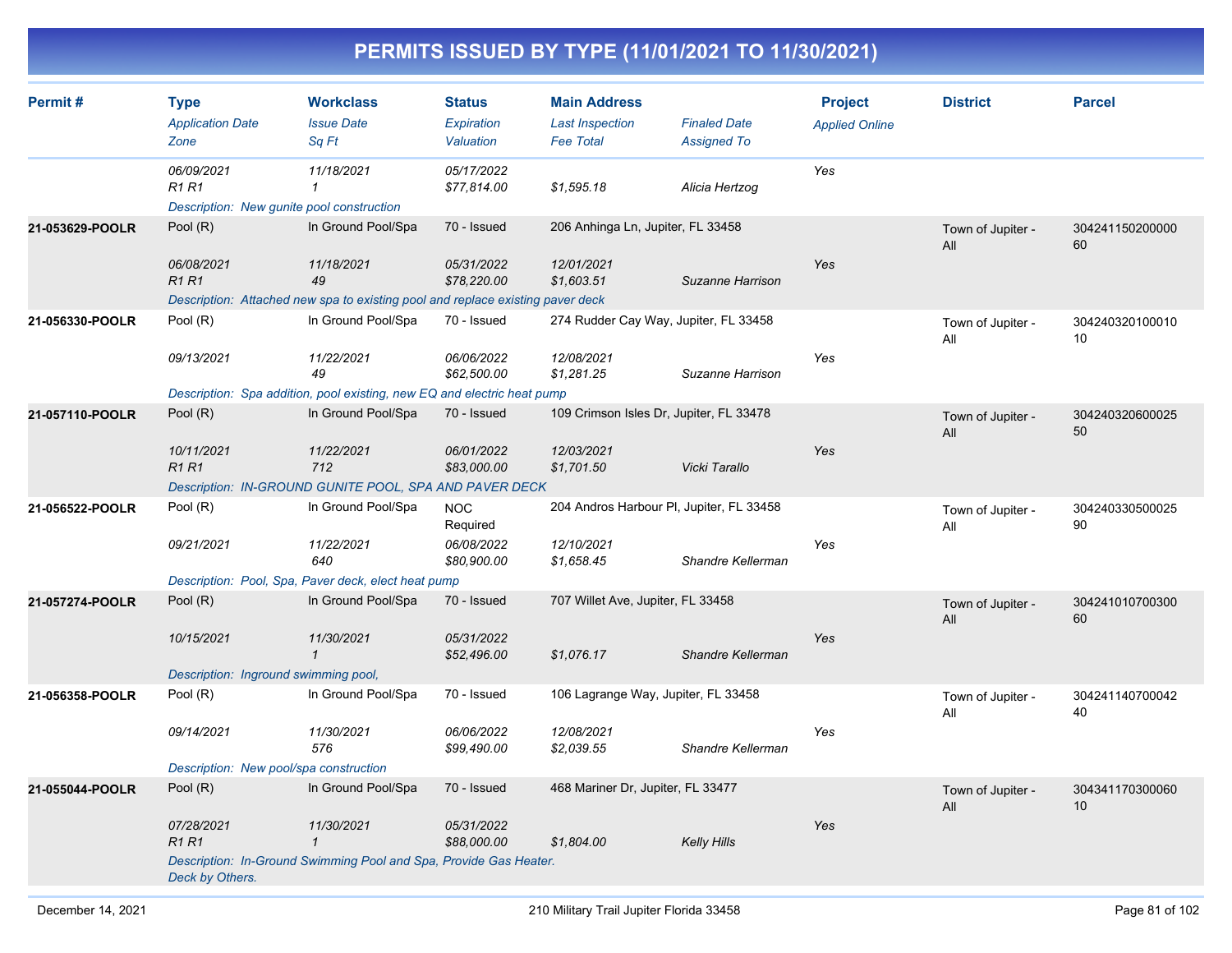# PERMITS ISSUED BY TYPE (11/01/2021 TO 11/30/2021)

| Permit # | Type / Application Date / Zone | Workclass / Issue Date / Sq Ft | Status / Expiration / Valuation | Main Address / Last Inspection / Fee Total | Finaled Date / Assigned To | Project / Applied Online | District | Parcel |
|---|---|---|---|---|---|---|---|---|
| | 06/09/2021<br>R1 R1 | 11/18/2021<br>1 | 05/17/2022<br>$77,814.00 | <br>$1,595.18 | <br>Alicia Hertzog | Yes | | |
| | Description: New gunite pool construction | | | | | | | |
| 21-053629-POOLR | Pool (R)<br>06/08/2021<br>R1 R1 | In Ground Pool/Spa<br>11/18/2021<br>49 | 70 - Issued<br>05/31/2022<br>$78,220.00 | 206 Anhinga Ln, Jupiter, FL 33458<br>12/01/2021<br>$1,603.51 | <br>Suzanne Harrison | <br>Yes | Town of Jupiter - All | 30424115020000060 |
| | Description: Attached new spa to existing pool and replace existing paver deck | | | | | | | |
| 21-056330-POOLR | Pool (R)<br>09/13/2021 | In Ground Pool/Spa<br>11/22/2021<br>49 | 70 - Issued<br>06/06/2022<br>$62,500.00 | 274 Rudder Cay Way, Jupiter, FL 33458<br>12/08/2021<br>$1,281.25 | <br>Suzanne Harrison | <br>Yes | Town of Jupiter - All | 30424032010001010 |
| | Description: Spa addition, pool existing, new EQ and electric heat pump | | | | | | | |
| 21-057110-POOLR | Pool (R)<br>10/11/2021<br>R1 R1 | In Ground Pool/Spa<br>11/22/2021<br>712 | 70 - Issued<br>06/01/2022<br>$83,000.00 | 109 Crimson Isles Dr, Jupiter, FL 33478<br>12/03/2021<br>$1,701.50 | <br>Vicki Tarallo | <br>Yes | Town of Jupiter - All | 30424032060002550 |
| | Description: IN-GROUND GUNITE POOL, SPA AND PAVER DECK | | | | | | | |
| 21-056522-POOLR | Pool (R)<br>09/21/2021 | In Ground Pool/Spa<br>11/22/2021<br>640 | NOC Required<br>06/08/2022<br>$80,900.00 | 204 Andros Harbour Pl, Jupiter, FL 33458<br>12/10/2021<br>$1,658.45 | <br>Shandre Kellerman | <br>Yes | Town of Jupiter - All | 30424033050002590 |
| | Description: Pool, Spa, Paver deck, elect heat pump | | | | | | | |
| 21-057274-POOLR | Pool (R)<br>10/15/2021 | In Ground Pool/Spa<br>11/30/2021<br>1 | 70 - Issued<br>05/31/2022<br>$52,496.00 | 707 Willet Ave, Jupiter, FL 33458<br><br>$1,076.17 | <br>Shandre Kellerman | <br>Yes | Town of Jupiter - All | 30424101070030060 |
| | Description: Inground swimming pool, | | | | | | | |
| 21-056358-POOLR | Pool (R)<br>09/14/2021 | In Ground Pool/Spa<br>11/30/2021<br>576 | 70 - Issued<br>06/06/2022<br>$99,490.00 | 106 Lagrange Way, Jupiter, FL 33458<br>12/08/2021<br>$2,039.55 | <br>Shandre Kellerman | <br>Yes | Town of Jupiter - All | 30424114070004240 |
| | Description: New pool/spa construction | | | | | | | |
| 21-055044-POOLR | Pool (R)<br>07/28/2021<br>R1 R1 | In Ground Pool/Spa<br>11/30/2021<br>1 | 70 - Issued<br>05/31/2022<br>$88,000.00 | 468 Mariner Dr, Jupiter, FL 33477<br><br>$1,804.00 | <br>Kelly Hills | <br>Yes | Town of Jupiter - All | 30434117030006010 |
| | Description: In-Ground Swimming Pool and Spa, Provide Gas Heater. Deck by Others. | | | | | | | |

December 14, 2021 — 210 Military Trail Jupiter Florida 33458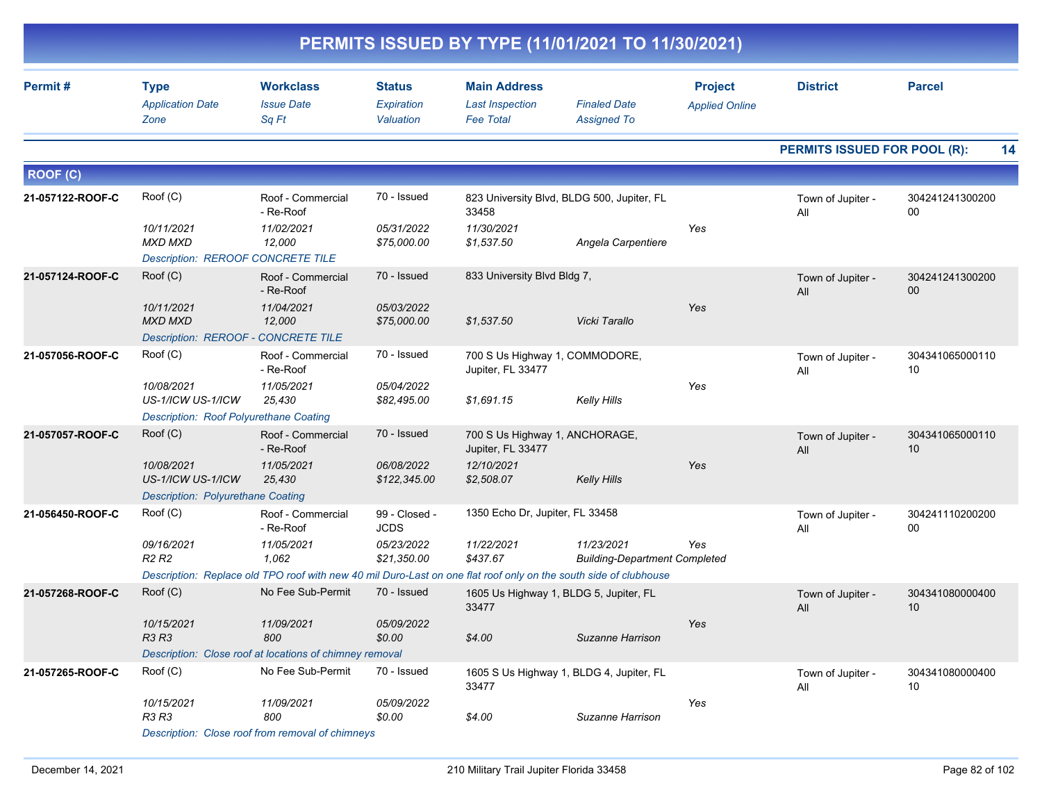# PERMITS ISSUED BY TYPE (11/01/2021 TO 11/30/2021)

| Permit # | Type / Application Date / Zone | Workclass / Issue Date / Sq Ft | Status / Expiration / Valuation | Main Address / Last Inspection / Fee Total | Finaled Date / Assigned To | Project / Applied Online | District | Parcel |
|---|---|---|---|---|---|---|---|---|

**PERMITS ISSUED FOR POOL (R): 14**

## ROOF (C)

| Permit # | Type / Application Date / Zone | Workclass / Issue Date / Sq Ft | Status / Expiration / Valuation | Main Address / Last Inspection / Fee Total | Finaled Date / Assigned To | Project / Applied Online | District | Parcel |
|---|---|---|---|---|---|---|---|---|
| 21-057122-ROOF-C | Roof (C)<br>10/11/2021<br>MXD MXD | Roof - Commercial - Re-Roof<br>11/02/2021<br>12,000 | 70 - Issued<br>05/31/2022<br>$75,000.00 | 823 University Blvd, BLDG 500, Jupiter, FL 33458<br>11/30/2021<br>$1,537.50 | <br>Angela Carpentiere | <br>Yes | Town of Jupiter - All | 30424124130020000 |
| | Description: REROOF CONCRETE TILE | | | | | | | |
| 21-057124-ROOF-C | Roof (C)<br>10/11/2021<br>MXD MXD | Roof - Commercial - Re-Roof<br>11/04/2021<br>12,000 | 70 - Issued<br>05/03/2022<br>$75,000.00 | 833 University Blvd Bldg 7,<br><br>$1,537.50 | <br>Vicki Tarallo | <br>Yes | Town of Jupiter - All | 30424124130020000 |
| | Description: REROOF - CONCRETE TILE | | | | | | | |
| 21-057056-ROOF-C | Roof (C)<br>10/08/2021<br>US-1/ICW US-1/ICW | Roof - Commercial - Re-Roof<br>11/05/2021<br>25,430 | 70 - Issued<br>05/04/2022<br>$82,495.00 | 700 S Us Highway 1, COMMODORE, Jupiter, FL 33477<br><br>$1,691.15 | <br>Kelly Hills | <br>Yes | Town of Jupiter - All | 30434106500011010 |
| | Description: Roof Polyurethane Coating | | | | | | | |
| 21-057057-ROOF-C | Roof (C)<br>10/08/2021<br>US-1/ICW US-1/ICW | Roof - Commercial - Re-Roof<br>11/05/2021<br>25,430 | 70 - Issued<br>06/08/2022<br>$122,345.00 | 700 S Us Highway 1, ANCHORAGE, Jupiter, FL 33477<br>12/10/2021<br>$2,508.07 | <br>Kelly Hills | <br>Yes | Town of Jupiter - All | 30434106500011010 |
| | Description: Polyurethane Coating | | | | | | | |
| 21-056450-ROOF-C | Roof (C)<br>09/16/2021<br>R2 R2 | Roof - Commercial - Re-Roof<br>11/05/2021<br>1,062 | 99 - Closed - JCDS<br>05/23/2022<br>$21,350.00 | 1350 Echo Dr, Jupiter, FL 33458<br>11/22/2021<br>$437.67 | 11/23/2021<br>Building-Department Completed | <br>Yes | Town of Jupiter - All | 30424111020020000 |
| | Description: Replace old TPO roof with new 40 mil Duro-Last on one flat roof only on the south side of clubhouse | | | | | | | |
| 21-057268-ROOF-C | Roof (C)<br>10/15/2021<br>R3 R3 | No Fee Sub-Permit<br>11/09/2021<br>800 | 70 - Issued<br>05/09/2022<br>$0.00 | 1605 Us Highway 1, BLDG 5, Jupiter, FL 33477<br><br>$4.00 | <br>Suzanne Harrison | <br>Yes | Town of Jupiter - All | 30434108000040010 |
| | Description: Close roof at locations of chimney removal | | | | | | | |
| 21-057265-ROOF-C | Roof (C)<br>10/15/2021<br>R3 R3 | No Fee Sub-Permit<br>11/09/2021<br>800 | 70 - Issued<br>05/09/2022<br>$0.00 | 1605 S Us Highway 1, BLDG 4, Jupiter, FL 33477<br><br>$4.00 | <br>Suzanne Harrison | <br>Yes | Town of Jupiter - All | 30434108000040010 |
| | Description: Close roof from removal of chimneys | | | | | | | |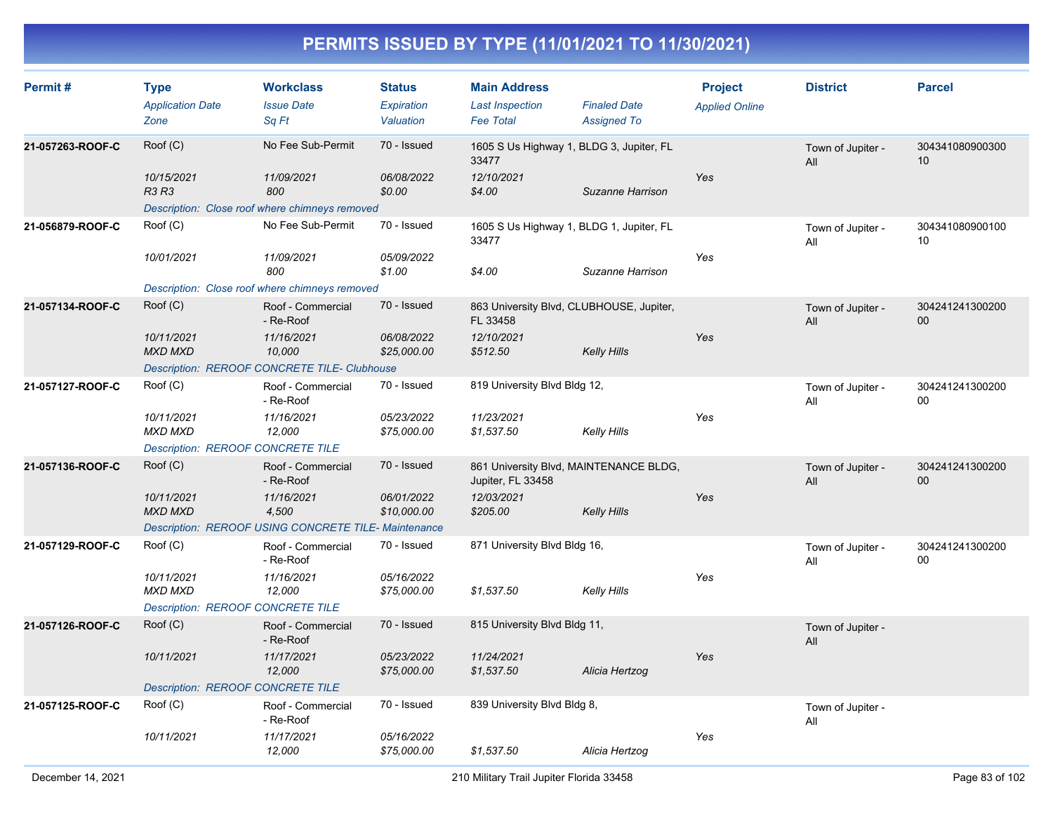# PERMITS ISSUED BY TYPE (11/01/2021 TO 11/30/2021)

| Permit # | Type<br>*Application Date*<br>*Zone* | Workclass<br>*Issue Date*<br>*Sq Ft* | Status<br>*Expiration*<br>*Valuation* | Main Address<br>*Last Inspection*<br>*Fee Total* | *Finaled Date*<br>*Assigned To* | Project<br>*Applied Online* | District | Parcel |
|---|---|---|---|---|---|---|---|---|
| 21-057263-ROOF-C | Roof (C)<br>*10/15/2021*<br>*R3 R3* | No Fee Sub-Permit<br>*11/09/2021*<br>*800* | 70 - Issued<br>*06/08/2022*<br>*$0.00* | 1605 S Us Highway 1, BLDG 3, Jupiter, FL 33477<br>*12/10/2021*<br>*$4.00* | *Suzanne Harrison* | *Yes* | Town of Jupiter - All | 30434108090030010 |
| | *Description: Close roof where chimneys removed* | | | | | | | |
| 21-056879-ROOF-C | Roof (C)<br>*10/01/2021* | No Fee Sub-Permit<br>*11/09/2021*<br>*800* | 70 - Issued<br>*05/09/2022*<br>*$1.00* | 1605 S Us Highway 1, BLDG 1, Jupiter, FL 33477<br><br>*$4.00* | *Suzanne Harrison* | *Yes* | Town of Jupiter - All | 30434108090010010 |
| | *Description: Close roof where chimneys removed* | | | | | | | |
| 21-057134-ROOF-C | Roof (C)<br>*10/11/2021*<br>*MXD MXD* | Roof - Commercial - Re-Roof<br>*11/16/2021*<br>*10,000* | 70 - Issued<br>*06/08/2022*<br>*$25,000.00* | 863 University Blvd, CLUBHOUSE, Jupiter, FL 33458<br>*12/10/2021*<br>*$512.50* | *Kelly Hills* | *Yes* | Town of Jupiter - All | 30424124130020000 |
| | *Description: REROOF CONCRETE TILE- Clubhouse* | | | | | | | |
| 21-057127-ROOF-C | Roof (C)<br>*10/11/2021*<br>*MXD MXD* | Roof - Commercial - Re-Roof<br>*11/16/2021*<br>*12,000* | 70 - Issued<br>*05/23/2022*<br>*$75,000.00* | 819 University Blvd Bldg 12,<br>*11/23/2021*<br>*$1,537.50* | *Kelly Hills* | *Yes* | Town of Jupiter - All | 30424124130020000 |
| | *Description: REROOF CONCRETE TILE* | | | | | | | |
| 21-057136-ROOF-C | Roof (C)<br>*10/11/2021*<br>*MXD MXD* | Roof - Commercial - Re-Roof<br>*11/16/2021*<br>*4,500* | 70 - Issued<br>*06/01/2022*<br>*$10,000.00* | 861 University Blvd, MAINTENANCE BLDG, Jupiter, FL 33458<br>*12/03/2021*<br>*$205.00* | *Kelly Hills* | *Yes* | Town of Jupiter - All | 30424124130020000 |
| | *Description: REROOF USING CONCRETE TILE- Maintenance* | | | | | | | |
| 21-057129-ROOF-C | Roof (C)<br>*10/11/2021*<br>*MXD MXD* | Roof - Commercial - Re-Roof<br>*11/16/2021*<br>*12,000* | 70 - Issued<br>*05/16/2022*<br>*$75,000.00* | 871 University Blvd Bldg 16,<br><br>*$1,537.50* | *Kelly Hills* | *Yes* | Town of Jupiter - All | 30424124130020000 |
| | *Description: REROOF CONCRETE TILE* | | | | | | | |
| 21-057126-ROOF-C | Roof (C)<br>*10/11/2021* | Roof - Commercial - Re-Roof<br>*11/17/2021*<br>*12,000* | 70 - Issued<br>*05/23/2022*<br>*$75,000.00* | 815 University Blvd Bldg 11,<br>*11/24/2021*<br>*$1,537.50* | *Alicia Hertzog* | *Yes* | Town of Jupiter - All | |
| | *Description: REROOF CONCRETE TILE* | | | | | | | |
| 21-057125-ROOF-C | Roof (C)<br>*10/11/2021* | Roof - Commercial - Re-Roof<br>*11/17/2021*<br>*12,000* | 70 - Issued<br>*05/16/2022*<br>*$75,000.00* | 839 University Blvd Bldg 8,<br><br>*$1,537.50* | *Alicia Hertzog* | *Yes* | Town of Jupiter - All | |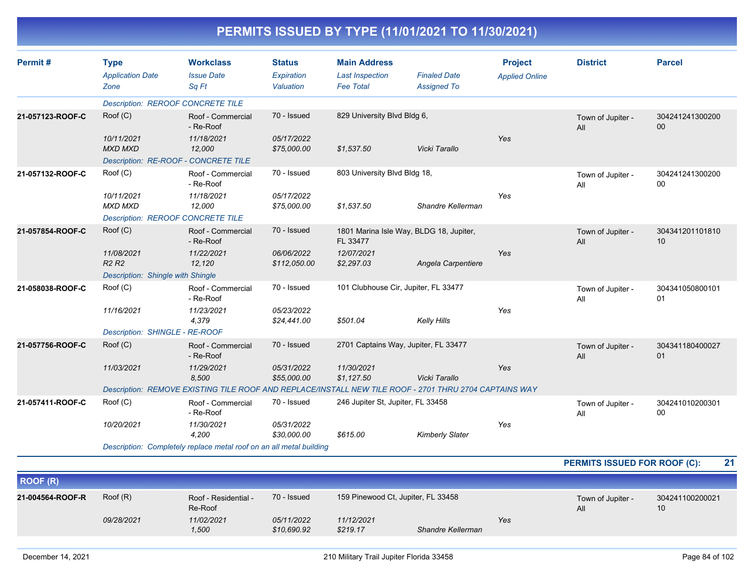# PERMITS ISSUED BY TYPE (11/01/2021 TO 11/30/2021)

| Permit # | Type / *Application Date* / *Zone* | Workclass / *Issue Date* / *Sq Ft* | Status / *Expiration* / *Valuation* | Main Address / *Last Inspection* / *Fee Total* | *Finaled Date* / *Assigned To* | Project / *Applied Online* | District | Parcel |
|---|---|---|---|---|---|---|---|---|
| | *Description: REROOF CONCRETE TILE* | | | | | | | |
| 21-057123-ROOF-C | Roof (C) | Roof - Commercial - Re-Roof | 70 - Issued | 829 University Blvd Bldg 6, | | | Town of Jupiter - All | 30424124130020000 |
| | *10/11/2021* | *11/18/2021* | *05/17/2022* | | | *Yes* | | |
| | *MXD MXD* | *12,000* | *$75,000.00* | *$1,537.50* | *Vicki Tarallo* | | | |
| | *Description: RE-ROOF - CONCRETE TILE* | | | | | | | |
| 21-057132-ROOF-C | Roof (C) | Roof - Commercial - Re-Roof | 70 - Issued | 803 University Blvd Bldg 18, | | | Town of Jupiter - All | 30424124130020000 |
| | *10/11/2021* | *11/18/2021* | *05/17/2022* | | | *Yes* | | |
| | *MXD MXD* | *12,000* | *$75,000.00* | *$1,537.50* | *Shandre Kellerman* | | | |
| | *Description: REROOF CONCRETE TILE* | | | | | | | |
| 21-057854-ROOF-C | Roof (C) | Roof - Commercial - Re-Roof | 70 - Issued | 1801 Marina Isle Way, BLDG 18, Jupiter, FL 33477 | | | Town of Jupiter - All | 30434120110181010 |
| | *11/08/2021* | *11/22/2021* | *06/06/2022* | *12/07/2021* | | *Yes* | | |
| | *R2 R2* | *12,120* | *$112,050.00* | *$2,297.03* | *Angela Carpentiere* | | | |
| | *Description: Shingle with Shingle* | | | | | | | |
| 21-058038-ROOF-C | Roof (C) | Roof - Commercial - Re-Roof | 70 - Issued | 101 Clubhouse Cir, Jupiter, FL 33477 | | | Town of Jupiter - All | 30434105080010101 |
| | *11/16/2021* | *11/23/2021* | *05/23/2022* | | | *Yes* | | |
| | | *4,379* | *$24,441.00* | *$501.04* | *Kelly Hills* | | | |
| | *Description: SHINGLE - RE-ROOF* | | | | | | | |
| 21-057756-ROOF-C | Roof (C) | Roof - Commercial - Re-Roof | 70 - Issued | 2701 Captains Way, Jupiter, FL 33477 | | | Town of Jupiter - All | 30434118040002701 |
| | *11/03/2021* | *11/29/2021* | *05/31/2022* | *11/30/2021* | | *Yes* | | |
| | | *8,500* | *$55,000.00* | *$1,127.50* | *Vicki Tarallo* | | | |
| | *Description: REMOVE EXISTING TILE ROOF AND REPLACE/INSTALL NEW TILE ROOF - 2701 THRU 2704 CAPTAINS WAY* | | | | | | | |
| 21-057411-ROOF-C | Roof (C) | Roof - Commercial - Re-Roof | 70 - Issued | 246 Jupiter St, Jupiter, FL 33458 | | | Town of Jupiter - All | 30424101020030100 |
| | *10/20/2021* | *11/30/2021* | *05/31/2022* | | | *Yes* | | |
| | | *4,200* | *$30,000.00* | *$615.00* | *Kimberly Slater* | | | |
| | *Description: Completely replace metal roof on an all metal building* | | | | | | | |

**PERMITS ISSUED FOR ROOF (C): 21**

## ROOF (R)

| Permit # | Type / *Application Date* / *Zone* | Workclass / *Issue Date* / *Sq Ft* | Status / *Expiration* / *Valuation* | Main Address / *Last Inspection* / *Fee Total* | *Finaled Date* / *Assigned To* | Project / *Applied Online* | District | Parcel |
|---|---|---|---|---|---|---|---|---|
| 21-004564-ROOF-R | Roof (R) | Roof - Residential - Re-Roof | 70 - Issued | 159 Pinewood Ct, Jupiter, FL 33458 | | | Town of Jupiter - All | 30424110020002110 |
| | *09/28/2021* | *11/02/2021* | *05/11/2022* | *11/12/2021* | | *Yes* | | |
| | | *1,500* | *$10,690.92* | *$219.17* | *Shandre Kellerman* | | | |

December 14, 2021 — 210 Military Trail Jupiter Florida 33458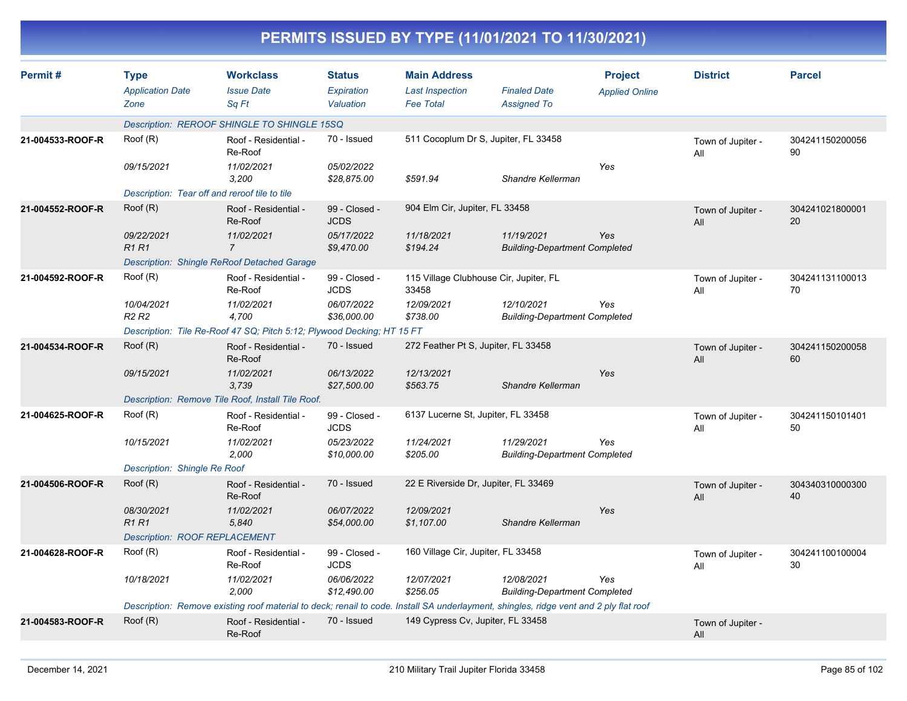# PERMITS ISSUED BY TYPE (11/01/2021 TO 11/30/2021)

| Permit # | Type / Application Date / Zone | Workclass / Issue Date / Sq Ft | Status / Expiration / Valuation | Main Address / Last Inspection / Fee Total | Finaled Date / Assigned To | Project / Applied Online | District | Parcel |
|---|---|---|---|---|---|---|---|---|
| | Description: REROOF SHINGLE TO SHINGLE 15SQ | | | | | | | |
| 21-004533-ROOF-R | Roof (R) | Roof - Residential - Re-Roof | 70 - Issued | 511 Cocoplum Dr S, Jupiter, FL 33458 | | | Town of Jupiter - All | 30424115020005690 |
| | 09/15/2021 | 11/02/2021 | 05/02/2022 | | | Yes | | |
| | | 3,200 | $28,875.00 | $591.94 | Shandre Kellerman | | | |
| | Description: Tear off and reroof tile to tile | | | | | | | |
| 21-004552-ROOF-R | Roof (R) | Roof - Residential - Re-Roof | 99 - Closed - JCDS | 904 Elm Cir, Jupiter, FL 33458 | | | Town of Jupiter - All | 30424102180000120 |
| | 09/22/2021 | 11/02/2021 | 05/17/2022 | 11/18/2021 | 11/19/2021 | Yes | | |
| | R1 R1 | 7 | $9,470.00 | $194.24 | Building-Department Completed | | | |
| | Description: Shingle ReRoof Detached Garage | | | | | | | |
| 21-004592-ROOF-R | Roof (R) | Roof - Residential - Re-Roof | 99 - Closed - JCDS | 115 Village Clubhouse Cir, Jupiter, FL 33458 | | | Town of Jupiter - All | 30424113110001370 |
| | 10/04/2021 | 11/02/2021 | 06/07/2022 | 12/09/2021 | 12/10/2021 | Yes | | |
| | R2 R2 | 4,700 | $36,000.00 | $738.00 | Building-Department Completed | | | |
| | Description: Tile Re-Roof 47 SQ; Pitch 5:12; Plywood Decking; HT 15 FT | | | | | | | |
| 21-004534-ROOF-R | Roof (R) | Roof - Residential - Re-Roof | 70 - Issued | 272 Feather Pt S, Jupiter, FL 33458 | | | Town of Jupiter - All | 30424115020005860 |
| | 09/15/2021 | 11/02/2021 | 06/13/2022 | 12/13/2021 | | Yes | | |
| | | 3,739 | $27,500.00 | $563.75 | Shandre Kellerman | | | |
| | Description: Remove Tile Roof, Install Tile Roof. | | | | | | | |
| 21-004625-ROOF-R | Roof (R) | Roof - Residential - Re-Roof | 99 - Closed - JCDS | 6137 Lucerne St, Jupiter, FL 33458 | | | Town of Jupiter - All | 30424115010140150 |
| | 10/15/2021 | 11/02/2021 | 05/23/2022 | 11/24/2021 | 11/29/2021 | Yes | | |
| | | 2,000 | $10,000.00 | $205.00 | Building-Department Completed | | | |
| | Description: Shingle Re Roof | | | | | | | |
| 21-004506-ROOF-R | Roof (R) | Roof - Residential - Re-Roof | 70 - Issued | 22 E Riverside Dr, Jupiter, FL 33469 | | | Town of Jupiter - All | 30434031000030040 |
| | 08/30/2021 | 11/02/2021 | 06/07/2022 | 12/09/2021 | | Yes | | |
| | R1 R1 | 5,840 | $54,000.00 | $1,107.00 | Shandre Kellerman | | | |
| | Description: ROOF REPLACEMENT | | | | | | | |
| 21-004628-ROOF-R | Roof (R) | Roof - Residential - Re-Roof | 99 - Closed - JCDS | 160 Village Cir, Jupiter, FL 33458 | | | Town of Jupiter - All | 30424110010000430 |
| | 10/18/2021 | 11/02/2021 | 06/06/2022 | 12/07/2021 | 12/08/2021 | Yes | | |
| | | 2,000 | $12,490.00 | $256.05 | Building-Department Completed | | | |
| | Description: Remove existing roof material to deck; renail to code. Install SA underlayment, shingles, ridge vent and 2 ply flat roof | | | | | | | |
| 21-004583-ROOF-R | Roof (R) | Roof - Residential - Re-Roof | 70 - Issued | 149 Cypress Cv, Jupiter, FL 33458 | | | Town of Jupiter - All | |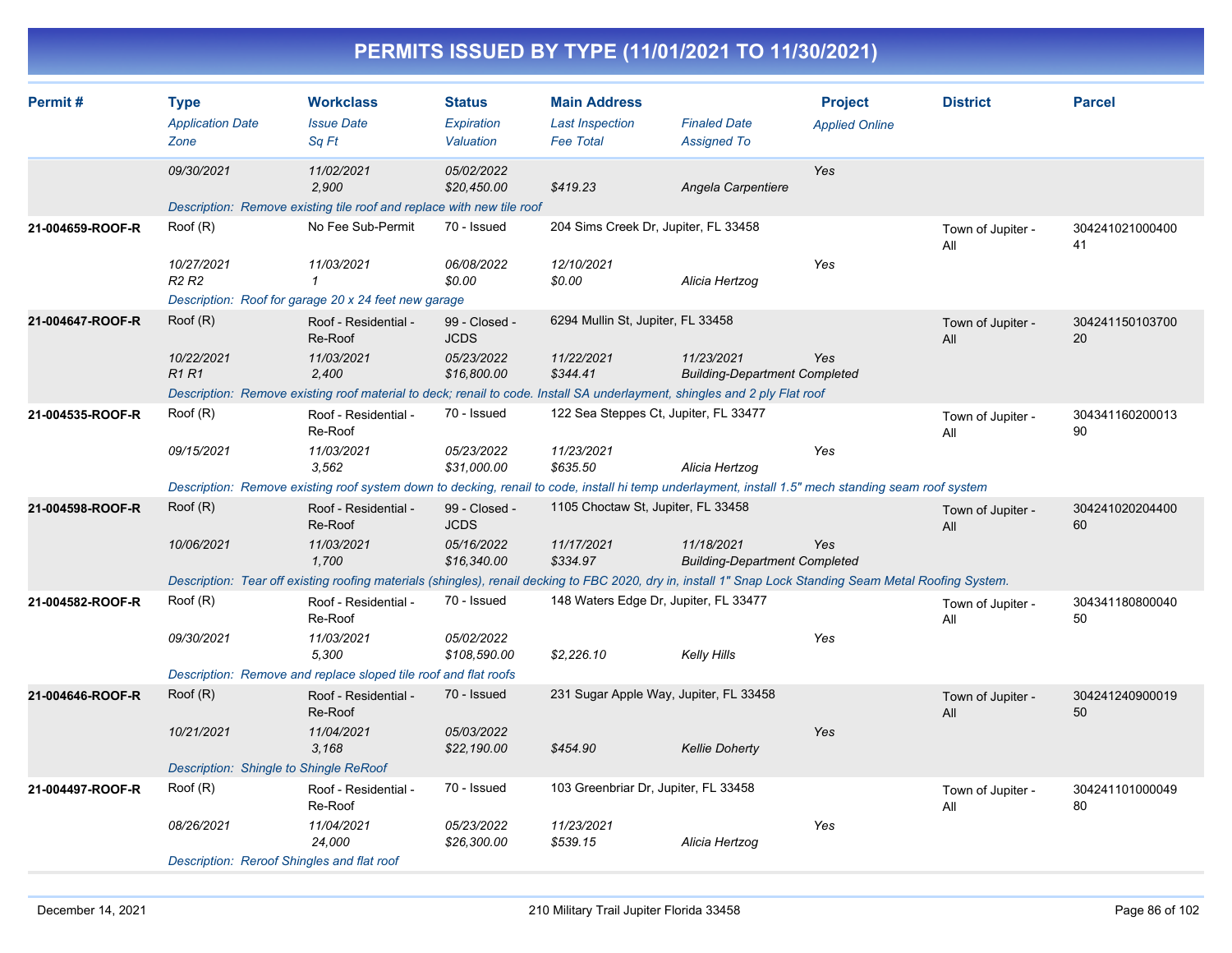# PERMITS ISSUED BY TYPE (11/01/2021 TO 11/30/2021)

| Permit # | Type | Workclass | Status | Main Address | | Project | District | Parcel |
|---|---|---|---|---|---|---|---|---|
| | *Application Date* | *Issue Date* | *Expiration* | *Last Inspection* | *Finaled Date* | *Applied Online* | | |
| | *Zone* | *Sq Ft* | *Valuation* | *Fee Total* | *Assigned To* | | | |
| | *09/30/2021* | *11/02/2021* | *05/02/2022* | | | *Yes* | | |
| | | *2,900* | *$20,450.00* | *$419.23* | *Angela Carpentiere* | | | |
| | *Description: Remove existing tile roof and replace with new tile roof* | | | | | | | |
| **21-004659-ROOF-R** | Roof (R) | No Fee Sub-Permit | 70 - Issued | 204 Sims Creek Dr, Jupiter, FL 33458 | | | Town of Jupiter - All | 30424102100040041 |
| | *10/27/2021* | *11/03/2021* | *06/08/2022* | *12/10/2021* | | *Yes* | | |
| | *R2 R2* | *1* | *$0.00* | *$0.00* | *Alicia Hertzog* | | | |
| | *Description: Roof for garage 20 x 24 feet new garage* | | | | | | | |
| **21-004647-ROOF-R** | Roof (R) | Roof - Residential - Re-Roof | 99 - Closed - JCDS | 6294 Mullin St, Jupiter, FL 33458 | | | Town of Jupiter - All | 30424115010370020 |
| | *10/22/2021* | *11/03/2021* | *05/23/2022* | *11/22/2021* | *11/23/2021* | *Yes* | | |
| | *R1 R1* | *2,400* | *$16,800.00* | *$344.41* | *Building-Department Completed* | | | |
| | *Description: Remove existing roof material to deck; renail to code. Install SA underlayment, shingles and 2 ply Flat roof* | | | | | | | |
| **21-004535-ROOF-R** | Roof (R) | Roof - Residential - Re-Roof | 70 - Issued | 122 Sea Steppes Ct, Jupiter, FL 33477 | | | Town of Jupiter - All | 30434116020001390 |
| | *09/15/2021* | *11/03/2021* | *05/23/2022* | *11/23/2021* | | *Yes* | | |
| | | *3,562* | *$31,000.00* | *$635.50* | *Alicia Hertzog* | | | |
| | *Description: Remove existing roof system down to decking, renail to code, install hi temp underlayment, install 1.5" mech standing seam roof system* | | | | | | | |
| **21-004598-ROOF-R** | Roof (R) | Roof - Residential - Re-Roof | 99 - Closed - JCDS | 1105 Choctaw St, Jupiter, FL 33458 | | | Town of Jupiter - All | 30424102020440060 |
| | *10/06/2021* | *11/03/2021* | *05/16/2022* | *11/17/2021* | *11/18/2021* | *Yes* | | |
| | | *1,700* | *$16,340.00* | *$334.97* | *Building-Department Completed* | | | |
| | *Description: Tear off existing roofing materials (shingles), renail decking to FBC 2020, dry in, install 1" Snap Lock Standing Seam Metal Roofing System.* | | | | | | | |
| **21-004582-ROOF-R** | Roof (R) | Roof - Residential - Re-Roof | 70 - Issued | 148 Waters Edge Dr, Jupiter, FL 33477 | | | Town of Jupiter - All | 30434118080004050 |
| | *09/30/2021* | *11/03/2021* | *05/02/2022* | | | *Yes* | | |
| | | *5,300* | *$108,590.00* | *$2,226.10* | *Kelly Hills* | | | |
| | *Description: Remove and replace sloped tile roof and flat roofs* | | | | | | | |
| **21-004646-ROOF-R** | Roof (R) | Roof - Residential - Re-Roof | 70 - Issued | 231 Sugar Apple Way, Jupiter, FL 33458 | | | Town of Jupiter - All | 30424124090001950 |
| | *10/21/2021* | *11/04/2021* | *05/03/2022* | | | *Yes* | | |
| | | *3,168* | *$22,190.00* | *$454.90* | *Kellie Doherty* | | | |
| | *Description: Shingle to Shingle ReRoof* | | | | | | | |
| **21-004497-ROOF-R** | Roof (R) | Roof - Residential - Re-Roof | 70 - Issued | 103 Greenbriar Dr, Jupiter, FL 33458 | | | Town of Jupiter - All | 30424110100004980 |
| | *08/26/2021* | *11/04/2021* | *05/23/2022* | *11/23/2021* | | *Yes* | | |
| | | *24,000* | *$26,300.00* | *$539.15* | *Alicia Hertzog* | | | |
| | *Description: Reroof Shingles and flat roof* | | | | | | | |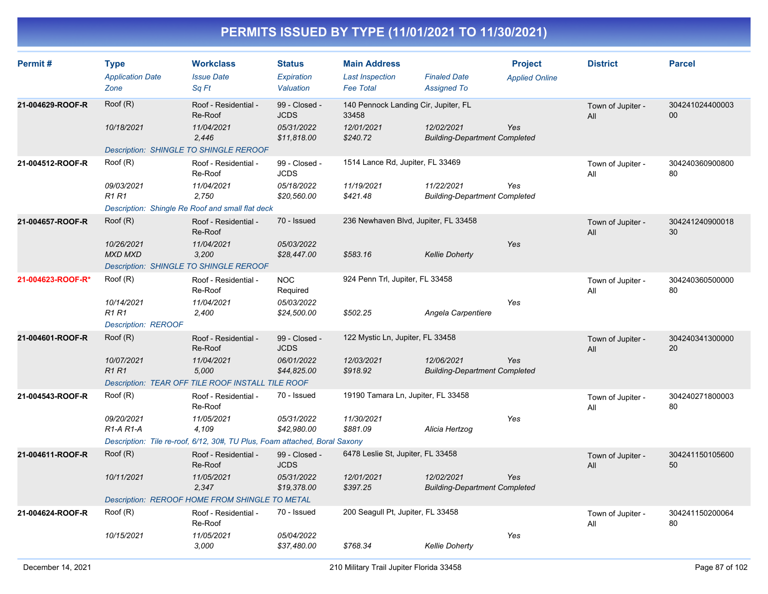# PERMITS ISSUED BY TYPE (11/01/2021 TO 11/30/2021)

| Permit # | Type<br>*Application Date*<br>*Zone* | Workclass<br>*Issue Date*<br>*Sq Ft* | Status<br>*Expiration*<br>*Valuation* | Main Address<br>*Last Inspection*<br>*Fee Total* | *Finaled Date*<br>*Assigned To* | Project<br>*Applied Online* | District | Parcel |
|---|---|---|---|---|---|---|---|---|
| 21-004629-ROOF-R | Roof (R)<br>*10/18/2021* | Roof - Residential - Re-Roof<br>*11/04/2021*<br>*2,446* | 99 - Closed - JCDS<br>*05/31/2022*<br>*$11,818.00* | 140 Pennock Landing Cir, Jupiter, FL 33458<br>*12/01/2021*<br>*$240.72* | *12/02/2021*<br>*Building-Department Completed* | *Yes* | Town of Jupiter - All | 30424102440000300 |
| | *Description: SHINGLE TO SHINGLE REROOF* | | | | | | | |
| 21-004512-ROOF-R | Roof (R)<br>*09/03/2021*<br>*R1 R1* | Roof - Residential - Re-Roof<br>*11/04/2021*<br>*2,750* | 99 - Closed - JCDS<br>*05/18/2022*<br>*$20,560.00* | 1514 Lance Rd, Jupiter, FL 33469<br>*11/19/2021*<br>*$421.48* | *11/22/2021*<br>*Building-Department Completed* | *Yes* | Town of Jupiter - All | 30424036090080080 |
| | *Description: Shingle Re Roof and small flat deck* | | | | | | | |
| 21-004657-ROOF-R | Roof (R)<br>*10/26/2021*<br>*MXD MXD* | Roof - Residential - Re-Roof<br>*11/04/2021*<br>*3,200* | 70 - Issued<br>*05/03/2022*<br>*$28,447.00* | 236 Newhaven Blvd, Jupiter, FL 33458<br><br>*$583.16* | <br>*Kellie Doherty* | *Yes* | Town of Jupiter - All | 30424124090001830 |
| | *Description: SHINGLE TO SHINGLE REROOF* | | | | | | | |
| 21-004623-ROOF-R* | Roof (R)<br>*10/14/2021*<br>*R1 R1* | Roof - Residential - Re-Roof<br>*11/04/2021*<br>*2,400* | NOC Required<br>*05/03/2022*<br>*$24,500.00* | 924 Penn Trl, Jupiter, FL 33458<br><br>*$502.25* | <br>*Angela Carpentiere* | *Yes* | Town of Jupiter - All | 30424036050000080 |
| | *Description: REROOF* | | | | | | | |
| 21-004601-ROOF-R | Roof (R)<br>*10/07/2021*<br>*R1 R1* | Roof - Residential - Re-Roof<br>*11/04/2021*<br>*5,000* | 99 - Closed - JCDS<br>*06/01/2022*<br>*$44,825.00* | 122 Mystic Ln, Jupiter, FL 33458<br>*12/03/2021*<br>*$918.92* | *12/06/2021*<br>*Building-Department Completed* | *Yes* | Town of Jupiter - All | 30424034130000020 |
| | *Description: TEAR OFF TILE ROOF INSTALL TILE ROOF* | | | | | | | |
| 21-004543-ROOF-R | Roof (R)<br>*09/20/2021*<br>*R1-A R1-A* | Roof - Residential - Re-Roof<br>*11/05/2021*<br>*4,109* | 70 - Issued<br>*05/31/2022*<br>*$42,980.00* | 19190 Tamara Ln, Jupiter, FL 33458<br>*11/30/2021*<br>*$881.09* | <br>*Alicia Hertzog* | *Yes* | Town of Jupiter - All | 30424027180000380 |
| | *Description: Tile re-roof, 6/12, 30#, TU Plus, Foam attached, Boral Saxony* | | | | | | | |
| 21-004611-ROOF-R | Roof (R)<br>*10/11/2021* | Roof - Residential - Re-Roof<br>*11/05/2021*<br>*2,347* | 99 - Closed - JCDS<br>*05/31/2022*<br>*$19,378.00* | 6478 Leslie St, Jupiter, FL 33458<br>*12/01/2021*<br>*$397.25* | *12/02/2021*<br>*Building-Department Completed* | *Yes* | Town of Jupiter - All | 30424115010560050 |
| | *Description: REROOF HOME FROM SHINGLE TO METAL* | | | | | | | |
| 21-004624-ROOF-R | Roof (R)<br>*10/15/2021* | Roof - Residential - Re-Roof<br>*11/05/2021*<br>*3,000* | 70 - Issued<br>*05/04/2022*<br>*$37,480.00* | 200 Seagull Pt, Jupiter, FL 33458<br><br>*$768.34* | <br>*Kellie Doherty* | *Yes* | Town of Jupiter - All | 30424115020006480 |

December 14, 2021 — 210 Military Trail Jupiter Florida 33458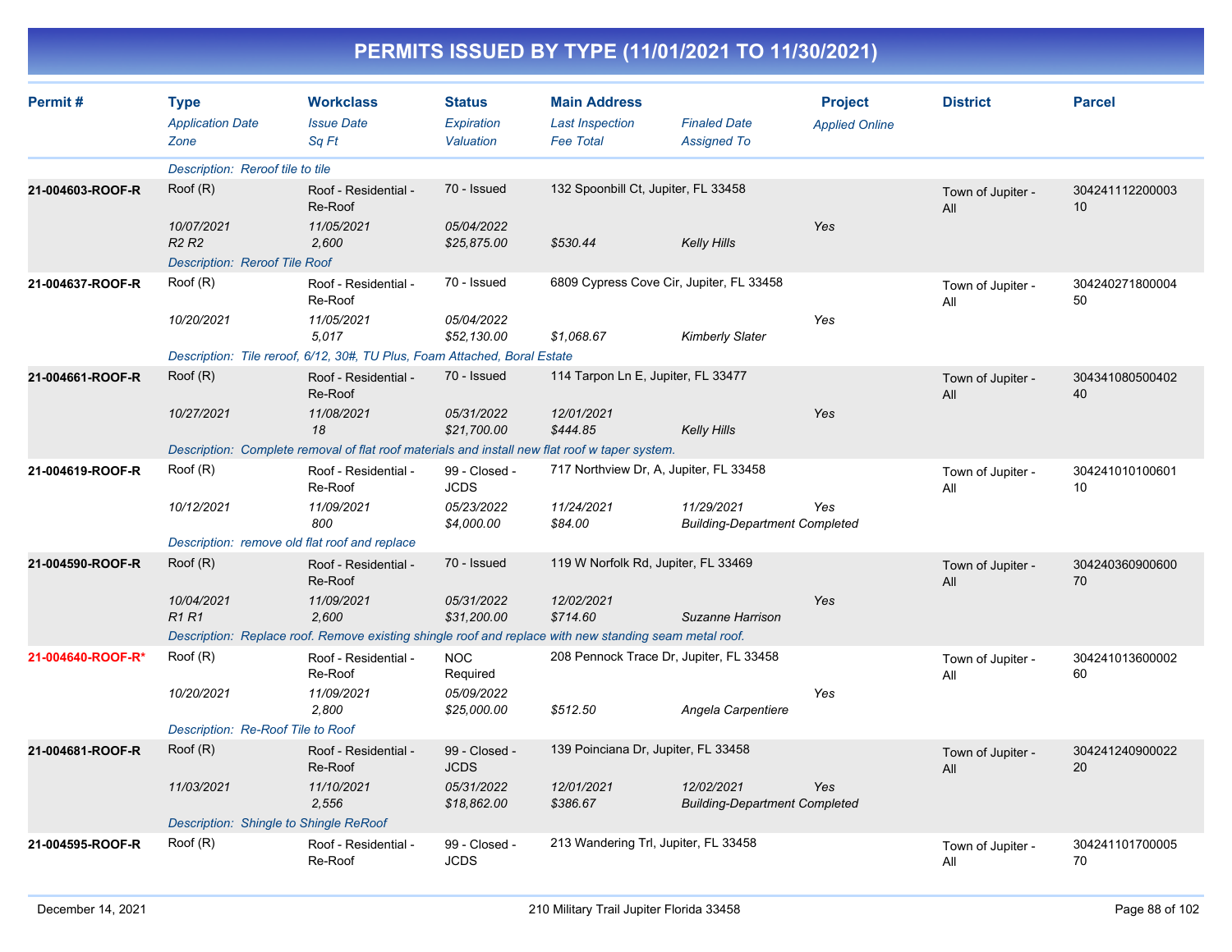# PERMITS ISSUED BY TYPE (11/01/2021 TO 11/30/2021)

| Permit # | Type / Application Date / Zone | Workclass / Issue Date / Sq Ft | Status / Expiration / Valuation | Main Address / Last Inspection / Fee Total | Finaled Date / Assigned To | Project / Applied Online | District | Parcel |
|---|---|---|---|---|---|---|---|---|
| | Description: Reroof tile to tile | | | | | | | |
| 21-004603-ROOF-R | Roof (R) | Roof - Residential - Re-Roof | 70 - Issued | 132 Spoonbill Ct, Jupiter, FL 33458 | | | Town of Jupiter - All | 30424111220000310 |
| | 10/07/2021 | 11/05/2021 | 05/04/2022 | | | Yes | | |
| | R2 R2 | 2,600 | $25,875.00 | $530.44 | Kelly Hills | | | |
| | Description: Reroof Tile Roof | | | | | | | |
| 21-004637-ROOF-R | Roof (R) | Roof - Residential - Re-Roof | 70 - Issued | 6809 Cypress Cove Cir, Jupiter, FL 33458 | | | Town of Jupiter - All | 30424027180000450 |
| | 10/20/2021 | 11/05/2021 | 05/04/2022 | | | Yes | | |
| | | 5,017 | $52,130.00 | $1,068.67 | Kimberly Slater | | | |
| | Description: Tile reroof, 6/12, 30#, TU Plus, Foam Attached, Boral Estate | | | | | | | |
| 21-004661-ROOF-R | Roof (R) | Roof - Residential - Re-Roof | 70 - Issued | 114 Tarpon Ln E, Jupiter, FL 33477 | | | Town of Jupiter - All | 30434108050040240 |
| | 10/27/2021 | 11/08/2021 | 05/31/2022 | 12/01/2021 | | Yes | | |
| | | 18 | $21,700.00 | $444.85 | Kelly Hills | | | |
| | Description: Complete removal of flat roof materials and install new flat roof w taper system. | | | | | | | |
| 21-004619-ROOF-R | Roof (R) | Roof - Residential - Re-Roof | 99 - Closed - JCDS | 717 Northview Dr, A, Jupiter, FL 33458 | | | Town of Jupiter - All | 30424101010060110 |
| | 10/12/2021 | 11/09/2021 | 05/23/2022 | 11/24/2021 | 11/29/2021 | Yes | | |
| | | 800 | $4,000.00 | $84.00 | Building-Department Completed | | | |
| | Description: remove old flat roof and replace | | | | | | | |
| 21-004590-ROOF-R | Roof (R) | Roof - Residential - Re-Roof | 70 - Issued | 119 W Norfolk Rd, Jupiter, FL 33469 | | | Town of Jupiter - All | 30424036090060070 |
| | 10/04/2021 | 11/09/2021 | 05/31/2022 | 12/02/2021 | | Yes | | |
| | R1 R1 | 2,600 | $31,200.00 | $714.60 | Suzanne Harrison | | | |
| | Description: Replace roof. Remove existing shingle roof and replace with new standing seam metal roof. | | | | | | | |
| 21-004640-ROOF-R* | Roof (R) | Roof - Residential - Re-Roof | NOC Required | 208 Pennock Trace Dr, Jupiter, FL 33458 | | | Town of Jupiter - All | 30424101360000260 |
| | 10/20/2021 | 11/09/2021 | 05/09/2022 | | | Yes | | |
| | | 2,800 | $25,000.00 | $512.50 | Angela Carpentiere | | | |
| | Description: Re-Roof Tile to Roof | | | | | | | |
| 21-004681-ROOF-R | Roof (R) | Roof - Residential - Re-Roof | 99 - Closed - JCDS | 139 Poinciana Dr, Jupiter, FL 33458 | | | Town of Jupiter - All | 30424124090002220 |
| | 11/03/2021 | 11/10/2021 | 05/31/2022 | 12/01/2021 | 12/02/2021 | Yes | | |
| | | 2,556 | $18,862.00 | $386.67 | Building-Department Completed | | | |
| | Description: Shingle to Shingle ReRoof | | | | | | | |
| 21-004595-ROOF-R | Roof (R) | Roof - Residential - Re-Roof | 99 - Closed - JCDS | 213 Wandering Trl, Jupiter, FL 33458 | | | Town of Jupiter - All | 30424110170000570 |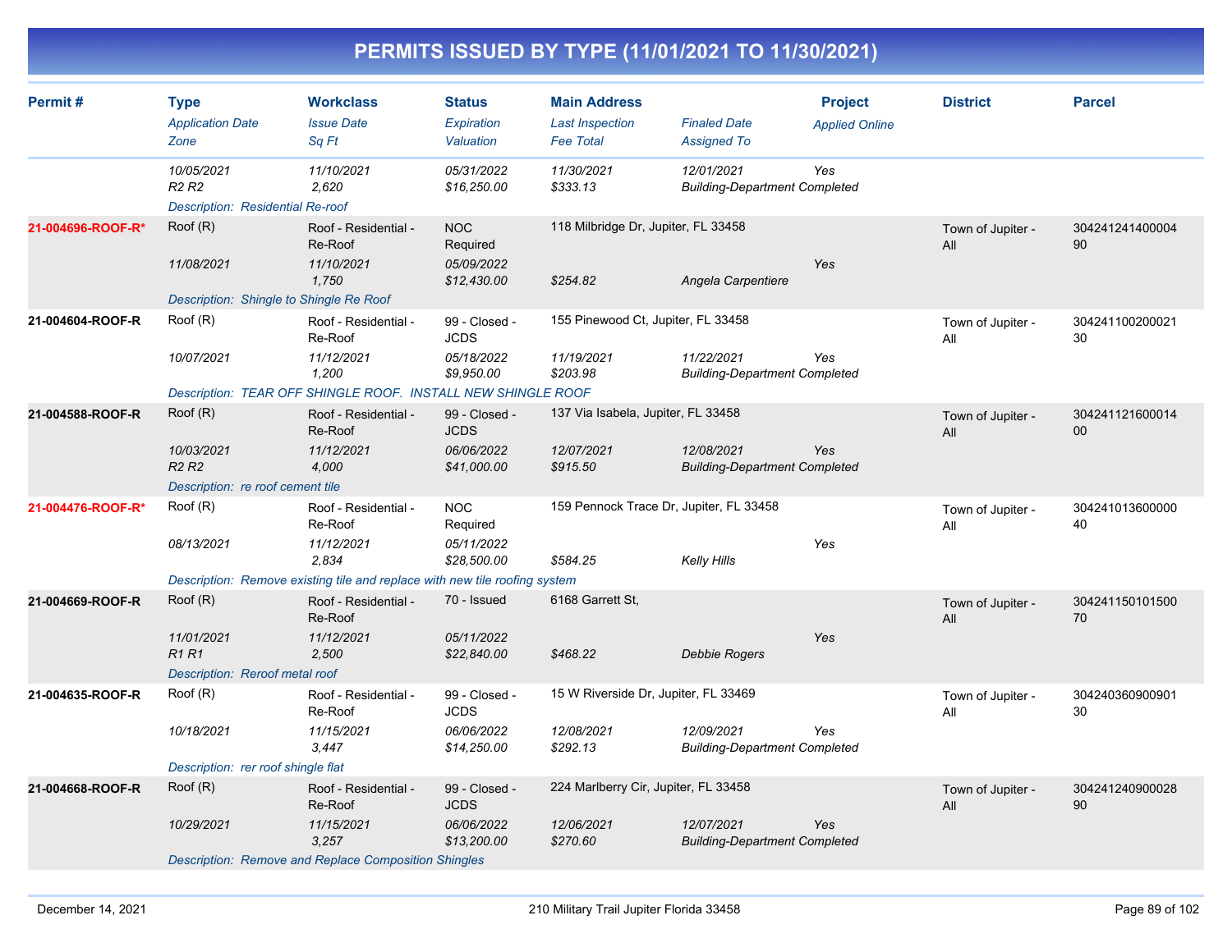# PERMITS ISSUED BY TYPE (11/01/2021 TO 11/30/2021)

| Permit # | Type / Application Date / Zone | Workclass / Issue Date / Sq Ft | Status / Expiration / Valuation | Main Address / Last Inspection / Fee Total | Finaled Date / Assigned To | Project / Applied Online | District | Parcel |
|---|---|---|---|---|---|---|---|---|
| | 10/05/2021 R2 R2 | 11/10/2021 2,620 | 05/31/2022 $16,250.00 | 11/30/2021 $333.13 | 12/01/2021 Building-Department Completed | Yes | | |
| | Description: Residential Re-roof | | | | | | | |
| 21-004696-ROOF-R* | Roof (R) 11/08/2021 | Roof - Residential - Re-Roof 11/10/2021 1,750 | NOC Required 05/09/2022 $12,430.00 | 118 Milbridge Dr, Jupiter, FL 33458 $254.82 | Angela Carpentiere | Yes | Town of Jupiter - All | 30424124140000490 |
| | Description: Shingle to Shingle Re Roof | | | | | | | |
| 21-004604-ROOF-R | Roof (R) 10/07/2021 | Roof - Residential - Re-Roof 11/12/2021 1,200 | 99 - Closed - JCDS 05/18/2022 $9,950.00 | 155 Pinewood Ct, Jupiter, FL 33458 11/19/2021 $203.98 | 11/22/2021 Building-Department Completed | Yes | Town of Jupiter - All | 30424110020002130 |
| | Description: TEAR OFF SHINGLE ROOF. INSTALL NEW SHINGLE ROOF | | | | | | | |
| 21-004588-ROOF-R | Roof (R) 10/03/2021 R2 R2 | Roof - Residential - Re-Roof 11/12/2021 4,000 | 99 - Closed - JCDS 06/06/2022 $41,000.00 | 137 Via Isabela, Jupiter, FL 33458 12/07/2021 $915.50 | 12/08/2021 Building-Department Completed | Yes | Town of Jupiter - All | 30424112160001400 |
| | Description: re roof cement tile | | | | | | | |
| 21-004476-ROOF-R* | Roof (R) 08/13/2021 | Roof - Residential - Re-Roof 11/12/2021 2,834 | NOC Required 05/11/2022 $28,500.00 | 159 Pennock Trace Dr, Jupiter, FL 33458 $584.25 | Kelly Hills | Yes | Town of Jupiter - All | 30424101360000040 |
| | Description: Remove existing tile and replace with new tile roofing system | | | | | | | |
| 21-004669-ROOF-R | Roof (R) 11/01/2021 R1 R1 | Roof - Residential - Re-Roof 11/12/2021 2,500 | 70 - Issued 05/11/2022 $22,840.00 | 6168 Garrett St, $468.22 | Debbie Rogers | Yes | Town of Jupiter - All | 30424115010150070 |
| | Description: Reroof metal roof | | | | | | | |
| 21-004635-ROOF-R | Roof (R) 10/18/2021 | Roof - Residential - Re-Roof 11/15/2021 3,447 | 99 - Closed - JCDS 06/06/2022 $14,250.00 | 15 W Riverside Dr, Jupiter, FL 33469 12/08/2021 $292.13 | 12/09/2021 Building-Department Completed | Yes | Town of Jupiter - All | 30424036090090130 |
| | Description: rer roof shingle flat | | | | | | | |
| 21-004668-ROOF-R | Roof (R) 10/29/2021 | Roof - Residential - Re-Roof 11/15/2021 3,257 | 99 - Closed - JCDS 06/06/2022 $13,200.00 | 224 Marlberry Cir, Jupiter, FL 33458 12/06/2021 $270.60 | 12/07/2021 Building-Department Completed | Yes | Town of Jupiter - All | 30424124090002890 |
| | Description: Remove and Replace Composition Shingles | | | | | | | |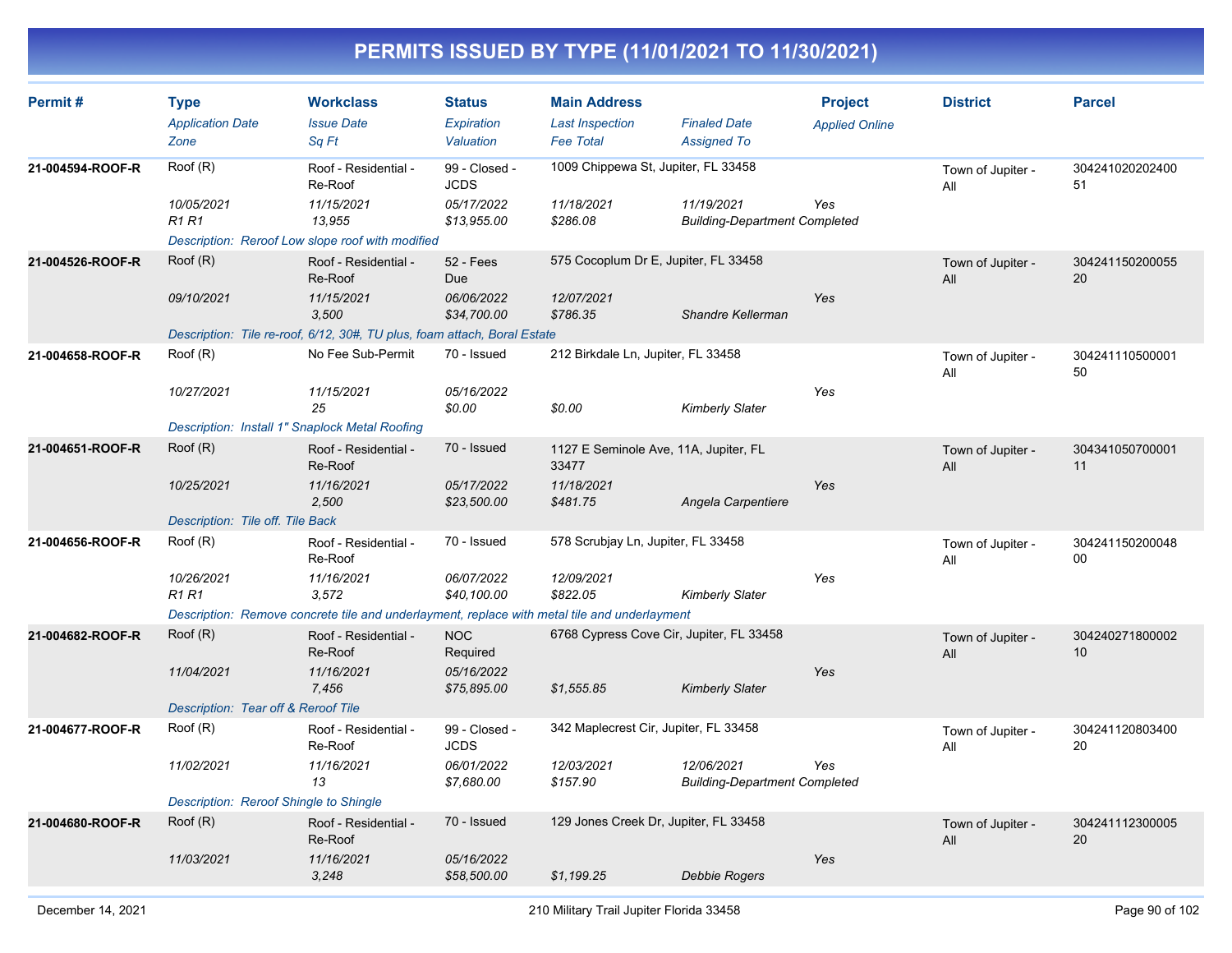# PERMITS ISSUED BY TYPE (11/01/2021 TO 11/30/2021)

| Permit # | Type<br>*Application Date*<br>*Zone* | Workclass<br>*Issue Date*<br>*Sq Ft* | Status<br>*Expiration*<br>*Valuation* | Main Address<br>*Last Inspection*<br>*Fee Total* | *Finaled Date*<br>*Assigned To* | Project<br>*Applied Online* | District | Parcel |
|---|---|---|---|---|---|---|---|---|
| 21-004594-ROOF-R | Roof (R)<br>*10/05/2021*<br>*R1 R1* | Roof - Residential - Re-Roof<br>*11/15/2021*<br>*13,955* | 99 - Closed - JCDS<br>*05/17/2022*<br>*$13,955.00* | 1009 Chippewa St, Jupiter, FL 33458<br>*11/18/2021*<br>*$286.08* | *11/19/2021*<br>*Building-Department Completed* | *Yes* | Town of Jupiter - All | 30424102020240051 |
| | *Description: Reroof Low slope roof with modified* | | | | | | | |
| 21-004526-ROOF-R | Roof (R)<br>*09/10/2021* | Roof - Residential - Re-Roof<br>*11/15/2021*<br>*3,500* | 52 - Fees Due<br>*06/06/2022*<br>*$34,700.00* | 575 Cocoplum Dr E, Jupiter, FL 33458<br>*12/07/2021*<br>*$786.35* | *Shandre Kellerman* | *Yes* | Town of Jupiter - All | 30424115020005520 |
| | *Description: Tile re-roof, 6/12, 30#, TU plus, foam attach, Boral Estate* | | | | | | | |
| 21-004658-ROOF-R | Roof (R)<br>*10/27/2021* | No Fee Sub-Permit<br>*11/15/2021*<br>*25* | 70 - Issued<br>*05/16/2022*<br>*$0.00* | 212 Birkdale Ln, Jupiter, FL 33458<br>*$0.00* | *Kimberly Slater* | *Yes* | Town of Jupiter - All | 30424111050000150 |
| | *Description: Install 1" Snaplock Metal Roofing* | | | | | | | |
| 21-004651-ROOF-R | Roof (R)<br>*10/25/2021* | Roof - Residential - Re-Roof<br>*11/16/2021*<br>*2,500* | 70 - Issued<br>*05/17/2022*<br>*$23,500.00* | 1127 E Seminole Ave, 11A, Jupiter, FL 33477<br>*11/18/2021*<br>*$481.75* | *Angela Carpentiere* | *Yes* | Town of Jupiter - All | 30434105070000111 |
| | *Description: Tile off. Tile Back* | | | | | | | |
| 21-004656-ROOF-R | Roof (R)<br>*10/26/2021*<br>*R1 R1* | Roof - Residential - Re-Roof<br>*11/16/2021*<br>*3,572* | 70 - Issued<br>*06/07/2022*<br>*$40,100.00* | 578 Scrubjay Ln, Jupiter, FL 33458<br>*12/09/2021*<br>*$822.05* | *Kimberly Slater* | *Yes* | Town of Jupiter - All | 30424115020004800 |
| | *Description: Remove concrete tile and underlayment, replace with metal tile and underlayment* | | | | | | | |
| 21-004682-ROOF-R | Roof (R)<br>*11/04/2021* | Roof - Residential - Re-Roof<br>*11/16/2021*<br>*7,456* | NOC Required<br>*05/16/2022*<br>*$75,895.00* | 6768 Cypress Cove Cir, Jupiter, FL 33458<br>*$1,555.85* | *Kimberly Slater* | *Yes* | Town of Jupiter - All | 30424027180000210 |
| | *Description: Tear off & Reroof Tile* | | | | | | | |
| 21-004677-ROOF-R | Roof (R)<br>*11/02/2021* | Roof - Residential - Re-Roof<br>*11/16/2021*<br>*13* | 99 - Closed - JCDS<br>*06/01/2022*<br>*$7,680.00* | 342 Maplecrest Cir, Jupiter, FL 33458<br>*12/03/2021*<br>*$157.90* | *12/06/2021*<br>*Building-Department Completed* | *Yes* | Town of Jupiter - All | 30424112080340020 |
| | *Description: Reroof Shingle to Shingle* | | | | | | | |
| 21-004680-ROOF-R | Roof (R)<br>*11/03/2021* | Roof - Residential - Re-Roof<br>*11/16/2021*<br>*3,248* | 70 - Issued<br>*05/16/2022*<br>*$58,500.00* | 129 Jones Creek Dr, Jupiter, FL 33458<br>*$1,199.25* | *Debbie Rogers* | *Yes* | Town of Jupiter - All | 30424111230000520 |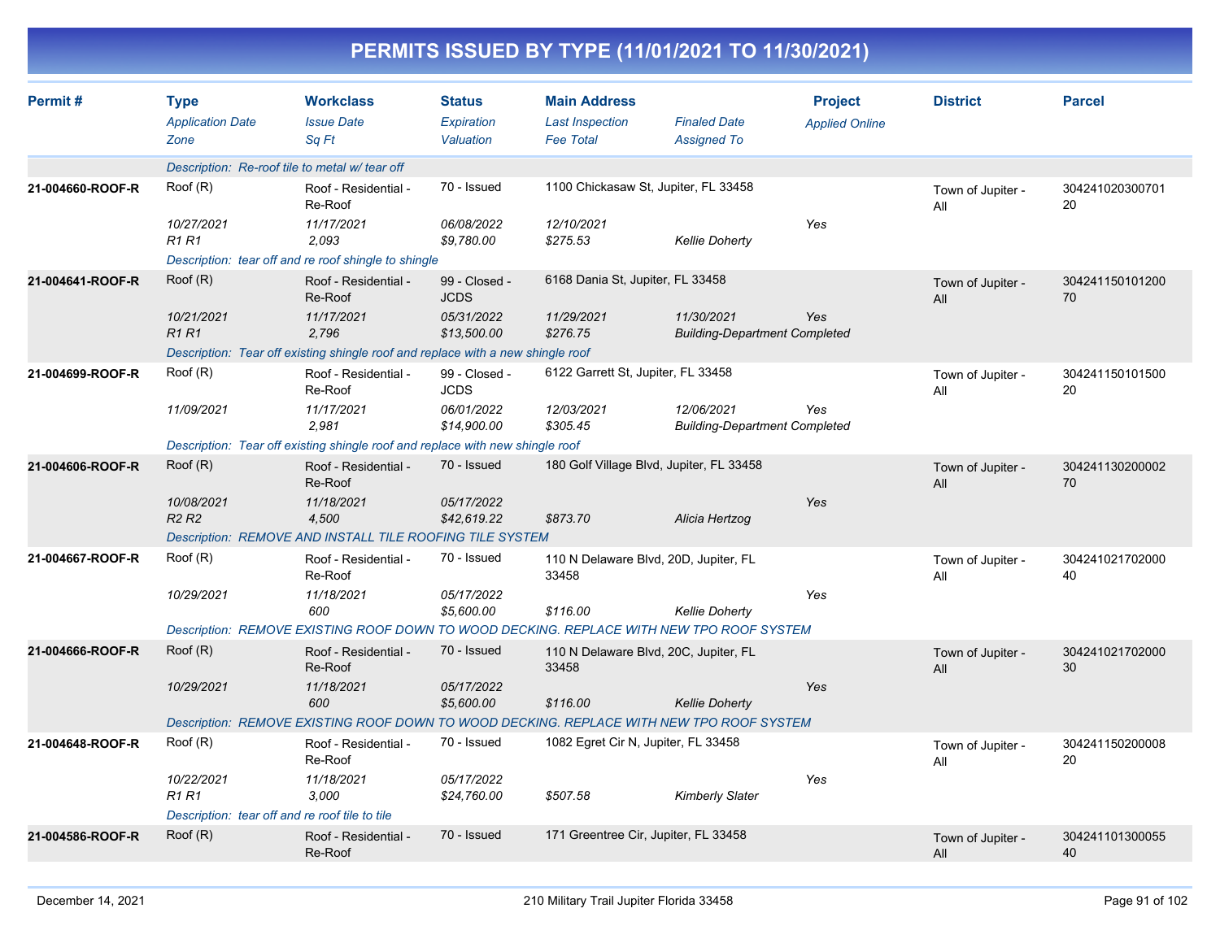# PERMITS ISSUED BY TYPE (11/01/2021 TO 11/30/2021)

| Permit # | Type<br>*Application Date*<br>*Zone* | Workclass<br>*Issue Date*<br>*Sq Ft* | Status<br>*Expiration*<br>*Valuation* | Main Address<br>*Last Inspection*<br>*Fee Total* | <br>*Finaled Date*<br>*Assigned To* | Project<br>*Applied Online* | District | Parcel |
|---|---|---|---|---|---|---|---|---|
| | *Description: Re-roof tile to metal w/ tear off* | | | | | | | |
| **21-004660-ROOF-R** | Roof (R)<br>*10/27/2021*<br>*R1 R1* | Roof - Residential - Re-Roof<br>*11/17/2021*<br>*2,093* | 70 - Issued<br>*06/08/2022*<br>*$9,780.00* | 1100 Chickasaw St, Jupiter, FL 33458<br>*12/10/2021*<br>*$275.53* | <br><br>*Kellie Doherty* | <br>*Yes* | Town of Jupiter - All | 30424102030070120 |
| | *Description: tear off and re roof shingle to shingle* | | | | | | | |
| **21-004641-ROOF-R** | Roof (R)<br>*10/21/2021*<br>*R1 R1* | Roof - Residential - Re-Roof<br>*11/17/2021*<br>*2,796* | 99 - Closed - JCDS<br>*05/31/2022*<br>*$13,500.00* | 6168 Dania St, Jupiter, FL 33458<br>*11/29/2021*<br>*$276.75* | <br>*11/30/2021*<br>*Building-Department Completed* | <br>*Yes* | Town of Jupiter - All | 30424115010120070 |
| | *Description: Tear off existing shingle roof and replace with a new shingle roof* | | | | | | | |
| **21-004699-ROOF-R** | Roof (R)<br>*11/09/2021* | Roof - Residential - Re-Roof<br>*11/17/2021*<br>*2,981* | 99 - Closed - JCDS<br>*06/01/2022*<br>*$14,900.00* | 6122 Garrett St, Jupiter, FL 33458<br>*12/03/2021*<br>*$305.45* | <br>*12/06/2021*<br>*Building-Department Completed* | <br>*Yes* | Town of Jupiter - All | 30424115010150020 |
| | *Description: Tear off existing shingle roof and replace with new shingle roof* | | | | | | | |
| **21-004606-ROOF-R** | Roof (R)<br>*10/08/2021*<br>*R2 R2* | Roof - Residential - Re-Roof<br>*11/18/2021*<br>*4,500* | 70 - Issued<br>*05/17/2022*<br>*$42,619.22* | 180 Golf Village Blvd, Jupiter, FL 33458<br><br>*$873.70* | <br><br>*Alicia Hertzog* | <br>*Yes* | Town of Jupiter - All | 30424113020000270 |
| | *Description: REMOVE AND INSTALL TILE ROOFING TILE SYSTEM* | | | | | | | |
| **21-004667-ROOF-R** | Roof (R)<br>*10/29/2021* | Roof - Residential - Re-Roof<br>*11/18/2021*<br>*600* | 70 - Issued<br>*05/17/2022*<br>*$5,600.00* | 110 N Delaware Blvd, 20D, Jupiter, FL 33458<br><br>*$116.00* | <br><br>*Kellie Doherty* | <br>*Yes* | Town of Jupiter - All | 30424102170200040 |
| | *Description: REMOVE EXISTING ROOF DOWN TO WOOD DECKING. REPLACE WITH NEW TPO ROOF SYSTEM* | | | | | | | |
| **21-004666-ROOF-R** | Roof (R)<br>*10/29/2021* | Roof - Residential - Re-Roof<br>*11/18/2021*<br>*600* | 70 - Issued<br>*05/17/2022*<br>*$5,600.00* | 110 N Delaware Blvd, 20C, Jupiter, FL 33458<br><br>*$116.00* | <br><br>*Kellie Doherty* | <br>*Yes* | Town of Jupiter - All | 30424102170200030 |
| | *Description: REMOVE EXISTING ROOF DOWN TO WOOD DECKING. REPLACE WITH NEW TPO ROOF SYSTEM* | | | | | | | |
| **21-004648-ROOF-R** | Roof (R)<br>*10/22/2021*<br>*R1 R1* | Roof - Residential - Re-Roof<br>*11/18/2021*<br>*3,000* | 70 - Issued<br>*05/17/2022*<br>*$24,760.00* | 1082 Egret Cir N, Jupiter, FL 33458<br><br>*$507.58* | <br><br>*Kimberly Slater* | <br>*Yes* | Town of Jupiter - All | 30424115020000820 |
| | *Description: tear off and re roof tile to tile* | | | | | | | |
| **21-004586-ROOF-R** | Roof (R) | Roof - Residential - Re-Roof | 70 - Issued | 171 Greentree Cir, Jupiter, FL 33458 | | | Town of Jupiter - All | 30424110130005540 |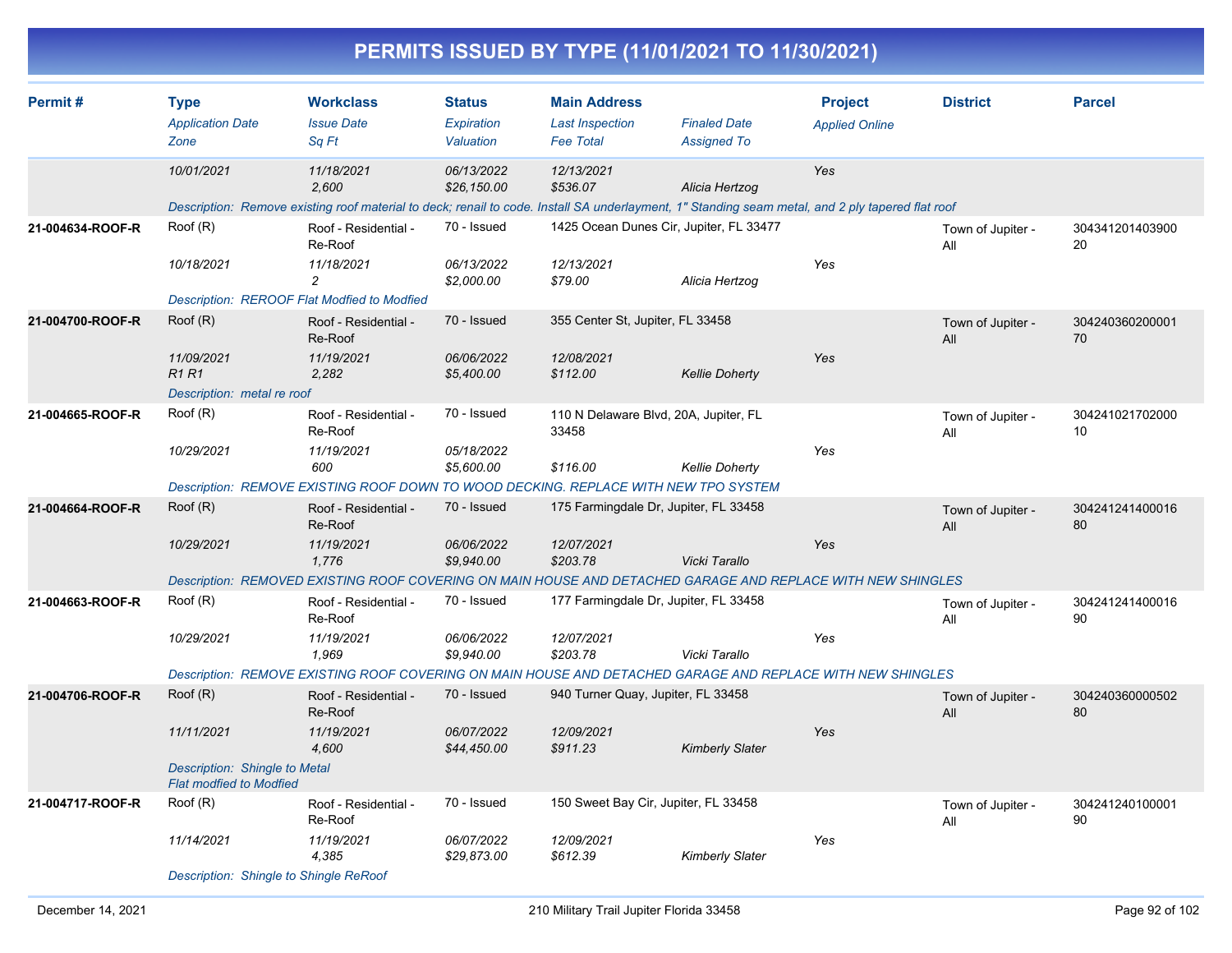# PERMITS ISSUED BY TYPE (11/01/2021 TO 11/30/2021)

| Permit # | Type / Application Date / Zone | Workclass / Issue Date / Sq Ft | Status / Expiration / Valuation | Main Address / Last Inspection / Fee Total | Finaled Date / Assigned To | Project / Applied Online | District | Parcel |
|---|---|---|---|---|---|---|---|---|
| | 10/01/2021 | 11/18/2021<br>2,600 | 06/13/2022<br>$26,150.00 | 12/13/2021<br>$536.07 | Alicia Hertzog | Yes | | |
| | Description: Remove existing roof material to deck; renail to code. Install SA underlayment, 1" Standing seam metal, and 2 ply tapered flat roof | | | | | | | |
| 21-004634-ROOF-R | Roof (R)<br>10/18/2021 | Roof - Residential - Re-Roof<br>11/18/2021<br>2 | 70 - Issued<br>06/13/2022<br>$2,000.00 | 1425 Ocean Dunes Cir, Jupiter, FL 33477<br>12/13/2021<br>$79.00 | Alicia Hertzog | Yes | Town of Jupiter - All | 30434120140390020 |
| | Description: REROOF Flat Modfied to Modfied | | | | | | | |
| 21-004700-ROOF-R | Roof (R)<br>11/09/2021<br>R1 R1 | Roof - Residential - Re-Roof<br>11/19/2021<br>2,282 | 70 - Issued<br>06/06/2022<br>$5,400.00 | 355 Center St, Jupiter, FL 33458<br>12/08/2021<br>$112.00 | Kellie Doherty | Yes | Town of Jupiter - All | 30424036020000170 |
| | Description: metal re roof | | | | | | | |
| 21-004665-ROOF-R | Roof (R)<br>10/29/2021 | Roof - Residential - Re-Roof<br>11/19/2021<br>600 | 70 - Issued<br>05/18/2022<br>$5,600.00 | 110 N Delaware Blvd, 20A, Jupiter, FL 33458<br><br>$116.00 | Kellie Doherty | Yes | Town of Jupiter - All | 30424102170200010 |
| | Description: REMOVE EXISTING ROOF DOWN TO WOOD DECKING. REPLACE WITH NEW TPO SYSTEM | | | | | | | |
| 21-004664-ROOF-R | Roof (R)<br>10/29/2021 | Roof - Residential - Re-Roof<br>11/19/2021<br>1,776 | 70 - Issued<br>06/06/2022<br>$9,940.00 | 175 Farmingdale Dr, Jupiter, FL 33458<br>12/07/2021<br>$203.78 | Vicki Tarallo | Yes | Town of Jupiter - All | 30424124140001680 |
| | Description: REMOVED EXISTING ROOF COVERING ON MAIN HOUSE AND DETACHED GARAGE AND REPLACE WITH NEW SHINGLES | | | | | | | |
| 21-004663-ROOF-R | Roof (R)<br>10/29/2021 | Roof - Residential - Re-Roof<br>11/19/2021<br>1,969 | 70 - Issued<br>06/06/2022<br>$9,940.00 | 177 Farmingdale Dr, Jupiter, FL 33458<br>12/07/2021<br>$203.78 | Vicki Tarallo | Yes | Town of Jupiter - All | 30424124140001690 |
| | Description: REMOVE EXISTING ROOF COVERING ON MAIN HOUSE AND DETACHED GARAGE AND REPLACE WITH NEW SHINGLES | | | | | | | |
| 21-004706-ROOF-R | Roof (R)<br>11/11/2021 | Roof - Residential - Re-Roof<br>11/19/2021<br>4,600 | 70 - Issued<br>06/07/2022<br>$44,450.00 | 940 Turner Quay, Jupiter, FL 33458<br>12/09/2021<br>$911.23 | Kimberly Slater | Yes | Town of Jupiter - All | 30424036000050280 |
| | Description: Shingle to Metal<br>Flat modfied to Modfied | | | | | | | |
| 21-004717-ROOF-R | Roof (R)<br>11/14/2021 | Roof - Residential - Re-Roof<br>11/19/2021<br>4,385 | 70 - Issued<br>06/07/2022<br>$29,873.00 | 150 Sweet Bay Cir, Jupiter, FL 33458<br>12/09/2021<br>$612.39 | Kimberly Slater | Yes | Town of Jupiter - All | 30424124010000190 |
| | Description: Shingle to Shingle ReRoof | | | | | | | |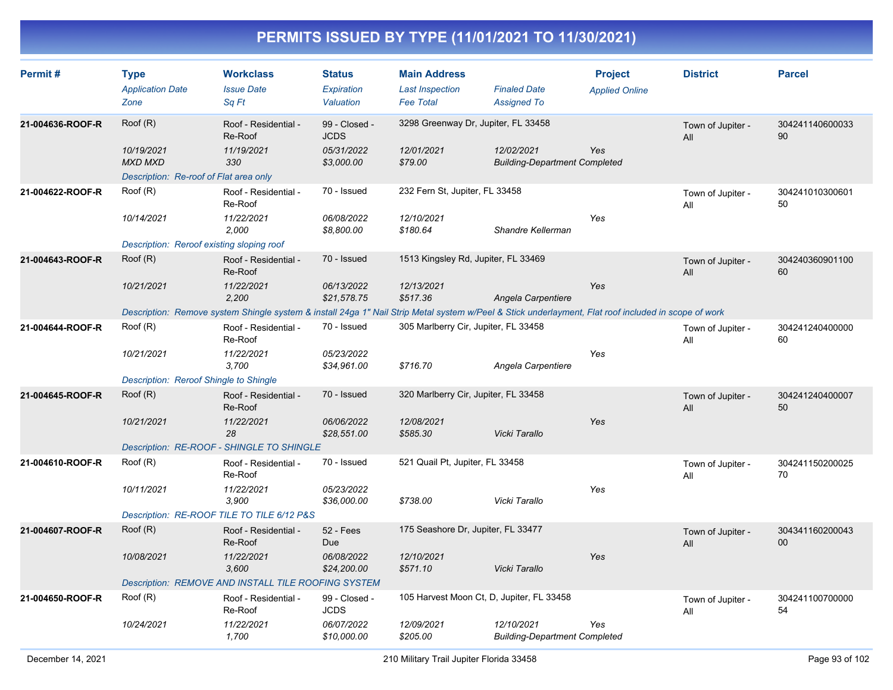# PERMITS ISSUED BY TYPE (11/01/2021 TO 11/30/2021)

| Permit # | Type | Workclass | Status | Main Address | | Project | District | Parcel |
|---|---|---|---|---|---|---|---|---|
| | *Application Date* | *Issue Date* | *Expiration* | *Last Inspection* | *Finaled Date* | *Applied Online* | | |
| | *Zone* | *Sq Ft* | *Valuation* | *Fee Total* | *Assigned To* | | | |
| **21-004636-ROOF-R** | Roof (R) | Roof - Residential - Re-Roof | 99 - Closed - JCDS | 3298 Greenway Dr, Jupiter, FL 33458 | | | Town of Jupiter - All | 30424114060003390 |
| | *10/19/2021* | *11/19/2021* | *05/31/2022* | *12/01/2021* | *12/02/2021* | *Yes* | | |
| | *MXD MXD* | *330* | *$3,000.00* | *$79.00* | *Building-Department Completed* | | | |
| | *Description: Re-roof of Flat area only* | | | | | | | |
| **21-004622-ROOF-R** | Roof (R) | Roof - Residential - Re-Roof | 70 - Issued | 232 Fern St, Jupiter, FL 33458 | | | Town of Jupiter - All | 30424101030060150 |
| | *10/14/2021* | *11/22/2021* | *06/08/2022* | *12/10/2021* | | *Yes* | | |
| | | *2,000* | *$8,800.00* | *$180.64* | *Shandre Kellerman* | | | |
| | *Description: Reroof existing sloping roof* | | | | | | | |
| **21-004643-ROOF-R** | Roof (R) | Roof - Residential - Re-Roof | 70 - Issued | 1513 Kingsley Rd, Jupiter, FL 33469 | | | Town of Jupiter - All | 30424036090110060 |
| | *10/21/2021* | *11/22/2021* | *06/13/2022* | *12/13/2021* | | *Yes* | | |
| | | *2,200* | *$21,578.75* | *$517.36* | *Angela Carpentiere* | | | |
| | *Description: Remove system Shingle system & install 24ga 1" Nail Strip Metal system w/Peel & Stick underlayment, Flat roof included in scope of work* | | | | | | | |
| **21-004644-ROOF-R** | Roof (R) | Roof - Residential - Re-Roof | 70 - Issued | 305 Marlberry Cir, Jupiter, FL 33458 | | | Town of Jupiter - All | 30424124040000060 |
| | *10/21/2021* | *11/22/2021* | *05/23/2022* | | | *Yes* | | |
| | | *3,700* | *$34,961.00* | *$716.70* | *Angela Carpentiere* | | | |
| | *Description: Reroof Shingle to Shingle* | | | | | | | |
| **21-004645-ROOF-R** | Roof (R) | Roof - Residential - Re-Roof | 70 - Issued | 320 Marlberry Cir, Jupiter, FL 33458 | | | Town of Jupiter - All | 30424124040000750 |
| | *10/21/2021* | *11/22/2021* | *06/06/2022* | *12/08/2021* | | *Yes* | | |
| | | *28* | *$28,551.00* | *$585.30* | *Vicki Tarallo* | | | |
| | *Description: RE-ROOF - SHINGLE TO SHINGLE* | | | | | | | |
| **21-004610-ROOF-R** | Roof (R) | Roof - Residential - Re-Roof | 70 - Issued | 521 Quail Pt, Jupiter, FL 33458 | | | Town of Jupiter - All | 30424115020002570 |
| | *10/11/2021* | *11/22/2021* | *05/23/2022* | | | *Yes* | | |
| | | *3,900* | *$36,000.00* | *$738.00* | *Vicki Tarallo* | | | |
| | *Description: RE-ROOF TILE TO TILE 6/12 P&S* | | | | | | | |
| **21-004607-ROOF-R** | Roof (R) | Roof - Residential - Re-Roof | 52 - Fees Due | 175 Seashore Dr, Jupiter, FL 33477 | | | Town of Jupiter - All | 30434116020004300 |
| | *10/08/2021* | *11/22/2021* | *06/08/2022* | *12/10/2021* | | *Yes* | | |
| | | *3,600* | *$24,200.00* | *$571.10* | *Vicki Tarallo* | | | |
| | *Description: REMOVE AND INSTALL TILE ROOFING SYSTEM* | | | | | | | |
| **21-004650-ROOF-R** | Roof (R) | Roof - Residential - Re-Roof | 99 - Closed - JCDS | 105 Harvest Moon Ct, D, Jupiter, FL 33458 | | | Town of Jupiter - All | 30424110070000054 |
| | *10/24/2021* | *11/22/2021* | *06/07/2022* | *12/09/2021* | *12/10/2021* | *Yes* | | |
| | | *1,700* | *$10,000.00* | *$205.00* | *Building-Department Completed* | | | |

December 14, 2021 — 210 Military Trail Jupiter Florida 33458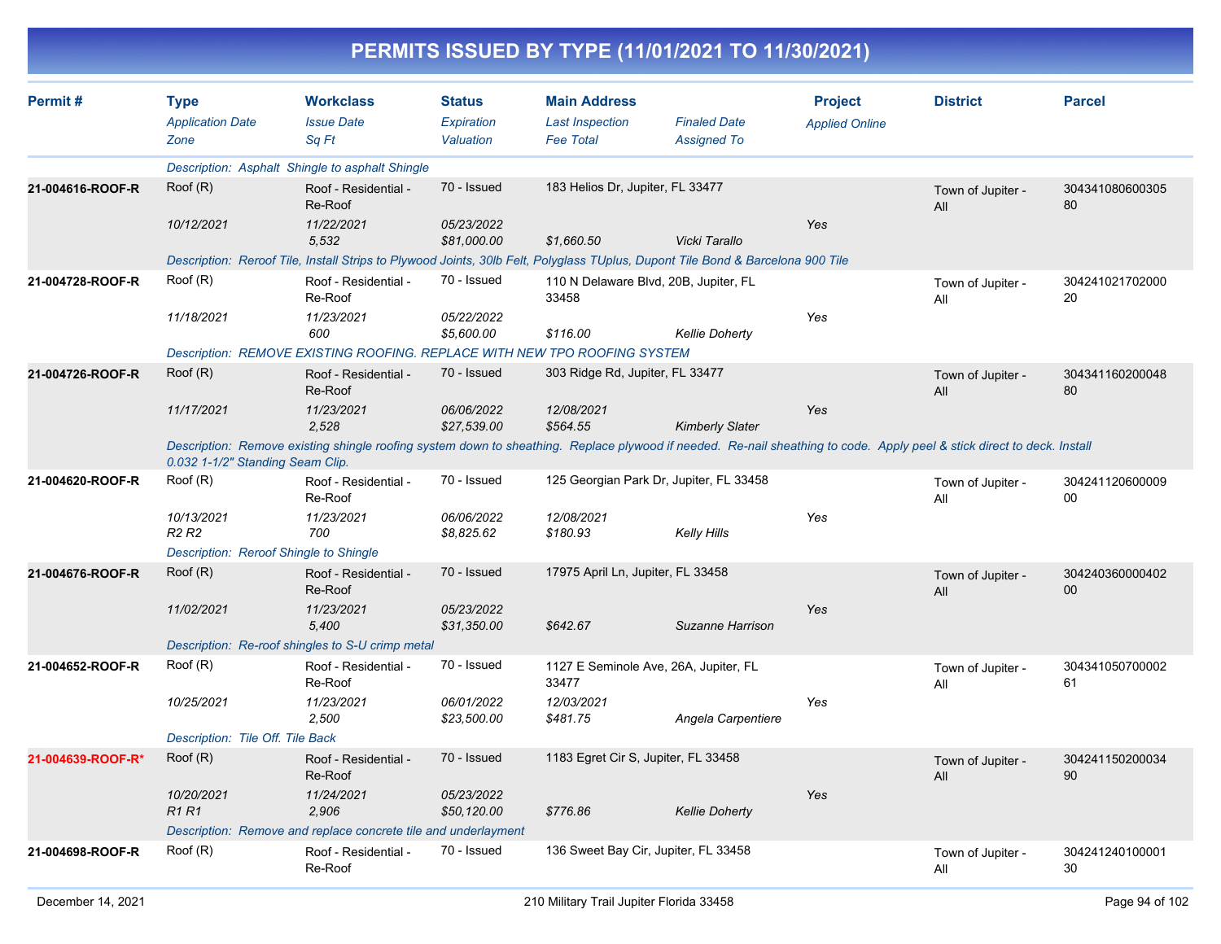# PERMITS ISSUED BY TYPE (11/01/2021 TO 11/30/2021)

| Permit # | Type<br>*Application Date*<br>*Zone* | Workclass<br>*Issue Date*<br>*Sq Ft* | Status<br>*Expiration*<br>*Valuation* | Main Address<br>*Last Inspection*<br>*Fee Total* | *Finaled Date*<br>*Assigned To* | Project<br>*Applied Online* | District | Parcel |
|---|---|---|---|---|---|---|---|---|
| | *Description: Asphalt Shingle to asphalt Shingle* | | | | | | | |
| **21-004616-ROOF-R** | Roof (R)<br>*10/12/2021* | Roof - Residential - Re-Roof<br>*11/22/2021*<br>*5,532* | 70 - Issued<br>*05/23/2022*<br>*$81,000.00* | 183 Helios Dr, Jupiter, FL 33477<br><br>*$1,660.50* | <br><br>*Vicki Tarallo* | <br>*Yes* | Town of Jupiter - All | 30434108060030580 |
| | *Description: Reroof Tile, Install Strips to Plywood Joints, 30lb Felt, Polyglass TUplus, Dupont Tile Bond & Barcelona 900 Tile* | | | | | | | |
| **21-004728-ROOF-R** | Roof (R)<br>*11/18/2021* | Roof - Residential - Re-Roof<br>*11/23/2021*<br>*600* | 70 - Issued<br>*05/22/2022*<br>*$5,600.00* | 110 N Delaware Blvd, 20B, Jupiter, FL 33458<br><br>*$116.00* | <br><br>*Kellie Doherty* | <br>*Yes* | Town of Jupiter - All | 30424102170200020 |
| | *Description: REMOVE EXISTING ROOFING. REPLACE WITH NEW TPO ROOFING SYSTEM* | | | | | | | |
| **21-004726-ROOF-R** | Roof (R)<br>*11/17/2021* | Roof - Residential - Re-Roof<br>*11/23/2021*<br>*2,528* | 70 - Issued<br>*06/06/2022*<br>*$27,539.00* | 303 Ridge Rd, Jupiter, FL 33477<br>*12/08/2021*<br>*$564.55* | <br><br>*Kimberly Slater* | <br>*Yes* | Town of Jupiter - All | 30434116020004880 |
| | *Description: Remove existing shingle roofing system down to sheathing. Replace plywood if needed. Re-nail sheathing to code. Apply peel & stick direct to deck. Install 0.032 1-1/2" Standing Seam Clip.* | | | | | | | |
| **21-004620-ROOF-R** | Roof (R)<br>*10/13/2021*<br>*R2 R2* | Roof - Residential - Re-Roof<br>*11/23/2021*<br>*700* | 70 - Issued<br>*06/06/2022*<br>*$8,825.62* | 125 Georgian Park Dr, Jupiter, FL 33458<br>*12/08/2021*<br>*$180.93* | <br><br>*Kelly Hills* | <br>*Yes* | Town of Jupiter - All | 30424112060000900 |
| | *Description: Reroof Shingle to Shingle* | | | | | | | |
| **21-004676-ROOF-R** | Roof (R)<br>*11/02/2021* | Roof - Residential - Re-Roof<br>*11/23/2021*<br>*5,400* | 70 - Issued<br>*05/23/2022*<br>*$31,350.00* | 17975 April Ln, Jupiter, FL 33458<br><br>*$642.67* | <br><br>*Suzanne Harrison* | <br>*Yes* | Town of Jupiter - All | 30424036000040200 |
| | *Description: Re-roof shingles to S-U crimp metal* | | | | | | | |
| **21-004652-ROOF-R** | Roof (R)<br>*10/25/2021* | Roof - Residential - Re-Roof<br>*11/23/2021*<br>*2,500* | 70 - Issued<br>*06/01/2022*<br>*$23,500.00* | 1127 E Seminole Ave, 26A, Jupiter, FL 33477<br>*12/03/2021*<br>*$481.75* | <br><br>*Angela Carpentiere* | <br>*Yes* | Town of Jupiter - All | 30434105070000261 |
| | *Description: Tile Off. Tile Back* | | | | | | | |
| **21-004639-ROOF-R*** | Roof (R)<br>*10/20/2021*<br>*R1 R1* | Roof - Residential - Re-Roof<br>*11/24/2021*<br>*2,906* | 70 - Issued<br>*05/23/2022*<br>*$50,120.00* | 1183 Egret Cir S, Jupiter, FL 33458<br><br>*$776.86* | <br><br>*Kellie Doherty* | <br>*Yes* | Town of Jupiter - All | 30424115020003490 |
| | *Description: Remove and replace concrete tile and underlayment* | | | | | | | |
| **21-004698-ROOF-R** | Roof (R) | Roof - Residential - Re-Roof | 70 - Issued | 136 Sweet Bay Cir, Jupiter, FL 33458 | | | Town of Jupiter - All | 30424124010000130 |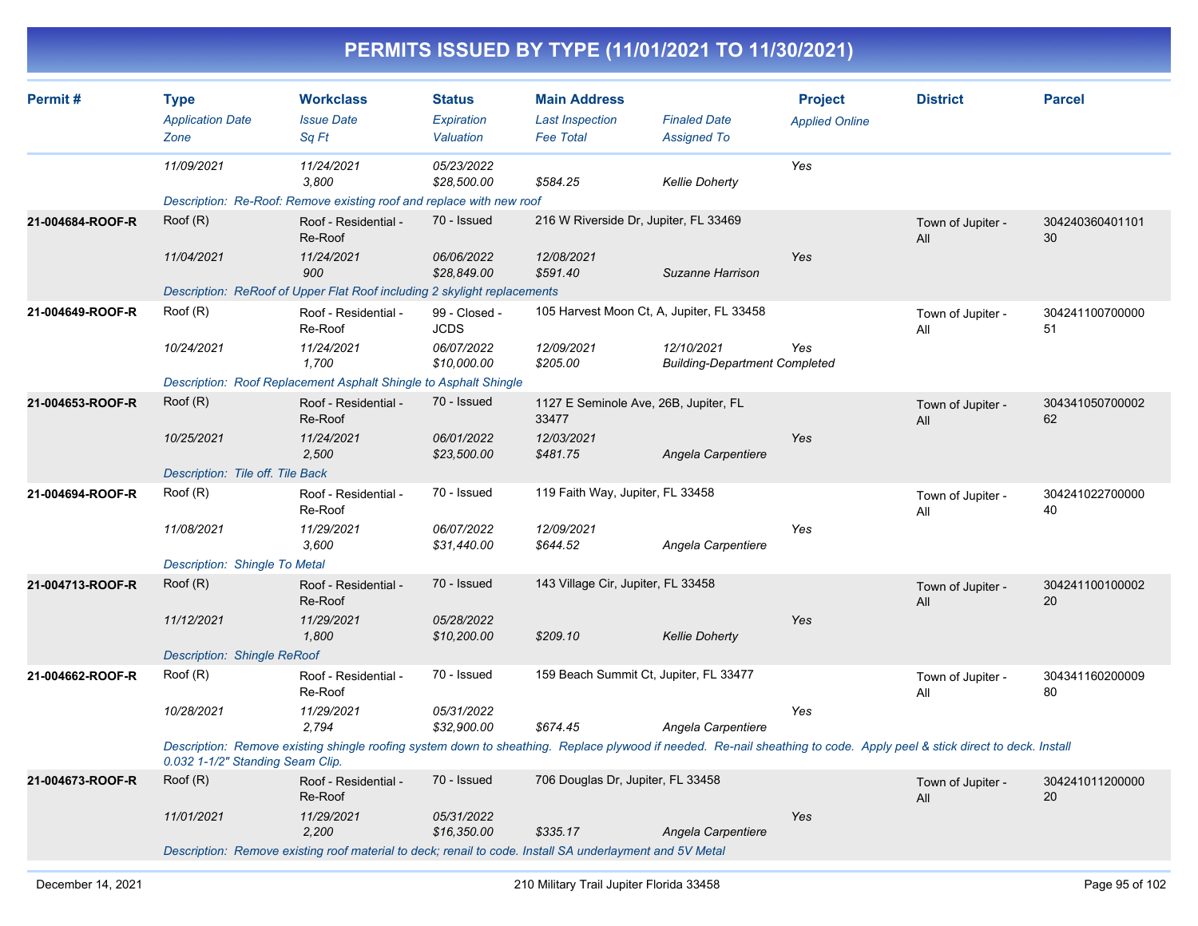# PERMITS ISSUED BY TYPE (11/01/2021 TO 11/30/2021)

| Permit # | Type / Application Date / Zone | Workclass / Issue Date / Sq Ft | Status / Expiration / Valuation | Main Address / Last Inspection / Fee Total | Finaled Date / Assigned To | Project / Applied Online | District | Parcel |
|---|---|---|---|---|---|---|---|---|
| | 11/09/2021 | 11/24/2021<br>3,800 | 05/23/2022<br>$28,500.00 | $584.25 | Kellie Doherty | Yes | | |
| | Description: Re-Roof: Remove existing roof and replace with new roof | | | | | | | |
| 21-004684-ROOF-R | Roof (R)<br>11/04/2021 | Roof - Residential - Re-Roof<br>11/24/2021<br>900 | 70 - Issued<br>06/06/2022<br>$28,849.00 | 216 W Riverside Dr, Jupiter, FL 33469<br>12/08/2021<br>$591.40 | Suzanne Harrison | Yes | Town of Jupiter - All | 30424036040110130 |
| | Description: ReRoof of Upper Flat Roof including 2 skylight replacements | | | | | | | |
| 21-004649-ROOF-R | Roof (R)<br>10/24/2021 | Roof - Residential - Re-Roof<br>11/24/2021<br>1,700 | 99 - Closed - JCDS<br>06/07/2022<br>$10,000.00 | 105 Harvest Moon Ct, A, Jupiter, FL 33458<br>12/09/2021<br>$205.00 | 12/10/2021<br>Building-Department Completed | Yes | Town of Jupiter - All | 30424110070000051 |
| | Description: Roof Replacement Asphalt Shingle to Asphalt Shingle | | | | | | | |
| 21-004653-ROOF-R | Roof (R)<br>10/25/2021 | Roof - Residential - Re-Roof<br>11/24/2021<br>2,500 | 70 - Issued<br>06/01/2022<br>$23,500.00 | 1127 E Seminole Ave, 26B, Jupiter, FL 33477<br>12/03/2021<br>$481.75 | Angela Carpentiere | Yes | Town of Jupiter - All | 30434105070000262 |
| | Description: Tile off. Tile Back | | | | | | | |
| 21-004694-ROOF-R | Roof (R)<br>11/08/2021 | Roof - Residential - Re-Roof<br>11/29/2021<br>3,600 | 70 - Issued<br>06/07/2022<br>$31,440.00 | 119 Faith Way, Jupiter, FL 33458<br>12/09/2021<br>$644.52 | Angela Carpentiere | Yes | Town of Jupiter - All | 30424102270000040 |
| | Description: Shingle To Metal | | | | | | | |
| 21-004713-ROOF-R | Roof (R)<br>11/12/2021 | Roof - Residential - Re-Roof<br>11/29/2021<br>1,800 | 70 - Issued<br>05/28/2022<br>$10,200.00 | 143 Village Cir, Jupiter, FL 33458<br>$209.10 | Kellie Doherty | Yes | Town of Jupiter - All | 30424110010000220 |
| | Description: Shingle ReRoof | | | | | | | |
| 21-004662-ROOF-R | Roof (R)<br>10/28/2021 | Roof - Residential - Re-Roof<br>11/29/2021<br>2,794 | 70 - Issued<br>05/31/2022<br>$32,900.00 | 159 Beach Summit Ct, Jupiter, FL 33477<br>$674.45 | Angela Carpentiere | Yes | Town of Jupiter - All | 30434116020000980 |
| | Description: Remove existing shingle roofing system down to sheathing. Replace plywood if needed. Re-nail sheathing to code. Apply peel & stick direct to deck. Install 0.032 1-1/2" Standing Seam Clip. | | | | | | | |
| 21-004673-ROOF-R | Roof (R)<br>11/01/2021 | Roof - Residential - Re-Roof<br>11/29/2021<br>2,200 | 70 - Issued<br>05/31/2022<br>$16,350.00 | 706 Douglas Dr, Jupiter, FL 33458<br>$335.17 | Angela Carpentiere | Yes | Town of Jupiter - All | 30424101120000020 |
| | Description: Remove existing roof material to deck; renail to code. Install SA underlayment and 5V Metal | | | | | | | |

December 14, 2021 — 210 Military Trail Jupiter Florida 33458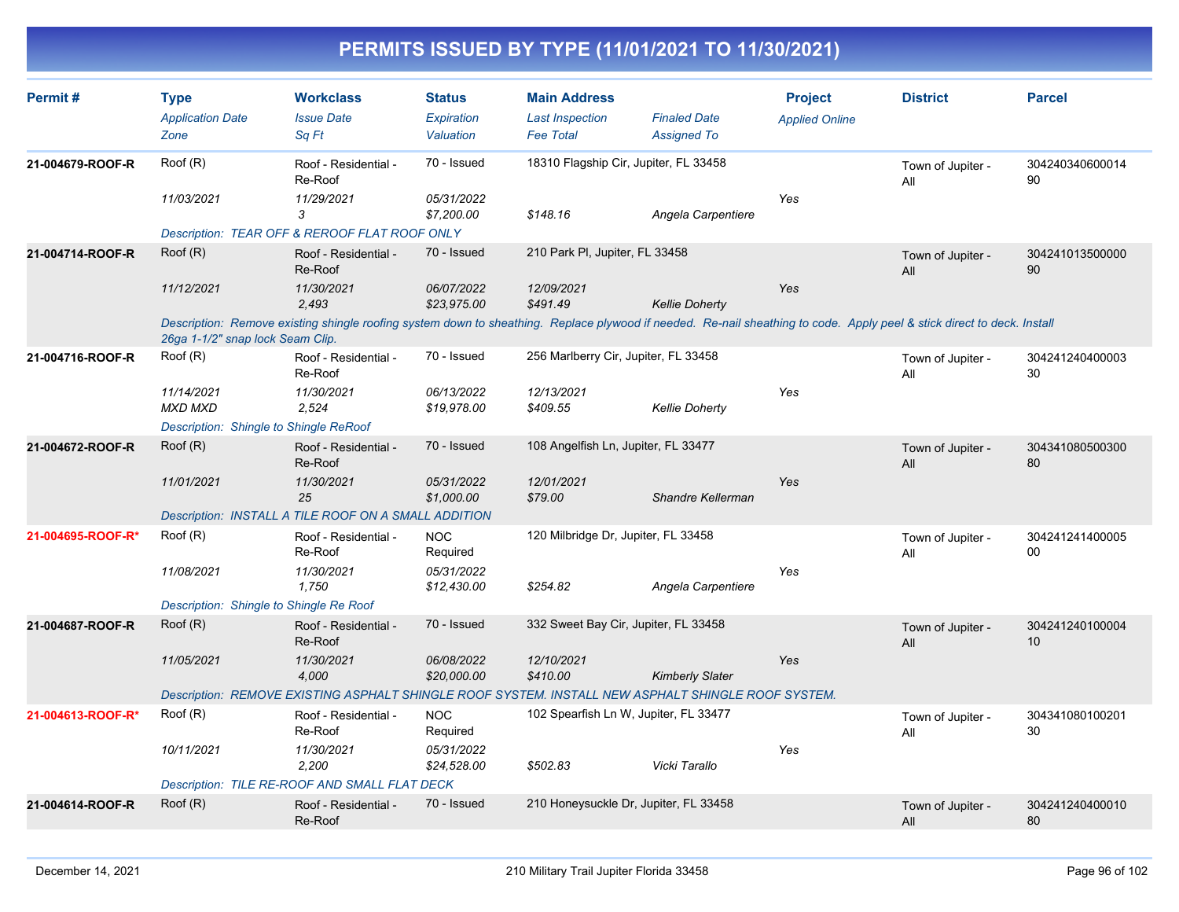# PERMITS ISSUED BY TYPE (11/01/2021 TO 11/30/2021)

| Permit # | Type<br>*Application Date*<br>*Zone* | Workclass<br>*Issue Date*<br>*Sq Ft* | Status<br>*Expiration*<br>*Valuation* | Main Address<br>*Last Inspection*<br>*Fee Total* | *Finaled Date*<br>*Assigned To* | Project<br>*Applied Online* | District | Parcel |
|---|---|---|---|---|---|---|---|---|
| 21-004679-ROOF-R | Roof (R)<br>*11/03/2021* | Roof - Residential - Re-Roof<br>*11/29/2021*<br>*3* | 70 - Issued<br>*05/31/2022*<br>*$7,200.00* | 18310 Flagship Cir, Jupiter, FL 33458<br><br>*$148.16* | <br>*Angela Carpentiere* | <br>*Yes* | Town of Jupiter - All | 30424034060001490 |
| | *Description: TEAR OFF & REROOF FLAT ROOF ONLY* | | | | | | | |
| 21-004714-ROOF-R | Roof (R)<br>*11/12/2021* | Roof - Residential - Re-Roof<br>*11/30/2021*<br>*2,493* | 70 - Issued<br>*06/07/2022*<br>*$23,975.00* | 210 Park Pl, Jupiter, FL 33458<br>*12/09/2021*<br>*$491.49* | <br>*Kellie Doherty* | <br>*Yes* | Town of Jupiter - All | 30424101350000090 |
| | *Description: Remove existing shingle roofing system down to sheathing. Replace plywood if needed. Re-nail sheathing to code. Apply peel & stick direct to deck. Install 26ga 1-1/2" snap lock Seam Clip.* | | | | | | | |
| 21-004716-ROOF-R | Roof (R)<br>*11/14/2021*<br>*MXD MXD* | Roof - Residential - Re-Roof<br>*11/30/2021*<br>*2,524* | 70 - Issued<br>*06/13/2022*<br>*$19,978.00* | 256 Marlberry Cir, Jupiter, FL 33458<br>*12/13/2021*<br>*$409.55* | <br>*Kellie Doherty* | <br>*Yes* | Town of Jupiter - All | 30424124040000330 |
| | *Description: Shingle to Shingle ReRoof* | | | | | | | |
| 21-004672-ROOF-R | Roof (R)<br>*11/01/2021* | Roof - Residential - Re-Roof<br>*11/30/2021*<br>*25* | 70 - Issued<br>*05/31/2022*<br>*$1,000.00* | 108 Angelfish Ln, Jupiter, FL 33477<br>*12/01/2021*<br>*$79.00* | <br>*Shandre Kellerman* | <br>*Yes* | Town of Jupiter - All | 30434108050030080 |
| | *Description: INSTALL A TILE ROOF ON A SMALL ADDITION* | | | | | | | |
| 21-004695-ROOF-R* | Roof (R)<br>*11/08/2021* | Roof - Residential - Re-Roof<br>*11/30/2021*<br>*1,750* | NOC Required<br>*05/31/2022*<br>*$12,430.00* | 120 Milbridge Dr, Jupiter, FL 33458<br><br>*$254.82* | <br>*Angela Carpentiere* | <br>*Yes* | Town of Jupiter - All | 30424124140000500 |
| | *Description: Shingle to Shingle Re Roof* | | | | | | | |
| 21-004687-ROOF-R | Roof (R)<br>*11/05/2021* | Roof - Residential - Re-Roof<br>*11/30/2021*<br>*4,000* | 70 - Issued<br>*06/08/2022*<br>*$20,000.00* | 332 Sweet Bay Cir, Jupiter, FL 33458<br>*12/10/2021*<br>*$410.00* | <br>*Kimberly Slater* | <br>*Yes* | Town of Jupiter - All | 30424124010000410 |
| | *Description: REMOVE EXISTING ASPHALT SHINGLE ROOF SYSTEM. INSTALL NEW ASPHALT SHINGLE ROOF SYSTEM.* | | | | | | | |
| 21-004613-ROOF-R* | Roof (R)<br>*10/11/2021* | Roof - Residential - Re-Roof<br>*11/30/2021*<br>*2,200* | NOC Required<br>*05/31/2022*<br>*$24,528.00* | 102 Spearfish Ln W, Jupiter, FL 33477<br><br>*$502.83* | <br>*Vicki Tarallo* | <br>*Yes* | Town of Jupiter - All | 30434108010020130 |
| | *Description: TILE RE-ROOF AND SMALL FLAT DECK* | | | | | | | |
| 21-004614-ROOF-R | Roof (R) | Roof - Residential - Re-Roof | 70 - Issued | 210 Honeysuckle Dr, Jupiter, FL 33458 | | | Town of Jupiter - All | 30424124040001080 |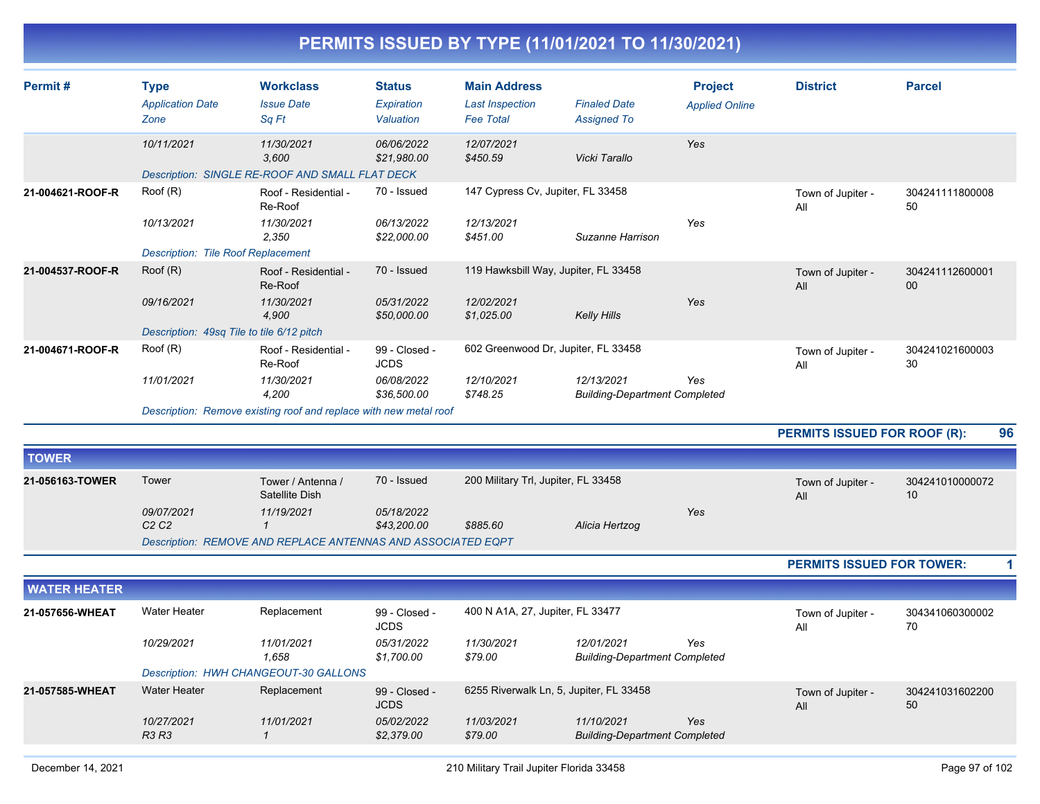# PERMITS ISSUED BY TYPE (11/01/2021 TO 11/30/2021)

| Permit # | Type | Workclass | Status | Main Address | | Project | District | Parcel |
|---|---|---|---|---|---|---|---|---|
| | *Application Date* | *Issue Date* | *Expiration* | *Last Inspection* | *Finaled Date* | *Applied Online* | | |
| | *Zone* | *Sq Ft* | *Valuation* | *Fee Total* | *Assigned To* | | | |
| | *10/11/2021* | *11/30/2021* | *06/06/2022* | *12/07/2021* | | *Yes* | | |
| | | *3,600* | *$21,980.00* | *$450.59* | *Vicki Tarallo* | | | |
| | *Description: SINGLE RE-ROOF AND SMALL FLAT DECK* | | | | | | | |
| **21-004621-ROOF-R** | Roof (R) | Roof - Residential - Re-Roof | 70 - Issued | 147 Cypress Cv, Jupiter, FL 33458 | | | Town of Jupiter - All | 30424111180000850 |
| | *10/13/2021* | *11/30/2021* | *06/13/2022* | *12/13/2021* | | *Yes* | | |
| | | *2,350* | *$22,000.00* | *$451.00* | *Suzanne Harrison* | | | |
| | *Description: Tile Roof Replacement* | | | | | | | |
| **21-004537-ROOF-R** | Roof (R) | Roof - Residential - Re-Roof | 70 - Issued | 119 Hawksbill Way, Jupiter, FL 33458 | | | Town of Jupiter - All | 30424111260000100 |
| | *09/16/2021* | *11/30/2021* | *05/31/2022* | *12/02/2021* | | *Yes* | | |
| | | *4,900* | *$50,000.00* | *$1,025.00* | *Kelly Hills* | | | |
| | *Description: 49sq Tile to tile 6/12 pitch* | | | | | | | |
| **21-004671-ROOF-R** | Roof (R) | Roof - Residential - Re-Roof | 99 - Closed - JCDS | 602 Greenwood Dr, Jupiter, FL 33458 | | | Town of Jupiter - All | 30424102160000330 |
| | *11/01/2021* | *11/30/2021* | *06/08/2022* | *12/10/2021* | *12/13/2021* | *Yes* | | |
| | | *4,200* | *$36,500.00* | *$748.25* | *Building-Department Completed* | | | |
| | *Description: Remove existing roof and replace with new metal roof* | | | | | | | |

**PERMITS ISSUED FOR ROOF (R): 96**

## TOWER

| Permit # | Type | Workclass | Status | Main Address | | Project | District | Parcel |
|---|---|---|---|---|---|---|---|---|
| **21-056163-TOWER** | Tower | Tower / Antenna / Satellite Dish | 70 - Issued | 200 Military Trl, Jupiter, FL 33458 | | | Town of Jupiter - All | 30424101000007210 |
| | *09/07/2021* | *11/19/2021* | *05/18/2022* | | | *Yes* | | |
| | *C2 C2* | *1* | *$43,200.00* | *$885.60* | *Alicia Hertzog* | | | |
| | *Description: REMOVE AND REPLACE ANTENNAS AND ASSOCIATED EQPT* | | | | | | | |

**PERMITS ISSUED FOR TOWER: 1**

## WATER HEATER

| Permit # | Type | Workclass | Status | Main Address | | Project | District | Parcel |
|---|---|---|---|---|---|---|---|---|
| **21-057656-WHEAT** | Water Heater | Replacement | 99 - Closed - JCDS | 400 N A1A, 27, Jupiter, FL 33477 | | | Town of Jupiter - All | 30434106030000270 |
| | *10/29/2021* | *11/01/2021* | *05/31/2022* | *11/30/2021* | *12/01/2021* | *Yes* | | |
| | | *1,658* | *$1,700.00* | *$79.00* | *Building-Department Completed* | | | |
| | *Description: HWH CHANGEOUT-30 GALLONS* | | | | | | | |
| **21-057585-WHEAT** | Water Heater | Replacement | 99 - Closed - JCDS | 6255 Riverwalk Ln, 5, Jupiter, FL 33458 | | | Town of Jupiter - All | 30424103160220050 |
| | *10/27/2021* | *11/01/2021* | *05/02/2022* | *11/03/2021* | *11/10/2021* | *Yes* | | |
| | *R3 R3* | *1* | *$2,379.00* | *$79.00* | *Building-Department Completed* | | | |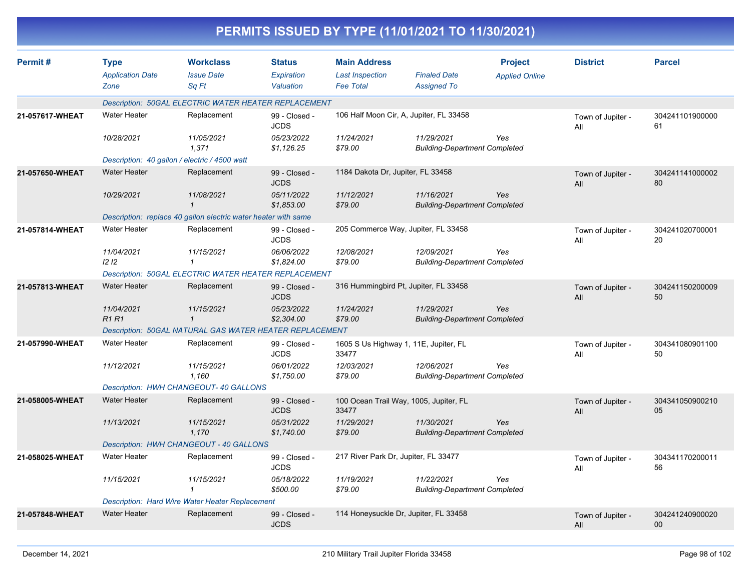# PERMITS ISSUED BY TYPE (11/01/2021 TO 11/30/2021)

| Permit # | Type / Application Date / Zone | Workclass / Issue Date / Sq Ft | Status / Expiration / Valuation | Main Address / Last Inspection / Fee Total | Finaled Date / Assigned To | Project / Applied Online | District | Parcel |
|---|---|---|---|---|---|---|---|---|
| | Description: 50GAL ELECTRIC WATER HEATER REPLACEMENT | | | | | | | |
| 21-057617-WHEAT | Water Heater | Replacement | 99 - Closed - JCDS | 106 Half Moon Cir, A, Jupiter, FL 33458 | | | Town of Jupiter - All | 30424110190000061 |
| | 10/28/2021 | 11/05/2021 | 05/23/2022 | 11/24/2021 | 11/29/2021 | Yes | | |
| | | 1,371 | $1,126.25 | $79.00 | Building-Department Completed | | | |
| | Description: 40 gallon / electric / 4500 watt | | | | | | | |
| 21-057650-WHEAT | Water Heater | Replacement | 99 - Closed - JCDS | 1184 Dakota Dr, Jupiter, FL 33458 | | | Town of Jupiter - All | 30424114100000280 |
| | 10/29/2021 | 11/08/2021 | 05/11/2022 | 11/12/2021 | 11/16/2021 | Yes | | |
| | | 1 | $1,853.00 | $79.00 | Building-Department Completed | | | |
| | Description: replace 40 gallon electric water heater with same | | | | | | | |
| 21-057814-WHEAT | Water Heater | Replacement | 99 - Closed - JCDS | 205 Commerce Way, Jupiter, FL 33458 | | | Town of Jupiter - All | 30424102070000120 |
| | 11/04/2021 | 11/15/2021 | 06/06/2022 | 12/08/2021 | 12/09/2021 | Yes | | |
| | I2 I2 | 1 | $1,824.00 | $79.00 | Building-Department Completed | | | |
| | Description: 50GAL ELECTRIC WATER HEATER REPLACEMENT | | | | | | | |
| 21-057813-WHEAT | Water Heater | Replacement | 99 - Closed - JCDS | 316 Hummingbird Pt, Jupiter, FL 33458 | | | Town of Jupiter - All | 30424115020000950 |
| | 11/04/2021 | 11/15/2021 | 05/23/2022 | 11/24/2021 | 11/29/2021 | Yes | | |
| | R1 R1 | 1 | $2,304.00 | $79.00 | Building-Department Completed | | | |
| | Description: 50GAL NATURAL GAS WATER HEATER REPLACEMENT | | | | | | | |
| 21-057990-WHEAT | Water Heater | Replacement | 99 - Closed - JCDS | 1605 S Us Highway 1, 11E, Jupiter, FL 33477 | | | Town of Jupiter - All | 30434108090110050 |
| | 11/12/2021 | 11/15/2021 | 06/01/2022 | 12/03/2021 | 12/06/2021 | Yes | | |
| | | 1,160 | $1,750.00 | $79.00 | Building-Department Completed | | | |
| | Description: HWH CHANGEOUT- 40 GALLONS | | | | | | | |
| 21-058005-WHEAT | Water Heater | Replacement | 99 - Closed - JCDS | 100 Ocean Trail Way, 1005, Jupiter, FL 33477 | | | Town of Jupiter - All | 30434105090021005 |
| | 11/13/2021 | 11/15/2021 | 05/31/2022 | 11/29/2021 | 11/30/2021 | Yes | | |
| | | 1,170 | $1,740.00 | $79.00 | Building-Department Completed | | | |
| | Description: HWH CHANGEOUT - 40 GALLONS | | | | | | | |
| 21-058025-WHEAT | Water Heater | Replacement | 99 - Closed - JCDS | 217 River Park Dr, Jupiter, FL 33477 | | | Town of Jupiter - All | 30434117020001156 |
| | 11/15/2021 | 11/15/2021 | 05/18/2022 | 11/19/2021 | 11/22/2021 | Yes | | |
| | | 1 | $500.00 | $79.00 | Building-Department Completed | | | |
| | Description: Hard Wire Water Heater Replacement | | | | | | | |
| 21-057848-WHEAT | Water Heater | Replacement | 99 - Closed - JCDS | 114 Honeysuckle Dr, Jupiter, FL 33458 | | | Town of Jupiter - All | 30424124090002000 |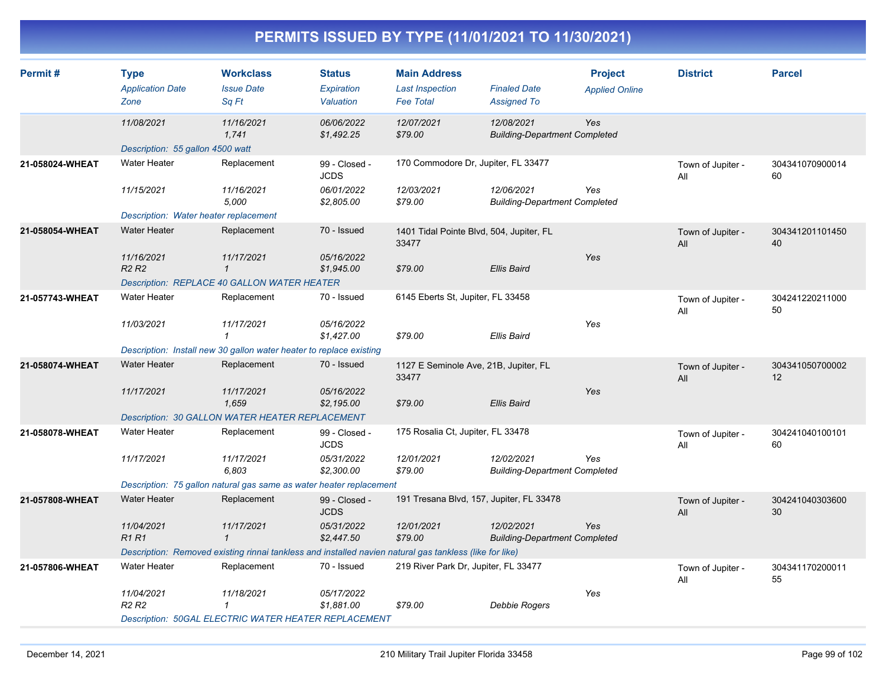# PERMITS ISSUED BY TYPE (11/01/2021 TO 11/30/2021)

| Permit # | Type | Workclass | Status | Main Address | | Project | District | Parcel |
|---|---|---|---|---|---|---|---|---|
| | *Application Date* | *Issue Date* | *Expiration* | *Last Inspection* | *Finaled Date* | *Applied Online* | | |
| | *Zone* | *Sq Ft* | *Valuation* | *Fee Total* | *Assigned To* | | | |
| | *11/08/2021* | *11/16/2021* | *06/06/2022* | *12/07/2021* | *12/08/2021* | *Yes* | | |
| | | *1,741* | *$1,492.25* | *$79.00* | *Building-Department Completed* | | | |
| | *Description: 55 gallon 4500 watt* | | | | | | | |
| **21-058024-WHEAT** | Water Heater | Replacement | 99 - Closed - JCDS | 170 Commodore Dr, Jupiter, FL 33477 | | | Town of Jupiter - All | 30434107090001460 |
| | *11/15/2021* | *11/16/2021* | *06/01/2022* | *12/03/2021* | *12/06/2021* | *Yes* | | |
| | | *5,000* | *$2,805.00* | *$79.00* | *Building-Department Completed* | | | |
| | *Description: Water heater replacement* | | | | | | | |
| **21-058054-WHEAT** | Water Heater | Replacement | 70 - Issued | 1401 Tidal Pointe Blvd, 504, Jupiter, FL 33477 | | | Town of Jupiter - All | 30434120110145040 |
| | *11/16/2021* | *11/17/2021* | *05/16/2022* | | | *Yes* | | |
| | *R2 R2* | *1* | *$1,945.00* | *$79.00* | *Ellis Baird* | | | |
| | *Description: REPLACE 40 GALLON WATER HEATER* | | | | | | | |
| **21-057743-WHEAT** | Water Heater | Replacement | 70 - Issued | 6145 Eberts St, Jupiter, FL 33458 | | | Town of Jupiter - All | 30424122021100050 |
| | *11/03/2021* | *11/17/2021* | *05/16/2022* | | | *Yes* | | |
| | | *1* | *$1,427.00* | *$79.00* | *Ellis Baird* | | | |
| | *Description: Install new 30 gallon water heater to replace existing* | | | | | | | |
| **21-058074-WHEAT** | Water Heater | Replacement | 70 - Issued | 1127 E Seminole Ave, 21B, Jupiter, FL 33477 | | | Town of Jupiter - All | 30434105070000212 |
| | *11/17/2021* | *11/17/2021* | *05/16/2022* | | | *Yes* | | |
| | | *1,659* | *$2,195.00* | *$79.00* | *Ellis Baird* | | | |
| | *Description: 30 GALLON WATER HEATER REPLACEMENT* | | | | | | | |
| **21-058078-WHEAT** | Water Heater | Replacement | 99 - Closed - JCDS | 175 Rosalia Ct, Jupiter, FL 33478 | | | Town of Jupiter - All | 30424104010010160 |
| | *11/17/2021* | *11/17/2021* | *05/31/2022* | *12/01/2021* | *12/02/2021* | *Yes* | | |
| | | *6,803* | *$2,300.00* | *$79.00* | *Building-Department Completed* | | | |
| | *Description: 75 gallon natural gas same as water heater replacement* | | | | | | | |
| **21-057808-WHEAT** | Water Heater | Replacement | 99 - Closed - JCDS | 191 Tresana Blvd, 157, Jupiter, FL 33478 | | | Town of Jupiter - All | 30424104030360030 |
| | *11/04/2021* | *11/17/2021* | *05/31/2022* | *12/01/2021* | *12/02/2021* | *Yes* | | |
| | *R1 R1* | *1* | *$2,447.50* | *$79.00* | *Building-Department Completed* | | | |
| | *Description: Removed existing rinnai tankless and installed navien natural gas tankless (like for like)* | | | | | | | |
| **21-057806-WHEAT** | Water Heater | Replacement | 70 - Issued | 219 River Park Dr, Jupiter, FL 33477 | | | Town of Jupiter - All | 30434117020001155 |
| | *11/04/2021* | *11/18/2021* | *05/17/2022* | | | *Yes* | | |
| | *R2 R2* | *1* | *$1,881.00* | *$79.00* | *Debbie Rogers* | | | |
| | *Description: 50GAL ELECTRIC WATER HEATER REPLACEMENT* | | | | | | | |

December 14, 2021 — 210 Military Trail Jupiter Florida 33458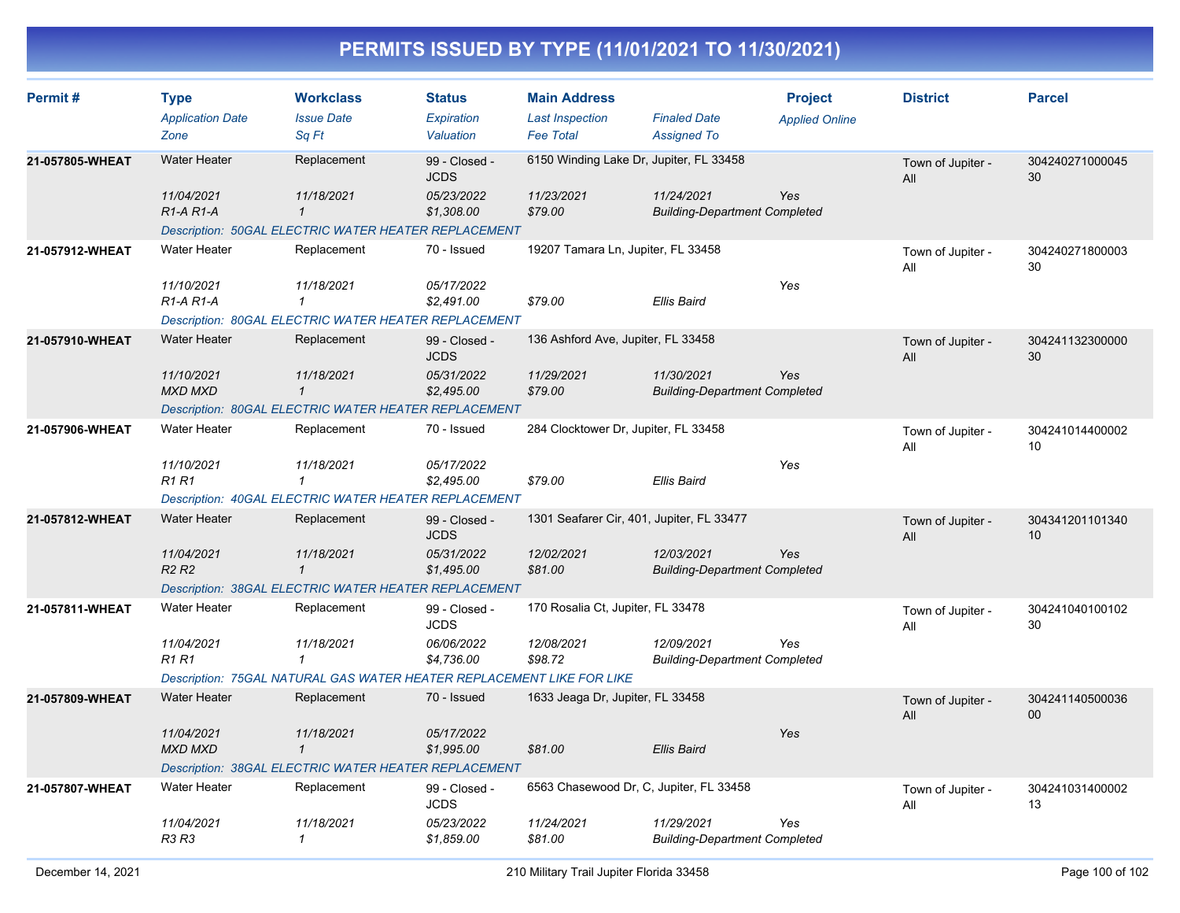# PERMITS ISSUED BY TYPE (11/01/2021 TO 11/30/2021)

| Permit # | Type | Workclass | Status | Main Address | | Project | District | Parcel |
|---|---|---|---|---|---|---|---|---|
| | *Application Date* | *Issue Date* | *Expiration* | *Last Inspection* | *Finaled Date* | *Applied Online* | | |
| | *Zone* | *Sq Ft* | *Valuation* | *Fee Total* | *Assigned To* | | | |
| **21-057805-WHEAT** | Water Heater | Replacement | 99 - Closed - JCDS | 6150 Winding Lake Dr, Jupiter, FL 33458 | | | Town of Jupiter - All | 30424027100004530 |
| | *11/04/2021* | *11/18/2021* | *05/23/2022* | *11/23/2021* | *11/24/2021* | *Yes* | | |
| | *R1-A R1-A* | *1* | *$1,308.00* | *$79.00* | *Building-Department Completed* | | | |
| | *Description: 50GAL ELECTRIC WATER HEATER REPLACEMENT* | | | | | | | |
| **21-057912-WHEAT** | Water Heater | Replacement | 70 - Issued | 19207 Tamara Ln, Jupiter, FL 33458 | | | Town of Jupiter - All | 30424027180000330 |
| | *11/10/2021* | *11/18/2021* | *05/17/2022* | | | *Yes* | | |
| | *R1-A R1-A* | *1* | *$2,491.00* | *$79.00* | *Ellis Baird* | | | |
| | *Description: 80GAL ELECTRIC WATER HEATER REPLACEMENT* | | | | | | | |
| **21-057910-WHEAT** | Water Heater | Replacement | 99 - Closed - JCDS | 136 Ashford Ave, Jupiter, FL 33458 | | | Town of Jupiter - All | 30424113230000030 |
| | *11/10/2021* | *11/18/2021* | *05/31/2022* | *11/29/2021* | *11/30/2021* | *Yes* | | |
| | *MXD MXD* | *1* | *$2,495.00* | *$79.00* | *Building-Department Completed* | | | |
| | *Description: 80GAL ELECTRIC WATER HEATER REPLACEMENT* | | | | | | | |
| **21-057906-WHEAT** | Water Heater | Replacement | 70 - Issued | 284 Clocktower Dr, Jupiter, FL 33458 | | | Town of Jupiter - All | 30424101440000210 |
| | *11/10/2021* | *11/18/2021* | *05/17/2022* | | | *Yes* | | |
| | *R1 R1* | *1* | *$2,495.00* | *$79.00* | *Ellis Baird* | | | |
| | *Description: 40GAL ELECTRIC WATER HEATER REPLACEMENT* | | | | | | | |
| **21-057812-WHEAT** | Water Heater | Replacement | 99 - Closed - JCDS | 1301 Seafarer Cir, 401, Jupiter, FL 33477 | | | Town of Jupiter - All | 30434120110134010 |
| | *11/04/2021* | *11/18/2021* | *05/31/2022* | *12/02/2021* | *12/03/2021* | *Yes* | | |
| | *R2 R2* | *1* | *$1,495.00* | *$81.00* | *Building-Department Completed* | | | |
| | *Description: 38GAL ELECTRIC WATER HEATER REPLACEMENT* | | | | | | | |
| **21-057811-WHEAT** | Water Heater | Replacement | 99 - Closed - JCDS | 170 Rosalia Ct, Jupiter, FL 33478 | | | Town of Jupiter - All | 30424104010010230 |
| | *11/04/2021* | *11/18/2021* | *06/06/2022* | *12/08/2021* | *12/09/2021* | *Yes* | | |
| | *R1 R1* | *1* | *$4,736.00* | *$98.72* | *Building-Department Completed* | | | |
| | *Description: 75GAL NATURAL GAS WATER HEATER REPLACEMENT LIKE FOR LIKE* | | | | | | | |
| **21-057809-WHEAT** | Water Heater | Replacement | 70 - Issued | 1633 Jeaga Dr, Jupiter, FL 33458 | | | Town of Jupiter - All | 30424114050003600 |
| | *11/04/2021* | *11/18/2021* | *05/17/2022* | | | *Yes* | | |
| | *MXD MXD* | *1* | *$1,995.00* | *$81.00* | *Ellis Baird* | | | |
| | *Description: 38GAL ELECTRIC WATER HEATER REPLACEMENT* | | | | | | | |
| **21-057807-WHEAT** | Water Heater | Replacement | 99 - Closed - JCDS | 6563 Chasewood Dr, C, Jupiter, FL 33458 | | | Town of Jupiter - All | 30424103140000213 |
| | *11/04/2021* | *11/18/2021* | *05/23/2022* | *11/24/2021* | *11/29/2021* | *Yes* | | |
| | *R3 R3* | *1* | *$1,859.00* | *$81.00* | *Building-Department Completed* | | | |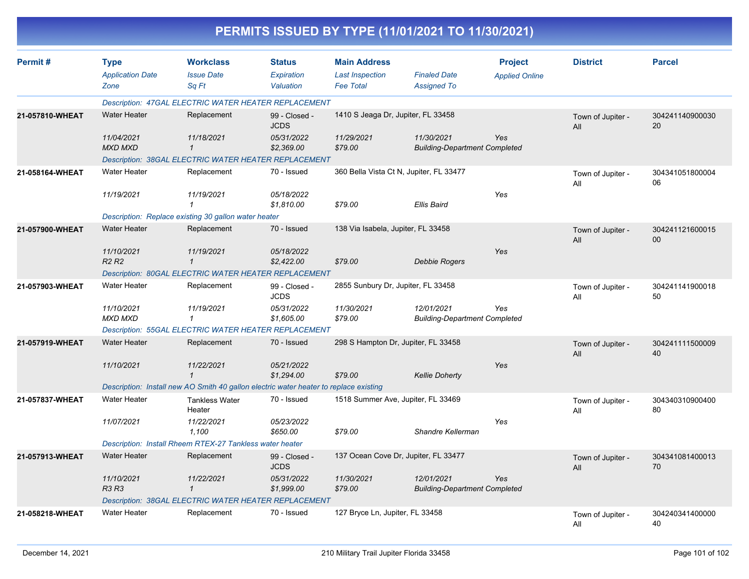# PERMITS ISSUED BY TYPE (11/01/2021 TO 11/30/2021)

| Permit # | Type / Application Date / Zone | Workclass / Issue Date / Sq Ft | Status / Expiration / Valuation | Main Address / Last Inspection / Fee Total | Finaled Date / Assigned To | Project / Applied Online | District | Parcel |
|---|---|---|---|---|---|---|---|---|
| | Description: 47GAL ELECTRIC WATER HEATER REPLACEMENT | | | | | | | |
| 21-057810-WHEAT | Water Heater | Replacement | 99 - Closed - JCDS | 1410 S Jeaga Dr, Jupiter, FL 33458 | | | Town of Jupiter - All | 30424114090003020 |
| | 11/04/2021 | 11/18/2021 | 05/31/2022 | 11/29/2021 | 11/30/2021 | Yes | | |
| | MXD MXD | 1 | $2,369.00 | $79.00 | Building-Department Completed | | | |
| | Description: 38GAL ELECTRIC WATER HEATER REPLACEMENT | | | | | | | |
| 21-058164-WHEAT | Water Heater | Replacement | 70 - Issued | 360 Bella Vista Ct N, Jupiter, FL 33477 | | | Town of Jupiter - All | 30434105180000406 |
| | 11/19/2021 | 11/19/2021 | 05/18/2022 | | | Yes | | |
| | | 1 | $1,810.00 | $79.00 | Ellis Baird | | | |
| | Description: Replace existing 30 gallon water heater | | | | | | | |
| 21-057900-WHEAT | Water Heater | Replacement | 70 - Issued | 138 Via Isabela, Jupiter, FL 33458 | | | Town of Jupiter - All | 30424112160001500 |
| | 11/10/2021 | 11/19/2021 | 05/18/2022 | | | Yes | | |
| | R2 R2 | 1 | $2,422.00 | $79.00 | Debbie Rogers | | | |
| | Description: 80GAL ELECTRIC WATER HEATER REPLACEMENT | | | | | | | |
| 21-057903-WHEAT | Water Heater | Replacement | 99 - Closed - JCDS | 2855 Sunbury Dr, Jupiter, FL 33458 | | | Town of Jupiter - All | 30424114190001850 |
| | 11/10/2021 | 11/19/2021 | 05/31/2022 | 11/30/2021 | 12/01/2021 | Yes | | |
| | MXD MXD | 1 | $1,605.00 | $79.00 | Building-Department Completed | | | |
| | Description: 55GAL ELECTRIC WATER HEATER REPLACEMENT | | | | | | | |
| 21-057919-WHEAT | Water Heater | Replacement | 70 - Issued | 298 S Hampton Dr, Jupiter, FL 33458 | | | Town of Jupiter - All | 30424111150000940 |
| | 11/10/2021 | 11/22/2021 | 05/21/2022 | | | Yes | | |
| | | 1 | $1,294.00 | $79.00 | Kellie Doherty | | | |
| | Description: Install new AO Smith 40 gallon electric water heater to replace existing | | | | | | | |
| 21-057837-WHEAT | Water Heater | Tankless Water Heater | 70 - Issued | 1518 Summer Ave, Jupiter, FL 33469 | | | Town of Jupiter - All | 30434031090040080 |
| | 11/07/2021 | 11/22/2021 | 05/23/2022 | | | Yes | | |
| | | 1,100 | $650.00 | $79.00 | Shandre Kellerman | | | |
| | Description: Install Rheem RTEX-27 Tankless water heater | | | | | | | |
| 21-057913-WHEAT | Water Heater | Replacement | 99 - Closed - JCDS | 137 Ocean Cove Dr, Jupiter, FL 33477 | | | Town of Jupiter - All | 30434108140001370 |
| | 11/10/2021 | 11/22/2021 | 05/31/2022 | 11/30/2021 | 12/01/2021 | Yes | | |
| | R3 R3 | 1 | $1,999.00 | $79.00 | Building-Department Completed | | | |
| | Description: 38GAL ELECTRIC WATER HEATER REPLACEMENT | | | | | | | |
| 21-058218-WHEAT | Water Heater | Replacement | 70 - Issued | 127 Bryce Ln, Jupiter, FL 33458 | | | Town of Jupiter - All | 30424034140000040 |

December 14, 2021 — 210 Military Trail Jupiter Florida 33458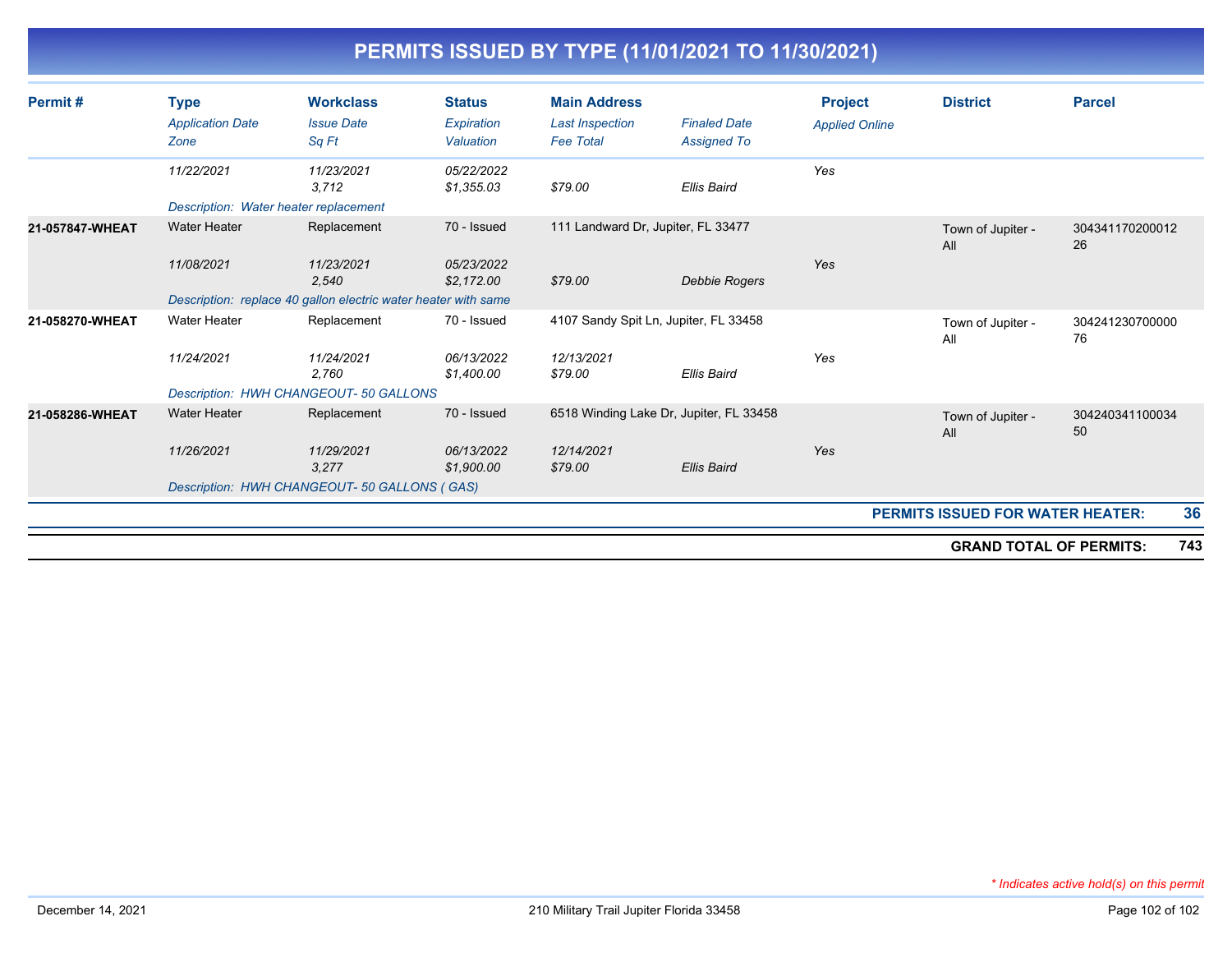# PERMITS ISSUED BY TYPE (11/01/2021 TO 11/30/2021)

| Permit # | Type | Workclass | Status | Main Address | | Project | District | Parcel |
|---|---|---|---|---|---|---|---|---|
| | *Application Date* | *Issue Date* | *Expiration* | *Last Inspection* | *Finaled Date* | *Applied Online* | | |
| | *Zone* | *Sq Ft* | *Valuation* | *Fee Total* | *Assigned To* | | | |
| | *11/22/2021* | *11/23/2021* | *05/22/2022* | | | *Yes* | | |
| | | *3,712* | *$1,355.03* | *$79.00* | *Ellis Baird* | | | |
| | *Description: Water heater replacement* | | | | | | | |
| **21-057847-WHEAT** | Water Heater | Replacement | 70 - Issued | 111 Landward Dr, Jupiter, FL 33477 | | | Town of Jupiter - All | 30434117020001226 |
| | *11/08/2021* | *11/23/2021* | *05/23/2022* | | | *Yes* | | |
| | | *2,540* | *$2,172.00* | *$79.00* | *Debbie Rogers* | | | |
| | *Description: replace 40 gallon electric water heater with same* | | | | | | | |
| **21-058270-WHEAT** | Water Heater | Replacement | 70 - Issued | 4107 Sandy Spit Ln, Jupiter, FL 33458 | | | Town of Jupiter - All | 30424123070000076 |
| | *11/24/2021* | *11/24/2021* | *06/13/2022* | *12/13/2021* | | *Yes* | | |
| | | *2,760* | *$1,400.00* | *$79.00* | *Ellis Baird* | | | |
| | *Description: HWH CHANGEOUT- 50 GALLONS* | | | | | | | |
| **21-058286-WHEAT** | Water Heater | Replacement | 70 - Issued | 6518 Winding Lake Dr, Jupiter, FL 33458 | | | Town of Jupiter - All | 30424034110003450 |
| | *11/26/2021* | *11/29/2021* | *06/13/2022* | *12/14/2021* | | *Yes* | | |
| | | *3,277* | *$1,900.00* | *$79.00* | *Ellis Baird* | | | |
| | *Description: HWH CHANGEOUT- 50 GALLONS ( GAS)* | | | | | | | |

**PERMITS ISSUED FOR WATER HEATER: 36**

**GRAND TOTAL OF PERMITS: 743**

*\* Indicates active hold(s) on this permit*

December 14, 2021 — 210 Military Trail Jupiter Florida 33458